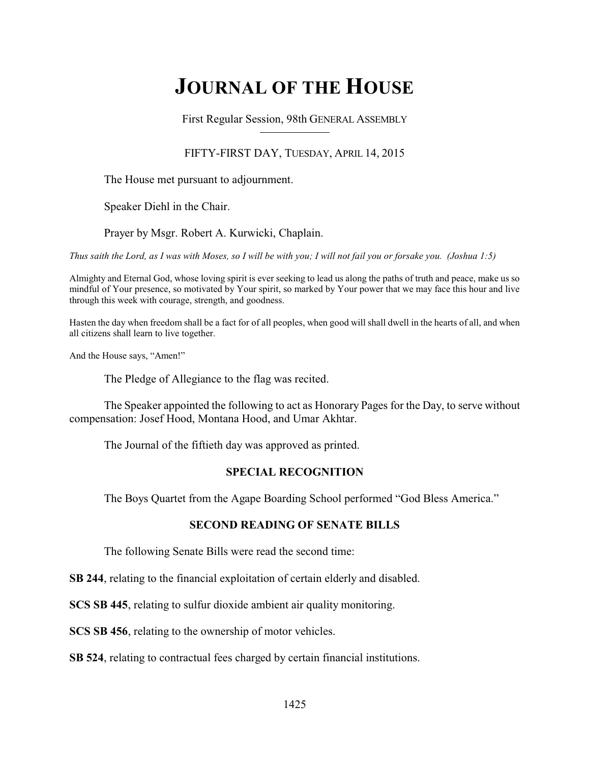# JOURNAL OF THE HOUSE

First Regular Session, 98th GENERAL ASSEMBLY

FIFTY-FIRST DAY, TUESDAY, APRIL 14, 2015

The House met pursuant to adjournment.

Speaker Diehl in the Chair.

Prayer by Msgr. Robert A. Kurwicki, Chaplain.

*Thus saith the Lord, as I was with Moses, so I will be with you; I will not fail you or forsake you. (Joshua 1:5)*

Almighty and Eternal God, whose loving spirit is ever seeking to lead us along the paths of truth and peace, make us so mindful of Your presence, so motivated by Your spirit, so marked by Your power that we may face this hour and live through this week with courage, strength, and goodness.

Hasten the day when freedom shall be a fact for of all peoples, when good will shall dwell in the hearts of all, and when all citizens shall learn to live together.

And the House says, "Amen!"

The Pledge of Allegiance to the flag was recited.

The Speaker appointed the following to act as Honorary Pages for the Day, to serve without compensation: Josef Hood, Montana Hood, and Umar Akhtar.

The Journal of the fiftieth day was approved as printed.

### SPECIAL RECOGNITION

The Boys Quartet from the Agape Boarding School performed "God Bless America."

### SECOND READING OF SENATE BILLS

The following Senate Bills were read the second time:

**SB 244**, relating to the financial exploitation of certain elderly and disabled.

**SCS SB 445**, relating to sulfur dioxide ambient air quality monitoring.

**SCS SB 456**, relating to the ownership of motor vehicles.

**SB 524**, relating to contractual fees charged by certain financial institutions.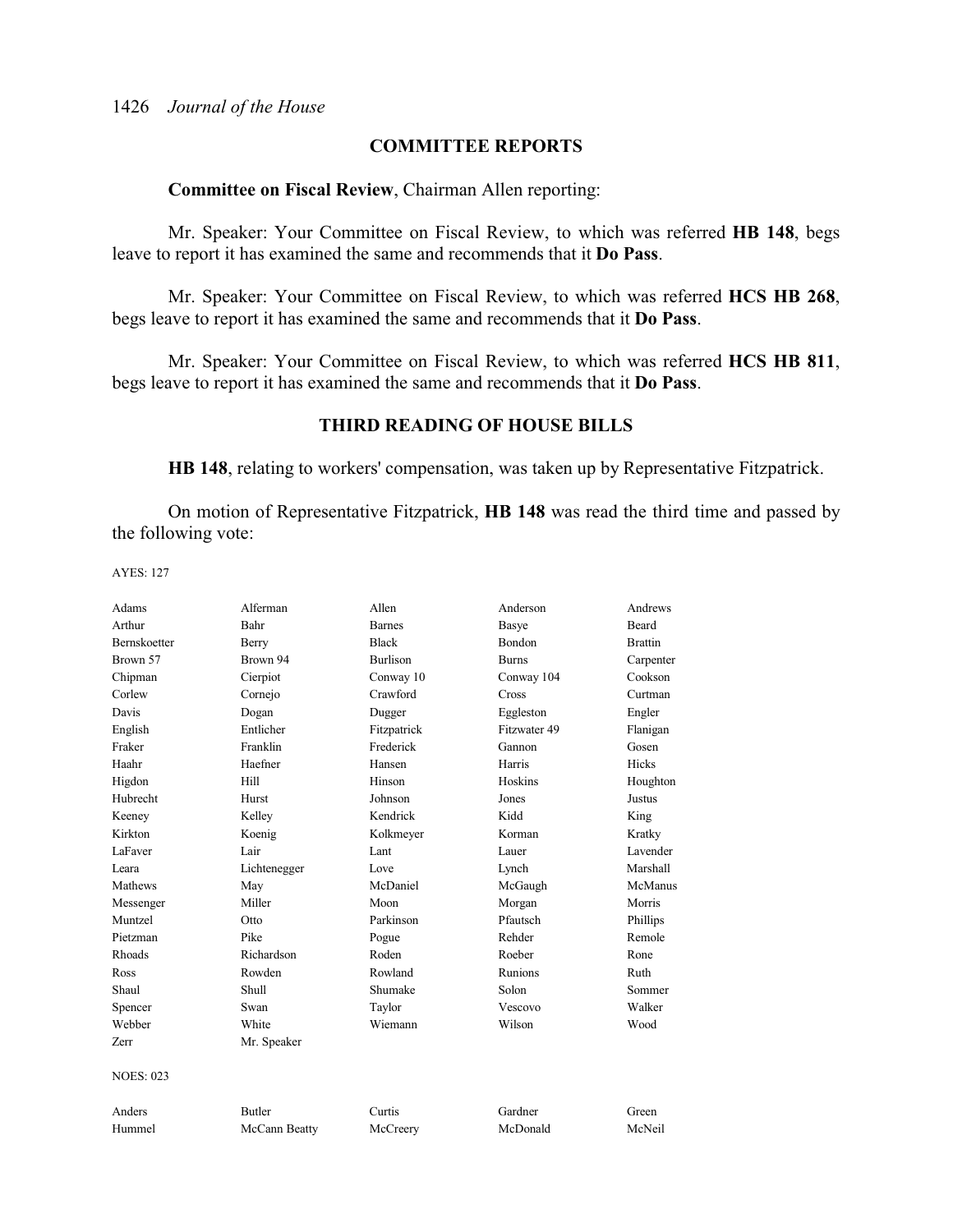## COMMITTEE REPORTS

**Committee on Fiscal Review**, Chairman Allen reporting:

Mr. Speaker: Your Committee on Fiscal Review, to which was referred **HB 148**, begs leave to report it has examined the same and recommends that it **Do Pass**.

Mr. Speaker: Your Committee on Fiscal Review, to which was referred **HCS HB 268**, begs leave to report it has examined the same and recommends that it **Do Pass**.

Mr. Speaker: Your Committee on Fiscal Review, to which was referred **HCS HB 811**, begs leave to report it has examined the same and recommends that it **Do Pass**.

## THIRD READING OF HOUSE BILLS

**HB 148**, relating to workers' compensation, was taken up by Representative Fitzpatrick.

On motion of Representative Fitzpatrick, **HB 148** was read the third time and passed by the following vote:

AYES: 127

| | | | | |
|---|---|---|---|---|
| Adams | Alferman | Allen | Anderson | Andrews |
| Arthur | Bahr | Barnes | Basye | Beard |
| Bernskoetter | Berry | Black | Bondon | Brattin |
| Brown 57 | Brown 94 | Burlison | Burns | Carpenter |
| Chipman | Cierpiot | Conway 10 | Conway 104 | Cookson |
| Corlew | Cornejo | Crawford | Cross | Curtman |
| Davis | Dogan | Dugger | Eggleston | Engler |
| English | Entlicher | Fitzpatrick | Fitzwater 49 | Flanigan |
| Fraker | Franklin | Frederick | Gannon | Gosen |
| Haahr | Haefner | Hansen | Harris | Hicks |
| Higdon | Hill | Hinson | Hoskins | Houghton |
| Hubrecht | Hurst | Johnson | Jones | Justus |
| Keeney | Kelley | Kendrick | Kidd | King |
| Kirkton | Koenig | Kolkmeyer | Korman | Kratky |
| LaFaver | Lair | Lant | Lauer | Lavender |
| Leara | Lichtenegger | Love | Lynch | Marshall |
| Mathews | May | McDaniel | McGaugh | McManus |
| Messenger | Miller | Moon | Morgan | Morris |
| Muntzel | Otto | Parkinson | Pfautsch | Phillips |
| Pietzman | Pike | Pogue | Rehder | Remole |
| Rhoads | Richardson | Roden | Roeber | Rone |
| Ross | Rowden | Rowland | Runions | Ruth |
| Shaul | Shull | Shumake | Solon | Sommer |
| Spencer | Swan | Taylor | Vescovo | Walker |
| Webber | White | Wiemann | Wilson | Wood |
| Zerr | Mr. Speaker | | | |

NOES: 023

| | | | | |
|---|---|---|---|---|
| Anders | Butler | Curtis | Gardner | Green |
| Hummel | McCann Beatty | McCreery | McDonald | McNeil |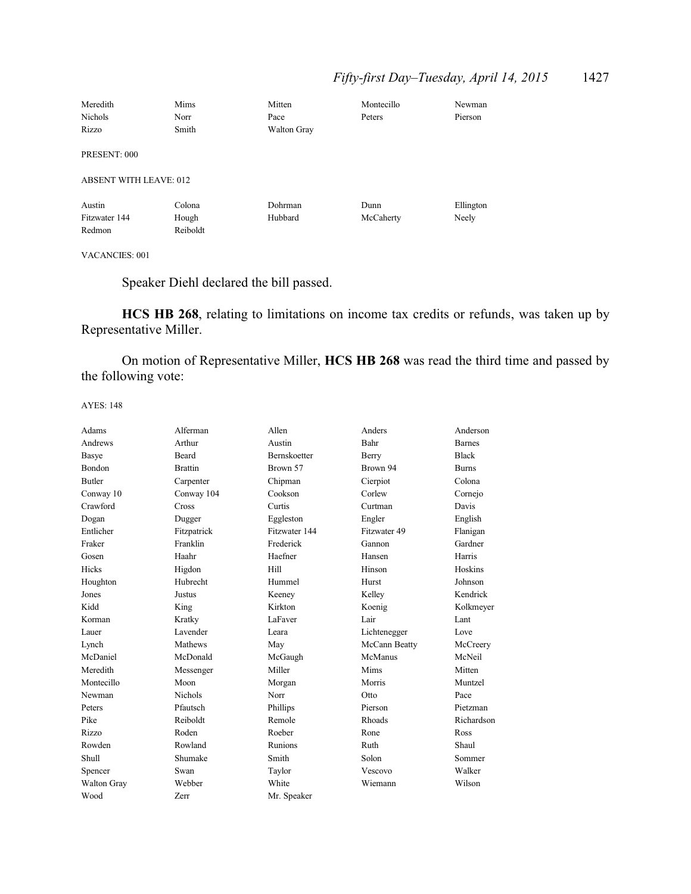| | | | | |
|---|---|---|---|---|
| Meredith | Mims | Mitten | Montecillo | Newman |
| Nichols | Norr | Pace | Peters | Pierson |
| Rizzo | Smith | Walton Gray | | |

PRESENT: 000

ABSENT WITH LEAVE: 012

| | | | | |
|---|---|---|---|---|
| Austin | Colona | Dohrman | Dunn | Ellington |
| Fitzwater 144 | Hough | Hubbard | McCaherty | Neely |
| Redmon | Reiboldt | | | |

VACANCIES: 001

Speaker Diehl declared the bill passed.

**HCS HB 268**, relating to limitations on income tax credits or refunds, was taken up by Representative Miller.

On motion of Representative Miller, **HCS HB 268** was read the third time and passed by the following vote:

AYES: 148

| | | | | |
|---|---|---|---|---|
| Adams | Alferman | Allen | Anders | Anderson |
| Andrews | Arthur | Austin | Bahr | Barnes |
| Basye | Beard | Bernskoetter | Berry | Black |
| Bondon | Brattin | Brown 57 | Brown 94 | Burns |
| Butler | Carpenter | Chipman | Cierpiot | Colona |
| Conway 10 | Conway 104 | Cookson | Corlew | Cornejo |
| Crawford | Cross | Curtis | Curtman | Davis |
| Dogan | Dugger | Eggleston | Engler | English |
| Entlicher | Fitzpatrick | Fitzwater 144 | Fitzwater 49 | Flanigan |
| Fraker | Franklin | Frederick | Gannon | Gardner |
| Gosen | Haahr | Haefner | Hansen | Harris |
| Hicks | Higdon | Hill | Hinson | Hoskins |
| Houghton | Hubrecht | Hummel | Hurst | Johnson |
| Jones | Justus | Keeney | Kelley | Kendrick |
| Kidd | King | Kirkton | Koenig | Kolkmeyer |
| Korman | Kratky | LaFaver | Lair | Lant |
| Lauer | Lavender | Leara | Lichtenegger | Love |
| Lynch | Mathews | May | McCann Beatty | McCreery |
| McDaniel | McDonald | McGaugh | McManus | McNeil |
| Meredith | Messenger | Miller | Mims | Mitten |
| Montecillo | Moon | Morgan | Morris | Muntzel |
| Newman | Nichols | Norr | Otto | Pace |
| Peters | Pfautsch | Phillips | Pierson | Pietzman |
| Pike | Reiboldt | Remole | Rhoads | Richardson |
| Rizzo | Roden | Roeber | Rone | Ross |
| Rowden | Rowland | Runions | Ruth | Shaul |
| Shull | Shumake | Smith | Solon | Sommer |
| Spencer | Swan | Taylor | Vescovo | Walker |
| Walton Gray | Webber | White | Wiemann | Wilson |
| Wood | Zerr | Mr. Speaker | | |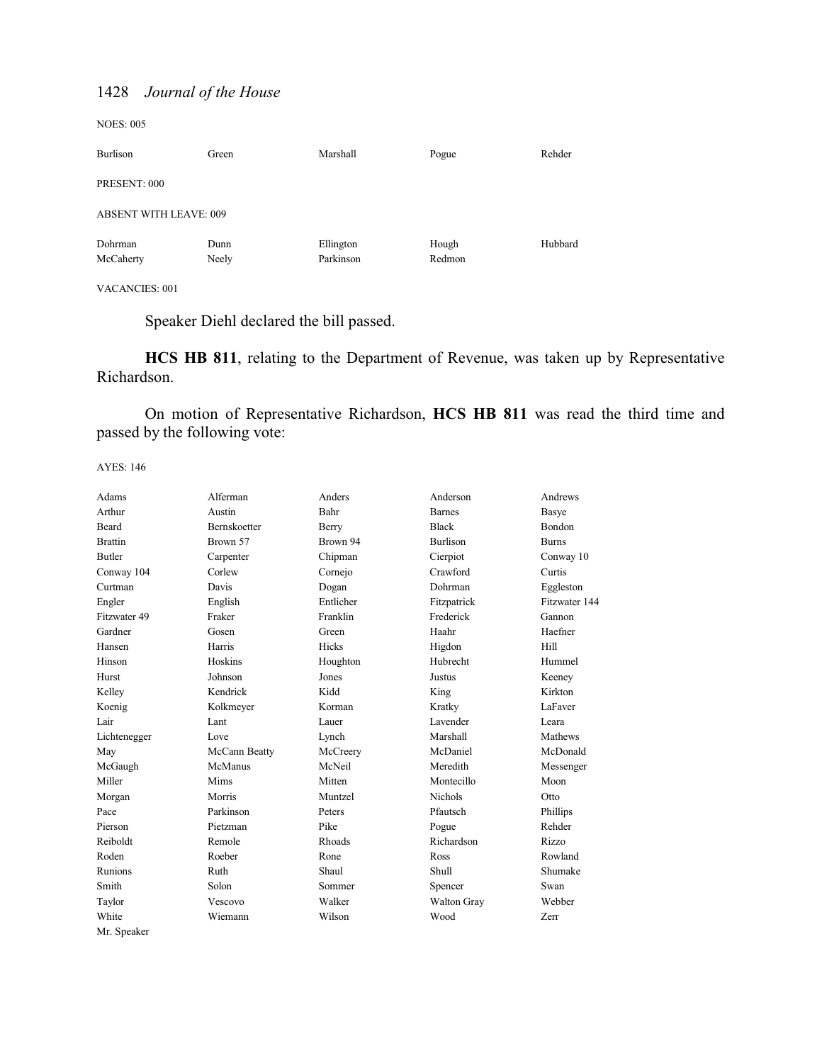NOES: 005

| | | | | |
|---|---|---|---|---|
| Burlison | Green | Marshall | Pogue | Rehder |

PRESENT: 000

ABSENT WITH LEAVE: 009

| | | | | |
|---|---|---|---|---|
| Dohrman | Dunn | Ellington | Hough | Hubbard |
| McCaherty | Neely | Parkinson | Redmon | |

VACANCIES: 001

Speaker Diehl declared the bill passed.

**HCS HB 811**, relating to the Department of Revenue, was taken up by Representative Richardson.

On motion of Representative Richardson, **HCS HB 811** was read the third time and passed by the following vote:

AYES: 146

| | | | | |
|---|---|---|---|---|
| Adams | Alferman | Anders | Anderson | Andrews |
| Arthur | Austin | Bahr | Barnes | Basye |
| Beard | Bernskoetter | Berry | Black | Bondon |
| Brattin | Brown 57 | Brown 94 | Burlison | Burns |
| Butler | Carpenter | Chipman | Cierpiot | Conway 10 |
| Conway 104 | Corlew | Cornejo | Crawford | Curtis |
| Curtman | Davis | Dogan | Dohrman | Eggleston |
| Engler | English | Entlicher | Fitzpatrick | Fitzwater 144 |
| Fitzwater 49 | Fraker | Franklin | Frederick | Gannon |
| Gardner | Gosen | Green | Haahr | Haefner |
| Hansen | Harris | Hicks | Higdon | Hill |
| Hinson | Hoskins | Houghton | Hubrecht | Hummel |
| Hurst | Johnson | Jones | Justus | Keeney |
| Kelley | Kendrick | Kidd | King | Kirkton |
| Koenig | Kolkmeyer | Korman | Kratky | LaFaver |
| Lair | Lant | Lauer | Lavender | Leara |
| Lichtenegger | Love | Lynch | Marshall | Mathews |
| May | McCann Beatty | McCreery | McDaniel | McDonald |
| McGaugh | McManus | McNeil | Meredith | Messenger |
| Miller | Mims | Mitten | Montecillo | Moon |
| Morgan | Morris | Muntzel | Nichols | Otto |
| Pace | Parkinson | Peters | Pfautsch | Phillips |
| Pierson | Pietzman | Pike | Pogue | Rehder |
| Reiboldt | Remole | Rhoads | Richardson | Rizzo |
| Roden | Roeber | Rone | Ross | Rowland |
| Runions | Ruth | Shaul | Shull | Shumake |
| Smith | Solon | Sommer | Spencer | Swan |
| Taylor | Vescovo | Walker | Walton Gray | Webber |
| White | Wiemann | Wilson | Wood | Zerr |
| Mr. Speaker | | | | |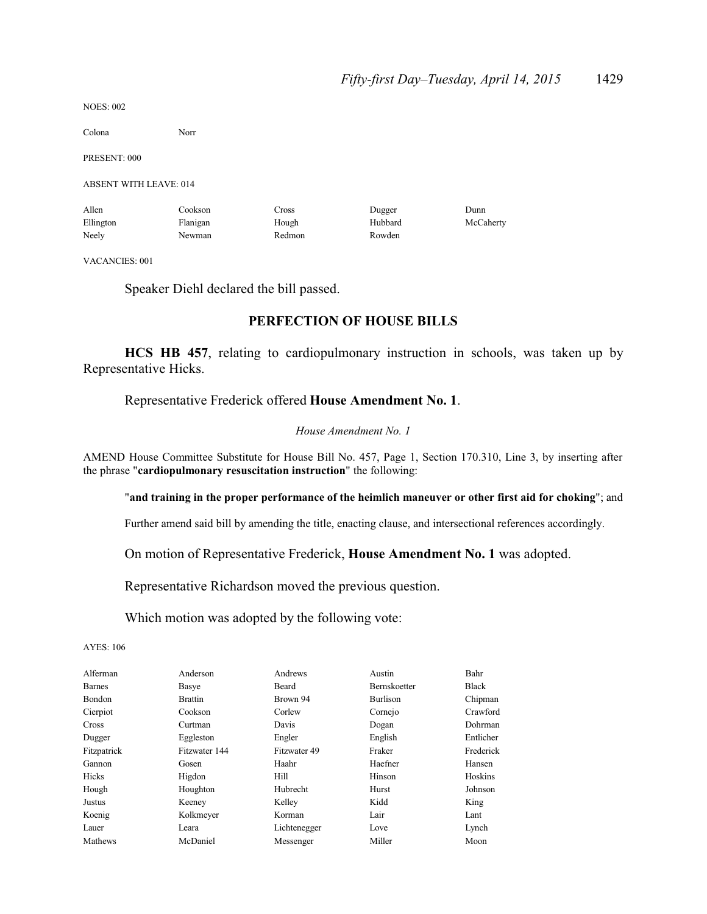NOES: 002

| | | | | |
|---|---|---|---|---|
| Colona | Norr | | | |

PRESENT: 000

ABSENT WITH LEAVE: 014

| | | | | |
|---|---|---|---|---|
| Allen | Cookson | Cross | Dugger | Dunn |
| Ellington | Flanigan | Hough | Hubbard | McCaherty |
| Neely | Newman | Redmon | Rowden | |

VACANCIES: 001

Speaker Diehl declared the bill passed.

## PERFECTION OF HOUSE BILLS

**HCS HB 457**, relating to cardiopulmonary instruction in schools, was taken up by Representative Hicks.

Representative Frederick offered **House Amendment No. 1**.

*House Amendment No. 1*

AMEND House Committee Substitute for House Bill No. 457, Page 1, Section 170.310, Line 3, by inserting after the phrase "**cardiopulmonary resuscitation instruction**" the following:

"**and training in the proper performance of the heimlich maneuver or other first aid for choking**"; and

Further amend said bill by amending the title, enacting clause, and intersectional references accordingly.

On motion of Representative Frederick, **House Amendment No. 1** was adopted.

Representative Richardson moved the previous question.

Which motion was adopted by the following vote:

AYES: 106

| | | | | |
|---|---|---|---|---|
| Alferman | Anderson | Andrews | Austin | Bahr |
| Barnes | Basye | Beard | Bernskoetter | Black |
| Bondon | Brattin | Brown 94 | Burlison | Chipman |
| Cierpiot | Cookson | Corlew | Cornejo | Crawford |
| Cross | Curtman | Davis | Dogan | Dohrman |
| Dugger | Eggleston | Engler | English | Entlicher |
| Fitzpatrick | Fitzwater 144 | Fitzwater 49 | Fraker | Frederick |
| Gannon | Gosen | Haahr | Haefner | Hansen |
| Hicks | Higdon | Hill | Hinson | Hoskins |
| Hough | Houghton | Hubrecht | Hurst | Johnson |
| Justus | Keeney | Kelley | Kidd | King |
| Koenig | Kolkmeyer | Korman | Lair | Lant |
| Lauer | Leara | Lichtenegger | Love | Lynch |
| Mathews | McDaniel | Messenger | Miller | Moon |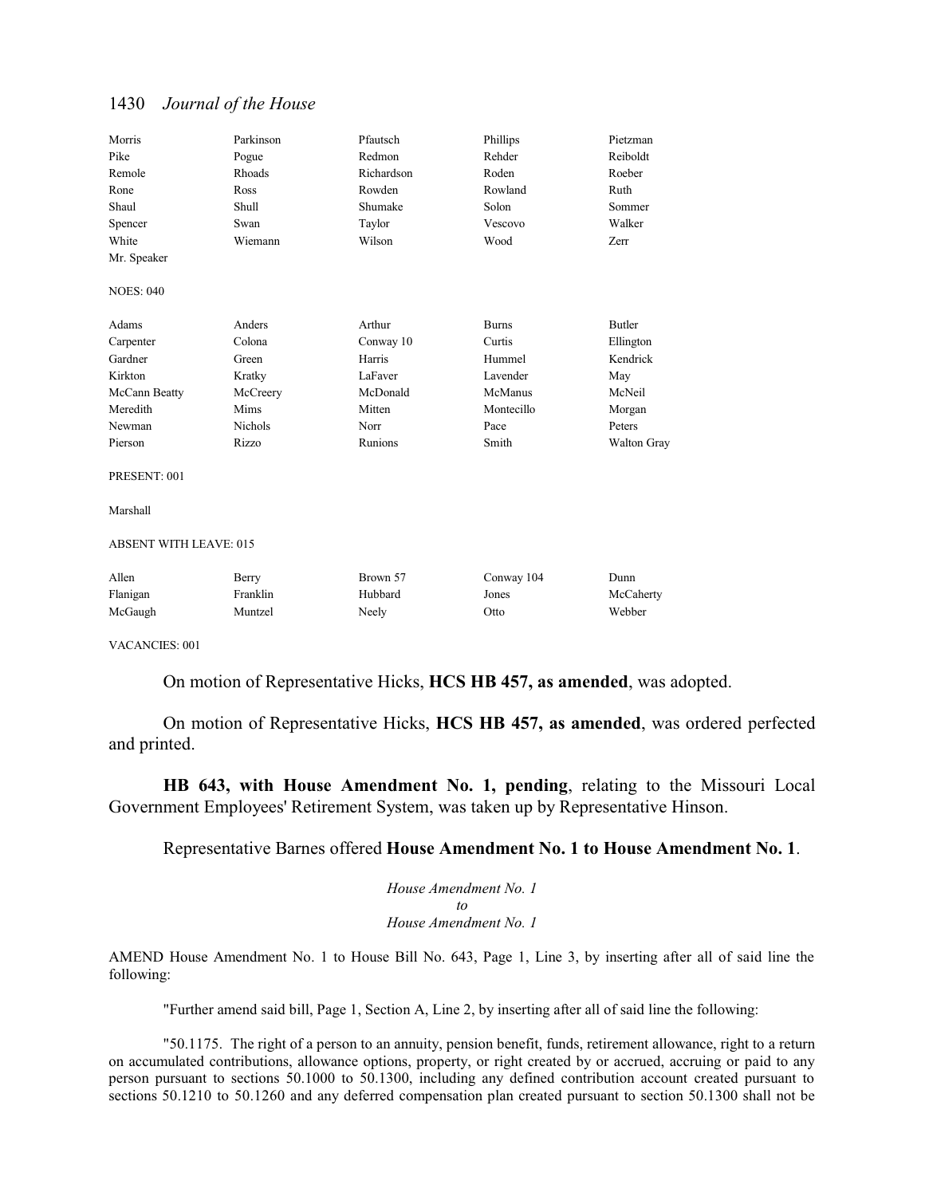| | | | | |
|---|---|---|---|---|
| Morris | Parkinson | Pfautsch | Phillips | Pietzman |
| Pike | Pogue | Redmon | Rehder | Reiboldt |
| Remole | Rhoads | Richardson | Roden | Roeber |
| Rone | Ross | Rowden | Rowland | Ruth |
| Shaul | Shull | Shumake | Solon | Sommer |
| Spencer | Swan | Taylor | Vescovo | Walker |
| White | Wiemann | Wilson | Wood | Zerr |
| Mr. Speaker | | | | |

NOES: 040

| | | | | |
|---|---|---|---|---|
| Adams | Anders | Arthur | Burns | Butler |
| Carpenter | Colona | Conway 10 | Curtis | Ellington |
| Gardner | Green | Harris | Hummel | Kendrick |
| Kirkton | Kratky | LaFaver | Lavender | May |
| McCann Beatty | McCreery | McDonald | McManus | McNeil |
| Meredith | Mims | Mitten | Montecillo | Morgan |
| Newman | Nichols | Norr | Pace | Peters |
| Pierson | Rizzo | Runions | Smith | Walton Gray |

PRESENT: 001

Marshall

ABSENT WITH LEAVE: 015

| | | | | |
|---|---|---|---|---|
| Allen | Berry | Brown 57 | Conway 104 | Dunn |
| Flanigan | Franklin | Hubbard | Jones | McCaherty |
| McGaugh | Muntzel | Neely | Otto | Webber |

VACANCIES: 001

On motion of Representative Hicks, **HCS HB 457, as amended**, was adopted.

On motion of Representative Hicks, **HCS HB 457, as amended**, was ordered perfected and printed.

**HB 643, with House Amendment No. 1, pending**, relating to the Missouri Local Government Employees' Retirement System, was taken up by Representative Hinson.

Representative Barnes offered **House Amendment No. 1 to House Amendment No. 1**.

*House Amendment No. 1*
*to*
*House Amendment No. 1*

AMEND House Amendment No. 1 to House Bill No. 643, Page 1, Line 3, by inserting after all of said line the following:

"Further amend said bill, Page 1, Section A, Line 2, by inserting after all of said line the following:

"50.1175. The right of a person to an annuity, pension benefit, funds, retirement allowance, right to a return on accumulated contributions, allowance options, property, or right created by or accrued, accruing or paid to any person pursuant to sections 50.1000 to 50.1300, including any defined contribution account created pursuant to sections 50.1210 to 50.1260 and any deferred compensation plan created pursuant to section 50.1300 shall not be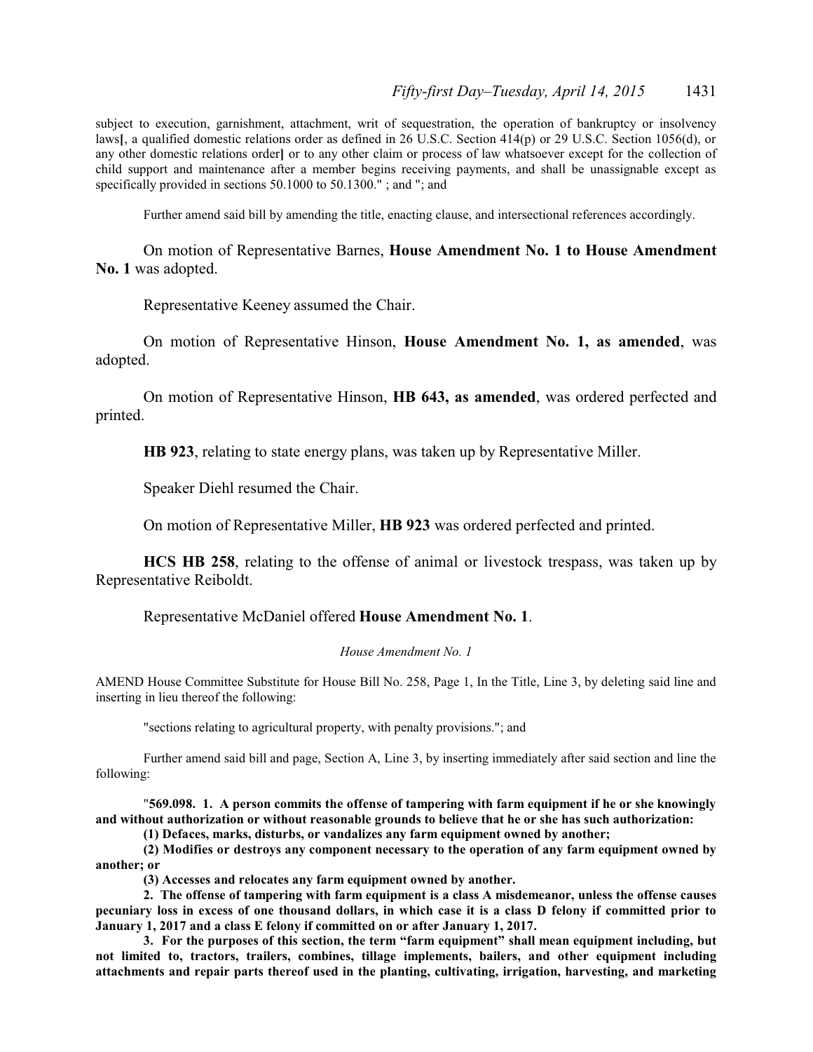subject to execution, garnishment, attachment, writ of sequestration, the operation of bankruptcy or insolvency laws[, a qualified domestic relations order as defined in 26 U.S.C. Section 414(p) or 29 U.S.C. Section 1056(d), or any other domestic relations order] or to any other claim or process of law whatsoever except for the collection of child support and maintenance after a member begins receiving payments, and shall be unassignable except as specifically provided in sections 50.1000 to 50.1300." ; and "; and

Further amend said bill by amending the title, enacting clause, and intersectional references accordingly.

On motion of Representative Barnes, **House Amendment No. 1 to House Amendment No. 1** was adopted.

Representative Keeney assumed the Chair.

On motion of Representative Hinson, **House Amendment No. 1, as amended**, was adopted.

On motion of Representative Hinson, **HB 643, as amended**, was ordered perfected and printed.

**HB 923**, relating to state energy plans, was taken up by Representative Miller.

Speaker Diehl resumed the Chair.

On motion of Representative Miller, **HB 923** was ordered perfected and printed.

**HCS HB 258**, relating to the offense of animal or livestock trespass, was taken up by Representative Reiboldt.

Representative McDaniel offered **House Amendment No. 1**.

*House Amendment No. 1*

AMEND House Committee Substitute for House Bill No. 258, Page 1, In the Title, Line 3, by deleting said line and inserting in lieu thereof the following:

"sections relating to agricultural property, with penalty provisions."; and

Further amend said bill and page, Section A, Line 3, by inserting immediately after said section and line the following:

"**569.098. 1. A person commits the offense of tampering with farm equipment if he or she knowingly and without authorization or without reasonable grounds to believe that he or she has such authorization:**

**(1) Defaces, marks, disturbs, or vandalizes any farm equipment owned by another;**

**(2) Modifies or destroys any component necessary to the operation of any farm equipment owned by another; or**

**(3) Accesses and relocates any farm equipment owned by another.**

**2. The offense of tampering with farm equipment is a class A misdemeanor, unless the offense causes pecuniary loss in excess of one thousand dollars, in which case it is a class D felony if committed prior to January 1, 2017 and a class E felony if committed on or after January 1, 2017.**

**3. For the purposes of this section, the term "farm equipment" shall mean equipment including, but not limited to, tractors, trailers, combines, tillage implements, bailers, and other equipment including attachments and repair parts thereof used in the planting, cultivating, irrigation, harvesting, and marketing**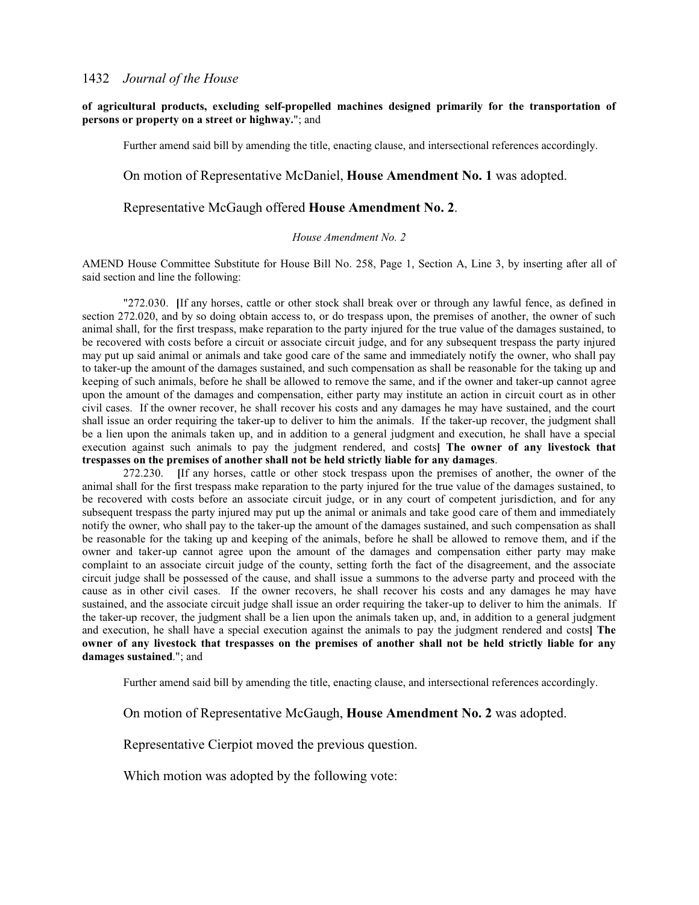**of agricultural products, excluding self-propelled machines designed primarily for the transportation of persons or property on a street or highway.**"; and

Further amend said bill by amending the title, enacting clause, and intersectional references accordingly.

On motion of Representative McDaniel, **House Amendment No. 1** was adopted.

Representative McGaugh offered **House Amendment No. 2**.

*House Amendment No. 2*

AMEND House Committee Substitute for House Bill No. 258, Page 1, Section A, Line 3, by inserting after all of said section and line the following:

"272.030. **[**If any horses, cattle or other stock shall break over or through any lawful fence, as defined in section 272.020, and by so doing obtain access to, or do trespass upon, the premises of another, the owner of such animal shall, for the first trespass, make reparation to the party injured for the true value of the damages sustained, to be recovered with costs before a circuit or associate circuit judge, and for any subsequent trespass the party injured may put up said animal or animals and take good care of the same and immediately notify the owner, who shall pay to taker-up the amount of the damages sustained, and such compensation as shall be reasonable for the taking up and keeping of such animals, before he shall be allowed to remove the same, and if the owner and taker-up cannot agree upon the amount of the damages and compensation, either party may institute an action in circuit court as in other civil cases. If the owner recover, he shall recover his costs and any damages he may have sustained, and the court shall issue an order requiring the taker-up to deliver to him the animals. If the taker-up recover, the judgment shall be a lien upon the animals taken up, and in addition to a general judgment and execution, he shall have a special execution against such animals to pay the judgment rendered, and costs**] The owner of any livestock that trespasses on the premises of another shall not be held strictly liable for any damages**.

272.230. **[**If any horses, cattle or other stock trespass upon the premises of another, the owner of the animal shall for the first trespass make reparation to the party injured for the true value of the damages sustained, to be recovered with costs before an associate circuit judge, or in any court of competent jurisdiction, and for any subsequent trespass the party injured may put up the animal or animals and take good care of them and immediately notify the owner, who shall pay to the taker-up the amount of the damages sustained, and such compensation as shall be reasonable for the taking up and keeping of the animals, before he shall be allowed to remove them, and if the owner and taker-up cannot agree upon the amount of the damages and compensation either party may make complaint to an associate circuit judge of the county, setting forth the fact of the disagreement, and the associate circuit judge shall be possessed of the cause, and shall issue a summons to the adverse party and proceed with the cause as in other civil cases. If the owner recovers, he shall recover his costs and any damages he may have sustained, and the associate circuit judge shall issue an order requiring the taker-up to deliver to him the animals. If the taker-up recover, the judgment shall be a lien upon the animals taken up, and, in addition to a general judgment and execution, he shall have a special execution against the animals to pay the judgment rendered and costs**] The owner of any livestock that trespasses on the premises of another shall not be held strictly liable for any damages sustained**."; and

Further amend said bill by amending the title, enacting clause, and intersectional references accordingly.

On motion of Representative McGaugh, **House Amendment No. 2** was adopted.

Representative Cierpiot moved the previous question.

Which motion was adopted by the following vote: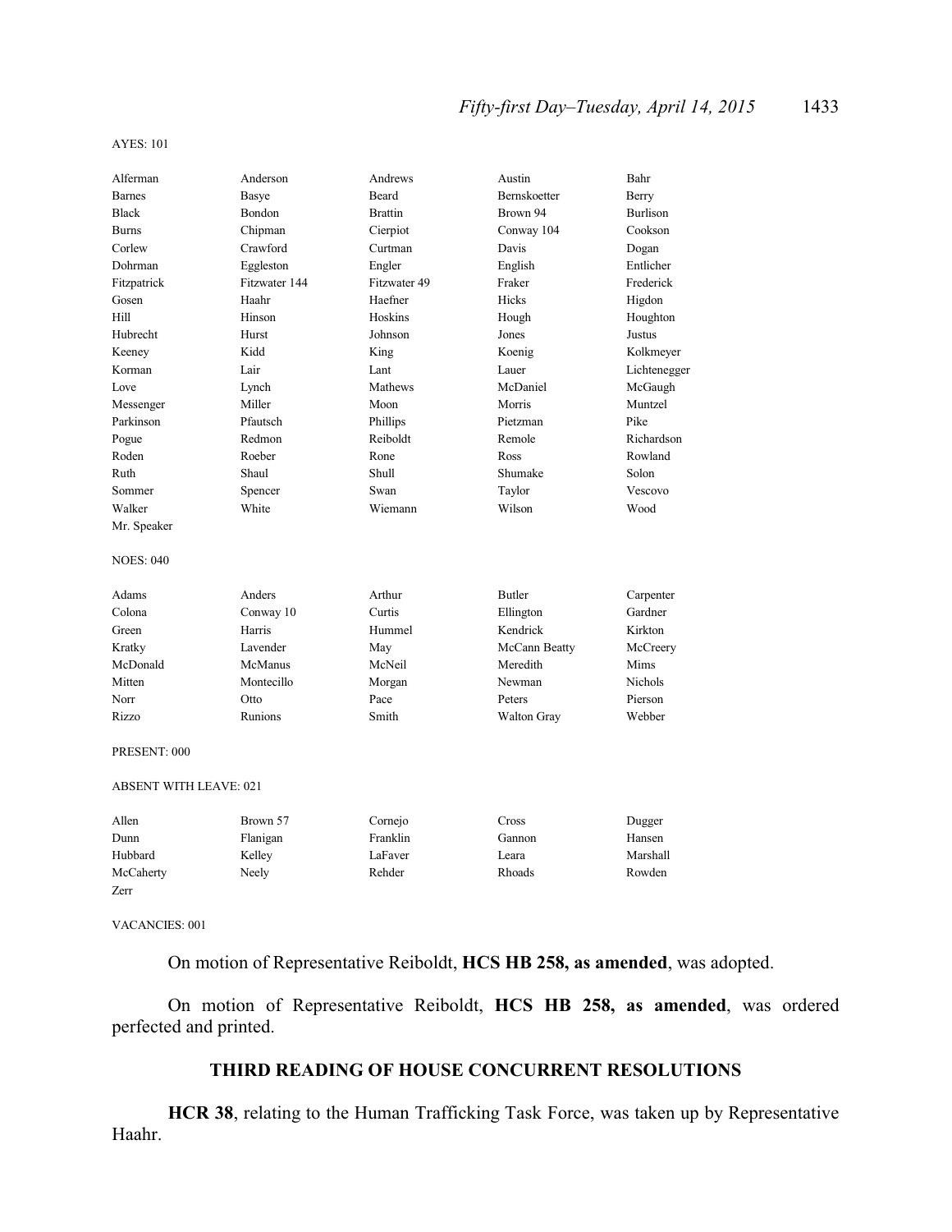AYES: 101

| | | | | |
|---|---|---|---|---|
| Alferman | Anderson | Andrews | Austin | Bahr |
| Barnes | Basye | Beard | Bernskoetter | Berry |
| Black | Bondon | Brattin | Brown 94 | Burlison |
| Burns | Chipman | Cierpiot | Conway 104 | Cookson |
| Corlew | Crawford | Curtman | Davis | Dogan |
| Dohrman | Eggleston | Engler | English | Entlicher |
| Fitzpatrick | Fitzwater 144 | Fitzwater 49 | Fraker | Frederick |
| Gosen | Haahr | Haefner | Hicks | Higdon |
| Hill | Hinson | Hoskins | Hough | Houghton |
| Hubrecht | Hurst | Johnson | Jones | Justus |
| Keeney | Kidd | King | Koenig | Kolkmeyer |
| Korman | Lair | Lant | Lauer | Lichtenegger |
| Love | Lynch | Mathews | McDaniel | McGaugh |
| Messenger | Miller | Moon | Morris | Muntzel |
| Parkinson | Pfautsch | Phillips | Pietzman | Pike |
| Pogue | Redmon | Reiboldt | Remole | Richardson |
| Roden | Roeber | Rone | Ross | Rowland |
| Ruth | Shaul | Shull | Shumake | Solon |
| Sommer | Spencer | Swan | Taylor | Vescovo |
| Walker | White | Wiemann | Wilson | Wood |
| Mr. Speaker | | | | |

NOES: 040

| | | | | |
|---|---|---|---|---|
| Adams | Anders | Arthur | Butler | Carpenter |
| Colona | Conway 10 | Curtis | Ellington | Gardner |
| Green | Harris | Hummel | Kendrick | Kirkton |
| Kratky | Lavender | May | McCann Beatty | McCreery |
| McDonald | McManus | McNeil | Meredith | Mims |
| Mitten | Montecillo | Morgan | Newman | Nichols |
| Norr | Otto | Pace | Peters | Pierson |
| Rizzo | Runions | Smith | Walton Gray | Webber |

PRESENT: 000

ABSENT WITH LEAVE: 021

| | | | | |
|---|---|---|---|---|
| Allen | Brown 57 | Cornejo | Cross | Dugger |
| Dunn | Flanigan | Franklin | Gannon | Hansen |
| Hubbard | Kelley | LaFaver | Leara | Marshall |
| McCaherty | Neely | Rehder | Rhoads | Rowden |
| Zerr | | | | |

VACANCIES: 001

On motion of Representative Reiboldt, **HCS HB 258, as amended**, was adopted.

On motion of Representative Reiboldt, **HCS HB 258, as amended**, was ordered perfected and printed.

## THIRD READING OF HOUSE CONCURRENT RESOLUTIONS

**HCR 38**, relating to the Human Trafficking Task Force, was taken up by Representative Haahr.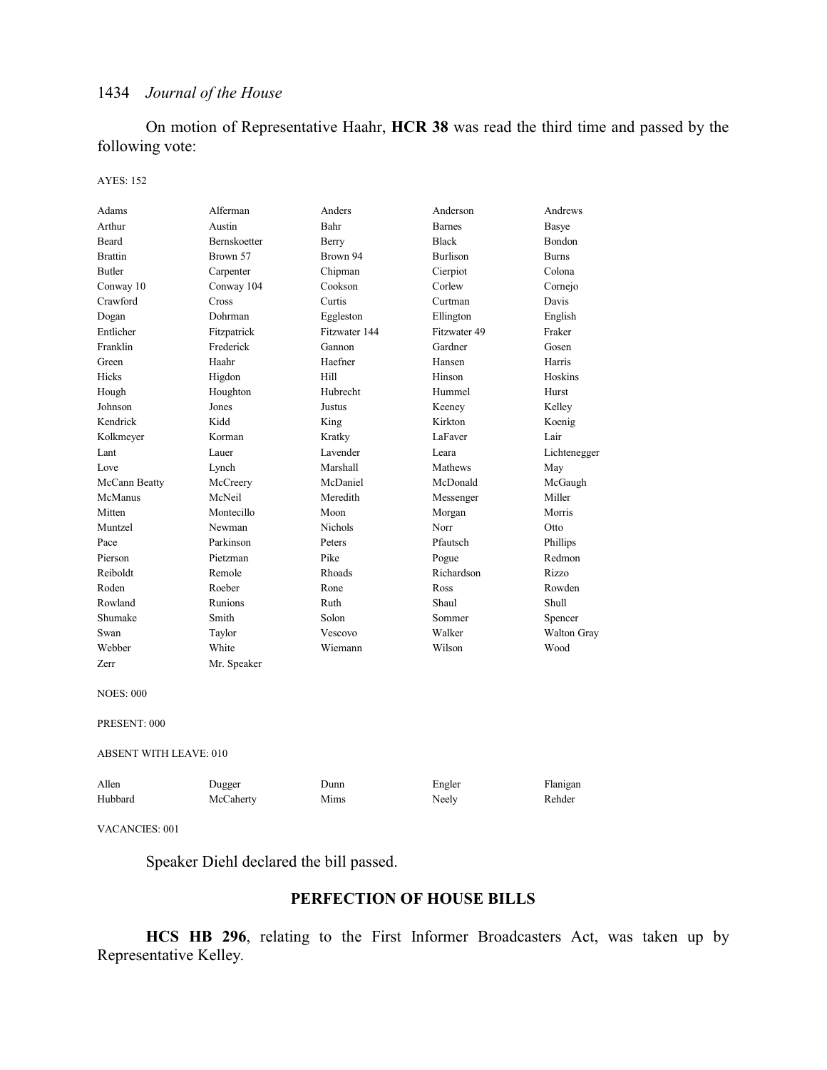On motion of Representative Haahr, **HCR 38** was read the third time and passed by the following vote:

AYES: 152

| | | | | |
|---|---|---|---|---|
| Adams | Alferman | Anders | Anderson | Andrews |
| Arthur | Austin | Bahr | Barnes | Basye |
| Beard | Bernskoetter | Berry | Black | Bondon |
| Brattin | Brown 57 | Brown 94 | Burlison | Burns |
| Butler | Carpenter | Chipman | Cierpiot | Colona |
| Conway 10 | Conway 104 | Cookson | Corlew | Cornejo |
| Crawford | Cross | Curtis | Curtman | Davis |
| Dogan | Dohrman | Eggleston | Ellington | English |
| Entlicher | Fitzpatrick | Fitzwater 144 | Fitzwater 49 | Fraker |
| Franklin | Frederick | Gannon | Gardner | Gosen |
| Green | Haahr | Haefner | Hansen | Harris |
| Hicks | Higdon | Hill | Hinson | Hoskins |
| Hough | Houghton | Hubrecht | Hummel | Hurst |
| Johnson | Jones | Justus | Keeney | Kelley |
| Kendrick | Kidd | King | Kirkton | Koenig |
| Kolkmeyer | Korman | Kratky | LaFaver | Lair |
| Lant | Lauer | Lavender | Leara | Lichtenegger |
| Love | Lynch | Marshall | Mathews | May |
| McCann Beatty | McCreery | McDaniel | McDonald | McGaugh |
| McManus | McNeil | Meredith | Messenger | Miller |
| Mitten | Montecillo | Moon | Morgan | Morris |
| Muntzel | Newman | Nichols | Norr | Otto |
| Pace | Parkinson | Peters | Pfautsch | Phillips |
| Pierson | Pietzman | Pike | Pogue | Redmon |
| Reiboldt | Remole | Rhoads | Richardson | Rizzo |
| Roden | Roeber | Rone | Ross | Rowden |
| Rowland | Runions | Ruth | Shaul | Shull |
| Shumake | Smith | Solon | Sommer | Spencer |
| Swan | Taylor | Vescovo | Walker | Walton Gray |
| Webber | White | Wiemann | Wilson | Wood |
| Zerr | Mr. Speaker | | | |

NOES: 000

PRESENT: 000

ABSENT WITH LEAVE: 010

| | | | | |
|---|---|---|---|---|
| Allen | Dugger | Dunn | Engler | Flanigan |
| Hubbard | McCaherty | Mims | Neely | Rehder |

VACANCIES: 001

Speaker Diehl declared the bill passed.

## PERFECTION OF HOUSE BILLS

**HCS HB 296**, relating to the First Informer Broadcasters Act, was taken up by Representative Kelley.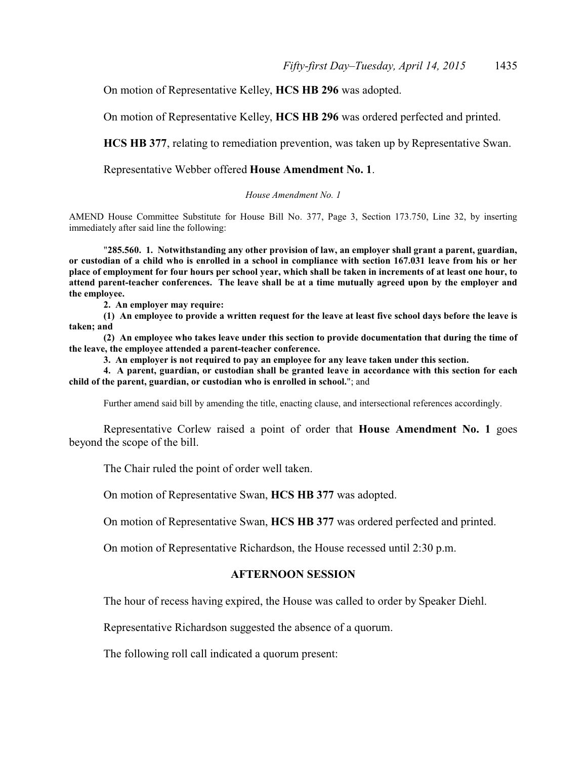On motion of Representative Kelley, **HCS HB 296** was adopted.

On motion of Representative Kelley, **HCS HB 296** was ordered perfected and printed.

**HCS HB 377**, relating to remediation prevention, was taken up by Representative Swan.

Representative Webber offered **House Amendment No. 1**.

*House Amendment No. 1*

AMEND House Committee Substitute for House Bill No. 377, Page 3, Section 173.750, Line 32, by inserting immediately after said line the following:

"**285.560. 1. Notwithstanding any other provision of law, an employer shall grant a parent, guardian, or custodian of a child who is enrolled in a school in compliance with section 167.031 leave from his or her place of employment for four hours per school year, which shall be taken in increments of at least one hour, to attend parent-teacher conferences. The leave shall be at a time mutually agreed upon by the employer and the employee.**

**2. An employer may require:**

**(1) An employee to provide a written request for the leave at least five school days before the leave is taken; and**

**(2) An employee who takes leave under this section to provide documentation that during the time of the leave, the employee attended a parent-teacher conference.**

**3. An employer is not required to pay an employee for any leave taken under this section.**

**4. A parent, guardian, or custodian shall be granted leave in accordance with this section for each child of the parent, guardian, or custodian who is enrolled in school.**"; and

Further amend said bill by amending the title, enacting clause, and intersectional references accordingly.

Representative Corlew raised a point of order that **House Amendment No. 1** goes beyond the scope of the bill.

The Chair ruled the point of order well taken.

On motion of Representative Swan, **HCS HB 377** was adopted.

On motion of Representative Swan, **HCS HB 377** was ordered perfected and printed.

On motion of Representative Richardson, the House recessed until 2:30 p.m.

## AFTERNOON SESSION

The hour of recess having expired, the House was called to order by Speaker Diehl.

Representative Richardson suggested the absence of a quorum.

The following roll call indicated a quorum present: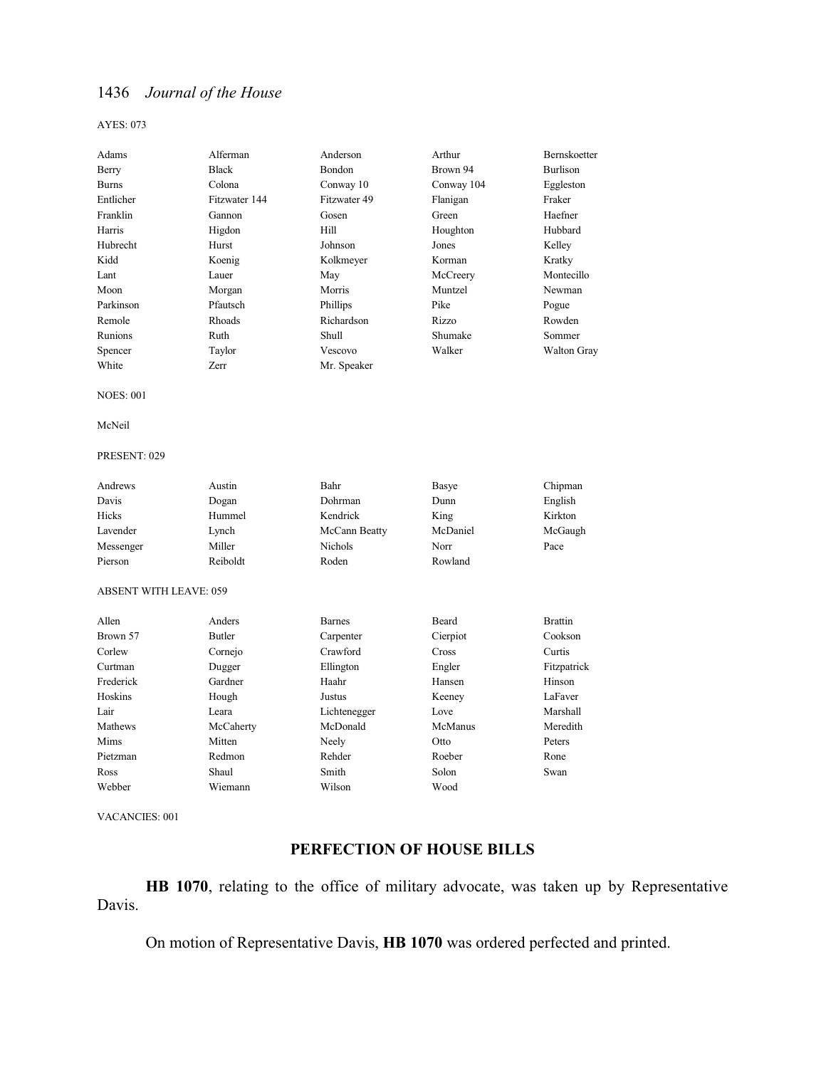AYES: 073

| | | | | |
|---|---|---|---|---|
| Adams | Alferman | Anderson | Arthur | Bernskoetter |
| Berry | Black | Bondon | Brown 94 | Burlison |
| Burns | Colona | Conway 10 | Conway 104 | Eggleston |
| Entlicher | Fitzwater 144 | Fitzwater 49 | Flanigan | Fraker |
| Franklin | Gannon | Gosen | Green | Haefner |
| Harris | Higdon | Hill | Houghton | Hubbard |
| Hubrecht | Hurst | Johnson | Jones | Kelley |
| Kidd | Koenig | Kolkmeyer | Korman | Kratky |
| Lant | Lauer | May | McCreery | Montecillo |
| Moon | Morgan | Morris | Muntzel | Newman |
| Parkinson | Pfautsch | Phillips | Pike | Pogue |
| Remole | Rhoads | Richardson | Rizzo | Rowden |
| Runions | Ruth | Shull | Shumake | Sommer |
| Spencer | Taylor | Vescovo | Walker | Walton Gray |
| White | Zerr | Mr. Speaker | | |

NOES: 001

McNeil

PRESENT: 029

| | | | | |
|---|---|---|---|---|
| Andrews | Austin | Bahr | Basye | Chipman |
| Davis | Dogan | Dohrman | Dunn | English |
| Hicks | Hummel | Kendrick | King | Kirkton |
| Lavender | Lynch | McCann Beatty | McDaniel | McGaugh |
| Messenger | Miller | Nichols | Norr | Pace |
| Pierson | Reiboldt | Roden | Rowland | |

ABSENT WITH LEAVE: 059

| | | | | |
|---|---|---|---|---|
| Allen | Anders | Barnes | Beard | Brattin |
| Brown 57 | Butler | Carpenter | Cierpiot | Cookson |
| Corlew | Cornejo | Crawford | Cross | Curtis |
| Curtman | Dugger | Ellington | Engler | Fitzpatrick |
| Frederick | Gardner | Haahr | Hansen | Hinson |
| Hoskins | Hough | Justus | Keeney | LaFaver |
| Lair | Leara | Lichtenegger | Love | Marshall |
| Mathews | McCaherty | McDonald | McManus | Meredith |
| Mims | Mitten | Neely | Otto | Peters |
| Pietzman | Redmon | Rehder | Roeber | Rone |
| Ross | Shaul | Smith | Solon | Swan |
| Webber | Wiemann | Wilson | Wood | |

VACANCIES: 001

## PERFECTION OF HOUSE BILLS

**HB 1070**, relating to the office of military advocate, was taken up by Representative Davis.

On motion of Representative Davis, **HB 1070** was ordered perfected and printed.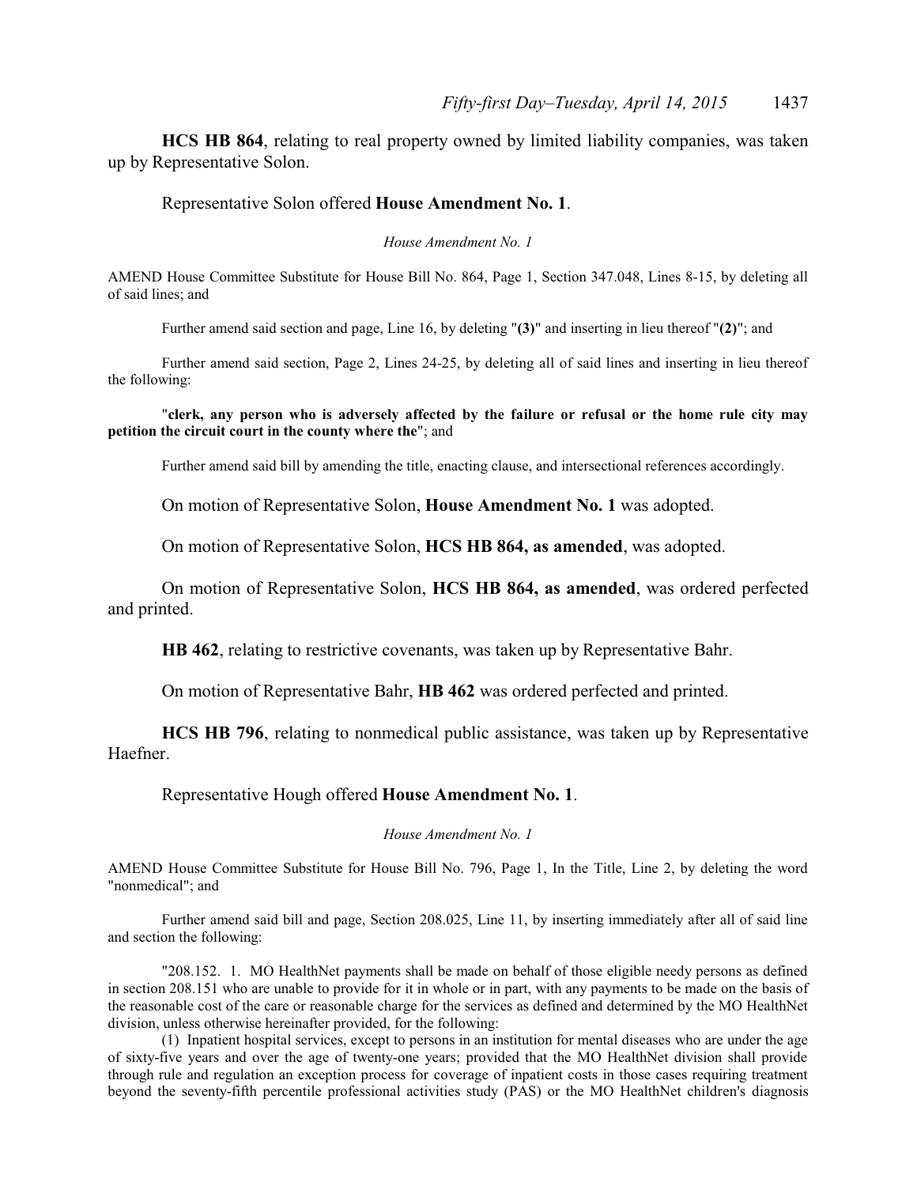**HCS HB 864**, relating to real property owned by limited liability companies, was taken up by Representative Solon.

Representative Solon offered **House Amendment No. 1**.

*House Amendment No. 1*

AMEND House Committee Substitute for House Bill No. 864, Page 1, Section 347.048, Lines 8-15, by deleting all of said lines; and

Further amend said section and page, Line 16, by deleting "**(3)**" and inserting in lieu thereof "**(2)**"; and

Further amend said section, Page 2, Lines 24-25, by deleting all of said lines and inserting in lieu thereof the following:

"**clerk, any person who is adversely affected by the failure or refusal or the home rule city may petition the circuit court in the county where the**"; and

Further amend said bill by amending the title, enacting clause, and intersectional references accordingly.

On motion of Representative Solon, **House Amendment No. 1** was adopted.

On motion of Representative Solon, **HCS HB 864, as amended**, was adopted.

On motion of Representative Solon, **HCS HB 864, as amended**, was ordered perfected and printed.

**HB 462**, relating to restrictive covenants, was taken up by Representative Bahr.

On motion of Representative Bahr, **HB 462** was ordered perfected and printed.

**HCS HB 796**, relating to nonmedical public assistance, was taken up by Representative Haefner.

Representative Hough offered **House Amendment No. 1**.

*House Amendment No. 1*

AMEND House Committee Substitute for House Bill No. 796, Page 1, In the Title, Line 2, by deleting the word "nonmedical"; and

Further amend said bill and page, Section 208.025, Line 11, by inserting immediately after all of said line and section the following:

"208.152. 1. MO HealthNet payments shall be made on behalf of those eligible needy persons as defined in section 208.151 who are unable to provide for it in whole or in part, with any payments to be made on the basis of the reasonable cost of the care or reasonable charge for the services as defined and determined by the MO HealthNet division, unless otherwise hereinafter provided, for the following:

(1) Inpatient hospital services, except to persons in an institution for mental diseases who are under the age of sixty-five years and over the age of twenty-one years; provided that the MO HealthNet division shall provide through rule and regulation an exception process for coverage of inpatient costs in those cases requiring treatment beyond the seventy-fifth percentile professional activities study (PAS) or the MO HealthNet children's diagnosis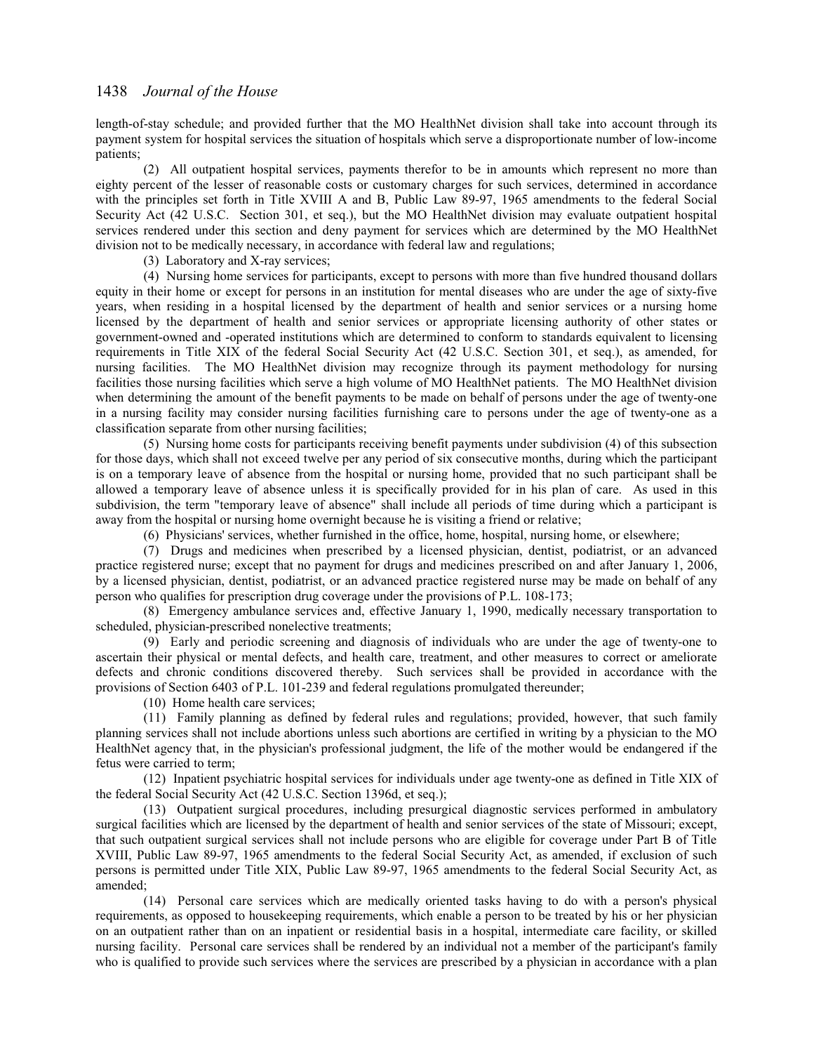length-of-stay schedule; and provided further that the MO HealthNet division shall take into account through its payment system for hospital services the situation of hospitals which serve a disproportionate number of low-income patients;

(2) All outpatient hospital services, payments therefor to be in amounts which represent no more than eighty percent of the lesser of reasonable costs or customary charges for such services, determined in accordance with the principles set forth in Title XVIII A and B, Public Law 89-97, 1965 amendments to the federal Social Security Act (42 U.S.C. Section 301, et seq.), but the MO HealthNet division may evaluate outpatient hospital services rendered under this section and deny payment for services which are determined by the MO HealthNet division not to be medically necessary, in accordance with federal law and regulations;

(3) Laboratory and X-ray services;

(4) Nursing home services for participants, except to persons with more than five hundred thousand dollars equity in their home or except for persons in an institution for mental diseases who are under the age of sixty-five years, when residing in a hospital licensed by the department of health and senior services or a nursing home licensed by the department of health and senior services or appropriate licensing authority of other states or government-owned and -operated institutions which are determined to conform to standards equivalent to licensing requirements in Title XIX of the federal Social Security Act (42 U.S.C. Section 301, et seq.), as amended, for nursing facilities. The MO HealthNet division may recognize through its payment methodology for nursing facilities those nursing facilities which serve a high volume of MO HealthNet patients. The MO HealthNet division when determining the amount of the benefit payments to be made on behalf of persons under the age of twenty-one in a nursing facility may consider nursing facilities furnishing care to persons under the age of twenty-one as a classification separate from other nursing facilities;

(5) Nursing home costs for participants receiving benefit payments under subdivision (4) of this subsection for those days, which shall not exceed twelve per any period of six consecutive months, during which the participant is on a temporary leave of absence from the hospital or nursing home, provided that no such participant shall be allowed a temporary leave of absence unless it is specifically provided for in his plan of care. As used in this subdivision, the term "temporary leave of absence" shall include all periods of time during which a participant is away from the hospital or nursing home overnight because he is visiting a friend or relative;

(6) Physicians' services, whether furnished in the office, home, hospital, nursing home, or elsewhere;

(7) Drugs and medicines when prescribed by a licensed physician, dentist, podiatrist, or an advanced practice registered nurse; except that no payment for drugs and medicines prescribed on and after January 1, 2006, by a licensed physician, dentist, podiatrist, or an advanced practice registered nurse may be made on behalf of any person who qualifies for prescription drug coverage under the provisions of P.L. 108-173;

(8) Emergency ambulance services and, effective January 1, 1990, medically necessary transportation to scheduled, physician-prescribed nonelective treatments;

(9) Early and periodic screening and diagnosis of individuals who are under the age of twenty-one to ascertain their physical or mental defects, and health care, treatment, and other measures to correct or ameliorate defects and chronic conditions discovered thereby. Such services shall be provided in accordance with the provisions of Section 6403 of P.L. 101-239 and federal regulations promulgated thereunder;

(10) Home health care services;

(11) Family planning as defined by federal rules and regulations; provided, however, that such family planning services shall not include abortions unless such abortions are certified in writing by a physician to the MO HealthNet agency that, in the physician's professional judgment, the life of the mother would be endangered if the fetus were carried to term;

(12) Inpatient psychiatric hospital services for individuals under age twenty-one as defined in Title XIX of the federal Social Security Act (42 U.S.C. Section 1396d, et seq.);

(13) Outpatient surgical procedures, including presurgical diagnostic services performed in ambulatory surgical facilities which are licensed by the department of health and senior services of the state of Missouri; except, that such outpatient surgical services shall not include persons who are eligible for coverage under Part B of Title XVIII, Public Law 89-97, 1965 amendments to the federal Social Security Act, as amended, if exclusion of such persons is permitted under Title XIX, Public Law 89-97, 1965 amendments to the federal Social Security Act, as amended;

(14) Personal care services which are medically oriented tasks having to do with a person's physical requirements, as opposed to housekeeping requirements, which enable a person to be treated by his or her physician on an outpatient rather than on an inpatient or residential basis in a hospital, intermediate care facility, or skilled nursing facility. Personal care services shall be rendered by an individual not a member of the participant's family who is qualified to provide such services where the services are prescribed by a physician in accordance with a plan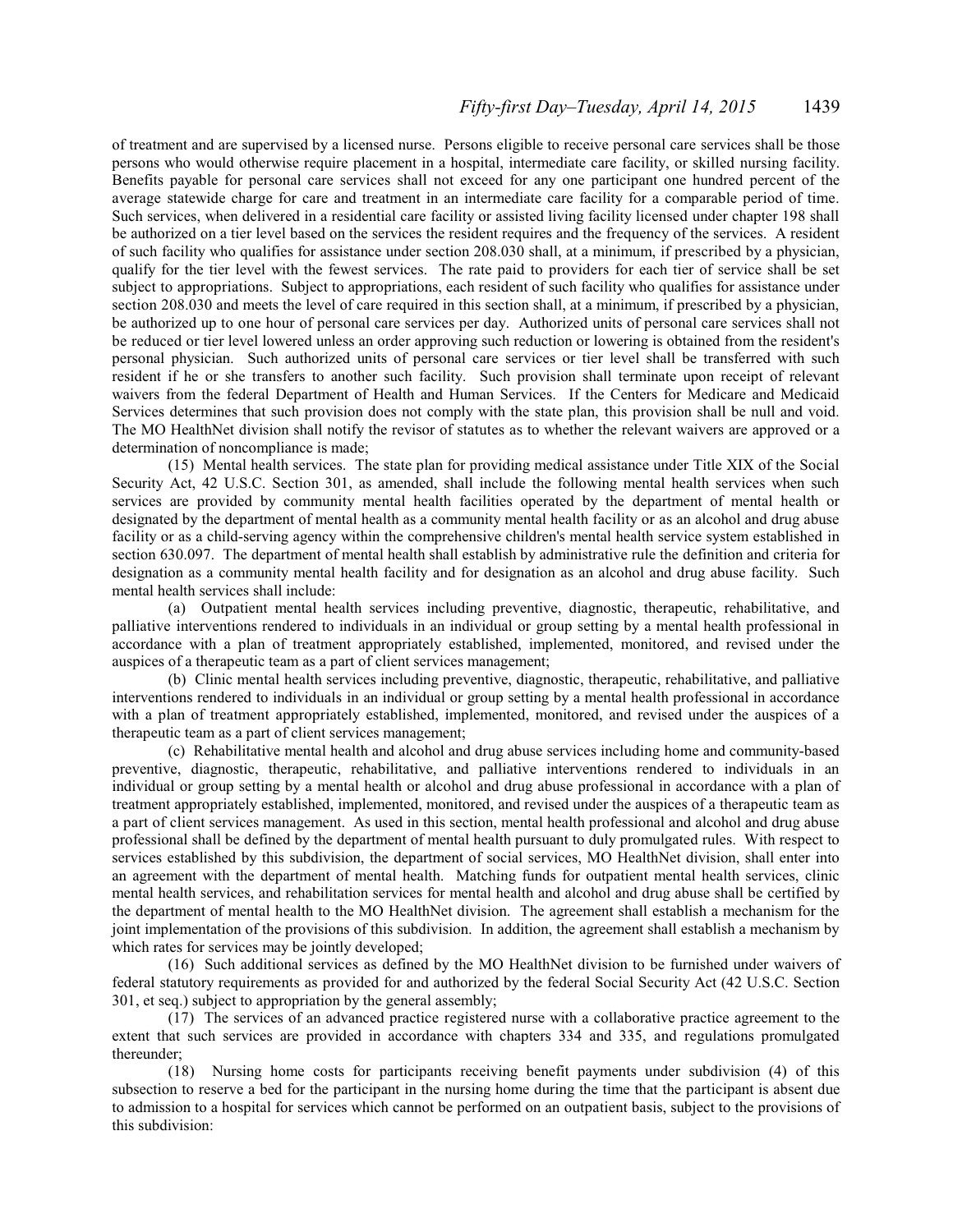of treatment and are supervised by a licensed nurse. Persons eligible to receive personal care services shall be those persons who would otherwise require placement in a hospital, intermediate care facility, or skilled nursing facility. Benefits payable for personal care services shall not exceed for any one participant one hundred percent of the average statewide charge for care and treatment in an intermediate care facility for a comparable period of time. Such services, when delivered in a residential care facility or assisted living facility licensed under chapter 198 shall be authorized on a tier level based on the services the resident requires and the frequency of the services. A resident of such facility who qualifies for assistance under section 208.030 shall, at a minimum, if prescribed by a physician, qualify for the tier level with the fewest services. The rate paid to providers for each tier of service shall be set subject to appropriations. Subject to appropriations, each resident of such facility who qualifies for assistance under section 208.030 and meets the level of care required in this section shall, at a minimum, if prescribed by a physician, be authorized up to one hour of personal care services per day. Authorized units of personal care services shall not be reduced or tier level lowered unless an order approving such reduction or lowering is obtained from the resident's personal physician. Such authorized units of personal care services or tier level shall be transferred with such resident if he or she transfers to another such facility. Such provision shall terminate upon receipt of relevant waivers from the federal Department of Health and Human Services. If the Centers for Medicare and Medicaid Services determines that such provision does not comply with the state plan, this provision shall be null and void. The MO HealthNet division shall notify the revisor of statutes as to whether the relevant waivers are approved or a determination of noncompliance is made;

(15) Mental health services. The state plan for providing medical assistance under Title XIX of the Social Security Act, 42 U.S.C. Section 301, as amended, shall include the following mental health services when such services are provided by community mental health facilities operated by the department of mental health or designated by the department of mental health as a community mental health facility or as an alcohol and drug abuse facility or as a child-serving agency within the comprehensive children's mental health service system established in section 630.097. The department of mental health shall establish by administrative rule the definition and criteria for designation as a community mental health facility and for designation as an alcohol and drug abuse facility. Such mental health services shall include:

(a) Outpatient mental health services including preventive, diagnostic, therapeutic, rehabilitative, and palliative interventions rendered to individuals in an individual or group setting by a mental health professional in accordance with a plan of treatment appropriately established, implemented, monitored, and revised under the auspices of a therapeutic team as a part of client services management;

(b) Clinic mental health services including preventive, diagnostic, therapeutic, rehabilitative, and palliative interventions rendered to individuals in an individual or group setting by a mental health professional in accordance with a plan of treatment appropriately established, implemented, monitored, and revised under the auspices of a therapeutic team as a part of client services management;

(c) Rehabilitative mental health and alcohol and drug abuse services including home and community-based preventive, diagnostic, therapeutic, rehabilitative, and palliative interventions rendered to individuals in an individual or group setting by a mental health or alcohol and drug abuse professional in accordance with a plan of treatment appropriately established, implemented, monitored, and revised under the auspices of a therapeutic team as a part of client services management. As used in this section, mental health professional and alcohol and drug abuse professional shall be defined by the department of mental health pursuant to duly promulgated rules. With respect to services established by this subdivision, the department of social services, MO HealthNet division, shall enter into an agreement with the department of mental health. Matching funds for outpatient mental health services, clinic mental health services, and rehabilitation services for mental health and alcohol and drug abuse shall be certified by the department of mental health to the MO HealthNet division. The agreement shall establish a mechanism for the joint implementation of the provisions of this subdivision. In addition, the agreement shall establish a mechanism by which rates for services may be jointly developed;

(16) Such additional services as defined by the MO HealthNet division to be furnished under waivers of federal statutory requirements as provided for and authorized by the federal Social Security Act (42 U.S.C. Section 301, et seq.) subject to appropriation by the general assembly;

(17) The services of an advanced practice registered nurse with a collaborative practice agreement to the extent that such services are provided in accordance with chapters 334 and 335, and regulations promulgated thereunder;

(18) Nursing home costs for participants receiving benefit payments under subdivision (4) of this subsection to reserve a bed for the participant in the nursing home during the time that the participant is absent due to admission to a hospital for services which cannot be performed on an outpatient basis, subject to the provisions of this subdivision: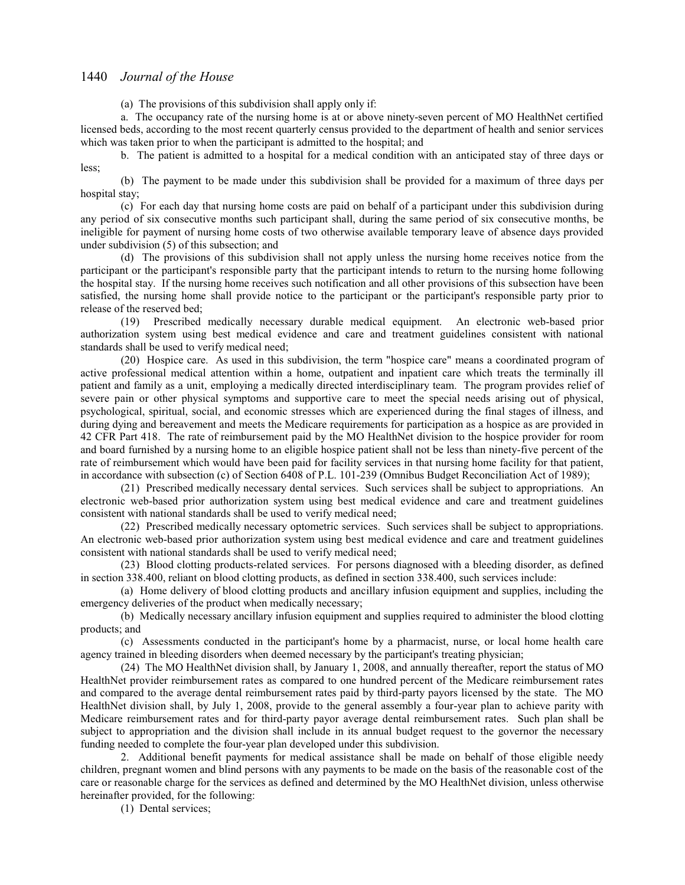(a) The provisions of this subdivision shall apply only if:

a. The occupancy rate of the nursing home is at or above ninety-seven percent of MO HealthNet certified licensed beds, according to the most recent quarterly census provided to the department of health and senior services which was taken prior to when the participant is admitted to the hospital; and

b. The patient is admitted to a hospital for a medical condition with an anticipated stay of three days or less;

(b) The payment to be made under this subdivision shall be provided for a maximum of three days per hospital stay;

(c) For each day that nursing home costs are paid on behalf of a participant under this subdivision during any period of six consecutive months such participant shall, during the same period of six consecutive months, be ineligible for payment of nursing home costs of two otherwise available temporary leave of absence days provided under subdivision (5) of this subsection; and

(d) The provisions of this subdivision shall not apply unless the nursing home receives notice from the participant or the participant's responsible party that the participant intends to return to the nursing home following the hospital stay. If the nursing home receives such notification and all other provisions of this subsection have been satisfied, the nursing home shall provide notice to the participant or the participant's responsible party prior to release of the reserved bed;

(19) Prescribed medically necessary durable medical equipment. An electronic web-based prior authorization system using best medical evidence and care and treatment guidelines consistent with national standards shall be used to verify medical need;

(20) Hospice care. As used in this subdivision, the term "hospice care" means a coordinated program of active professional medical attention within a home, outpatient and inpatient care which treats the terminally ill patient and family as a unit, employing a medically directed interdisciplinary team. The program provides relief of severe pain or other physical symptoms and supportive care to meet the special needs arising out of physical, psychological, spiritual, social, and economic stresses which are experienced during the final stages of illness, and during dying and bereavement and meets the Medicare requirements for participation as a hospice as are provided in 42 CFR Part 418. The rate of reimbursement paid by the MO HealthNet division to the hospice provider for room and board furnished by a nursing home to an eligible hospice patient shall not be less than ninety-five percent of the rate of reimbursement which would have been paid for facility services in that nursing home facility for that patient, in accordance with subsection (c) of Section 6408 of P.L. 101-239 (Omnibus Budget Reconciliation Act of 1989);

(21) Prescribed medically necessary dental services. Such services shall be subject to appropriations. An electronic web-based prior authorization system using best medical evidence and care and treatment guidelines consistent with national standards shall be used to verify medical need;

(22) Prescribed medically necessary optometric services. Such services shall be subject to appropriations. An electronic web-based prior authorization system using best medical evidence and care and treatment guidelines consistent with national standards shall be used to verify medical need;

(23) Blood clotting products-related services. For persons diagnosed with a bleeding disorder, as defined in section 338.400, reliant on blood clotting products, as defined in section 338.400, such services include:

(a) Home delivery of blood clotting products and ancillary infusion equipment and supplies, including the emergency deliveries of the product when medically necessary;

(b) Medically necessary ancillary infusion equipment and supplies required to administer the blood clotting products; and

(c) Assessments conducted in the participant's home by a pharmacist, nurse, or local home health care agency trained in bleeding disorders when deemed necessary by the participant's treating physician;

(24) The MO HealthNet division shall, by January 1, 2008, and annually thereafter, report the status of MO HealthNet provider reimbursement rates as compared to one hundred percent of the Medicare reimbursement rates and compared to the average dental reimbursement rates paid by third-party payors licensed by the state. The MO HealthNet division shall, by July 1, 2008, provide to the general assembly a four-year plan to achieve parity with Medicare reimbursement rates and for third-party payor average dental reimbursement rates. Such plan shall be subject to appropriation and the division shall include in its annual budget request to the governor the necessary funding needed to complete the four-year plan developed under this subdivision.

2. Additional benefit payments for medical assistance shall be made on behalf of those eligible needy children, pregnant women and blind persons with any payments to be made on the basis of the reasonable cost of the care or reasonable charge for the services as defined and determined by the MO HealthNet division, unless otherwise hereinafter provided, for the following:

(1) Dental services;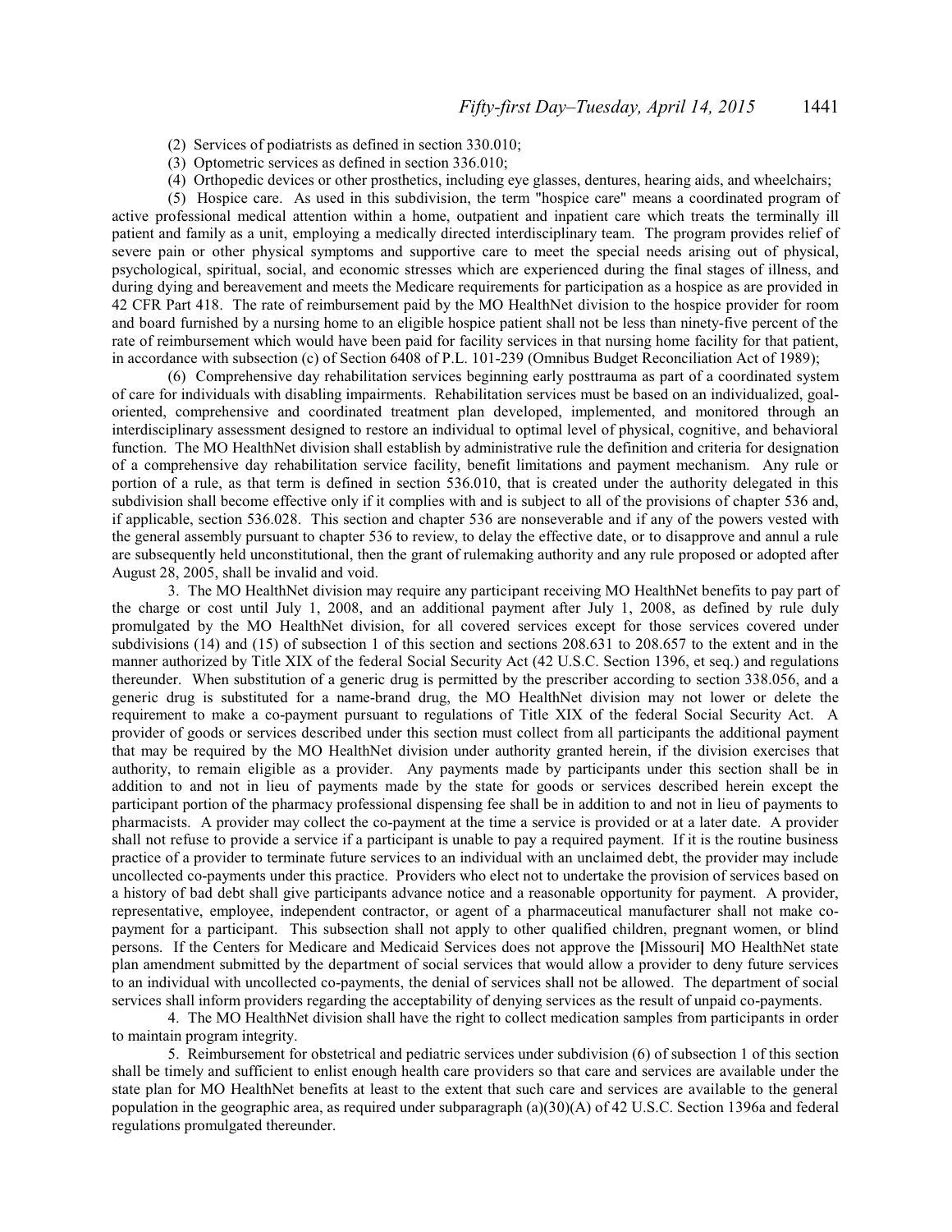(2) Services of podiatrists as defined in section 330.010;

(3) Optometric services as defined in section 336.010;

(4) Orthopedic devices or other prosthetics, including eye glasses, dentures, hearing aids, and wheelchairs;

(5) Hospice care. As used in this subdivision, the term "hospice care" means a coordinated program of active professional medical attention within a home, outpatient and inpatient care which treats the terminally ill patient and family as a unit, employing a medically directed interdisciplinary team. The program provides relief of severe pain or other physical symptoms and supportive care to meet the special needs arising out of physical, psychological, spiritual, social, and economic stresses which are experienced during the final stages of illness, and during dying and bereavement and meets the Medicare requirements for participation as a hospice as are provided in 42 CFR Part 418. The rate of reimbursement paid by the MO HealthNet division to the hospice provider for room and board furnished by a nursing home to an eligible hospice patient shall not be less than ninety-five percent of the rate of reimbursement which would have been paid for facility services in that nursing home facility for that patient, in accordance with subsection (c) of Section 6408 of P.L. 101-239 (Omnibus Budget Reconciliation Act of 1989);

(6) Comprehensive day rehabilitation services beginning early posttrauma as part of a coordinated system of care for individuals with disabling impairments. Rehabilitation services must be based on an individualized, goal-oriented, comprehensive and coordinated treatment plan developed, implemented, and monitored through an interdisciplinary assessment designed to restore an individual to optimal level of physical, cognitive, and behavioral function. The MO HealthNet division shall establish by administrative rule the definition and criteria for designation of a comprehensive day rehabilitation service facility, benefit limitations and payment mechanism. Any rule or portion of a rule, as that term is defined in section 536.010, that is created under the authority delegated in this subdivision shall become effective only if it complies with and is subject to all of the provisions of chapter 536 and, if applicable, section 536.028. This section and chapter 536 are nonseverable and if any of the powers vested with the general assembly pursuant to chapter 536 to review, to delay the effective date, or to disapprove and annul a rule are subsequently held unconstitutional, then the grant of rulemaking authority and any rule proposed or adopted after August 28, 2005, shall be invalid and void.

3. The MO HealthNet division may require any participant receiving MO HealthNet benefits to pay part of the charge or cost until July 1, 2008, and an additional payment after July 1, 2008, as defined by rule duly promulgated by the MO HealthNet division, for all covered services except for those services covered under subdivisions (14) and (15) of subsection 1 of this section and sections 208.631 to 208.657 to the extent and in the manner authorized by Title XIX of the federal Social Security Act (42 U.S.C. Section 1396, et seq.) and regulations thereunder. When substitution of a generic drug is permitted by the prescriber according to section 338.056, and a generic drug is substituted for a name-brand drug, the MO HealthNet division may not lower or delete the requirement to make a co-payment pursuant to regulations of Title XIX of the federal Social Security Act. A provider of goods or services described under this section must collect from all participants the additional payment that may be required by the MO HealthNet division under authority granted herein, if the division exercises that authority, to remain eligible as a provider. Any payments made by participants under this section shall be in addition to and not in lieu of payments made by the state for goods or services described herein except the participant portion of the pharmacy professional dispensing fee shall be in addition to and not in lieu of payments to pharmacists. A provider may collect the co-payment at the time a service is provided or at a later date. A provider shall not refuse to provide a service if a participant is unable to pay a required payment. If it is the routine business practice of a provider to terminate future services to an individual with an unclaimed debt, the provider may include uncollected co-payments under this practice. Providers who elect not to undertake the provision of services based on a history of bad debt shall give participants advance notice and a reasonable opportunity for payment. A provider, representative, employee, independent contractor, or agent of a pharmaceutical manufacturer shall not make co-payment for a participant. This subsection shall not apply to other qualified children, pregnant women, or blind persons. If the Centers for Medicare and Medicaid Services does not approve the **[**Missouri**]** MO HealthNet state plan amendment submitted by the department of social services that would allow a provider to deny future services to an individual with uncollected co-payments, the denial of services shall not be allowed. The department of social services shall inform providers regarding the acceptability of denying services as the result of unpaid co-payments.

4. The MO HealthNet division shall have the right to collect medication samples from participants in order to maintain program integrity.

5. Reimbursement for obstetrical and pediatric services under subdivision (6) of subsection 1 of this section shall be timely and sufficient to enlist enough health care providers so that care and services are available under the state plan for MO HealthNet benefits at least to the extent that such care and services are available to the general population in the geographic area, as required under subparagraph (a)(30)(A) of 42 U.S.C. Section 1396a and federal regulations promulgated thereunder.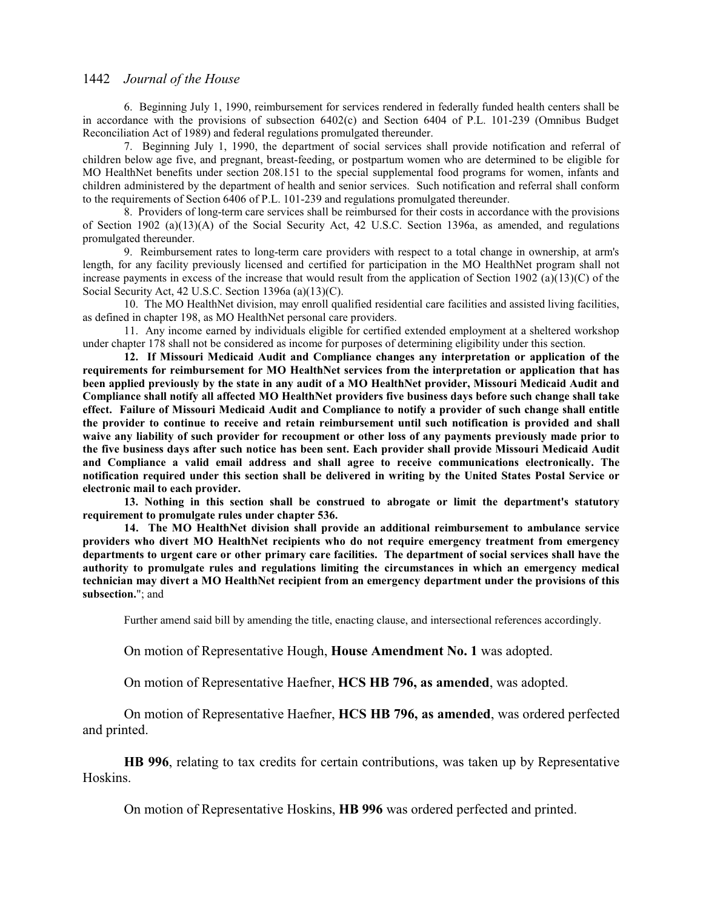6. Beginning July 1, 1990, reimbursement for services rendered in federally funded health centers shall be in accordance with the provisions of subsection 6402(c) and Section 6404 of P.L. 101-239 (Omnibus Budget Reconciliation Act of 1989) and federal regulations promulgated thereunder.

7. Beginning July 1, 1990, the department of social services shall provide notification and referral of children below age five, and pregnant, breast-feeding, or postpartum women who are determined to be eligible for MO HealthNet benefits under section 208.151 to the special supplemental food programs for women, infants and children administered by the department of health and senior services. Such notification and referral shall conform to the requirements of Section 6406 of P.L. 101-239 and regulations promulgated thereunder.

8. Providers of long-term care services shall be reimbursed for their costs in accordance with the provisions of Section 1902 (a)(13)(A) of the Social Security Act, 42 U.S.C. Section 1396a, as amended, and regulations promulgated thereunder.

9. Reimbursement rates to long-term care providers with respect to a total change in ownership, at arm's length, for any facility previously licensed and certified for participation in the MO HealthNet program shall not increase payments in excess of the increase that would result from the application of Section 1902 (a)(13)(C) of the Social Security Act, 42 U.S.C. Section 1396a (a)(13)(C).

10. The MO HealthNet division, may enroll qualified residential care facilities and assisted living facilities, as defined in chapter 198, as MO HealthNet personal care providers.

11. Any income earned by individuals eligible for certified extended employment at a sheltered workshop under chapter 178 shall not be considered as income for purposes of determining eligibility under this section.

**12. If Missouri Medicaid Audit and Compliance changes any interpretation or application of the requirements for reimbursement for MO HealthNet services from the interpretation or application that has been applied previously by the state in any audit of a MO HealthNet provider, Missouri Medicaid Audit and Compliance shall notify all affected MO HealthNet providers five business days before such change shall take effect. Failure of Missouri Medicaid Audit and Compliance to notify a provider of such change shall entitle the provider to continue to receive and retain reimbursement until such notification is provided and shall waive any liability of such provider for recoupment or other loss of any payments previously made prior to the five business days after such notice has been sent. Each provider shall provide Missouri Medicaid Audit and Compliance a valid email address and shall agree to receive communications electronically. The notification required under this section shall be delivered in writing by the United States Postal Service or electronic mail to each provider.**

**13. Nothing in this section shall be construed to abrogate or limit the department's statutory requirement to promulgate rules under chapter 536.**

**14. The MO HealthNet division shall provide an additional reimbursement to ambulance service providers who divert MO HealthNet recipients who do not require emergency treatment from emergency departments to urgent care or other primary care facilities. The department of social services shall have the authority to promulgate rules and regulations limiting the circumstances in which an emergency medical technician may divert a MO HealthNet recipient from an emergency department under the provisions of this subsection.**"; and

Further amend said bill by amending the title, enacting clause, and intersectional references accordingly.

On motion of Representative Hough, **House Amendment No. 1** was adopted.

On motion of Representative Haefner, **HCS HB 796, as amended**, was adopted.

On motion of Representative Haefner, **HCS HB 796, as amended**, was ordered perfected and printed.

**HB 996**, relating to tax credits for certain contributions, was taken up by Representative Hoskins.

On motion of Representative Hoskins, **HB 996** was ordered perfected and printed.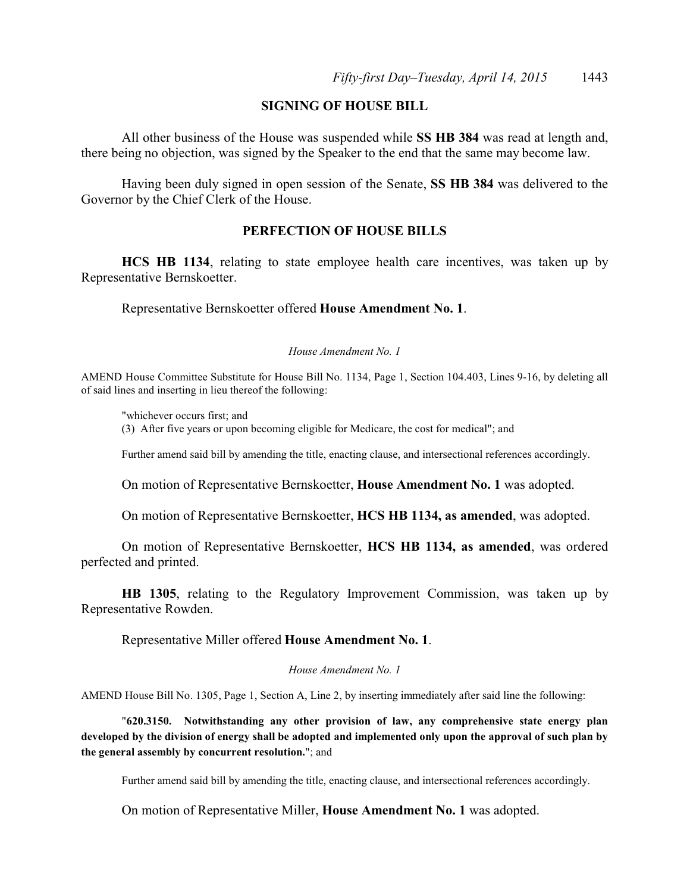## SIGNING OF HOUSE BILL

All other business of the House was suspended while **SS HB 384** was read at length and, there being no objection, was signed by the Speaker to the end that the same may become law.

Having been duly signed in open session of the Senate, **SS HB 384** was delivered to the Governor by the Chief Clerk of the House.

## PERFECTION OF HOUSE BILLS

**HCS HB 1134**, relating to state employee health care incentives, was taken up by Representative Bernskoetter.

Representative Bernskoetter offered **House Amendment No. 1**.

*House Amendment No. 1*

AMEND House Committee Substitute for House Bill No. 1134, Page 1, Section 104.403, Lines 9-16, by deleting all of said lines and inserting in lieu thereof the following:

"whichever occurs first; and
(3) After five years or upon becoming eligible for Medicare, the cost for medical"; and

Further amend said bill by amending the title, enacting clause, and intersectional references accordingly.

On motion of Representative Bernskoetter, **House Amendment No. 1** was adopted.

On motion of Representative Bernskoetter, **HCS HB 1134, as amended**, was adopted.

On motion of Representative Bernskoetter, **HCS HB 1134, as amended**, was ordered perfected and printed.

**HB 1305**, relating to the Regulatory Improvement Commission, was taken up by Representative Rowden.

Representative Miller offered **House Amendment No. 1**.

*House Amendment No. 1*

AMEND House Bill No. 1305, Page 1, Section A, Line 2, by inserting immediately after said line the following:

"**620.3150. Notwithstanding any other provision of law, any comprehensive state energy plan developed by the division of energy shall be adopted and implemented only upon the approval of such plan by the general assembly by concurrent resolution.**"; and

Further amend said bill by amending the title, enacting clause, and intersectional references accordingly.

On motion of Representative Miller, **House Amendment No. 1** was adopted.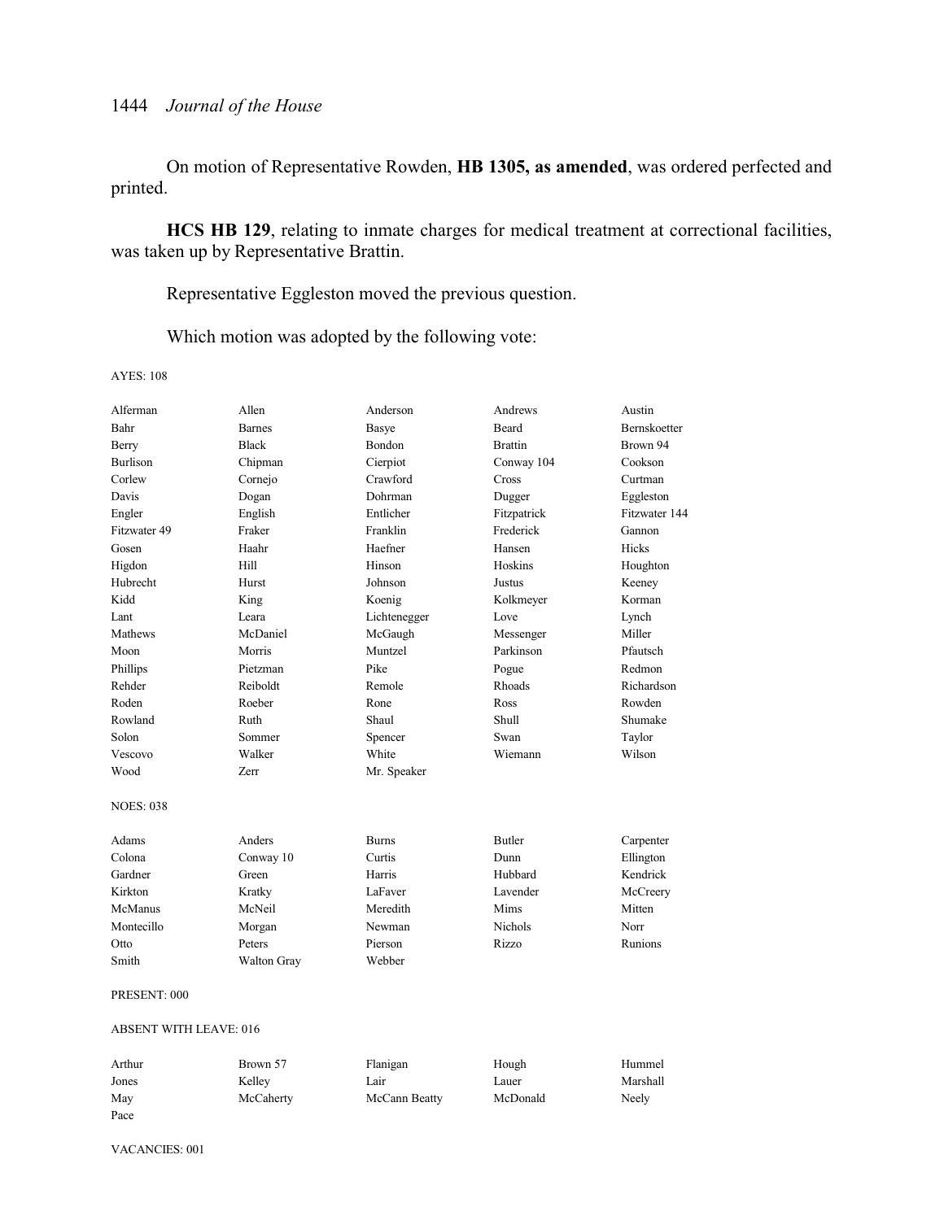On motion of Representative Rowden, **HB 1305, as amended**, was ordered perfected and printed.

**HCS HB 129**, relating to inmate charges for medical treatment at correctional facilities, was taken up by Representative Brattin.

Representative Eggleston moved the previous question.

Which motion was adopted by the following vote:

AYES: 108

| | | | | |
|---|---|---|---|---|
| Alferman | Allen | Anderson | Andrews | Austin |
| Bahr | Barnes | Basye | Beard | Bernskoetter |
| Berry | Black | Bondon | Brattin | Brown 94 |
| Burlison | Chipman | Cierpiot | Conway 104 | Cookson |
| Corlew | Cornejo | Crawford | Cross | Curtman |
| Davis | Dogan | Dohrman | Dugger | Eggleston |
| Engler | English | Entlicher | Fitzpatrick | Fitzwater 144 |
| Fitzwater 49 | Fraker | Franklin | Frederick | Gannon |
| Gosen | Haahr | Haefner | Hansen | Hicks |
| Higdon | Hill | Hinson | Hoskins | Houghton |
| Hubrecht | Hurst | Johnson | Justus | Keeney |
| Kidd | King | Koenig | Kolkmeyer | Korman |
| Lant | Leara | Lichtenegger | Love | Lynch |
| Mathews | McDaniel | McGaugh | Messenger | Miller |
| Moon | Morris | Muntzel | Parkinson | Pfautsch |
| Phillips | Pietzman | Pike | Pogue | Redmon |
| Rehder | Reiboldt | Remole | Rhoads | Richardson |
| Roden | Roeber | Rone | Ross | Rowden |
| Rowland | Ruth | Shaul | Shull | Shumake |
| Solon | Sommer | Spencer | Swan | Taylor |
| Vescovo | Walker | White | Wiemann | Wilson |
| Wood | Zerr | Mr. Speaker | | |

NOES: 038

| | | | | |
|---|---|---|---|---|
| Adams | Anders | Burns | Butler | Carpenter |
| Colona | Conway 10 | Curtis | Dunn | Ellington |
| Gardner | Green | Harris | Hubbard | Kendrick |
| Kirkton | Kratky | LaFaver | Lavender | McCreery |
| McManus | McNeil | Meredith | Mims | Mitten |
| Montecillo | Morgan | Newman | Nichols | Norr |
| Otto | Peters | Pierson | Rizzo | Runions |
| Smith | Walton Gray | Webber | | |

PRESENT: 000

ABSENT WITH LEAVE: 016

| | | | | |
|---|---|---|---|---|
| Arthur | Brown 57 | Flanigan | Hough | Hummel |
| Jones | Kelley | Lair | Lauer | Marshall |
| May | McCaherty | McCann Beatty | McDonald | Neely |
| Pace | | | | |

VACANCIES: 001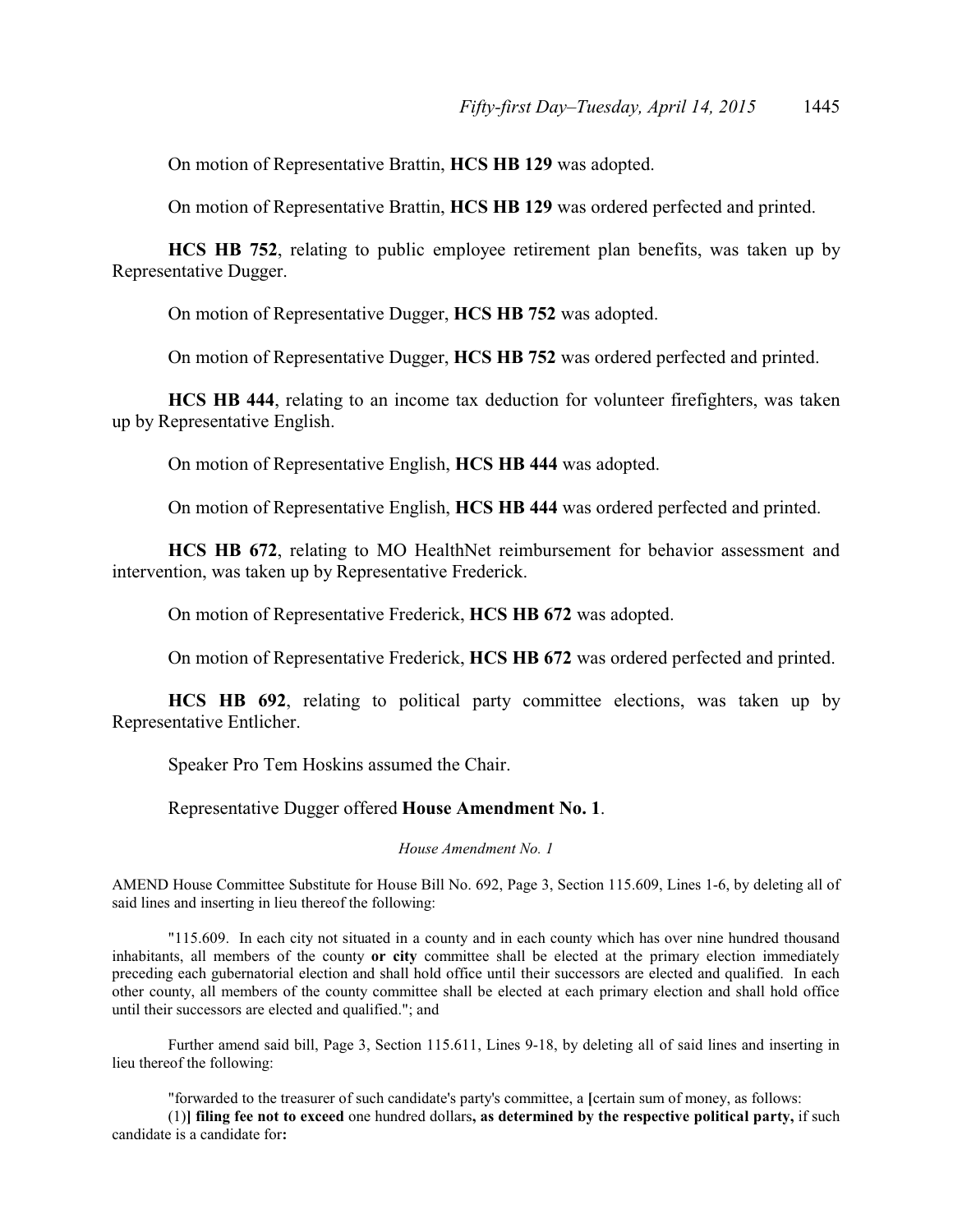On motion of Representative Brattin, **HCS HB 129** was adopted.

On motion of Representative Brattin, **HCS HB 129** was ordered perfected and printed.

**HCS HB 752**, relating to public employee retirement plan benefits, was taken up by Representative Dugger.

On motion of Representative Dugger, **HCS HB 752** was adopted.

On motion of Representative Dugger, **HCS HB 752** was ordered perfected and printed.

**HCS HB 444**, relating to an income tax deduction for volunteer firefighters, was taken up by Representative English.

On motion of Representative English, **HCS HB 444** was adopted.

On motion of Representative English, **HCS HB 444** was ordered perfected and printed.

**HCS HB 672**, relating to MO HealthNet reimbursement for behavior assessment and intervention, was taken up by Representative Frederick.

On motion of Representative Frederick, **HCS HB 672** was adopted.

On motion of Representative Frederick, **HCS HB 672** was ordered perfected and printed.

**HCS HB 692**, relating to political party committee elections, was taken up by Representative Entlicher.

Speaker Pro Tem Hoskins assumed the Chair.

Representative Dugger offered **House Amendment No. 1**.

*House Amendment No. 1*

AMEND House Committee Substitute for House Bill No. 692, Page 3, Section 115.609, Lines 1-6, by deleting all of said lines and inserting in lieu thereof the following:

"115.609. In each city not situated in a county and in each county which has over nine hundred thousand inhabitants, all members of the county **or city** committee shall be elected at the primary election immediately preceding each gubernatorial election and shall hold office until their successors are elected and qualified. In each other county, all members of the county committee shall be elected at each primary election and shall hold office until their successors are elected and qualified."; and

Further amend said bill, Page 3, Section 115.611, Lines 9-18, by deleting all of said lines and inserting in lieu thereof the following:

"forwarded to the treasurer of such candidate's party's committee, a **[**certain sum of money, as follows:

(1)**] filing fee not to exceed** one hundred dollars**, as determined by the respective political party,** if such candidate is a candidate for**:**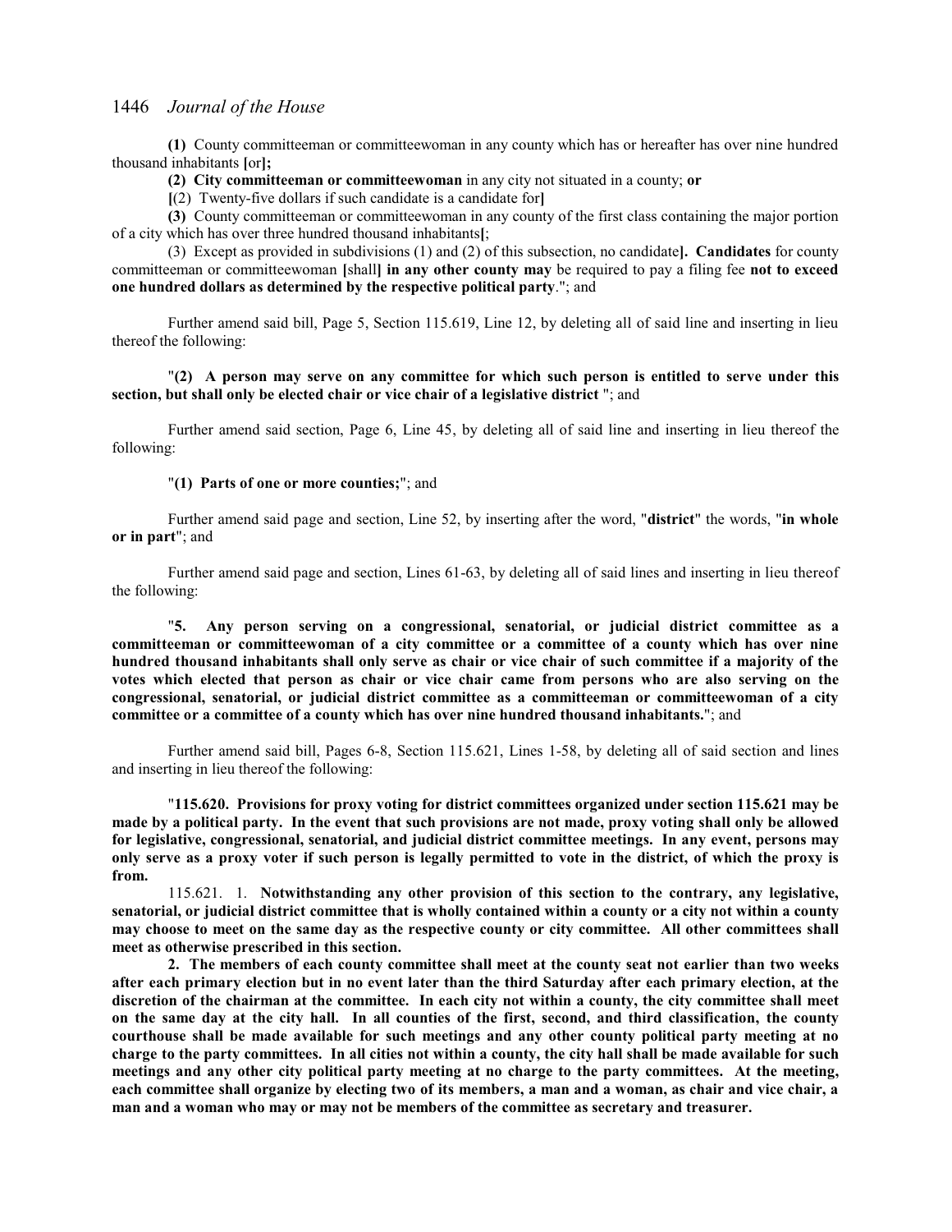**(1)** County committeeman or committeewoman in any county which has or hereafter has over nine hundred thousand inhabitants **[**or**];**

**(2) City committeeman or committeewoman** in any city not situated in a county; **or**

**[**(2) Twenty-five dollars if such candidate is a candidate for**]**

**(3)** County committeeman or committeewoman in any county of the first class containing the major portion of a city which has over three hundred thousand inhabitants**[**;

(3) Except as provided in subdivisions (1) and (2) of this subsection, no candidate**]. Candidates** for county committeeman or committeewoman **[**shall**] in any other county may** be required to pay a filing fee **not to exceed one hundred dollars as determined by the respective political party**."; and

Further amend said bill, Page 5, Section 115.619, Line 12, by deleting all of said line and inserting in lieu thereof the following:

"**(2) A person may serve on any committee for which such person is entitled to serve under this section, but shall only be elected chair or vice chair of a legislative district** "; and

Further amend said section, Page 6, Line 45, by deleting all of said line and inserting in lieu thereof the following:

"**(1) Parts of one or more counties;**"; and

Further amend said page and section, Line 52, by inserting after the word, "**district**" the words, "**in whole or in part**"; and

Further amend said page and section, Lines 61-63, by deleting all of said lines and inserting in lieu thereof the following:

"**5. Any person serving on a congressional, senatorial, or judicial district committee as a committeeman or committeewoman of a city committee or a committee of a county which has over nine hundred thousand inhabitants shall only serve as chair or vice chair of such committee if a majority of the votes which elected that person as chair or vice chair came from persons who are also serving on the congressional, senatorial, or judicial district committee as a committeeman or committeewoman of a city committee or a committee of a county which has over nine hundred thousand inhabitants.**"; and

Further amend said bill, Pages 6-8, Section 115.621, Lines 1-58, by deleting all of said section and lines and inserting in lieu thereof the following:

"**115.620. Provisions for proxy voting for district committees organized under section 115.621 may be made by a political party. In the event that such provisions are not made, proxy voting shall only be allowed for legislative, congressional, senatorial, and judicial district committee meetings. In any event, persons may only serve as a proxy voter if such person is legally permitted to vote in the district, of which the proxy is from.**

115.621. 1. **Notwithstanding any other provision of this section to the contrary, any legislative, senatorial, or judicial district committee that is wholly contained within a county or a city not within a county may choose to meet on the same day as the respective county or city committee. All other committees shall meet as otherwise prescribed in this section.**

**2. The members of each county committee shall meet at the county seat not earlier than two weeks after each primary election but in no event later than the third Saturday after each primary election, at the discretion of the chairman at the committee. In each city not within a county, the city committee shall meet on the same day at the city hall. In all counties of the first, second, and third classification, the county courthouse shall be made available for such meetings and any other county political party meeting at no charge to the party committees. In all cities not within a county, the city hall shall be made available for such meetings and any other city political party meeting at no charge to the party committees. At the meeting, each committee shall organize by electing two of its members, a man and a woman, as chair and vice chair, a man and a woman who may or may not be members of the committee as secretary and treasurer.**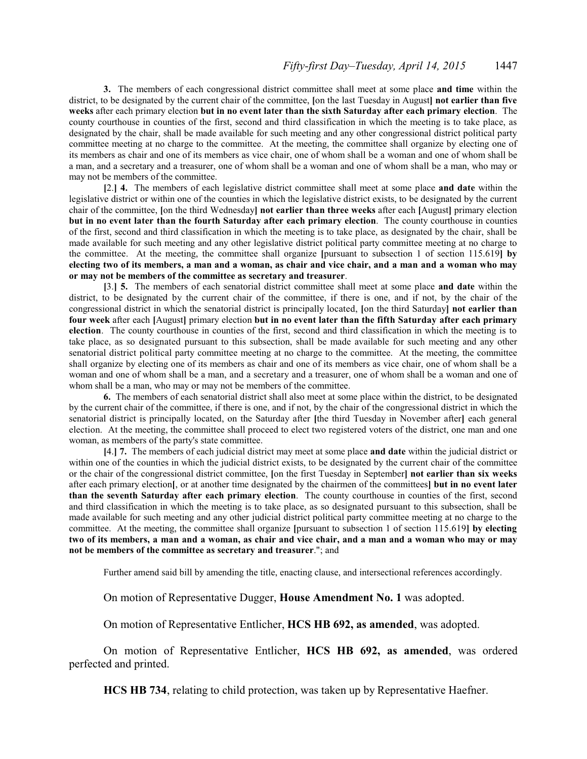**3.** The members of each congressional district committee shall meet at some place **and time** within the district, to be designated by the current chair of the committee, **[**on the last Tuesday in August**]** **not earlier than five weeks** after each primary election **but in no event later than the sixth Saturday after each primary election**. The county courthouse in counties of the first, second and third classification in which the meeting is to take place, as designated by the chair, shall be made available for such meeting and any other congressional district political party committee meeting at no charge to the committee. At the meeting, the committee shall organize by electing one of its members as chair and one of its members as vice chair, one of whom shall be a woman and one of whom shall be a man, and a secretary and a treasurer, one of whom shall be a woman and one of whom shall be a man, who may or may not be members of the committee.

**[**2.**]** **4.** The members of each legislative district committee shall meet at some place **and date** within the legislative district or within one of the counties in which the legislative district exists, to be designated by the current chair of the committee, **[**on the third Wednesday**]** **not earlier than three weeks** after each **[**August**]** primary election **but in no event later than the fourth Saturday after each primary election**. The county courthouse in counties of the first, second and third classification in which the meeting is to take place, as designated by the chair, shall be made available for such meeting and any other legislative district political party committee meeting at no charge to the committee. At the meeting, the committee shall organize **[**pursuant to subsection 1 of section 115.619**]** **by electing two of its members, a man and a woman, as chair and vice chair, and a man and a woman who may or may not be members of the committee as secretary and treasurer**.

**[**3.**]** **5.** The members of each senatorial district committee shall meet at some place **and date** within the district, to be designated by the current chair of the committee, if there is one, and if not, by the chair of the congressional district in which the senatorial district is principally located, **[**on the third Saturday**]** **not earlier than four week** after each **[**August**]** primary election **but in no event later than the fifth Saturday after each primary election**. The county courthouse in counties of the first, second and third classification in which the meeting is to take place, as so designated pursuant to this subsection, shall be made available for such meeting and any other senatorial district political party committee meeting at no charge to the committee. At the meeting, the committee shall organize by electing one of its members as chair and one of its members as vice chair, one of whom shall be a woman and one of whom shall be a man, and a secretary and a treasurer, one of whom shall be a woman and one of whom shall be a man, who may or may not be members of the committee.

**6.** The members of each senatorial district shall also meet at some place within the district, to be designated by the current chair of the committee, if there is one, and if not, by the chair of the congressional district in which the senatorial district is principally located, on the Saturday after **[**the third Tuesday in November after**]** each general election. At the meeting, the committee shall proceed to elect two registered voters of the district, one man and one woman, as members of the party's state committee.

**[**4.**]** **7.** The members of each judicial district may meet at some place **and date** within the judicial district or within one of the counties in which the judicial district exists, to be designated by the current chair of the committee or the chair of the congressional district committee, **[**on the first Tuesday in September**]** **not earlier than six weeks** after each primary election**[**, or at another time designated by the chairmen of the committees**]** **but in no event later than the seventh Saturday after each primary election**. The county courthouse in counties of the first, second and third classification in which the meeting is to take place, as so designated pursuant to this subsection, shall be made available for such meeting and any other judicial district political party committee meeting at no charge to the committee. At the meeting, the committee shall organize **[**pursuant to subsection 1 of section 115.619**]** **by electing two of its members, a man and a woman, as chair and vice chair, and a man and a woman who may or may not be members of the committee as secretary and treasurer**."; and

Further amend said bill by amending the title, enacting clause, and intersectional references accordingly.

On motion of Representative Dugger, **House Amendment No. 1** was adopted.

On motion of Representative Entlicher, **HCS HB 692, as amended**, was adopted.

On motion of Representative Entlicher, **HCS HB 692, as amended**, was ordered perfected and printed.

**HCS HB 734**, relating to child protection, was taken up by Representative Haefner.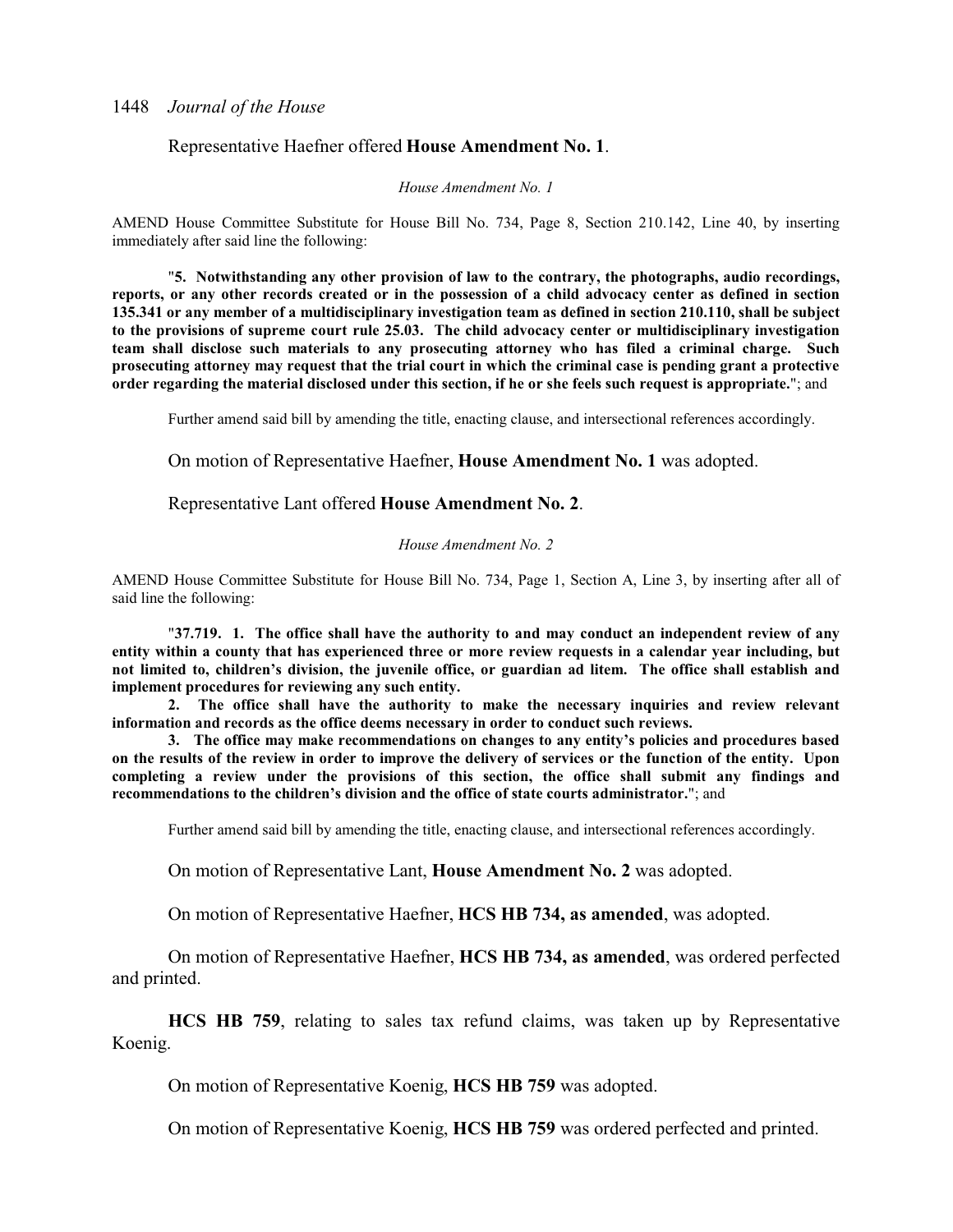Representative Haefner offered **House Amendment No. 1**.

*House Amendment No. 1*

AMEND House Committee Substitute for House Bill No. 734, Page 8, Section 210.142, Line 40, by inserting immediately after said line the following:

"**5. Notwithstanding any other provision of law to the contrary, the photographs, audio recordings, reports, or any other records created or in the possession of a child advocacy center as defined in section 135.341 or any member of a multidisciplinary investigation team as defined in section 210.110, shall be subject to the provisions of supreme court rule 25.03. The child advocacy center or multidisciplinary investigation team shall disclose such materials to any prosecuting attorney who has filed a criminal charge. Such prosecuting attorney may request that the trial court in which the criminal case is pending grant a protective order regarding the material disclosed under this section, if he or she feels such request is appropriate.**"; and

Further amend said bill by amending the title, enacting clause, and intersectional references accordingly.

On motion of Representative Haefner, **House Amendment No. 1** was adopted.

Representative Lant offered **House Amendment No. 2**.

*House Amendment No. 2*

AMEND House Committee Substitute for House Bill No. 734, Page 1, Section A, Line 3, by inserting after all of said line the following:

"**37.719. 1. The office shall have the authority to and may conduct an independent review of any entity within a county that has experienced three or more review requests in a calendar year including, but not limited to, children's division, the juvenile office, or guardian ad litem. The office shall establish and implement procedures for reviewing any such entity.**

**2. The office shall have the authority to make the necessary inquiries and review relevant information and records as the office deems necessary in order to conduct such reviews.**

**3. The office may make recommendations on changes to any entity's policies and procedures based on the results of the review in order to improve the delivery of services or the function of the entity. Upon completing a review under the provisions of this section, the office shall submit any findings and recommendations to the children's division and the office of state courts administrator.**"; and

Further amend said bill by amending the title, enacting clause, and intersectional references accordingly.

On motion of Representative Lant, **House Amendment No. 2** was adopted.

On motion of Representative Haefner, **HCS HB 734, as amended**, was adopted.

On motion of Representative Haefner, **HCS HB 734, as amended**, was ordered perfected and printed.

**HCS HB 759**, relating to sales tax refund claims, was taken up by Representative Koenig.

On motion of Representative Koenig, **HCS HB 759** was adopted.

On motion of Representative Koenig, **HCS HB 759** was ordered perfected and printed.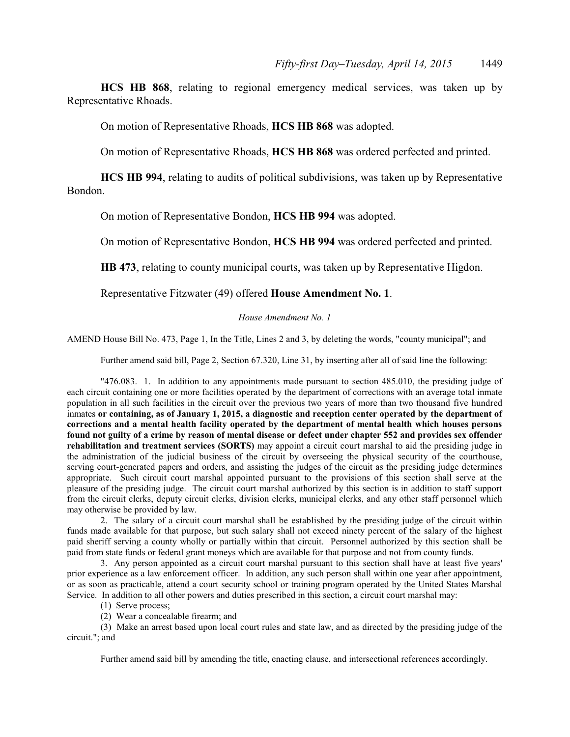**HCS HB 868**, relating to regional emergency medical services, was taken up by Representative Rhoads.

On motion of Representative Rhoads, **HCS HB 868** was adopted.

On motion of Representative Rhoads, **HCS HB 868** was ordered perfected and printed.

**HCS HB 994**, relating to audits of political subdivisions, was taken up by Representative Bondon.

On motion of Representative Bondon, **HCS HB 994** was adopted.

On motion of Representative Bondon, **HCS HB 994** was ordered perfected and printed.

**HB 473**, relating to county municipal courts, was taken up by Representative Higdon.

Representative Fitzwater (49) offered **House Amendment No. 1**.

*House Amendment No. 1*

AMEND House Bill No. 473, Page 1, In the Title, Lines 2 and 3, by deleting the words, "county municipal"; and

Further amend said bill, Page 2, Section 67.320, Line 31, by inserting after all of said line the following:

"476.083. 1. In addition to any appointments made pursuant to section 485.010, the presiding judge of each circuit containing one or more facilities operated by the department of corrections with an average total inmate population in all such facilities in the circuit over the previous two years of more than two thousand five hundred inmates **or containing, as of January 1, 2015, a diagnostic and reception center operated by the department of corrections and a mental health facility operated by the department of mental health which houses persons found not guilty of a crime by reason of mental disease or defect under chapter 552 and provides sex offender rehabilitation and treatment services (SORTS)** may appoint a circuit court marshal to aid the presiding judge in the administration of the judicial business of the circuit by overseeing the physical security of the courthouse, serving court-generated papers and orders, and assisting the judges of the circuit as the presiding judge determines appropriate. Such circuit court marshal appointed pursuant to the provisions of this section shall serve at the pleasure of the presiding judge. The circuit court marshal authorized by this section is in addition to staff support from the circuit clerks, deputy circuit clerks, division clerks, municipal clerks, and any other staff personnel which may otherwise be provided by law.

2. The salary of a circuit court marshal shall be established by the presiding judge of the circuit within funds made available for that purpose, but such salary shall not exceed ninety percent of the salary of the highest paid sheriff serving a county wholly or partially within that circuit. Personnel authorized by this section shall be paid from state funds or federal grant moneys which are available for that purpose and not from county funds.

3. Any person appointed as a circuit court marshal pursuant to this section shall have at least five years' prior experience as a law enforcement officer. In addition, any such person shall within one year after appointment, or as soon as practicable, attend a court security school or training program operated by the United States Marshal Service. In addition to all other powers and duties prescribed in this section, a circuit court marshal may:

(1) Serve process;

(2) Wear a concealable firearm; and

(3) Make an arrest based upon local court rules and state law, and as directed by the presiding judge of the circuit."; and

Further amend said bill by amending the title, enacting clause, and intersectional references accordingly.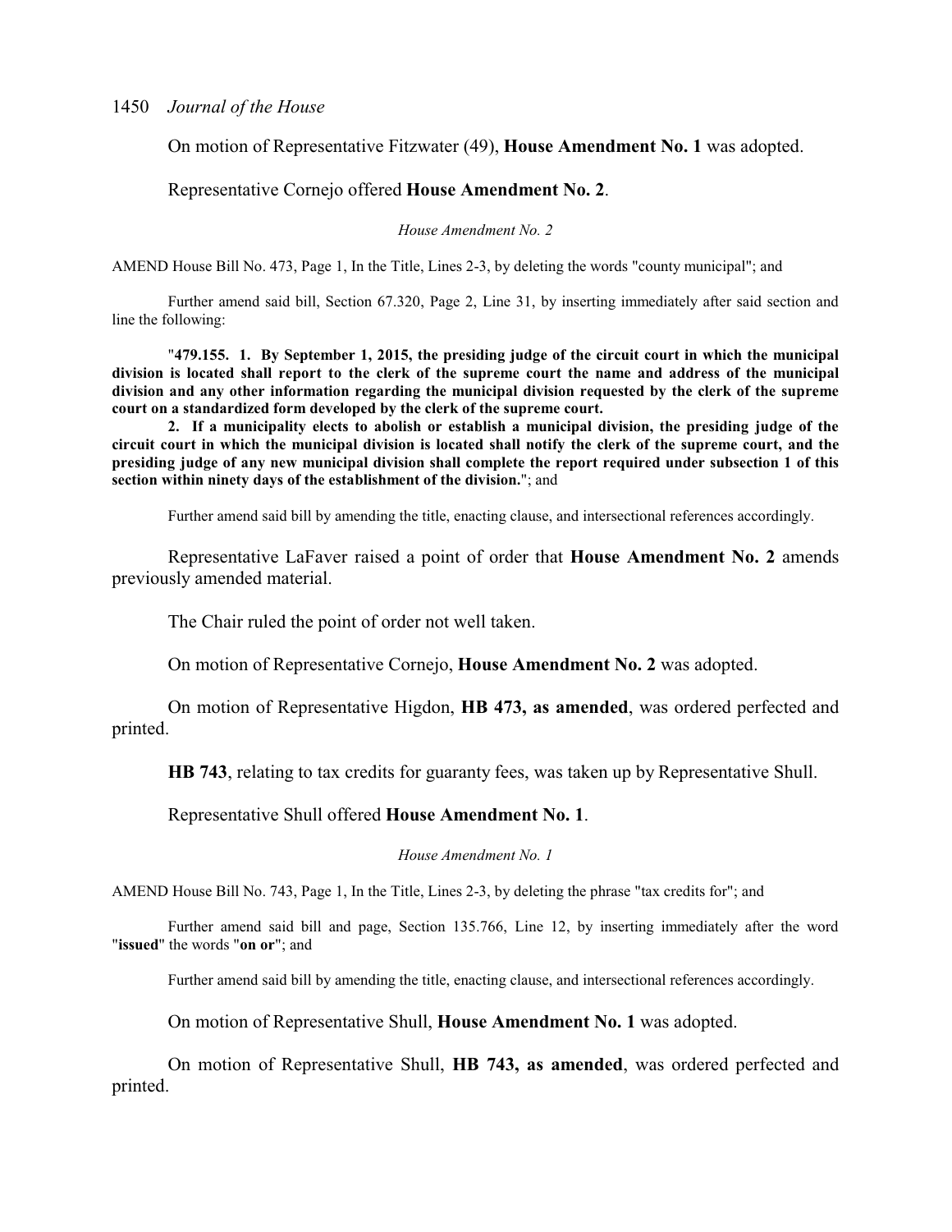On motion of Representative Fitzwater (49), **House Amendment No. 1** was adopted.

Representative Cornejo offered **House Amendment No. 2**.

*House Amendment No. 2*

AMEND House Bill No. 473, Page 1, In the Title, Lines 2-3, by deleting the words "county municipal"; and

Further amend said bill, Section 67.320, Page 2, Line 31, by inserting immediately after said section and line the following:

"**479.155. 1. By September 1, 2015, the presiding judge of the circuit court in which the municipal division is located shall report to the clerk of the supreme court the name and address of the municipal division and any other information regarding the municipal division requested by the clerk of the supreme court on a standardized form developed by the clerk of the supreme court.**

**2. If a municipality elects to abolish or establish a municipal division, the presiding judge of the circuit court in which the municipal division is located shall notify the clerk of the supreme court, and the presiding judge of any new municipal division shall complete the report required under subsection 1 of this section within ninety days of the establishment of the division.**"; and

Further amend said bill by amending the title, enacting clause, and intersectional references accordingly.

Representative LaFaver raised a point of order that **House Amendment No. 2** amends previously amended material.

The Chair ruled the point of order not well taken.

On motion of Representative Cornejo, **House Amendment No. 2** was adopted.

On motion of Representative Higdon, **HB 473, as amended**, was ordered perfected and printed.

**HB 743**, relating to tax credits for guaranty fees, was taken up by Representative Shull.

Representative Shull offered **House Amendment No. 1**.

*House Amendment No. 1*

AMEND House Bill No. 743, Page 1, In the Title, Lines 2-3, by deleting the phrase "tax credits for"; and

Further amend said bill and page, Section 135.766, Line 12, by inserting immediately after the word "**issued**" the words "**on or**"; and

Further amend said bill by amending the title, enacting clause, and intersectional references accordingly.

On motion of Representative Shull, **House Amendment No. 1** was adopted.

On motion of Representative Shull, **HB 743, as amended**, was ordered perfected and printed.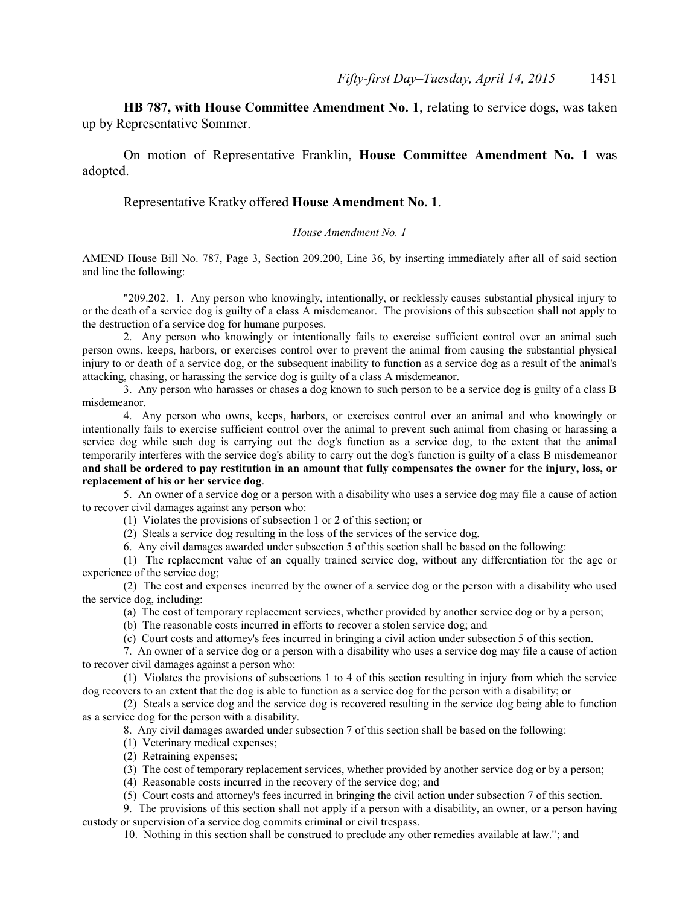**HB 787, with House Committee Amendment No. 1**, relating to service dogs, was taken up by Representative Sommer.

On motion of Representative Franklin, **House Committee Amendment No. 1** was adopted.

Representative Kratky offered **House Amendment No. 1**.

*House Amendment No. 1*

AMEND House Bill No. 787, Page 3, Section 209.200, Line 36, by inserting immediately after all of said section and line the following:

"209.202. 1. Any person who knowingly, intentionally, or recklessly causes substantial physical injury to or the death of a service dog is guilty of a class A misdemeanor. The provisions of this subsection shall not apply to the destruction of a service dog for humane purposes.

2. Any person who knowingly or intentionally fails to exercise sufficient control over an animal such person owns, keeps, harbors, or exercises control over to prevent the animal from causing the substantial physical injury to or death of a service dog, or the subsequent inability to function as a service dog as a result of the animal's attacking, chasing, or harassing the service dog is guilty of a class A misdemeanor.

3. Any person who harasses or chases a dog known to such person to be a service dog is guilty of a class B misdemeanor.

4. Any person who owns, keeps, harbors, or exercises control over an animal and who knowingly or intentionally fails to exercise sufficient control over the animal to prevent such animal from chasing or harassing a service dog while such dog is carrying out the dog's function as a service dog, to the extent that the animal temporarily interferes with the service dog's ability to carry out the dog's function is guilty of a class B misdemeanor **and shall be ordered to pay restitution in an amount that fully compensates the owner for the injury, loss, or replacement of his or her service dog**.

5. An owner of a service dog or a person with a disability who uses a service dog may file a cause of action to recover civil damages against any person who:

(1) Violates the provisions of subsection 1 or 2 of this section; or

(2) Steals a service dog resulting in the loss of the services of the service dog.

6. Any civil damages awarded under subsection 5 of this section shall be based on the following:

(1) The replacement value of an equally trained service dog, without any differentiation for the age or experience of the service dog;

(2) The cost and expenses incurred by the owner of a service dog or the person with a disability who used the service dog, including:

(a) The cost of temporary replacement services, whether provided by another service dog or by a person;

(b) The reasonable costs incurred in efforts to recover a stolen service dog; and

(c) Court costs and attorney's fees incurred in bringing a civil action under subsection 5 of this section.

7. An owner of a service dog or a person with a disability who uses a service dog may file a cause of action to recover civil damages against a person who:

(1) Violates the provisions of subsections 1 to 4 of this section resulting in injury from which the service dog recovers to an extent that the dog is able to function as a service dog for the person with a disability; or

(2) Steals a service dog and the service dog is recovered resulting in the service dog being able to function as a service dog for the person with a disability.

8. Any civil damages awarded under subsection 7 of this section shall be based on the following:

(1) Veterinary medical expenses;

(2) Retraining expenses;

(3) The cost of temporary replacement services, whether provided by another service dog or by a person;

(4) Reasonable costs incurred in the recovery of the service dog; and

(5) Court costs and attorney's fees incurred in bringing the civil action under subsection 7 of this section.

9. The provisions of this section shall not apply if a person with a disability, an owner, or a person having custody or supervision of a service dog commits criminal or civil trespass.

10. Nothing in this section shall be construed to preclude any other remedies available at law."; and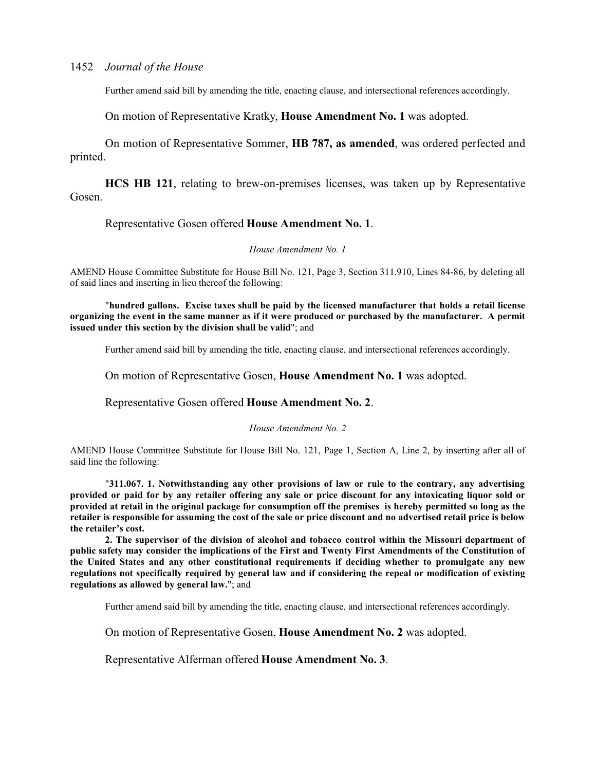Further amend said bill by amending the title, enacting clause, and intersectional references accordingly.

On motion of Representative Kratky, **House Amendment No. 1** was adopted.

On motion of Representative Sommer, **HB 787, as amended**, was ordered perfected and printed.

**HCS HB 121**, relating to brew-on-premises licenses, was taken up by Representative Gosen.

Representative Gosen offered **House Amendment No. 1**.

*House Amendment No. 1*

AMEND House Committee Substitute for House Bill No. 121, Page 3, Section 311.910, Lines 84-86, by deleting all of said lines and inserting in lieu thereof the following:

"**hundred gallons. Excise taxes shall be paid by the licensed manufacturer that holds a retail license organizing the event in the same manner as if it were produced or purchased by the manufacturer. A permit issued under this section by the division shall be valid**"; and

Further amend said bill by amending the title, enacting clause, and intersectional references accordingly.

On motion of Representative Gosen, **House Amendment No. 1** was adopted.

Representative Gosen offered **House Amendment No. 2**.

*House Amendment No. 2*

AMEND House Committee Substitute for House Bill No. 121, Page 1, Section A, Line 2, by inserting after all of said line the following:

"**311.067. 1. Notwithstanding any other provisions of law or rule to the contrary, any advertising provided or paid for by any retailer offering any sale or price discount for any intoxicating liquor sold or provided at retail in the original package for consumption off the premises is hereby permitted so long as the retailer is responsible for assuming the cost of the sale or price discount and no advertised retail price is below the retailer's cost.**

**2. The supervisor of the division of alcohol and tobacco control within the Missouri department of public safety may consider the implications of the First and Twenty First Amendments of the Constitution of the United States and any other constitutional requirements if deciding whether to promulgate any new regulations not specifically required by general law and if considering the repeal or modification of existing regulations as allowed by general law.**"; and

Further amend said bill by amending the title, enacting clause, and intersectional references accordingly.

On motion of Representative Gosen, **House Amendment No. 2** was adopted.

Representative Alferman offered **House Amendment No. 3**.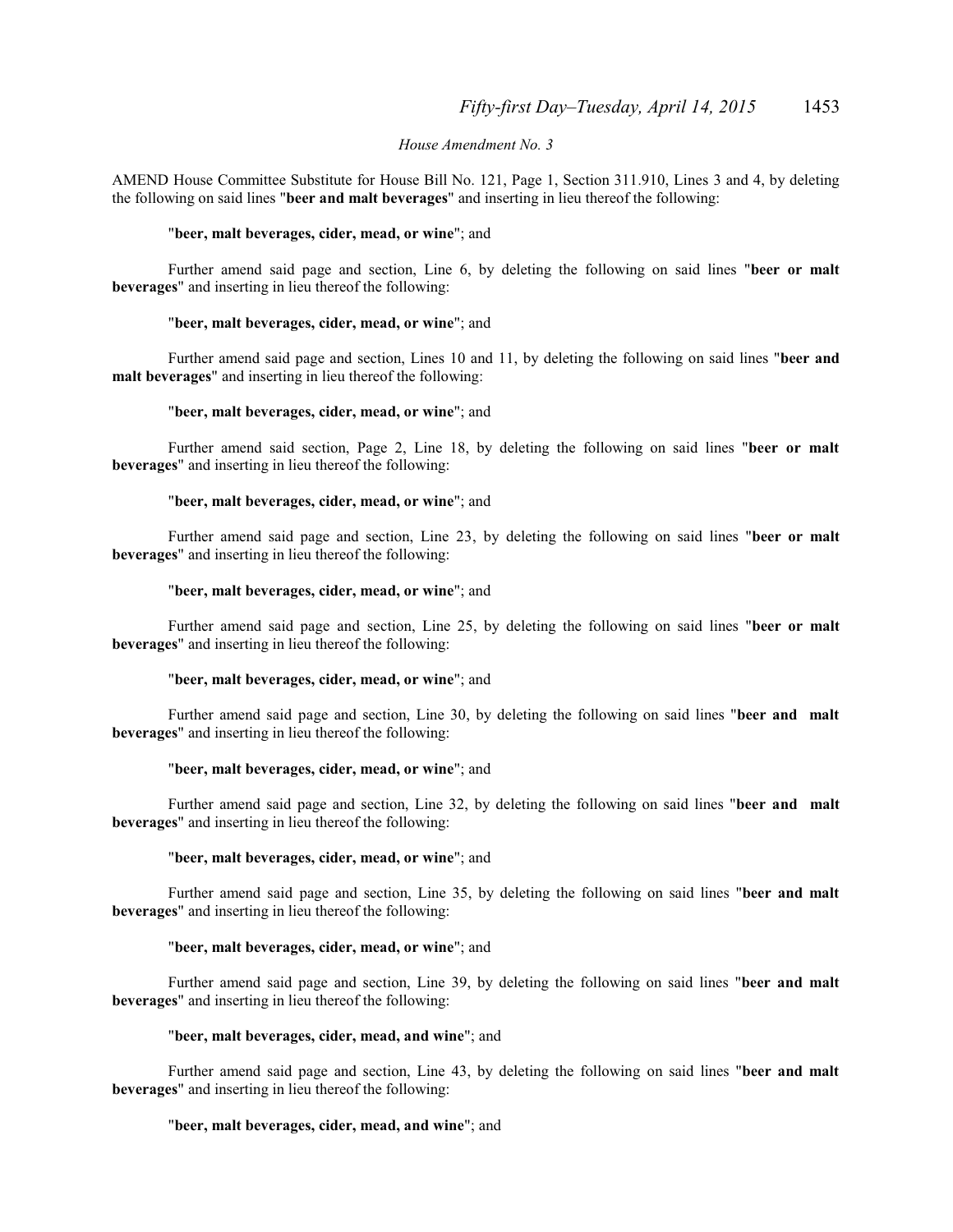*House Amendment No. 3*

AMEND House Committee Substitute for House Bill No. 121, Page 1, Section 311.910, Lines 3 and 4, by deleting the following on said lines "**beer and malt beverages**" and inserting in lieu thereof the following:

"**beer, malt beverages, cider, mead, or wine**"; and

Further amend said page and section, Line 6, by deleting the following on said lines "**beer or malt beverages**" and inserting in lieu thereof the following:

"**beer, malt beverages, cider, mead, or wine**"; and

Further amend said page and section, Lines 10 and 11, by deleting the following on said lines "**beer and malt beverages**" and inserting in lieu thereof the following:

"**beer, malt beverages, cider, mead, or wine**"; and

Further amend said section, Page 2, Line 18, by deleting the following on said lines "**beer or malt beverages**" and inserting in lieu thereof the following:

"**beer, malt beverages, cider, mead, or wine**"; and

Further amend said page and section, Line 23, by deleting the following on said lines "**beer or malt beverages**" and inserting in lieu thereof the following:

"**beer, malt beverages, cider, mead, or wine**"; and

Further amend said page and section, Line 25, by deleting the following on said lines "**beer or malt beverages**" and inserting in lieu thereof the following:

"**beer, malt beverages, cider, mead, or wine**"; and

Further amend said page and section, Line 30, by deleting the following on said lines "**beer and malt beverages**" and inserting in lieu thereof the following:

"**beer, malt beverages, cider, mead, or wine**"; and

Further amend said page and section, Line 32, by deleting the following on said lines "**beer and malt beverages**" and inserting in lieu thereof the following:

"**beer, malt beverages, cider, mead, or wine**"; and

Further amend said page and section, Line 35, by deleting the following on said lines "**beer and malt beverages**" and inserting in lieu thereof the following:

"**beer, malt beverages, cider, mead, or wine**"; and

Further amend said page and section, Line 39, by deleting the following on said lines "**beer and malt beverages**" and inserting in lieu thereof the following:

"**beer, malt beverages, cider, mead, and wine**"; and

Further amend said page and section, Line 43, by deleting the following on said lines "**beer and malt beverages**" and inserting in lieu thereof the following:

"**beer, malt beverages, cider, mead, and wine**"; and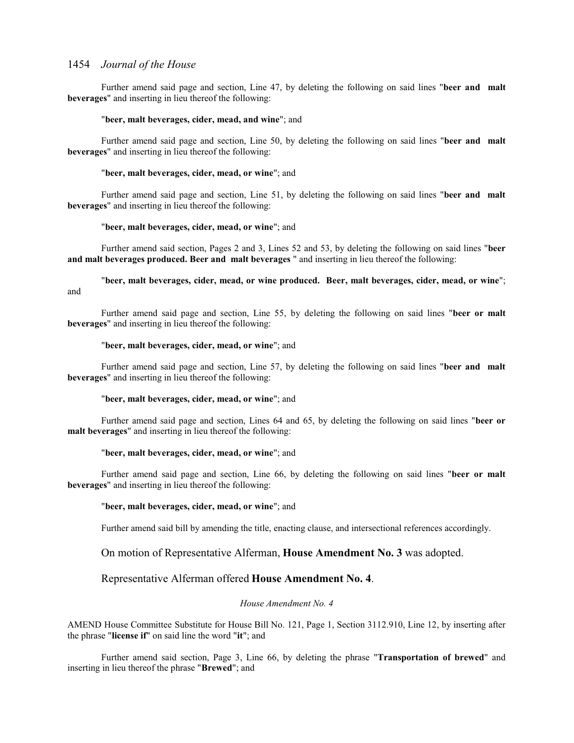Further amend said page and section, Line 47, by deleting the following on said lines "**beer and malt beverages**" and inserting in lieu thereof the following:

"**beer, malt beverages, cider, mead, and wine**"; and

Further amend said page and section, Line 50, by deleting the following on said lines "**beer and malt beverages**" and inserting in lieu thereof the following:

"**beer, malt beverages, cider, mead, or wine**"; and

Further amend said page and section, Line 51, by deleting the following on said lines "**beer and malt beverages**" and inserting in lieu thereof the following:

"**beer, malt beverages, cider, mead, or wine**"; and

Further amend said section, Pages 2 and 3, Lines 52 and 53, by deleting the following on said lines "**beer and malt beverages produced. Beer and malt beverages** " and inserting in lieu thereof the following:

"**beer, malt beverages, cider, mead, or wine produced. Beer, malt beverages, cider, mead, or wine**"; and

Further amend said page and section, Line 55, by deleting the following on said lines "**beer or malt beverages**" and inserting in lieu thereof the following:

"**beer, malt beverages, cider, mead, or wine**"; and

Further amend said page and section, Line 57, by deleting the following on said lines "**beer and malt beverages**" and inserting in lieu thereof the following:

"**beer, malt beverages, cider, mead, or wine**"; and

Further amend said page and section, Lines 64 and 65, by deleting the following on said lines "**beer or malt beverages**" and inserting in lieu thereof the following:

"**beer, malt beverages, cider, mead, or wine**"; and

Further amend said page and section, Line 66, by deleting the following on said lines "**beer or malt beverages**" and inserting in lieu thereof the following:

"**beer, malt beverages, cider, mead, or wine**"; and

Further amend said bill by amending the title, enacting clause, and intersectional references accordingly.

On motion of Representative Alferman, **House Amendment No. 3** was adopted.

Representative Alferman offered **House Amendment No. 4**.

*House Amendment No. 4*

AMEND House Committee Substitute for House Bill No. 121, Page 1, Section 3112.910, Line 12, by inserting after the phrase "**license if**" on said line the word "**it**"; and

Further amend said section, Page 3, Line 66, by deleting the phrase "**Transportation of brewed**" and inserting in lieu thereof the phrase "**Brewed**"; and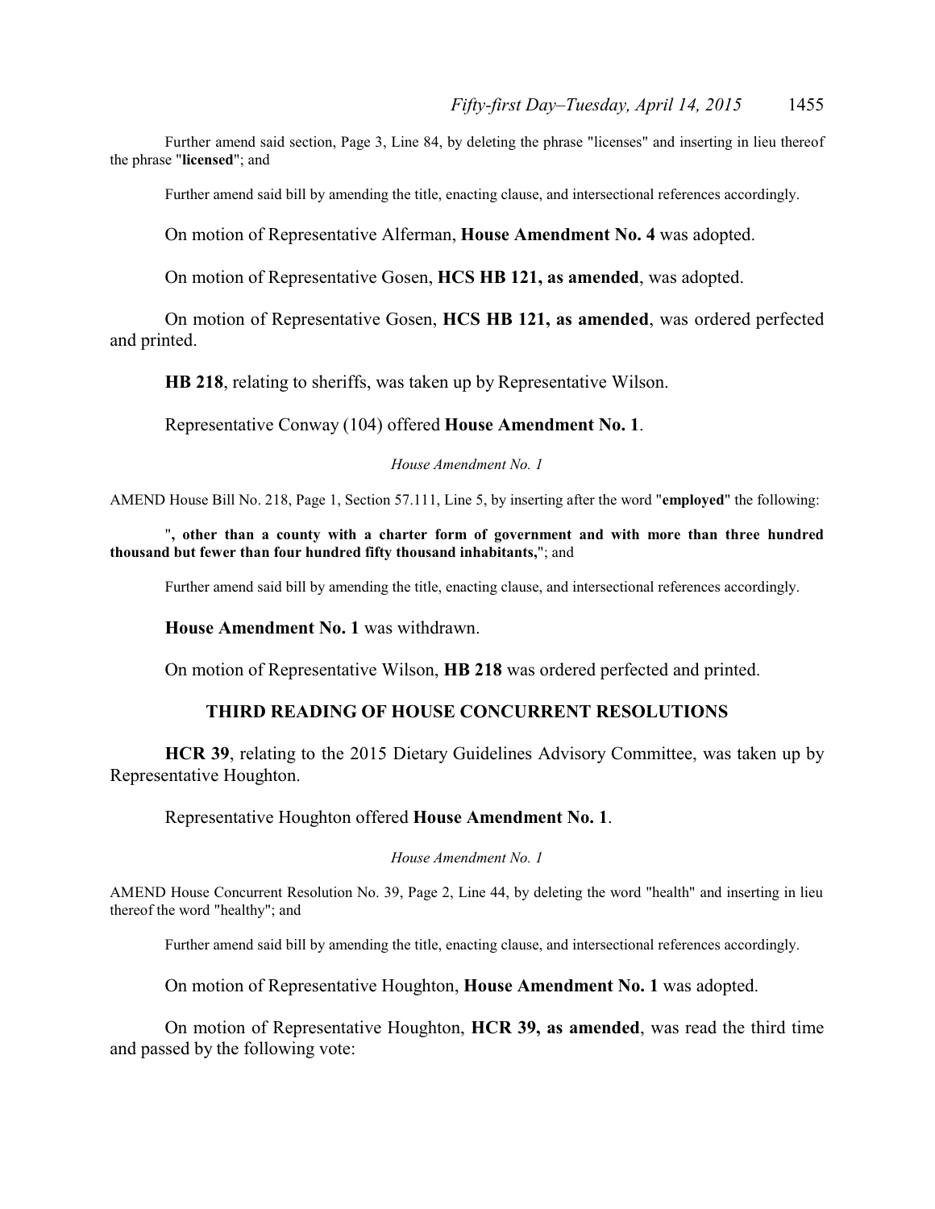Further amend said section, Page 3, Line 84, by deleting the phrase "licenses" and inserting in lieu thereof the phrase "**licensed**"; and

Further amend said bill by amending the title, enacting clause, and intersectional references accordingly.

On motion of Representative Alferman, **House Amendment No. 4** was adopted.

On motion of Representative Gosen, **HCS HB 121, as amended**, was adopted.

On motion of Representative Gosen, **HCS HB 121, as amended**, was ordered perfected and printed.

**HB 218**, relating to sheriffs, was taken up by Representative Wilson.

Representative Conway (104) offered **House Amendment No. 1**.

*House Amendment No. 1*

AMEND House Bill No. 218, Page 1, Section 57.111, Line 5, by inserting after the word "**employed**" the following:

"**, other than a county with a charter form of government and with more than three hundred thousand but fewer than four hundred fifty thousand inhabitants,**"; and

Further amend said bill by amending the title, enacting clause, and intersectional references accordingly.

**House Amendment No. 1** was withdrawn.

On motion of Representative Wilson, **HB 218** was ordered perfected and printed.

## THIRD READING OF HOUSE CONCURRENT RESOLUTIONS

**HCR 39**, relating to the 2015 Dietary Guidelines Advisory Committee, was taken up by Representative Houghton.

Representative Houghton offered **House Amendment No. 1**.

*House Amendment No. 1*

AMEND House Concurrent Resolution No. 39, Page 2, Line 44, by deleting the word "health" and inserting in lieu thereof the word "healthy"; and

Further amend said bill by amending the title, enacting clause, and intersectional references accordingly.

On motion of Representative Houghton, **House Amendment No. 1** was adopted.

On motion of Representative Houghton, **HCR 39, as amended**, was read the third time and passed by the following vote: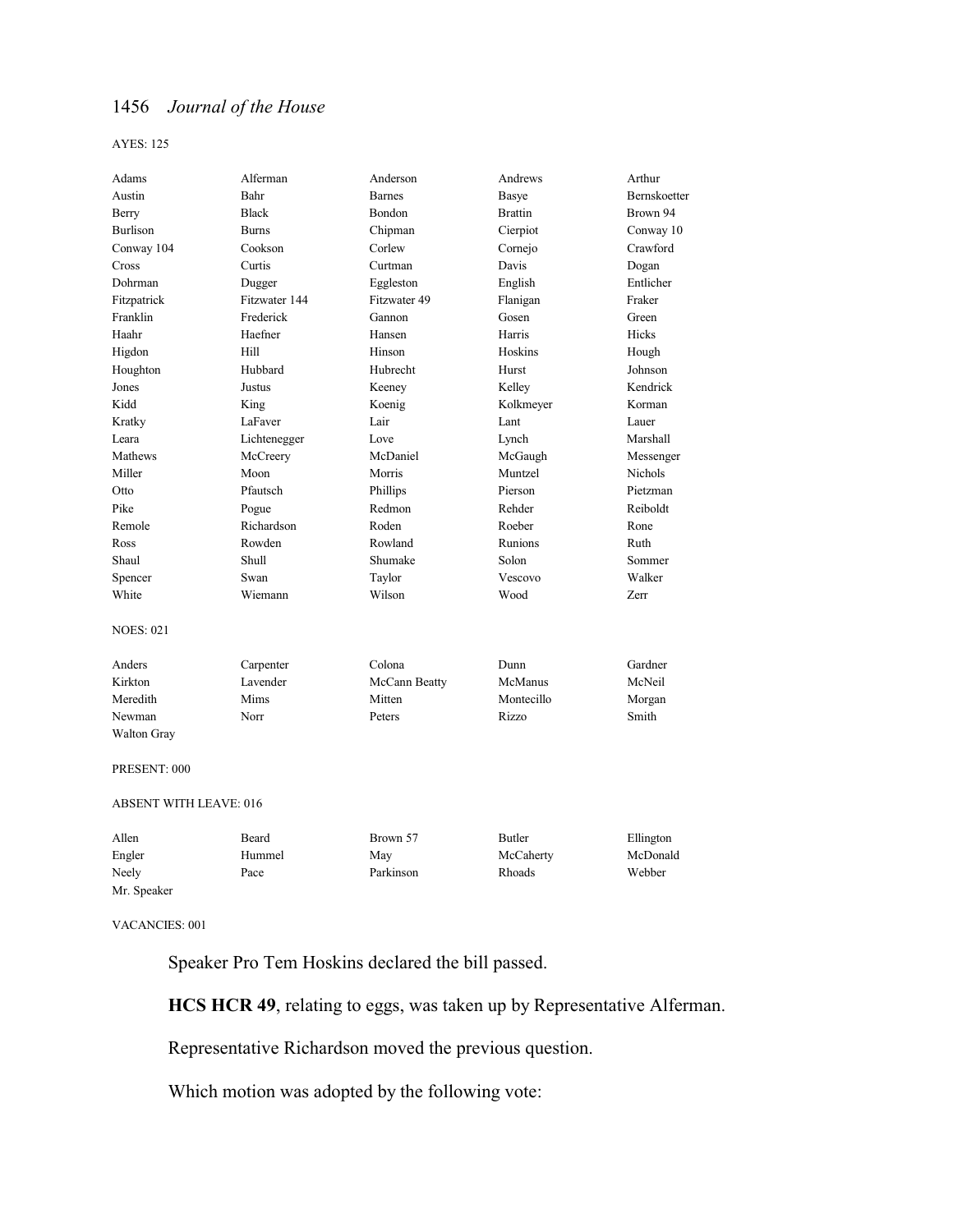AYES: 125

| | | | | |
|---|---|---|---|---|
| Adams | Alferman | Anderson | Andrews | Arthur |
| Austin | Bahr | Barnes | Basye | Bernskoetter |
| Berry | Black | Bondon | Brattin | Brown 94 |
| Burlison | Burns | Chipman | Cierpiot | Conway 10 |
| Conway 104 | Cookson | Corlew | Cornejo | Crawford |
| Cross | Curtis | Curtman | Davis | Dogan |
| Dohrman | Dugger | Eggleston | English | Entlicher |
| Fitzpatrick | Fitzwater 144 | Fitzwater 49 | Flanigan | Fraker |
| Franklin | Frederick | Gannon | Gosen | Green |
| Haahr | Haefner | Hansen | Harris | Hicks |
| Higdon | Hill | Hinson | Hoskins | Hough |
| Houghton | Hubbard | Hubrecht | Hurst | Johnson |
| Jones | Justus | Keeney | Kelley | Kendrick |
| Kidd | King | Koenig | Kolkmeyer | Korman |
| Kratky | LaFaver | Lair | Lant | Lauer |
| Leara | Lichtenegger | Love | Lynch | Marshall |
| Mathews | McCreery | McDaniel | McGaugh | Messenger |
| Miller | Moon | Morris | Muntzel | Nichols |
| Otto | Pfautsch | Phillips | Pierson | Pietzman |
| Pike | Pogue | Redmon | Rehder | Reiboldt |
| Remole | Richardson | Roden | Roeber | Rone |
| Ross | Rowden | Rowland | Runions | Ruth |
| Shaul | Shull | Shumake | Solon | Sommer |
| Spencer | Swan | Taylor | Vescovo | Walker |
| White | Wiemann | Wilson | Wood | Zerr |

NOES: 021

| | | | | |
|---|---|---|---|---|
| Anders | Carpenter | Colona | Dunn | Gardner |
| Kirkton | Lavender | McCann Beatty | McManus | McNeil |
| Meredith | Mims | Mitten | Montecillo | Morgan |
| Newman | Norr | Peters | Rizzo | Smith |
| Walton Gray | | | | |

PRESENT: 000

ABSENT WITH LEAVE: 016

| | | | | |
|---|---|---|---|---|
| Allen | Beard | Brown 57 | Butler | Ellington |
| Engler | Hummel | May | McCaherty | McDonald |
| Neely | Pace | Parkinson | Rhoads | Webber |
| Mr. Speaker | | | | |

VACANCIES: 001

Speaker Pro Tem Hoskins declared the bill passed.

**HCS HCR 49**, relating to eggs, was taken up by Representative Alferman.

Representative Richardson moved the previous question.

Which motion was adopted by the following vote: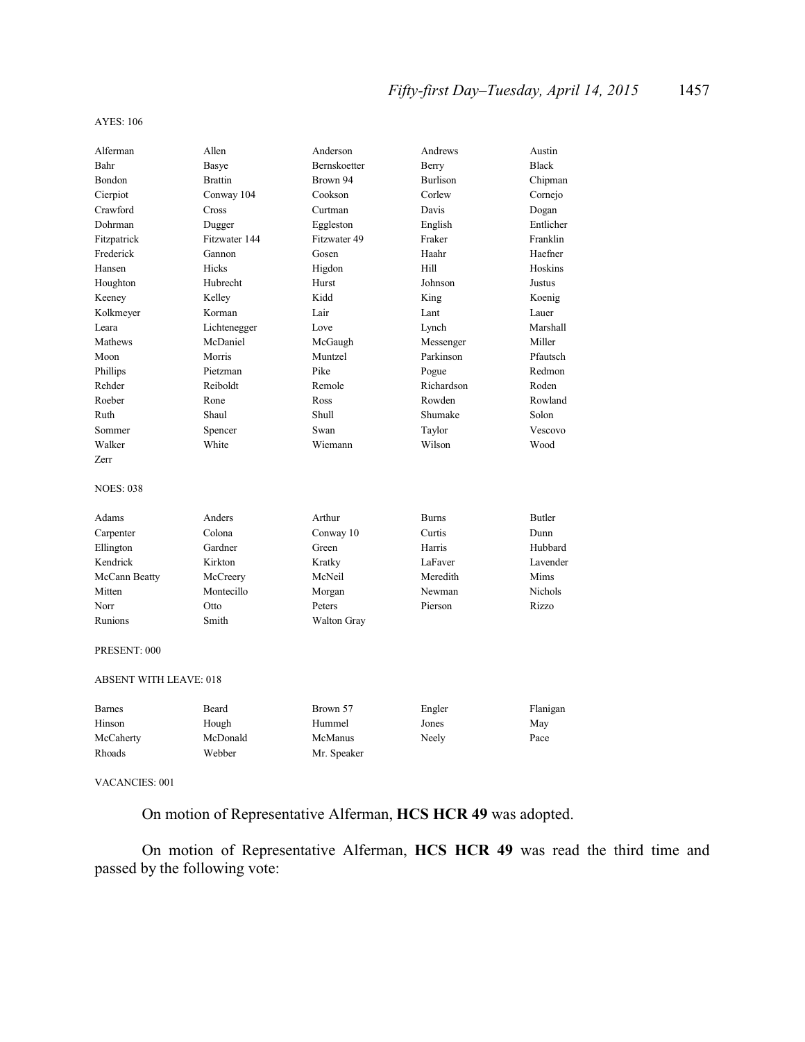AYES: 106

| | | | | |
|---|---|---|---|---|
| Alferman | Allen | Anderson | Andrews | Austin |
| Bahr | Basye | Bernskoetter | Berry | Black |
| Bondon | Brattin | Brown 94 | Burlison | Chipman |
| Cierpiot | Conway 104 | Cookson | Corlew | Cornejo |
| Crawford | Cross | Curtman | Davis | Dogan |
| Dohrman | Dugger | Eggleston | English | Entlicher |
| Fitzpatrick | Fitzwater 144 | Fitzwater 49 | Fraker | Franklin |
| Frederick | Gannon | Gosen | Haahr | Haefner |
| Hansen | Hicks | Higdon | Hill | Hoskins |
| Houghton | Hubrecht | Hurst | Johnson | Justus |
| Keeney | Kelley | Kidd | King | Koenig |
| Kolkmeyer | Korman | Lair | Lant | Lauer |
| Leara | Lichtenegger | Love | Lynch | Marshall |
| Mathews | McDaniel | McGaugh | Messenger | Miller |
| Moon | Morris | Muntzel | Parkinson | Pfautsch |
| Phillips | Pietzman | Pike | Pogue | Redmon |
| Rehder | Reiboldt | Remole | Richardson | Roden |
| Roeber | Rone | Ross | Rowden | Rowland |
| Ruth | Shaul | Shull | Shumake | Solon |
| Sommer | Spencer | Swan | Taylor | Vescovo |
| Walker | White | Wiemann | Wilson | Wood |
| Zerr | | | | |

NOES: 038

| | | | | |
|---|---|---|---|---|
| Adams | Anders | Arthur | Burns | Butler |
| Carpenter | Colona | Conway 10 | Curtis | Dunn |
| Ellington | Gardner | Green | Harris | Hubbard |
| Kendrick | Kirkton | Kratky | LaFaver | Lavender |
| McCann Beatty | McCreery | McNeil | Meredith | Mims |
| Mitten | Montecillo | Morgan | Newman | Nichols |
| Norr | Otto | Peters | Pierson | Rizzo |
| Runions | Smith | Walton Gray | | |

PRESENT: 000

ABSENT WITH LEAVE: 018

| | | | | |
|---|---|---|---|---|
| Barnes | Beard | Brown 57 | Engler | Flanigan |
| Hinson | Hough | Hummel | Jones | May |
| McCaherty | McDonald | McManus | Neely | Pace |
| Rhoads | Webber | Mr. Speaker | | |

VACANCIES: 001

On motion of Representative Alferman, **HCS HCR 49** was adopted.

On motion of Representative Alferman, **HCS HCR 49** was read the third time and passed by the following vote: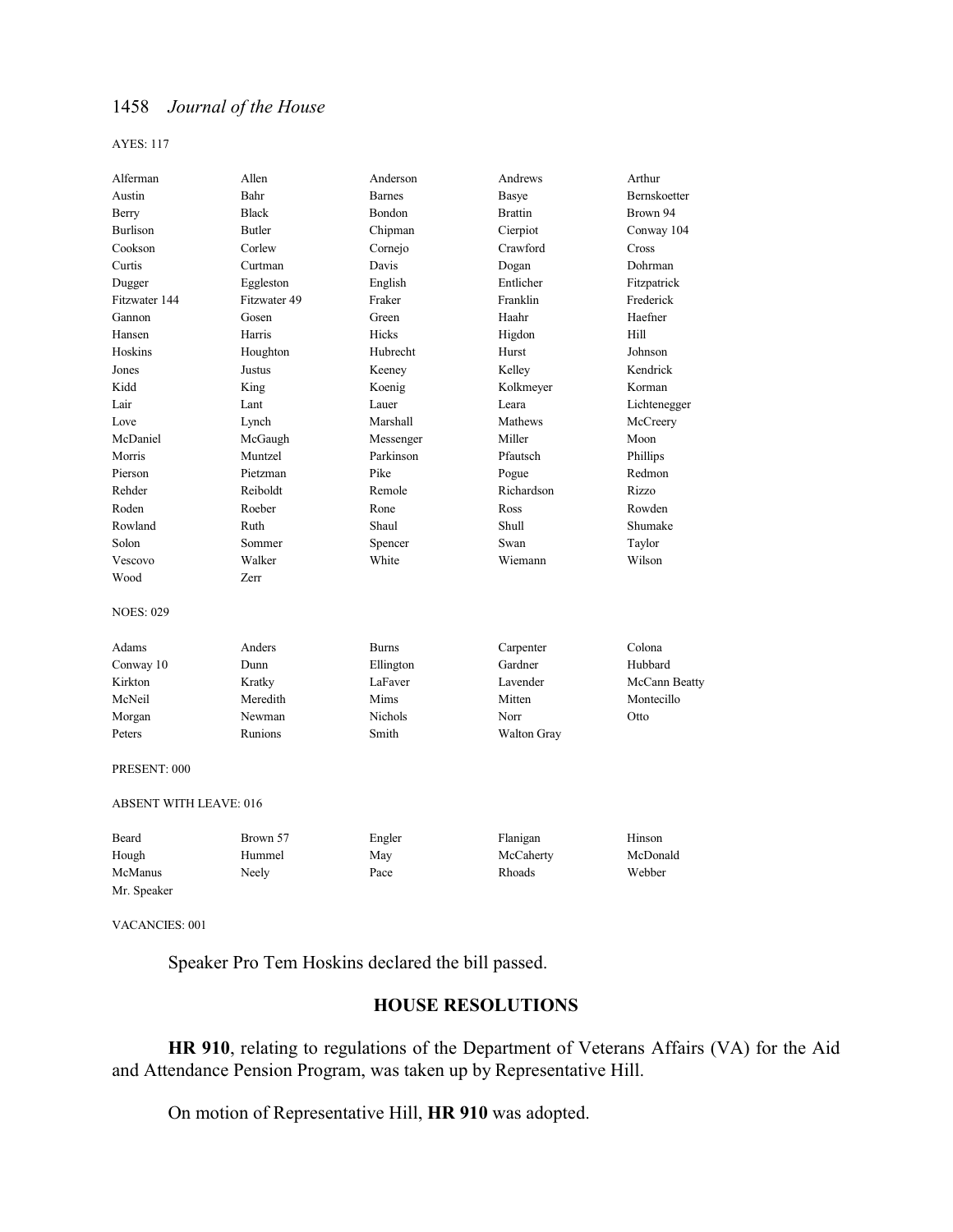AYES: 117

| | | | | |
|---|---|---|---|---|
| Alferman | Allen | Anderson | Andrews | Arthur |
| Austin | Bahr | Barnes | Basye | Bernskoetter |
| Berry | Black | Bondon | Brattin | Brown 94 |
| Burlison | Butler | Chipman | Cierpiot | Conway 104 |
| Cookson | Corlew | Cornejo | Crawford | Cross |
| Curtis | Curtman | Davis | Dogan | Dohrman |
| Dugger | Eggleston | English | Entlicher | Fitzpatrick |
| Fitzwater 144 | Fitzwater 49 | Fraker | Franklin | Frederick |
| Gannon | Gosen | Green | Haahr | Haefner |
| Hansen | Harris | Hicks | Higdon | Hill |
| Hoskins | Houghton | Hubrecht | Hurst | Johnson |
| Jones | Justus | Keeney | Kelley | Kendrick |
| Kidd | King | Koenig | Kolkmeyer | Korman |
| Lair | Lant | Lauer | Leara | Lichtenegger |
| Love | Lynch | Marshall | Mathews | McCreery |
| McDaniel | McGaugh | Messenger | Miller | Moon |
| Morris | Muntzel | Parkinson | Pfautsch | Phillips |
| Pierson | Pietzman | Pike | Pogue | Redmon |
| Rehder | Reiboldt | Remole | Richardson | Rizzo |
| Roden | Roeber | Rone | Ross | Rowden |
| Rowland | Ruth | Shaul | Shull | Shumake |
| Solon | Sommer | Spencer | Swan | Taylor |
| Vescovo | Walker | White | Wiemann | Wilson |
| Wood | Zerr | | | |

NOES: 029

| | | | | |
|---|---|---|---|---|
| Adams | Anders | Burns | Carpenter | Colona |
| Conway 10 | Dunn | Ellington | Gardner | Hubbard |
| Kirkton | Kratky | LaFaver | Lavender | McCann Beatty |
| McNeil | Meredith | Mims | Mitten | Montecillo |
| Morgan | Newman | Nichols | Norr | Otto |
| Peters | Runions | Smith | Walton Gray | |

PRESENT: 000

ABSENT WITH LEAVE: 016

| | | | | |
|---|---|---|---|---|
| Beard | Brown 57 | Engler | Flanigan | Hinson |
| Hough | Hummel | May | McCaherty | McDonald |
| McManus | Neely | Pace | Rhoads | Webber |
| Mr. Speaker | | | | |

VACANCIES: 001

Speaker Pro Tem Hoskins declared the bill passed.

## HOUSE RESOLUTIONS

**HR 910**, relating to regulations of the Department of Veterans Affairs (VA) for the Aid and Attendance Pension Program, was taken up by Representative Hill.

On motion of Representative Hill, **HR 910** was adopted.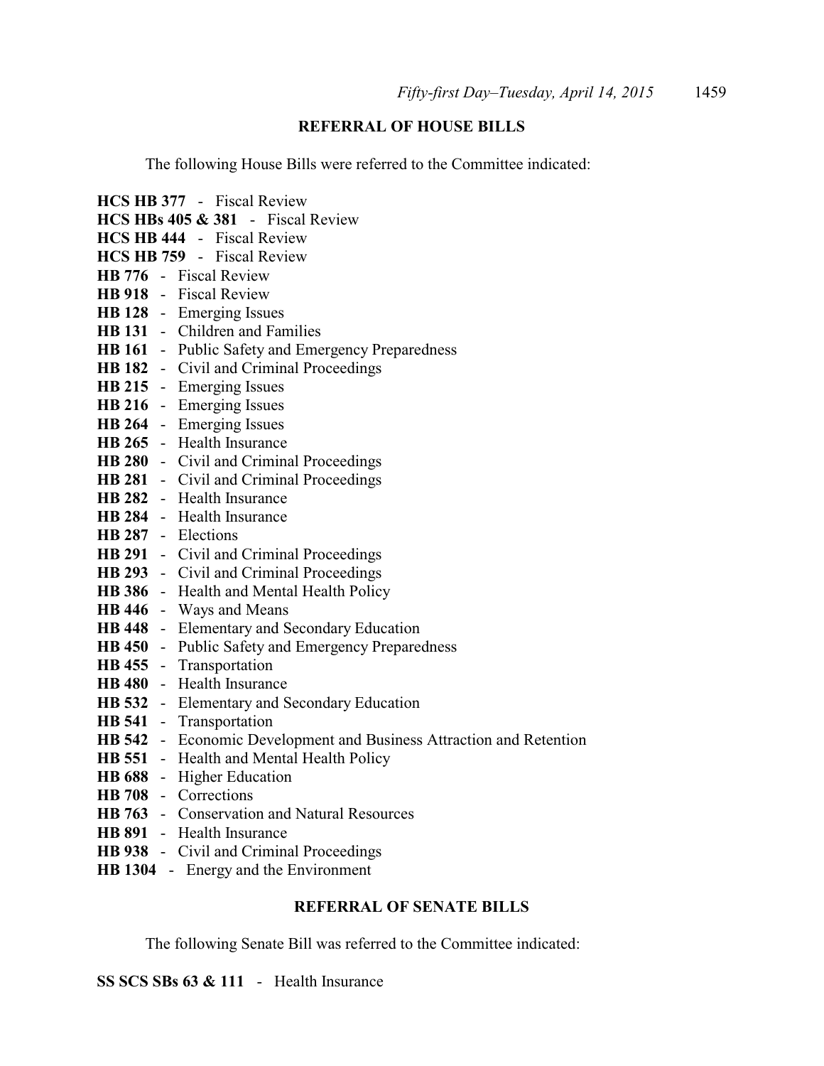## REFERRAL OF HOUSE BILLS

The following House Bills were referred to the Committee indicated:

**HCS HB 377** - Fiscal Review
**HCS HBs 405 & 381** - Fiscal Review
**HCS HB 444** - Fiscal Review
**HCS HB 759** - Fiscal Review
**HB 776** - Fiscal Review
**HB 918** - Fiscal Review
**HB 128** - Emerging Issues
**HB 131** - Children and Families
**HB 161** - Public Safety and Emergency Preparedness
**HB 182** - Civil and Criminal Proceedings
**HB 215** - Emerging Issues
**HB 216** - Emerging Issues
**HB 264** - Emerging Issues
**HB 265** - Health Insurance
**HB 280** - Civil and Criminal Proceedings
**HB 281** - Civil and Criminal Proceedings
**HB 282** - Health Insurance
**HB 284** - Health Insurance
**HB 287** - Elections
**HB 291** - Civil and Criminal Proceedings
**HB 293** - Civil and Criminal Proceedings
**HB 386** - Health and Mental Health Policy
**HB 446** - Ways and Means
**HB 448** - Elementary and Secondary Education
**HB 450** - Public Safety and Emergency Preparedness
**HB 455** - Transportation
**HB 480** - Health Insurance
**HB 532** - Elementary and Secondary Education
**HB 541** - Transportation
**HB 542** - Economic Development and Business Attraction and Retention
**HB 551** - Health and Mental Health Policy
**HB 688** - Higher Education
**HB 708** - Corrections
**HB 763** - Conservation and Natural Resources
**HB 891** - Health Insurance
**HB 938** - Civil and Criminal Proceedings
**HB 1304** - Energy and the Environment

## REFERRAL OF SENATE BILLS

The following Senate Bill was referred to the Committee indicated:

**SS SCS SBs 63 & 111** - Health Insurance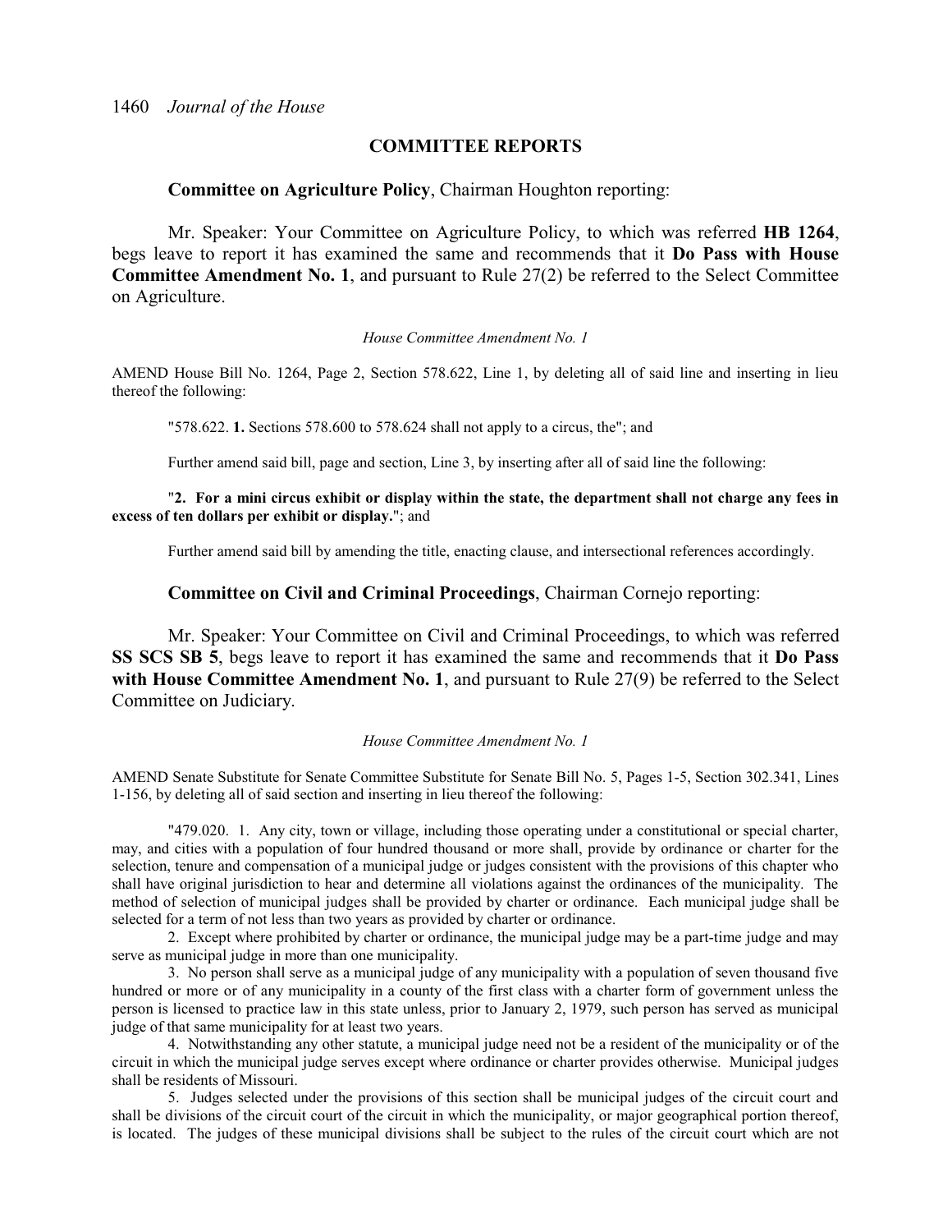## COMMITTEE REPORTS

**Committee on Agriculture Policy**, Chairman Houghton reporting:

Mr. Speaker: Your Committee on Agriculture Policy, to which was referred **HB 1264**, begs leave to report it has examined the same and recommends that it **Do Pass with House Committee Amendment No. 1**, and pursuant to Rule 27(2) be referred to the Select Committee on Agriculture.

*House Committee Amendment No. 1*

AMEND House Bill No. 1264, Page 2, Section 578.622, Line 1, by deleting all of said line and inserting in lieu thereof the following:

"578.622. **1.** Sections 578.600 to 578.624 shall not apply to a circus, the"; and

Further amend said bill, page and section, Line 3, by inserting after all of said line the following:

"**2. For a mini circus exhibit or display within the state, the department shall not charge any fees in excess of ten dollars per exhibit or display.**"; and

Further amend said bill by amending the title, enacting clause, and intersectional references accordingly.

**Committee on Civil and Criminal Proceedings**, Chairman Cornejo reporting:

Mr. Speaker: Your Committee on Civil and Criminal Proceedings, to which was referred **SS SCS SB 5**, begs leave to report it has examined the same and recommends that it **Do Pass with House Committee Amendment No. 1**, and pursuant to Rule 27(9) be referred to the Select Committee on Judiciary.

*House Committee Amendment No. 1*

AMEND Senate Substitute for Senate Committee Substitute for Senate Bill No. 5, Pages 1-5, Section 302.341, Lines 1-156, by deleting all of said section and inserting in lieu thereof the following:

"479.020. 1. Any city, town or village, including those operating under a constitutional or special charter, may, and cities with a population of four hundred thousand or more shall, provide by ordinance or charter for the selection, tenure and compensation of a municipal judge or judges consistent with the provisions of this chapter who shall have original jurisdiction to hear and determine all violations against the ordinances of the municipality. The method of selection of municipal judges shall be provided by charter or ordinance. Each municipal judge shall be selected for a term of not less than two years as provided by charter or ordinance.

2. Except where prohibited by charter or ordinance, the municipal judge may be a part-time judge and may serve as municipal judge in more than one municipality.

3. No person shall serve as a municipal judge of any municipality with a population of seven thousand five hundred or more or of any municipality in a county of the first class with a charter form of government unless the person is licensed to practice law in this state unless, prior to January 2, 1979, such person has served as municipal judge of that same municipality for at least two years.

4. Notwithstanding any other statute, a municipal judge need not be a resident of the municipality or of the circuit in which the municipal judge serves except where ordinance or charter provides otherwise. Municipal judges shall be residents of Missouri.

5. Judges selected under the provisions of this section shall be municipal judges of the circuit court and shall be divisions of the circuit court of the circuit in which the municipality, or major geographical portion thereof, is located. The judges of these municipal divisions shall be subject to the rules of the circuit court which are not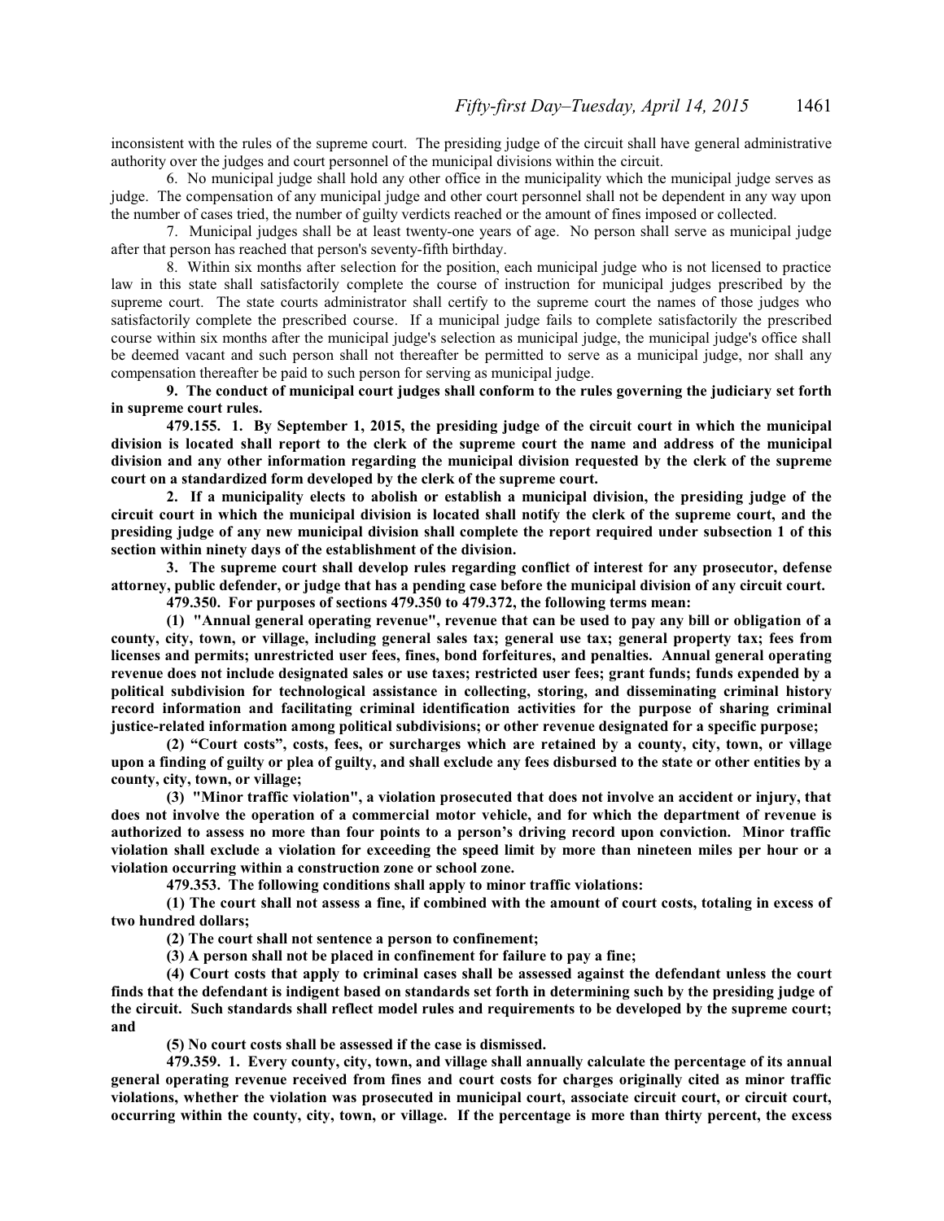inconsistent with the rules of the supreme court. The presiding judge of the circuit shall have general administrative authority over the judges and court personnel of the municipal divisions within the circuit.

6. No municipal judge shall hold any other office in the municipality which the municipal judge serves as judge. The compensation of any municipal judge and other court personnel shall not be dependent in any way upon the number of cases tried, the number of guilty verdicts reached or the amount of fines imposed or collected.

7. Municipal judges shall be at least twenty-one years of age. No person shall serve as municipal judge after that person has reached that person's seventy-fifth birthday.

8. Within six months after selection for the position, each municipal judge who is not licensed to practice law in this state shall satisfactorily complete the course of instruction for municipal judges prescribed by the supreme court. The state courts administrator shall certify to the supreme court the names of those judges who satisfactorily complete the prescribed course. If a municipal judge fails to complete satisfactorily the prescribed course within six months after the municipal judge's selection as municipal judge, the municipal judge's office shall be deemed vacant and such person shall not thereafter be permitted to serve as a municipal judge, nor shall any compensation thereafter be paid to such person for serving as municipal judge.

**9. The conduct of municipal court judges shall conform to the rules governing the judiciary set forth in supreme court rules.**

**479.155. 1. By September 1, 2015, the presiding judge of the circuit court in which the municipal division is located shall report to the clerk of the supreme court the name and address of the municipal division and any other information regarding the municipal division requested by the clerk of the supreme court on a standardized form developed by the clerk of the supreme court.**

**2. If a municipality elects to abolish or establish a municipal division, the presiding judge of the circuit court in which the municipal division is located shall notify the clerk of the supreme court, and the presiding judge of any new municipal division shall complete the report required under subsection 1 of this section within ninety days of the establishment of the division.**

**3. The supreme court shall develop rules regarding conflict of interest for any prosecutor, defense attorney, public defender, or judge that has a pending case before the municipal division of any circuit court.**

**479.350. For purposes of sections 479.350 to 479.372, the following terms mean:**

**(1) "Annual general operating revenue", revenue that can be used to pay any bill or obligation of a county, city, town, or village, including general sales tax; general use tax; general property tax; fees from licenses and permits; unrestricted user fees, fines, bond forfeitures, and penalties. Annual general operating revenue does not include designated sales or use taxes; restricted user fees; grant funds; funds expended by a political subdivision for technological assistance in collecting, storing, and disseminating criminal history record information and facilitating criminal identification activities for the purpose of sharing criminal justice-related information among political subdivisions; or other revenue designated for a specific purpose;**

**(2) "Court costs", costs, fees, or surcharges which are retained by a county, city, town, or village upon a finding of guilty or plea of guilty, and shall exclude any fees disbursed to the state or other entities by a county, city, town, or village;**

**(3) "Minor traffic violation", a violation prosecuted that does not involve an accident or injury, that does not involve the operation of a commercial motor vehicle, and for which the department of revenue is authorized to assess no more than four points to a person's driving record upon conviction. Minor traffic violation shall exclude a violation for exceeding the speed limit by more than nineteen miles per hour or a violation occurring within a construction zone or school zone.**

**479.353. The following conditions shall apply to minor traffic violations:**

**(1) The court shall not assess a fine, if combined with the amount of court costs, totaling in excess of two hundred dollars;**

**(2) The court shall not sentence a person to confinement;**

**(3) A person shall not be placed in confinement for failure to pay a fine;**

**(4) Court costs that apply to criminal cases shall be assessed against the defendant unless the court finds that the defendant is indigent based on standards set forth in determining such by the presiding judge of the circuit. Such standards shall reflect model rules and requirements to be developed by the supreme court; and**

**(5) No court costs shall be assessed if the case is dismissed.**

**479.359. 1. Every county, city, town, and village shall annually calculate the percentage of its annual general operating revenue received from fines and court costs for charges originally cited as minor traffic violations, whether the violation was prosecuted in municipal court, associate circuit court, or circuit court, occurring within the county, city, town, or village. If the percentage is more than thirty percent, the excess**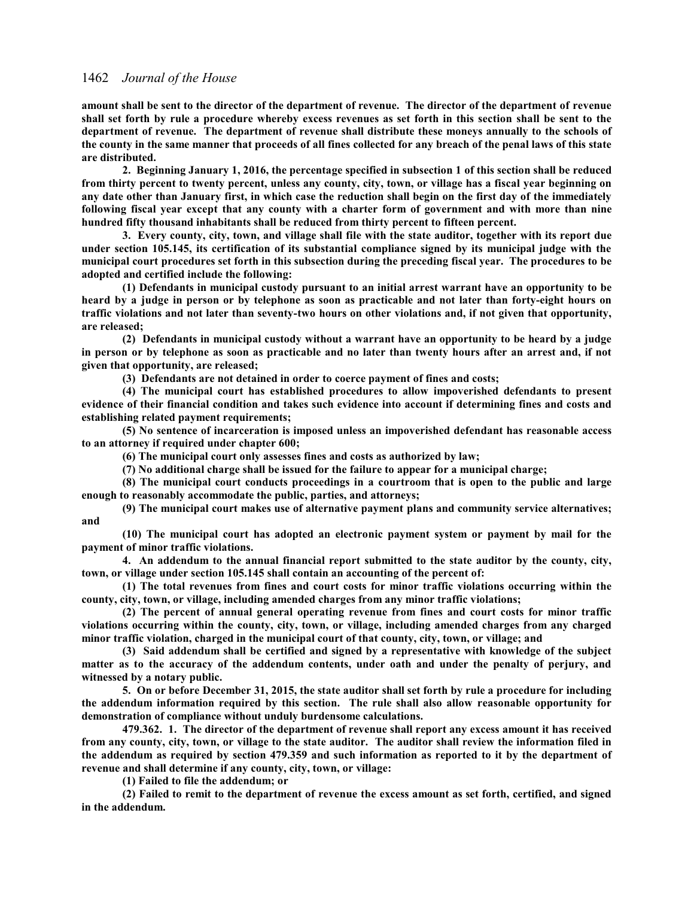**amount shall be sent to the director of the department of revenue. The director of the department of revenue shall set forth by rule a procedure whereby excess revenues as set forth in this section shall be sent to the department of revenue. The department of revenue shall distribute these moneys annually to the schools of the county in the same manner that proceeds of all fines collected for any breach of the penal laws of this state are distributed.**

**2. Beginning January 1, 2016, the percentage specified in subsection 1 of this section shall be reduced from thirty percent to twenty percent, unless any county, city, town, or village has a fiscal year beginning on any date other than January first, in which case the reduction shall begin on the first day of the immediately following fiscal year except that any county with a charter form of government and with more than nine hundred fifty thousand inhabitants shall be reduced from thirty percent to fifteen percent.**

**3. Every county, city, town, and village shall file with the state auditor, together with its report due under section 105.145, its certification of its substantial compliance signed by its municipal judge with the municipal court procedures set forth in this subsection during the preceding fiscal year. The procedures to be adopted and certified include the following:**

**(1) Defendants in municipal custody pursuant to an initial arrest warrant have an opportunity to be heard by a judge in person or by telephone as soon as practicable and not later than forty-eight hours on traffic violations and not later than seventy-two hours on other violations and, if not given that opportunity, are released;**

**(2) Defendants in municipal custody without a warrant have an opportunity to be heard by a judge in person or by telephone as soon as practicable and no later than twenty hours after an arrest and, if not given that opportunity, are released;**

**(3) Defendants are not detained in order to coerce payment of fines and costs;**

**(4) The municipal court has established procedures to allow impoverished defendants to present evidence of their financial condition and takes such evidence into account if determining fines and costs and establishing related payment requirements;**

**(5) No sentence of incarceration is imposed unless an impoverished defendant has reasonable access to an attorney if required under chapter 600;**

**(6) The municipal court only assesses fines and costs as authorized by law;**

**(7) No additional charge shall be issued for the failure to appear for a municipal charge;**

**(8) The municipal court conducts proceedings in a courtroom that is open to the public and large enough to reasonably accommodate the public, parties, and attorneys;**

**(9) The municipal court makes use of alternative payment plans and community service alternatives; and**

**(10) The municipal court has adopted an electronic payment system or payment by mail for the payment of minor traffic violations.**

**4. An addendum to the annual financial report submitted to the state auditor by the county, city, town, or village under section 105.145 shall contain an accounting of the percent of:**

**(1) The total revenues from fines and court costs for minor traffic violations occurring within the county, city, town, or village, including amended charges from any minor traffic violations;**

**(2) The percent of annual general operating revenue from fines and court costs for minor traffic violations occurring within the county, city, town, or village, including amended charges from any charged minor traffic violation, charged in the municipal court of that county, city, town, or village; and**

**(3) Said addendum shall be certified and signed by a representative with knowledge of the subject matter as to the accuracy of the addendum contents, under oath and under the penalty of perjury, and witnessed by a notary public.**

**5. On or before December 31, 2015, the state auditor shall set forth by rule a procedure for including the addendum information required by this section. The rule shall also allow reasonable opportunity for demonstration of compliance without unduly burdensome calculations.**

**479.362. 1. The director of the department of revenue shall report any excess amount it has received from any county, city, town, or village to the state auditor. The auditor shall review the information filed in the addendum as required by section 479.359 and such information as reported to it by the department of revenue and shall determine if any county, city, town, or village:**

**(1) Failed to file the addendum; or**

**(2) Failed to remit to the department of revenue the excess amount as set forth, certified, and signed in the addendum.**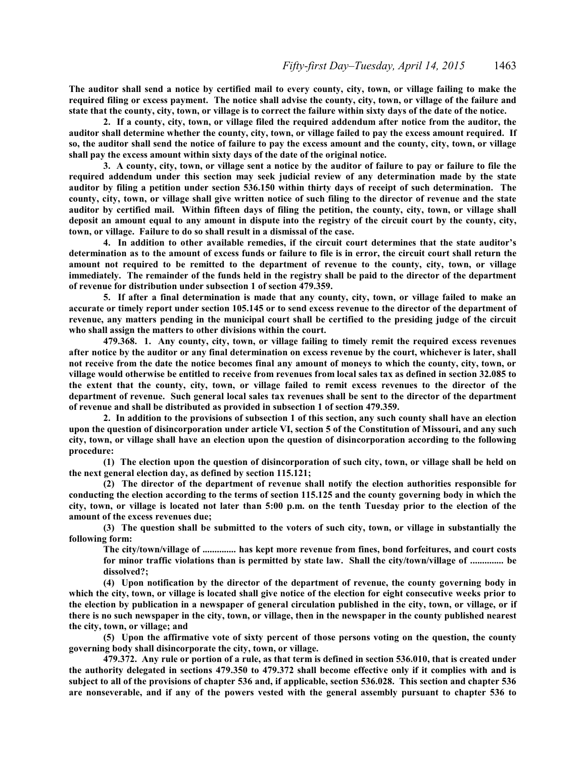**The auditor shall send a notice by certified mail to every county, city, town, or village failing to make the required filing or excess payment. The notice shall advise the county, city, town, or village of the failure and state that the county, city, town, or village is to correct the failure within sixty days of the date of the notice.**

**2. If a county, city, town, or village filed the required addendum after notice from the auditor, the auditor shall determine whether the county, city, town, or village failed to pay the excess amount required. If so, the auditor shall send the notice of failure to pay the excess amount and the county, city, town, or village shall pay the excess amount within sixty days of the date of the original notice.**

**3. A county, city, town, or village sent a notice by the auditor of failure to pay or failure to file the required addendum under this section may seek judicial review of any determination made by the state auditor by filing a petition under section 536.150 within thirty days of receipt of such determination. The county, city, town, or village shall give written notice of such filing to the director of revenue and the state auditor by certified mail. Within fifteen days of filing the petition, the county, city, town, or village shall deposit an amount equal to any amount in dispute into the registry of the circuit court by the county, city, town, or village. Failure to do so shall result in a dismissal of the case.**

**4. In addition to other available remedies, if the circuit court determines that the state auditor's determination as to the amount of excess funds or failure to file is in error, the circuit court shall return the amount not required to be remitted to the department of revenue to the county, city, town, or village immediately. The remainder of the funds held in the registry shall be paid to the director of the department of revenue for distribution under subsection 1 of section 479.359.**

**5. If after a final determination is made that any county, city, town, or village failed to make an accurate or timely report under section 105.145 or to send excess revenue to the director of the department of revenue, any matters pending in the municipal court shall be certified to the presiding judge of the circuit who shall assign the matters to other divisions within the court.**

**479.368. 1. Any county, city, town, or village failing to timely remit the required excess revenues after notice by the auditor or any final determination on excess revenue by the court, whichever is later, shall not receive from the date the notice becomes final any amount of moneys to which the county, city, town, or village would otherwise be entitled to receive from revenues from local sales tax as defined in section 32.085 to the extent that the county, city, town, or village failed to remit excess revenues to the director of the department of revenue. Such general local sales tax revenues shall be sent to the director of the department of revenue and shall be distributed as provided in subsection 1 of section 479.359.**

**2. In addition to the provisions of subsection 1 of this section, any such county shall have an election upon the question of disincorporation under article VI, section 5 of the Constitution of Missouri, and any such city, town, or village shall have an election upon the question of disincorporation according to the following procedure:**

**(1) The election upon the question of disincorporation of such city, town, or village shall be held on the next general election day, as defined by section 115.121;**

**(2) The director of the department of revenue shall notify the election authorities responsible for conducting the election according to the terms of section 115.125 and the county governing body in which the city, town, or village is located not later than 5:00 p.m. on the tenth Tuesday prior to the election of the amount of the excess revenues due;**

**(3) The question shall be submitted to the voters of such city, town, or village in substantially the following form:**

> **The city/town/village of .............. has kept more revenue from fines, bond forfeitures, and court costs for minor traffic violations than is permitted by state law. Shall the city/town/village of .............. be dissolved?;**

**(4) Upon notification by the director of the department of revenue, the county governing body in which the city, town, or village is located shall give notice of the election for eight consecutive weeks prior to the election by publication in a newspaper of general circulation published in the city, town, or village, or if there is no such newspaper in the city, town, or village, then in the newspaper in the county published nearest the city, town, or village; and**

**(5) Upon the affirmative vote of sixty percent of those persons voting on the question, the county governing body shall disincorporate the city, town, or village.**

**479.372. Any rule or portion of a rule, as that term is defined in section 536.010, that is created under the authority delegated in sections 479.350 to 479.372 shall become effective only if it complies with and is subject to all of the provisions of chapter 536 and, if applicable, section 536.028. This section and chapter 536 are nonseverable, and if any of the powers vested with the general assembly pursuant to chapter 536 to**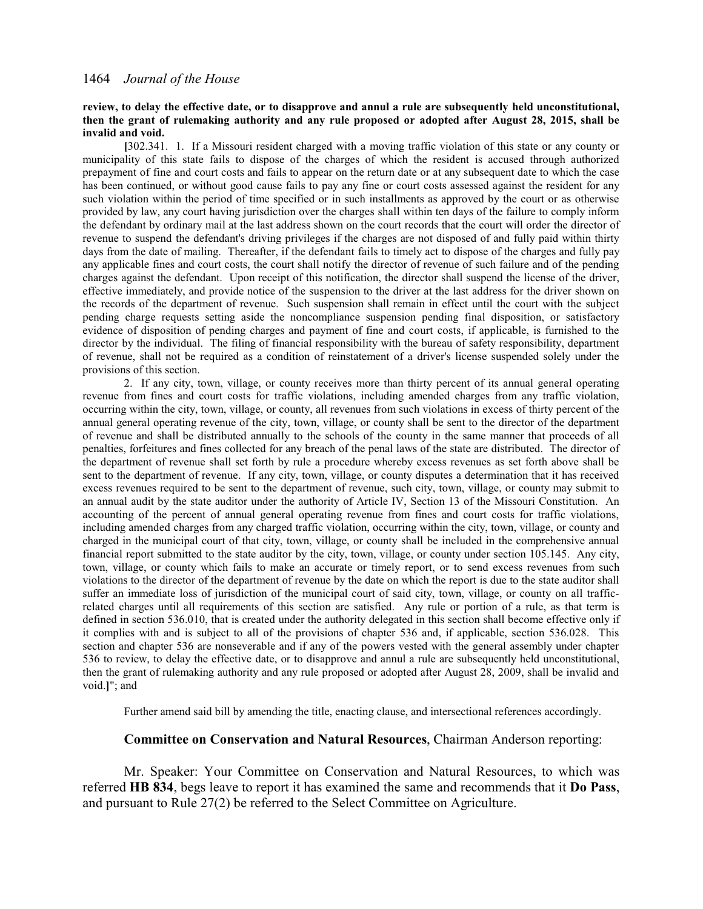**review, to delay the effective date, or to disapprove and annul a rule are subsequently held unconstitutional, then the grant of rulemaking authority and any rule proposed or adopted after August 28, 2015, shall be invalid and void.**

**[**302.341. 1. If a Missouri resident charged with a moving traffic violation of this state or any county or municipality of this state fails to dispose of the charges of which the resident is accused through authorized prepayment of fine and court costs and fails to appear on the return date or at any subsequent date to which the case has been continued, or without good cause fails to pay any fine or court costs assessed against the resident for any such violation within the period of time specified or in such installments as approved by the court or as otherwise provided by law, any court having jurisdiction over the charges shall within ten days of the failure to comply inform the defendant by ordinary mail at the last address shown on the court records that the court will order the director of revenue to suspend the defendant's driving privileges if the charges are not disposed of and fully paid within thirty days from the date of mailing. Thereafter, if the defendant fails to timely act to dispose of the charges and fully pay any applicable fines and court costs, the court shall notify the director of revenue of such failure and of the pending charges against the defendant. Upon receipt of this notification, the director shall suspend the license of the driver, effective immediately, and provide notice of the suspension to the driver at the last address for the driver shown on the records of the department of revenue. Such suspension shall remain in effect until the court with the subject pending charge requests setting aside the noncompliance suspension pending final disposition, or satisfactory evidence of disposition of pending charges and payment of fine and court costs, if applicable, is furnished to the director by the individual. The filing of financial responsibility with the bureau of safety responsibility, department of revenue, shall not be required as a condition of reinstatement of a driver's license suspended solely under the provisions of this section.

2. If any city, town, village, or county receives more than thirty percent of its annual general operating revenue from fines and court costs for traffic violations, including amended charges from any traffic violation, occurring within the city, town, village, or county, all revenues from such violations in excess of thirty percent of the annual general operating revenue of the city, town, village, or county shall be sent to the director of the department of revenue and shall be distributed annually to the schools of the county in the same manner that proceeds of all penalties, forfeitures and fines collected for any breach of the penal laws of the state are distributed. The director of the department of revenue shall set forth by rule a procedure whereby excess revenues as set forth above shall be sent to the department of revenue. If any city, town, village, or county disputes a determination that it has received excess revenues required to be sent to the department of revenue, such city, town, village, or county may submit to an annual audit by the state auditor under the authority of Article IV, Section 13 of the Missouri Constitution. An accounting of the percent of annual general operating revenue from fines and court costs for traffic violations, including amended charges from any charged traffic violation, occurring within the city, town, village, or county and charged in the municipal court of that city, town, village, or county shall be included in the comprehensive annual financial report submitted to the state auditor by the city, town, village, or county under section 105.145. Any city, town, village, or county which fails to make an accurate or timely report, or to send excess revenues from such violations to the director of the department of revenue by the date on which the report is due to the state auditor shall suffer an immediate loss of jurisdiction of the municipal court of said city, town, village, or county on all traffic-related charges until all requirements of this section are satisfied. Any rule or portion of a rule, as that term is defined in section 536.010, that is created under the authority delegated in this section shall become effective only if it complies with and is subject to all of the provisions of chapter 536 and, if applicable, section 536.028. This section and chapter 536 are nonseverable and if any of the powers vested with the general assembly under chapter 536 to review, to delay the effective date, or to disapprove and annul a rule are subsequently held unconstitutional, then the grant of rulemaking authority and any rule proposed or adopted after August 28, 2009, shall be invalid and void.**]**"; and

Further amend said bill by amending the title, enacting clause, and intersectional references accordingly.

**Committee on Conservation and Natural Resources**, Chairman Anderson reporting:

Mr. Speaker: Your Committee on Conservation and Natural Resources, to which was referred **HB 834**, begs leave to report it has examined the same and recommends that it **Do Pass**, and pursuant to Rule 27(2) be referred to the Select Committee on Agriculture.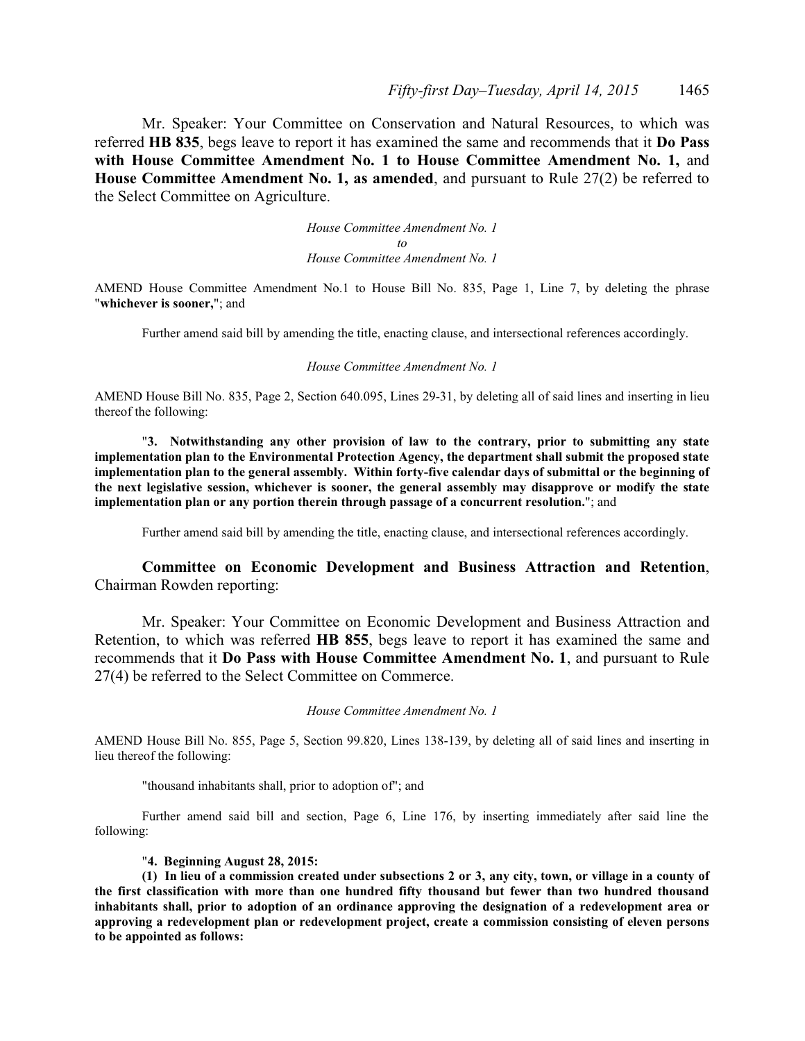Mr. Speaker: Your Committee on Conservation and Natural Resources, to which was referred **HB 835**, begs leave to report it has examined the same and recommends that it **Do Pass with House Committee Amendment No. 1 to House Committee Amendment No. 1,** and **House Committee Amendment No. 1, as amended**, and pursuant to Rule 27(2) be referred to the Select Committee on Agriculture.

*House Committee Amendment No. 1*
*to*
*House Committee Amendment No. 1*

AMEND House Committee Amendment No.1 to House Bill No. 835, Page 1, Line 7, by deleting the phrase "**whichever is sooner,**"; and

Further amend said bill by amending the title, enacting clause, and intersectional references accordingly.

*House Committee Amendment No. 1*

AMEND House Bill No. 835, Page 2, Section 640.095, Lines 29-31, by deleting all of said lines and inserting in lieu thereof the following:

"**3. Notwithstanding any other provision of law to the contrary, prior to submitting any state implementation plan to the Environmental Protection Agency, the department shall submit the proposed state implementation plan to the general assembly. Within forty-five calendar days of submittal or the beginning of the next legislative session, whichever is sooner, the general assembly may disapprove or modify the state implementation plan or any portion therein through passage of a concurrent resolution.**"; and

Further amend said bill by amending the title, enacting clause, and intersectional references accordingly.

**Committee on Economic Development and Business Attraction and Retention**, Chairman Rowden reporting:

Mr. Speaker: Your Committee on Economic Development and Business Attraction and Retention, to which was referred **HB 855**, begs leave to report it has examined the same and recommends that it **Do Pass with House Committee Amendment No. 1**, and pursuant to Rule 27(4) be referred to the Select Committee on Commerce.

*House Committee Amendment No. 1*

AMEND House Bill No. 855, Page 5, Section 99.820, Lines 138-139, by deleting all of said lines and inserting in lieu thereof the following:

"thousand inhabitants shall, prior to adoption of"; and

Further amend said bill and section, Page 6, Line 176, by inserting immediately after said line the following:

"**4. Beginning August 28, 2015:**

**(1) In lieu of a commission created under subsections 2 or 3, any city, town, or village in a county of the first classification with more than one hundred fifty thousand but fewer than two hundred thousand inhabitants shall, prior to adoption of an ordinance approving the designation of a redevelopment area or approving a redevelopment plan or redevelopment project, create a commission consisting of eleven persons to be appointed as follows:**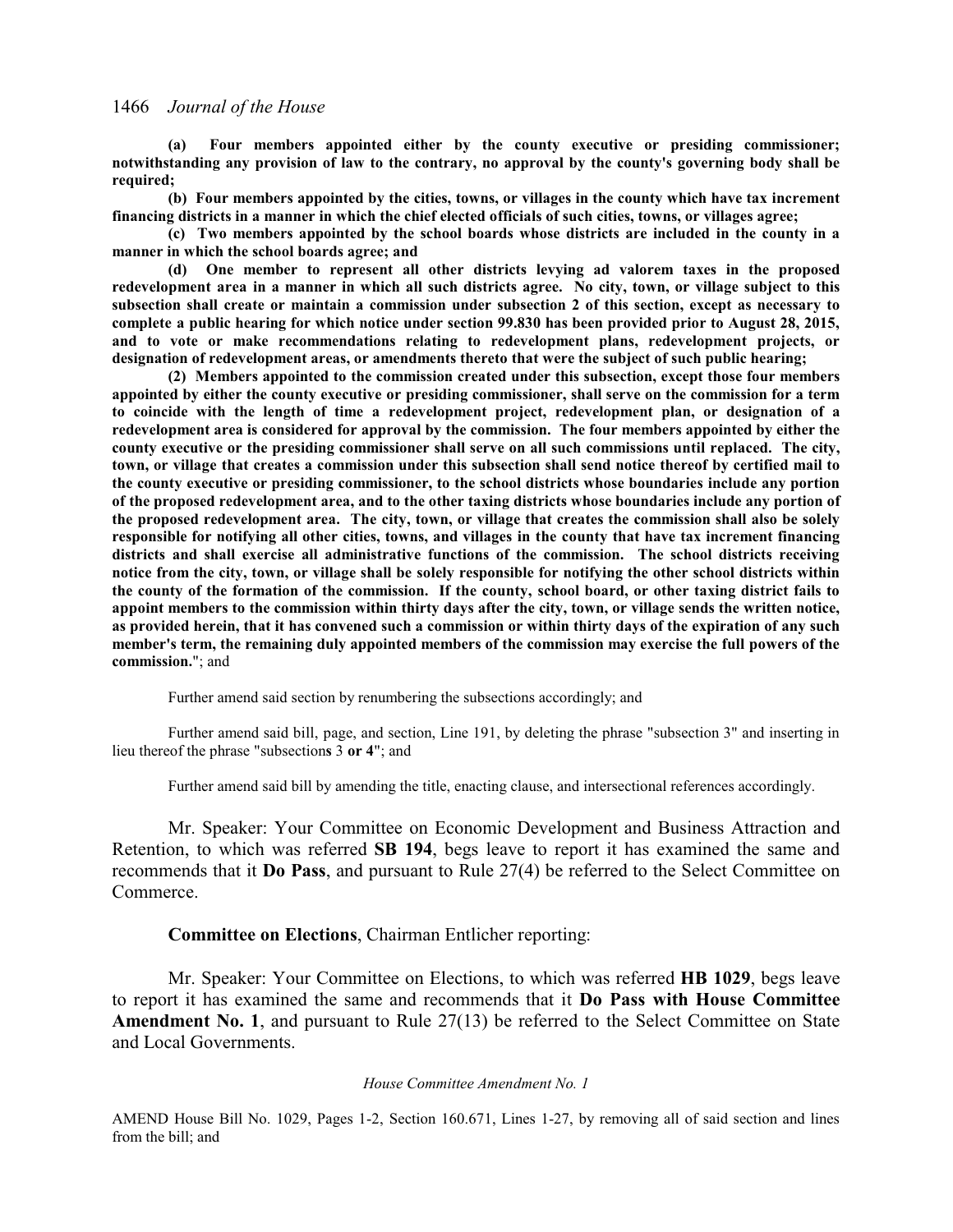**(a) Four members appointed either by the county executive or presiding commissioner; notwithstanding any provision of law to the contrary, no approval by the county's governing body shall be required;**

**(b) Four members appointed by the cities, towns, or villages in the county which have tax increment financing districts in a manner in which the chief elected officials of such cities, towns, or villages agree;**

**(c) Two members appointed by the school boards whose districts are included in the county in a manner in which the school boards agree; and**

**(d) One member to represent all other districts levying ad valorem taxes in the proposed redevelopment area in a manner in which all such districts agree. No city, town, or village subject to this subsection shall create or maintain a commission under subsection 2 of this section, except as necessary to complete a public hearing for which notice under section 99.830 has been provided prior to August 28, 2015, and to vote or make recommendations relating to redevelopment plans, redevelopment projects, or designation of redevelopment areas, or amendments thereto that were the subject of such public hearing;**

**(2) Members appointed to the commission created under this subsection, except those four members appointed by either the county executive or presiding commissioner, shall serve on the commission for a term to coincide with the length of time a redevelopment project, redevelopment plan, or designation of a redevelopment area is considered for approval by the commission. The four members appointed by either the county executive or the presiding commissioner shall serve on all such commissions until replaced. The city, town, or village that creates a commission under this subsection shall send notice thereof by certified mail to the county executive or presiding commissioner, to the school districts whose boundaries include any portion of the proposed redevelopment area, and to the other taxing districts whose boundaries include any portion of the proposed redevelopment area. The city, town, or village that creates the commission shall also be solely responsible for notifying all other cities, towns, and villages in the county that have tax increment financing districts and shall exercise all administrative functions of the commission. The school districts receiving notice from the city, town, or village shall be solely responsible for notifying the other school districts within the county of the formation of the commission. If the county, school board, or other taxing district fails to appoint members to the commission within thirty days after the city, town, or village sends the written notice, as provided herein, that it has convened such a commission or within thirty days of the expiration of any such member's term, the remaining duly appointed members of the commission may exercise the full powers of the commission.**"; and

Further amend said section by renumbering the subsections accordingly; and

Further amend said bill, page, and section, Line 191, by deleting the phrase "subsection 3" and inserting in lieu thereof the phrase "subsection**s** 3 **or 4**"; and

Further amend said bill by amending the title, enacting clause, and intersectional references accordingly.

Mr. Speaker: Your Committee on Economic Development and Business Attraction and Retention, to which was referred **SB 194**, begs leave to report it has examined the same and recommends that it **Do Pass**, and pursuant to Rule 27(4) be referred to the Select Committee on Commerce.

**Committee on Elections**, Chairman Entlicher reporting:

Mr. Speaker: Your Committee on Elections, to which was referred **HB 1029**, begs leave to report it has examined the same and recommends that it **Do Pass with House Committee Amendment No. 1**, and pursuant to Rule 27(13) be referred to the Select Committee on State and Local Governments.

*House Committee Amendment No. 1*

AMEND House Bill No. 1029, Pages 1-2, Section 160.671, Lines 1-27, by removing all of said section and lines from the bill; and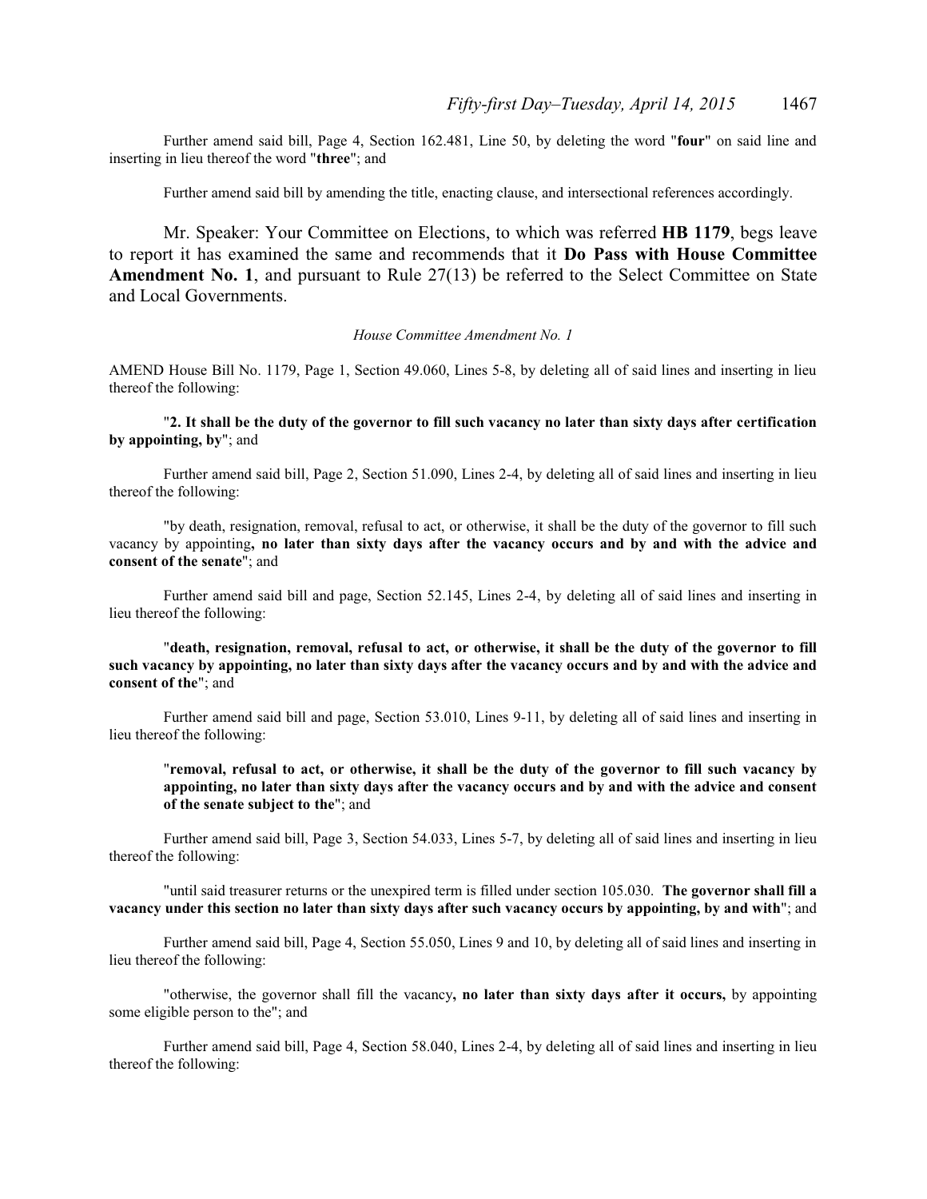Further amend said bill, Page 4, Section 162.481, Line 50, by deleting the word "**four**" on said line and inserting in lieu thereof the word "**three**"; and

Further amend said bill by amending the title, enacting clause, and intersectional references accordingly.

Mr. Speaker: Your Committee on Elections, to which was referred **HB 1179**, begs leave to report it has examined the same and recommends that it **Do Pass with House Committee Amendment No. 1**, and pursuant to Rule 27(13) be referred to the Select Committee on State and Local Governments.

*House Committee Amendment No. 1*

AMEND House Bill No. 1179, Page 1, Section 49.060, Lines 5-8, by deleting all of said lines and inserting in lieu thereof the following:

"**2. It shall be the duty of the governor to fill such vacancy no later than sixty days after certification by appointing, by**"; and

Further amend said bill, Page 2, Section 51.090, Lines 2-4, by deleting all of said lines and inserting in lieu thereof the following:

"by death, resignation, removal, refusal to act, or otherwise, it shall be the duty of the governor to fill such vacancy by appointing**, no later than sixty days after the vacancy occurs and by and with the advice and consent of the senate**"; and

Further amend said bill and page, Section 52.145, Lines 2-4, by deleting all of said lines and inserting in lieu thereof the following:

"**death, resignation, removal, refusal to act, or otherwise, it shall be the duty of the governor to fill such vacancy by appointing, no later than sixty days after the vacancy occurs and by and with the advice and consent of the**"; and

Further amend said bill and page, Section 53.010, Lines 9-11, by deleting all of said lines and inserting in lieu thereof the following:

"**removal, refusal to act, or otherwise, it shall be the duty of the governor to fill such vacancy by appointing, no later than sixty days after the vacancy occurs and by and with the advice and consent of the senate subject to the**"; and

Further amend said bill, Page 3, Section 54.033, Lines 5-7, by deleting all of said lines and inserting in lieu thereof the following:

"until said treasurer returns or the unexpired term is filled under section 105.030. **The governor shall fill a vacancy under this section no later than sixty days after such vacancy occurs by appointing, by and with**"; and

Further amend said bill, Page 4, Section 55.050, Lines 9 and 10, by deleting all of said lines and inserting in lieu thereof the following:

"otherwise, the governor shall fill the vacancy**, no later than sixty days after it occurs,** by appointing some eligible person to the"; and

Further amend said bill, Page 4, Section 58.040, Lines 2-4, by deleting all of said lines and inserting in lieu thereof the following: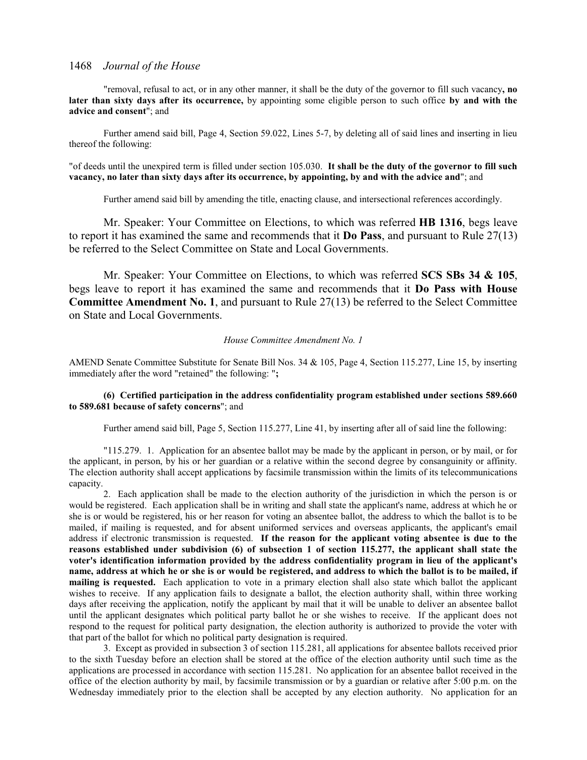"removal, refusal to act, or in any other manner, it shall be the duty of the governor to fill such vacancy**, no later than sixty days after its occurrence,** by appointing some eligible person to such office **by and with the advice and consent**"; and

Further amend said bill, Page 4, Section 59.022, Lines 5-7, by deleting all of said lines and inserting in lieu thereof the following:

"of deeds until the unexpired term is filled under section 105.030. **It shall be the duty of the governor to fill such vacancy, no later than sixty days after its occurrence, by appointing, by and with the advice and**"; and

Further amend said bill by amending the title, enacting clause, and intersectional references accordingly.

Mr. Speaker: Your Committee on Elections, to which was referred **HB 1316**, begs leave to report it has examined the same and recommends that it **Do Pass**, and pursuant to Rule 27(13) be referred to the Select Committee on State and Local Governments.

Mr. Speaker: Your Committee on Elections, to which was referred **SCS SBs 34 & 105**, begs leave to report it has examined the same and recommends that it **Do Pass with House Committee Amendment No. 1**, and pursuant to Rule 27(13) be referred to the Select Committee on State and Local Governments.

*House Committee Amendment No. 1*

AMEND Senate Committee Substitute for Senate Bill Nos. 34 & 105, Page 4, Section 115.277, Line 15, by inserting immediately after the word "retained" the following: "**;**

**(6) Certified participation in the address confidentiality program established under sections 589.660 to 589.681 because of safety concerns**"; and

Further amend said bill, Page 5, Section 115.277, Line 41, by inserting after all of said line the following:

"115.279. 1. Application for an absentee ballot may be made by the applicant in person, or by mail, or for the applicant, in person, by his or her guardian or a relative within the second degree by consanguinity or affinity. The election authority shall accept applications by facsimile transmission within the limits of its telecommunications capacity.

2. Each application shall be made to the election authority of the jurisdiction in which the person is or would be registered. Each application shall be in writing and shall state the applicant's name, address at which he or she is or would be registered, his or her reason for voting an absentee ballot, the address to which the ballot is to be mailed, if mailing is requested, and for absent uniformed services and overseas applicants, the applicant's email address if electronic transmission is requested. **If the reason for the applicant voting absentee is due to the reasons established under subdivision (6) of subsection 1 of section 115.277, the applicant shall state the voter's identification information provided by the address confidentiality program in lieu of the applicant's name, address at which he or she is or would be registered, and address to which the ballot is to be mailed, if mailing is requested.** Each application to vote in a primary election shall also state which ballot the applicant wishes to receive. If any application fails to designate a ballot, the election authority shall, within three working days after receiving the application, notify the applicant by mail that it will be unable to deliver an absentee ballot until the applicant designates which political party ballot he or she wishes to receive. If the applicant does not respond to the request for political party designation, the election authority is authorized to provide the voter with that part of the ballot for which no political party designation is required.

3. Except as provided in subsection 3 of section 115.281, all applications for absentee ballots received prior to the sixth Tuesday before an election shall be stored at the office of the election authority until such time as the applications are processed in accordance with section 115.281. No application for an absentee ballot received in the office of the election authority by mail, by facsimile transmission or by a guardian or relative after 5:00 p.m. on the Wednesday immediately prior to the election shall be accepted by any election authority. No application for an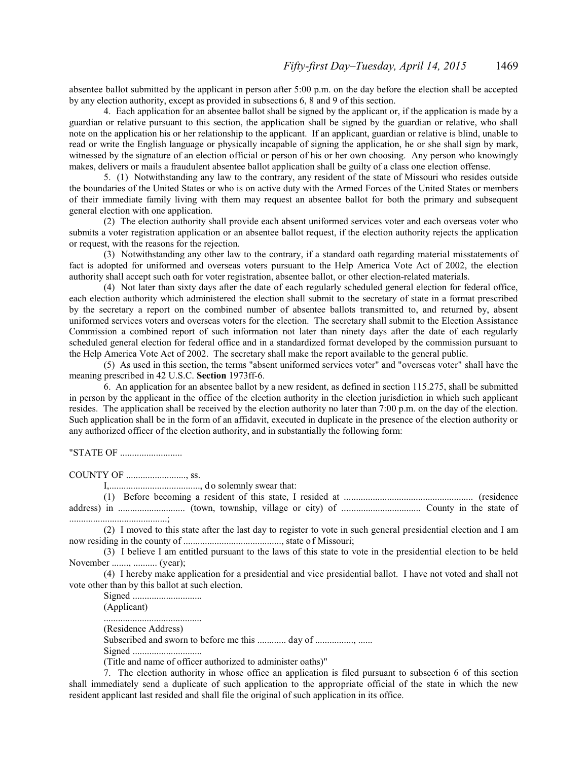absentee ballot submitted by the applicant in person after 5:00 p.m. on the day before the election shall be accepted by any election authority, except as provided in subsections 6, 8 and 9 of this section.

4. Each application for an absentee ballot shall be signed by the applicant or, if the application is made by a guardian or relative pursuant to this section, the application shall be signed by the guardian or relative, who shall note on the application his or her relationship to the applicant. If an applicant, guardian or relative is blind, unable to read or write the English language or physically incapable of signing the application, he or she shall sign by mark, witnessed by the signature of an election official or person of his or her own choosing. Any person who knowingly makes, delivers or mails a fraudulent absentee ballot application shall be guilty of a class one election offense.

5. (1) Notwithstanding any law to the contrary, any resident of the state of Missouri who resides outside the boundaries of the United States or who is on active duty with the Armed Forces of the United States or members of their immediate family living with them may request an absentee ballot for both the primary and subsequent general election with one application.

(2) The election authority shall provide each absent uniformed services voter and each overseas voter who submits a voter registration application or an absentee ballot request, if the election authority rejects the application or request, with the reasons for the rejection.

(3) Notwithstanding any other law to the contrary, if a standard oath regarding material misstatements of fact is adopted for uniformed and overseas voters pursuant to the Help America Vote Act of 2002, the election authority shall accept such oath for voter registration, absentee ballot, or other election-related materials.

(4) Not later than sixty days after the date of each regularly scheduled general election for federal office, each election authority which administered the election shall submit to the secretary of state in a format prescribed by the secretary a report on the combined number of absentee ballots transmitted to, and returned by, absent uniformed services voters and overseas voters for the election. The secretary shall submit to the Election Assistance Commission a combined report of such information not later than ninety days after the date of each regularly scheduled general election for federal office and in a standardized format developed by the commission pursuant to the Help America Vote Act of 2002. The secretary shall make the report available to the general public.

(5) As used in this section, the terms "absent uniformed services voter" and "overseas voter" shall have the meaning prescribed in 42 U.S.C. **Section** 1973ff-6.

6. An application for an absentee ballot by a new resident, as defined in section 115.275, shall be submitted in person by the applicant in the office of the election authority in the election jurisdiction in which such applicant resides. The application shall be received by the election authority no later than 7:00 p.m. on the day of the election. Such application shall be in the form of an affidavit, executed in duplicate in the presence of the election authority or any authorized officer of the election authority, and in substantially the following form:

"STATE OF ..........................

COUNTY OF ........................., ss.

I,......................................, do solemnly swear that:

(1) Before becoming a resident of this state, I resided at ...................................................... (residence address) in ............................ (town, township, village or city) of ................................. County in the state of .........................................;

(2) I moved to this state after the last day to register to vote in such general presidential election and I am now residing in the county of ........................................., state of Missouri;

(3) I believe I am entitled pursuant to the laws of this state to vote in the presidential election to be held November ......., .......... (year);

(4) I hereby make application for a presidential and vice presidential ballot. I have not voted and shall not vote other than by this ballot at such election.

Signed .............................

(Applicant)

.........................................

(Residence Address)

Subscribed and sworn to before me this ............ day of ................, ......

Signed .............................

(Title and name of officer authorized to administer oaths)"

7. The election authority in whose office an application is filed pursuant to subsection 6 of this section shall immediately send a duplicate of such application to the appropriate official of the state in which the new resident applicant last resided and shall file the original of such application in its office.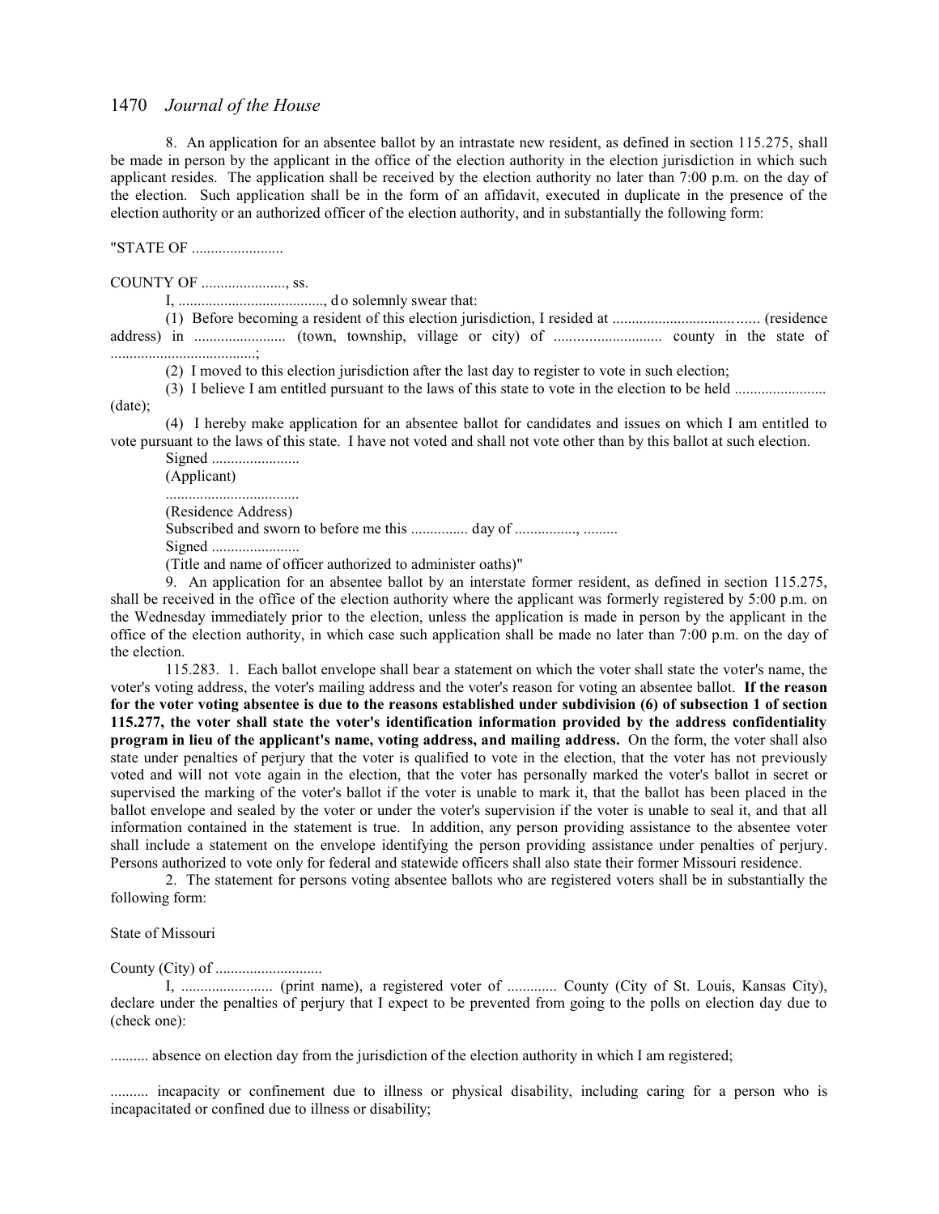8. An application for an absentee ballot by an intrastate new resident, as defined in section 115.275, shall be made in person by the applicant in the office of the election authority in the election jurisdiction in which such applicant resides. The application shall be received by the election authority no later than 7:00 p.m. on the day of the election. Such application shall be in the form of an affidavit, executed in duplicate in the presence of the election authority or an authorized officer of the election authority, and in substantially the following form:

"STATE OF ........................

COUNTY OF ......................, ss.

I, ......................................, do solemnly swear that:

(1) Before becoming a resident of this election jurisdiction, I resided at ....................................... (residence address) in ........................ (town, township, village or city) of ............................ county in the state of ......................................;

(2) I moved to this election jurisdiction after the last day to register to vote in such election;

(3) I believe I am entitled pursuant to the laws of this state to vote in the election to be held ........................ (date);

(4) I hereby make application for an absentee ballot for candidates and issues on which I am entitled to vote pursuant to the laws of this state. I have not voted and shall not vote other than by this ballot at such election.

Signed .......................

(Applicant)

...................................

(Residence Address)

Subscribed and sworn to before me this ............... day of ................, .........

Signed .......................

(Title and name of officer authorized to administer oaths)"

9. An application for an absentee ballot by an interstate former resident, as defined in section 115.275, shall be received in the office of the election authority where the applicant was formerly registered by 5:00 p.m. on the Wednesday immediately prior to the election, unless the application is made in person by the applicant in the office of the election authority, in which case such application shall be made no later than 7:00 p.m. on the day of the election.

115.283. 1. Each ballot envelope shall bear a statement on which the voter shall state the voter's name, the voter's voting address, the voter's mailing address and the voter's reason for voting an absentee ballot. **If the reason for the voter voting absentee is due to the reasons established under subdivision (6) of subsection 1 of section 115.277, the voter shall state the voter's identification information provided by the address confidentiality program in lieu of the applicant's name, voting address, and mailing address.** On the form, the voter shall also state under penalties of perjury that the voter is qualified to vote in the election, that the voter has not previously voted and will not vote again in the election, that the voter has personally marked the voter's ballot in secret or supervised the marking of the voter's ballot if the voter is unable to mark it, that the ballot has been placed in the ballot envelope and sealed by the voter or under the voter's supervision if the voter is unable to seal it, and that all information contained in the statement is true. In addition, any person providing assistance to the absentee voter shall include a statement on the envelope identifying the person providing assistance under penalties of perjury. Persons authorized to vote only for federal and statewide officers shall also state their former Missouri residence.

2. The statement for persons voting absentee ballots who are registered voters shall be in substantially the following form:

State of Missouri

County (City) of ............................

I, ........................ (print name), a registered voter of ............. County (City of St. Louis, Kansas City), declare under the penalties of perjury that I expect to be prevented from going to the polls on election day due to (check one):

.......... absence on election day from the jurisdiction of the election authority in which I am registered;

.......... incapacity or confinement due to illness or physical disability, including caring for a person who is incapacitated or confined due to illness or disability;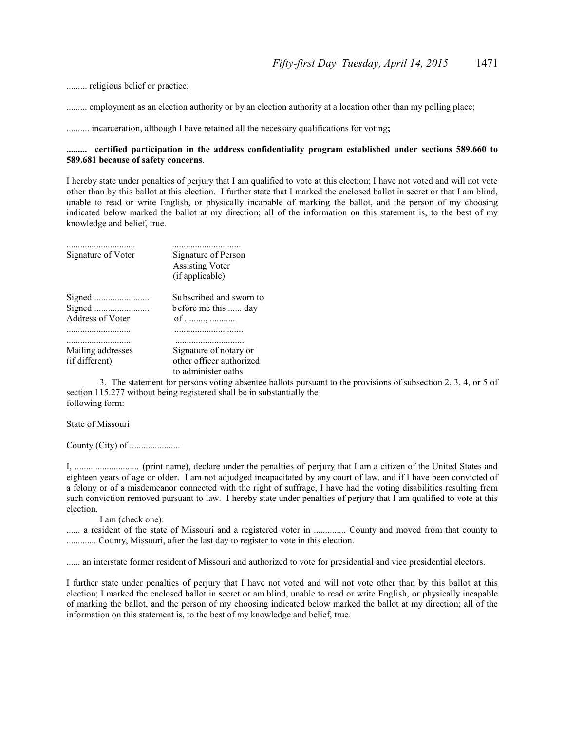......... religious belief or practice;

......... employment as an election authority or by an election authority at a location other than my polling place;

.......... incarceration, although I have retained all the necessary qualifications for voting**;**

**......... certified participation in the address confidentiality program established under sections 589.660 to 589.681 because of safety concerns**.

I hereby state under penalties of perjury that I am qualified to vote at this election; I have not voted and will not vote other than by this ballot at this election. I further state that I marked the enclosed ballot in secret or that I am blind, unable to read or write English, or physically incapable of marking the ballot, and the person of my choosing indicated below marked the ballot at my direction; all of the information on this statement is, to the best of my knowledge and belief, true.

| | |
|---|---|
| ............................. | ............................. |
| Signature of Voter | Signature of Person Assisting Voter (if applicable) |
| Signed ........................ | Subscribed and sworn to |
| Signed ........................ | before me this ...... day |
| Address of Voter | of ........., ........... |
| ........................... | ............................. |
| ........................... | ............................. |
| Mailing addresses (if different) | Signature of notary or other officer authorized to administer oaths |

3. The statement for persons voting absentee ballots pursuant to the provisions of subsection 2, 3, 4, or 5 of section 115.277 without being registered shall be in substantially the following form:

State of Missouri

County (City) of ......................

I, ............................ (print name), declare under the penalties of perjury that I am a citizen of the United States and eighteen years of age or older. I am not adjudged incapacitated by any court of law, and if I have been convicted of a felony or of a misdemeanor connected with the right of suffrage, I have had the voting disabilities resulting from such conviction removed pursuant to law. I hereby state under penalties of perjury that I am qualified to vote at this election.

I am (check one):

...... a resident of the state of Missouri and a registered voter in .............. County and moved from that county to ............. County, Missouri, after the last day to register to vote in this election.

...... an interstate former resident of Missouri and authorized to vote for presidential and vice presidential electors.

I further state under penalties of perjury that I have not voted and will not vote other than by this ballot at this election; I marked the enclosed ballot in secret or am blind, unable to read or write English, or physically incapable of marking the ballot, and the person of my choosing indicated below marked the ballot at my direction; all of the information on this statement is, to the best of my knowledge and belief, true.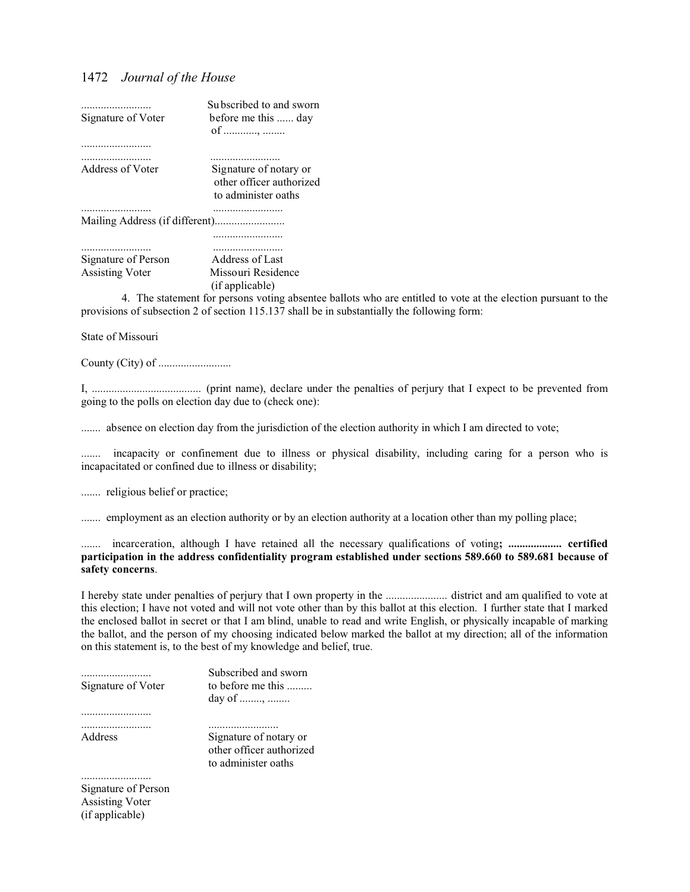| ......................... | Subscribed to and sworn |
|---|---|
| Signature of Voter | before me this ...... day |
| | of ............, ........ |
| ......................... | |
| ......................... | ......................... |
| Address of Voter | Signature of notary or other officer authorized to administer oaths |
| ......................... | ......................... |
| Mailing Address (if different)......................... | |
| | ......................... |
| ......................... | ......................... |
| Signature of Person Assisting Voter | Address of Last Missouri Residence (if applicable) |

4. The statement for persons voting absentee ballots who are entitled to vote at the election pursuant to the provisions of subsection 2 of section 115.137 shall be in substantially the following form:

State of Missouri

County (City) of ..........................

I, ....................................... (print name), declare under the penalties of perjury that I expect to be prevented from going to the polls on election day due to (check one):

....... absence on election day from the jurisdiction of the election authority in which I am directed to vote;

....... incapacity or confinement due to illness or physical disability, including caring for a person who is incapacitated or confined due to illness or disability;

....... religious belief or practice;

....... employment as an election authority or by an election authority at a location other than my polling place;

....... incarceration, although I have retained all the necessary qualifications of voting**; .................. certified participation in the address confidentiality program established under sections 589.660 to 589.681 because of safety concerns**.

I hereby state under penalties of perjury that I own property in the ...................... district and am qualified to vote at this election; I have not voted and will not vote other than by this ballot at this election. I further state that I marked the enclosed ballot in secret or that I am blind, unable to read and write English, or physically incapable of marking the ballot, and the person of my choosing indicated below marked the ballot at my direction; all of the information on this statement is, to the best of my knowledge and belief, true.

| ......................... | Subscribed and sworn |
|---|---|
| Signature of Voter | to before me this ......... |
| | day of ........, ........ |
| ......................... | |
| ......................... | ......................... |
| Address | Signature of notary or other officer authorized to administer oaths |
| ......................... | |
| Signature of Person Assisting Voter (if applicable) | |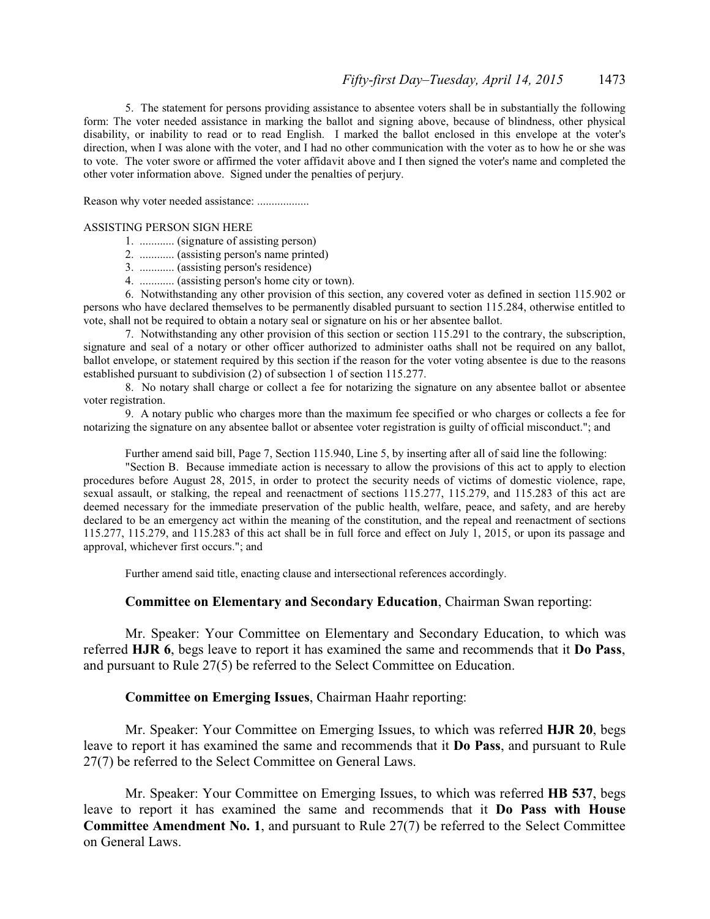5. The statement for persons providing assistance to absentee voters shall be in substantially the following form: The voter needed assistance in marking the ballot and signing above, because of blindness, other physical disability, or inability to read or to read English. I marked the ballot enclosed in this envelope at the voter's direction, when I was alone with the voter, and I had no other communication with the voter as to how he or she was to vote. The voter swore or affirmed the voter affidavit above and I then signed the voter's name and completed the other voter information above. Signed under the penalties of perjury.

Reason why voter needed assistance: ..................

ASSISTING PERSON SIGN HERE

1. ............ (signature of assisting person)
2. ............ (assisting person's name printed)
3. ............ (assisting person's residence)
4. ............ (assisting person's home city or town).

6. Notwithstanding any other provision of this section, any covered voter as defined in section 115.902 or persons who have declared themselves to be permanently disabled pursuant to section 115.284, otherwise entitled to vote, shall not be required to obtain a notary seal or signature on his or her absentee ballot.

7. Notwithstanding any other provision of this section or section 115.291 to the contrary, the subscription, signature and seal of a notary or other officer authorized to administer oaths shall not be required on any ballot, ballot envelope, or statement required by this section if the reason for the voter voting absentee is due to the reasons established pursuant to subdivision (2) of subsection 1 of section 115.277.

8. No notary shall charge or collect a fee for notarizing the signature on any absentee ballot or absentee voter registration.

9. A notary public who charges more than the maximum fee specified or who charges or collects a fee for notarizing the signature on any absentee ballot or absentee voter registration is guilty of official misconduct."; and

Further amend said bill, Page 7, Section 115.940, Line 5, by inserting after all of said line the following:

"Section B. Because immediate action is necessary to allow the provisions of this act to apply to election procedures before August 28, 2015, in order to protect the security needs of victims of domestic violence, rape, sexual assault, or stalking, the repeal and reenactment of sections 115.277, 115.279, and 115.283 of this act are deemed necessary for the immediate preservation of the public health, welfare, peace, and safety, and are hereby declared to be an emergency act within the meaning of the constitution, and the repeal and reenactment of sections 115.277, 115.279, and 115.283 of this act shall be in full force and effect on July 1, 2015, or upon its passage and approval, whichever first occurs."; and

Further amend said title, enacting clause and intersectional references accordingly.

**Committee on Elementary and Secondary Education**, Chairman Swan reporting:

Mr. Speaker: Your Committee on Elementary and Secondary Education, to which was referred **HJR 6**, begs leave to report it has examined the same and recommends that it **Do Pass**, and pursuant to Rule 27(5) be referred to the Select Committee on Education.

**Committee on Emerging Issues**, Chairman Haahr reporting:

Mr. Speaker: Your Committee on Emerging Issues, to which was referred **HJR 20**, begs leave to report it has examined the same and recommends that it **Do Pass**, and pursuant to Rule 27(7) be referred to the Select Committee on General Laws.

Mr. Speaker: Your Committee on Emerging Issues, to which was referred **HB 537**, begs leave to report it has examined the same and recommends that it **Do Pass with House Committee Amendment No. 1**, and pursuant to Rule 27(7) be referred to the Select Committee on General Laws.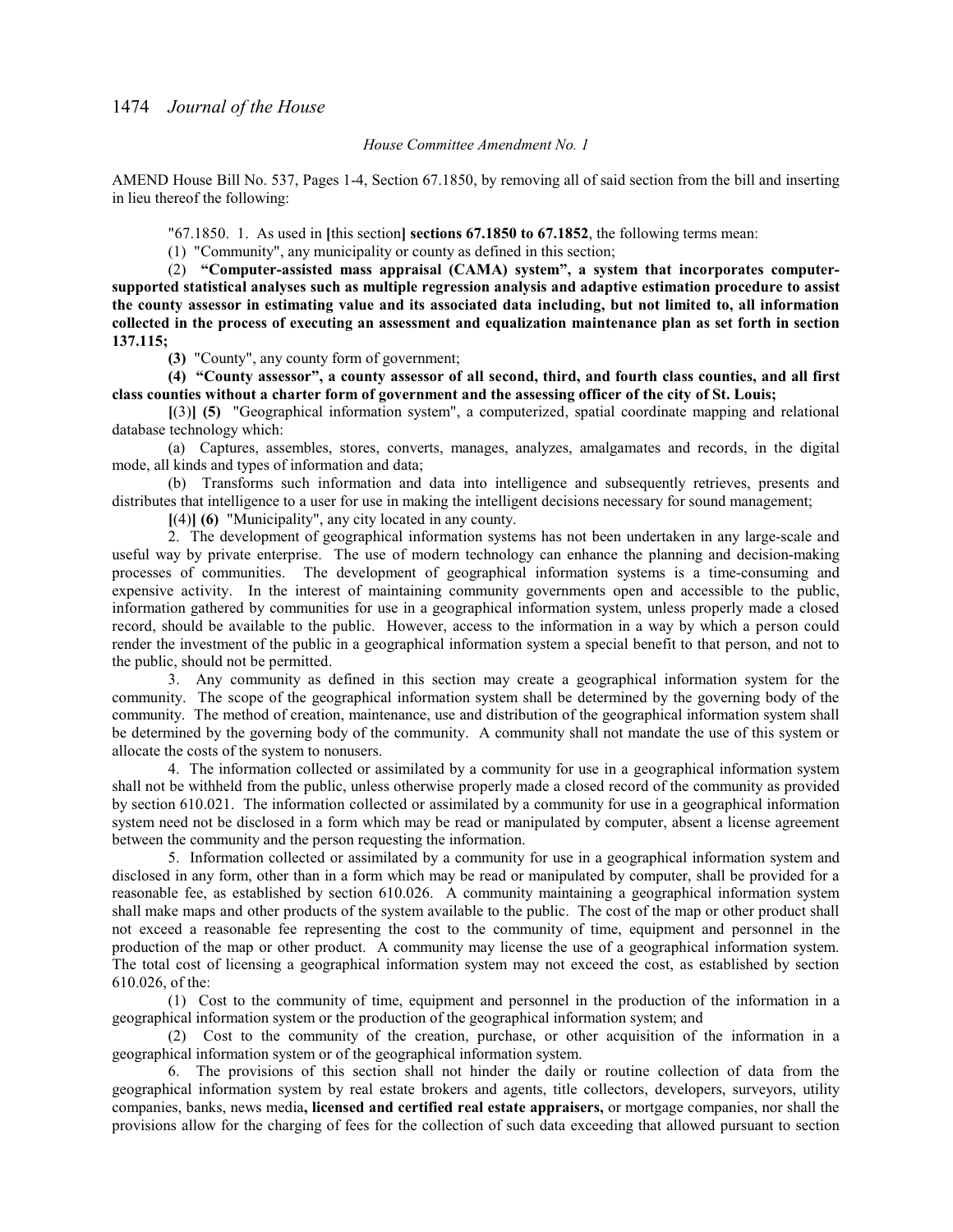*House Committee Amendment No. 1*

AMEND House Bill No. 537, Pages 1-4, Section 67.1850, by removing all of said section from the bill and inserting in lieu thereof the following:

"67.1850. 1. As used in [this section] **sections 67.1850 to 67.1852**, the following terms mean:

(1) "Community", any municipality or county as defined in this section;

(2) **"Computer-assisted mass appraisal (CAMA) system", a system that incorporates computer-supported statistical analyses such as multiple regression analysis and adaptive estimation procedure to assist the county assessor in estimating value and its associated data including, but not limited to, all information collected in the process of executing an assessment and equalization maintenance plan as set forth in section 137.115;**

**(3)** "County", any county form of government;

**(4) "County assessor", a county assessor of all second, third, and fourth class counties, and all first class counties without a charter form of government and the assessing officer of the city of St. Louis;**

[(3)] **(5)** "Geographical information system", a computerized, spatial coordinate mapping and relational database technology which:

(a) Captures, assembles, stores, converts, manages, analyzes, amalgamates and records, in the digital mode, all kinds and types of information and data;

(b) Transforms such information and data into intelligence and subsequently retrieves, presents and distributes that intelligence to a user for use in making the intelligent decisions necessary for sound management;

[(4)] **(6)** "Municipality", any city located in any county.

2. The development of geographical information systems has not been undertaken in any large-scale and useful way by private enterprise. The use of modern technology can enhance the planning and decision-making processes of communities. The development of geographical information systems is a time-consuming and expensive activity. In the interest of maintaining community governments open and accessible to the public, information gathered by communities for use in a geographical information system, unless properly made a closed record, should be available to the public. However, access to the information in a way by which a person could render the investment of the public in a geographical information system a special benefit to that person, and not to the public, should not be permitted.

3. Any community as defined in this section may create a geographical information system for the community. The scope of the geographical information system shall be determined by the governing body of the community. The method of creation, maintenance, use and distribution of the geographical information system shall be determined by the governing body of the community. A community shall not mandate the use of this system or allocate the costs of the system to nonusers.

4. The information collected or assimilated by a community for use in a geographical information system shall not be withheld from the public, unless otherwise properly made a closed record of the community as provided by section 610.021. The information collected or assimilated by a community for use in a geographical information system need not be disclosed in a form which may be read or manipulated by computer, absent a license agreement between the community and the person requesting the information.

5. Information collected or assimilated by a community for use in a geographical information system and disclosed in any form, other than in a form which may be read or manipulated by computer, shall be provided for a reasonable fee, as established by section 610.026. A community maintaining a geographical information system shall make maps and other products of the system available to the public. The cost of the map or other product shall not exceed a reasonable fee representing the cost to the community of time, equipment and personnel in the production of the map or other product. A community may license the use of a geographical information system. The total cost of licensing a geographical information system may not exceed the cost, as established by section 610.026, of the:

(1) Cost to the community of time, equipment and personnel in the production of the information in a geographical information system or the production of the geographical information system; and

(2) Cost to the community of the creation, purchase, or other acquisition of the information in a geographical information system or of the geographical information system.

6. The provisions of this section shall not hinder the daily or routine collection of data from the geographical information system by real estate brokers and agents, title collectors, developers, surveyors, utility companies, banks, news media**, licensed and certified real estate appraisers,** or mortgage companies, nor shall the provisions allow for the charging of fees for the collection of such data exceeding that allowed pursuant to section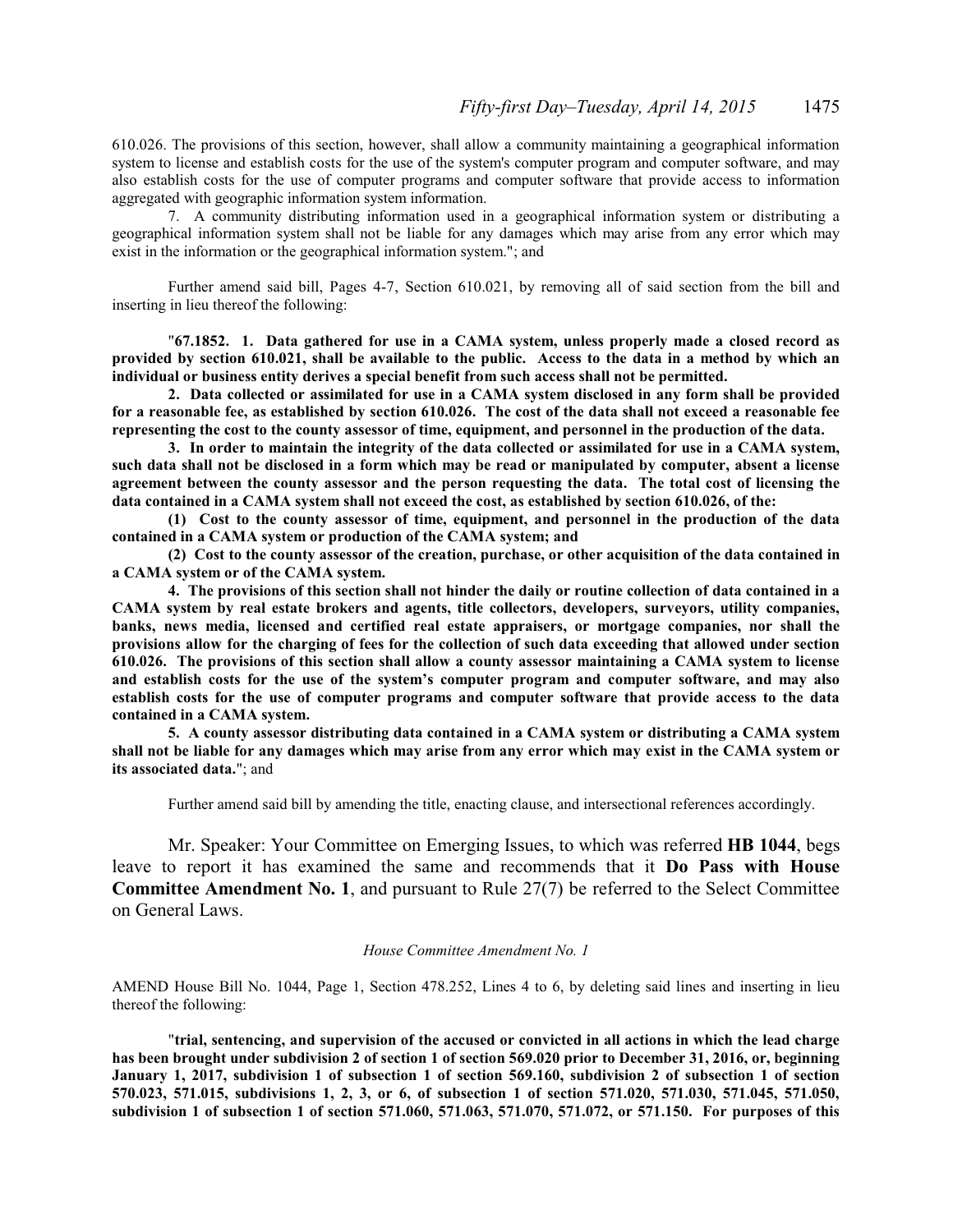610.026. The provisions of this section, however, shall allow a community maintaining a geographical information system to license and establish costs for the use of the system's computer program and computer software, and may also establish costs for the use of computer programs and computer software that provide access to information aggregated with geographic information system information.

7. A community distributing information used in a geographical information system or distributing a geographical information system shall not be liable for any damages which may arise from any error which may exist in the information or the geographical information system."; and

Further amend said bill, Pages 4-7, Section 610.021, by removing all of said section from the bill and inserting in lieu thereof the following:

"**67.1852. 1. Data gathered for use in a CAMA system, unless properly made a closed record as provided by section 610.021, shall be available to the public. Access to the data in a method by which an individual or business entity derives a special benefit from such access shall not be permitted.**

**2. Data collected or assimilated for use in a CAMA system disclosed in any form shall be provided for a reasonable fee, as established by section 610.026. The cost of the data shall not exceed a reasonable fee representing the cost to the county assessor of time, equipment, and personnel in the production of the data.**

**3. In order to maintain the integrity of the data collected or assimilated for use in a CAMA system, such data shall not be disclosed in a form which may be read or manipulated by computer, absent a license agreement between the county assessor and the person requesting the data. The total cost of licensing the data contained in a CAMA system shall not exceed the cost, as established by section 610.026, of the:**

**(1) Cost to the county assessor of time, equipment, and personnel in the production of the data contained in a CAMA system or production of the CAMA system; and**

**(2) Cost to the county assessor of the creation, purchase, or other acquisition of the data contained in a CAMA system or of the CAMA system.**

**4. The provisions of this section shall not hinder the daily or routine collection of data contained in a CAMA system by real estate brokers and agents, title collectors, developers, surveyors, utility companies, banks, news media, licensed and certified real estate appraisers, or mortgage companies, nor shall the provisions allow for the charging of fees for the collection of such data exceeding that allowed under section 610.026. The provisions of this section shall allow a county assessor maintaining a CAMA system to license and establish costs for the use of the system's computer program and computer software, and may also establish costs for the use of computer programs and computer software that provide access to the data contained in a CAMA system.**

**5. A county assessor distributing data contained in a CAMA system or distributing a CAMA system shall not be liable for any damages which may arise from any error which may exist in the CAMA system or its associated data.**"; and

Further amend said bill by amending the title, enacting clause, and intersectional references accordingly.

Mr. Speaker: Your Committee on Emerging Issues, to which was referred **HB 1044**, begs leave to report it has examined the same and recommends that it **Do Pass with House Committee Amendment No. 1**, and pursuant to Rule 27(7) be referred to the Select Committee on General Laws.

*House Committee Amendment No. 1*

AMEND House Bill No. 1044, Page 1, Section 478.252, Lines 4 to 6, by deleting said lines and inserting in lieu thereof the following:

"**trial, sentencing, and supervision of the accused or convicted in all actions in which the lead charge has been brought under subdivision 2 of section 1 of section 569.020 prior to December 31, 2016, or, beginning January 1, 2017, subdivision 1 of subsection 1 of section 569.160, subdivision 2 of subsection 1 of section 570.023, 571.015, subdivisions 1, 2, 3, or 6, of subsection 1 of section 571.020, 571.030, 571.045, 571.050, subdivision 1 of subsection 1 of section 571.060, 571.063, 571.070, 571.072, or 571.150. For purposes of this**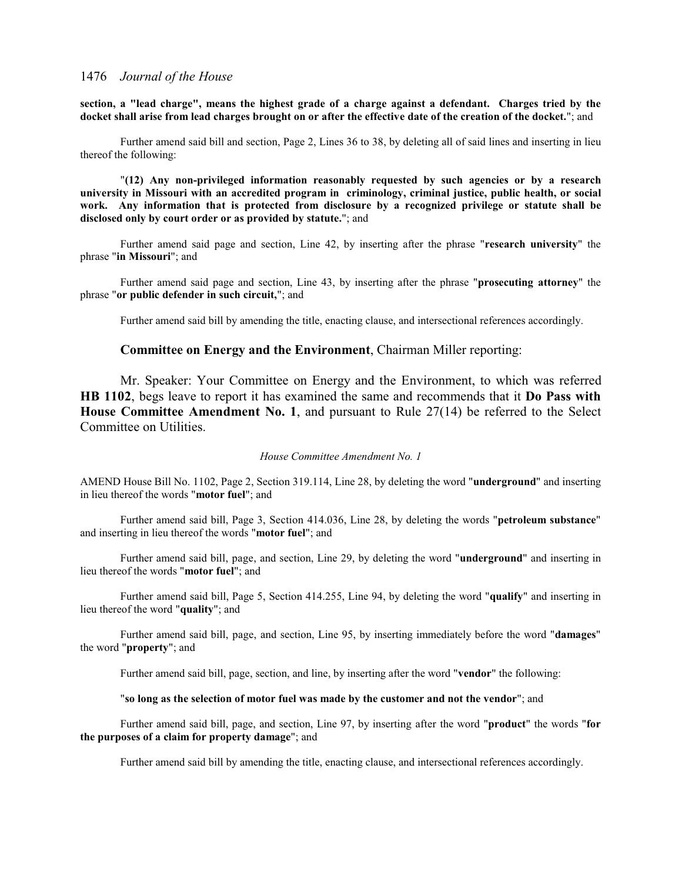**section, a "lead charge", means the highest grade of a charge against a defendant. Charges tried by the docket shall arise from lead charges brought on or after the effective date of the creation of the docket.**"; and

Further amend said bill and section, Page 2, Lines 36 to 38, by deleting all of said lines and inserting in lieu thereof the following:

"**(12) Any non-privileged information reasonably requested by such agencies or by a research university in Missouri with an accredited program in criminology, criminal justice, public health, or social work. Any information that is protected from disclosure by a recognized privilege or statute shall be disclosed only by court order or as provided by statute.**"; and

Further amend said page and section, Line 42, by inserting after the phrase "**research university**" the phrase "**in Missouri**"; and

Further amend said page and section, Line 43, by inserting after the phrase "**prosecuting attorney**" the phrase "**or public defender in such circuit,**"; and

Further amend said bill by amending the title, enacting clause, and intersectional references accordingly.

**Committee on Energy and the Environment**, Chairman Miller reporting:

Mr. Speaker: Your Committee on Energy and the Environment, to which was referred **HB 1102**, begs leave to report it has examined the same and recommends that it **Do Pass with House Committee Amendment No. 1**, and pursuant to Rule 27(14) be referred to the Select Committee on Utilities.

*House Committee Amendment No. 1*

AMEND House Bill No. 1102, Page 2, Section 319.114, Line 28, by deleting the word "**underground**" and inserting in lieu thereof the words "**motor fuel**"; and

Further amend said bill, Page 3, Section 414.036, Line 28, by deleting the words "**petroleum substance**" and inserting in lieu thereof the words "**motor fuel**"; and

Further amend said bill, page, and section, Line 29, by deleting the word "**underground**" and inserting in lieu thereof the words "**motor fuel**"; and

Further amend said bill, Page 5, Section 414.255, Line 94, by deleting the word "**qualify**" and inserting in lieu thereof the word "**quality**"; and

Further amend said bill, page, and section, Line 95, by inserting immediately before the word "**damages**" the word "**property**"; and

Further amend said bill, page, section, and line, by inserting after the word "**vendor**" the following:

"**so long as the selection of motor fuel was made by the customer and not the vendor**"; and

Further amend said bill, page, and section, Line 97, by inserting after the word "**product**" the words "**for the purposes of a claim for property damage**"; and

Further amend said bill by amending the title, enacting clause, and intersectional references accordingly.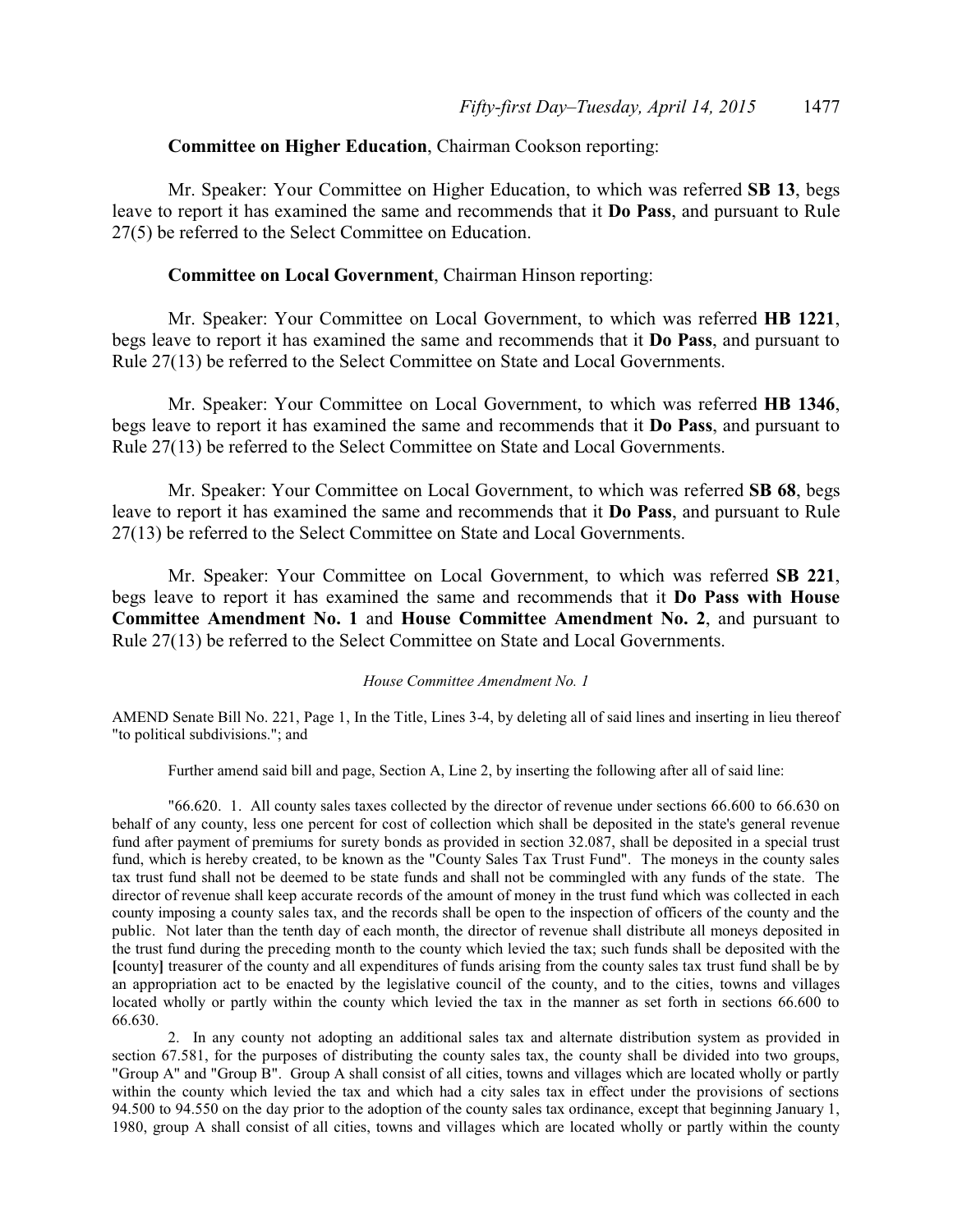**Committee on Higher Education**, Chairman Cookson reporting:

Mr. Speaker: Your Committee on Higher Education, to which was referred **SB 13**, begs leave to report it has examined the same and recommends that it **Do Pass**, and pursuant to Rule 27(5) be referred to the Select Committee on Education.

**Committee on Local Government**, Chairman Hinson reporting:

Mr. Speaker: Your Committee on Local Government, to which was referred **HB 1221**, begs leave to report it has examined the same and recommends that it **Do Pass**, and pursuant to Rule 27(13) be referred to the Select Committee on State and Local Governments.

Mr. Speaker: Your Committee on Local Government, to which was referred **HB 1346**, begs leave to report it has examined the same and recommends that it **Do Pass**, and pursuant to Rule 27(13) be referred to the Select Committee on State and Local Governments.

Mr. Speaker: Your Committee on Local Government, to which was referred **SB 68**, begs leave to report it has examined the same and recommends that it **Do Pass**, and pursuant to Rule 27(13) be referred to the Select Committee on State and Local Governments.

Mr. Speaker: Your Committee on Local Government, to which was referred **SB 221**, begs leave to report it has examined the same and recommends that it **Do Pass with House Committee Amendment No. 1** and **House Committee Amendment No. 2**, and pursuant to Rule 27(13) be referred to the Select Committee on State and Local Governments.

*House Committee Amendment No. 1*

AMEND Senate Bill No. 221, Page 1, In the Title, Lines 3-4, by deleting all of said lines and inserting in lieu thereof "to political subdivisions."; and

Further amend said bill and page, Section A, Line 2, by inserting the following after all of said line:

"66.620. 1. All county sales taxes collected by the director of revenue under sections 66.600 to 66.630 on behalf of any county, less one percent for cost of collection which shall be deposited in the state's general revenue fund after payment of premiums for surety bonds as provided in section 32.087, shall be deposited in a special trust fund, which is hereby created, to be known as the "County Sales Tax Trust Fund". The moneys in the county sales tax trust fund shall not be deemed to be state funds and shall not be commingled with any funds of the state. The director of revenue shall keep accurate records of the amount of money in the trust fund which was collected in each county imposing a county sales tax, and the records shall be open to the inspection of officers of the county and the public. Not later than the tenth day of each month, the director of revenue shall distribute all moneys deposited in the trust fund during the preceding month to the county which levied the tax; such funds shall be deposited with the **[**county**]** treasurer of the county and all expenditures of funds arising from the county sales tax trust fund shall be by an appropriation act to be enacted by the legislative council of the county, and to the cities, towns and villages located wholly or partly within the county which levied the tax in the manner as set forth in sections 66.600 to 66.630.

2. In any county not adopting an additional sales tax and alternate distribution system as provided in section 67.581, for the purposes of distributing the county sales tax, the county shall be divided into two groups, "Group A" and "Group B". Group A shall consist of all cities, towns and villages which are located wholly or partly within the county which levied the tax and which had a city sales tax in effect under the provisions of sections 94.500 to 94.550 on the day prior to the adoption of the county sales tax ordinance, except that beginning January 1, 1980, group A shall consist of all cities, towns and villages which are located wholly or partly within the county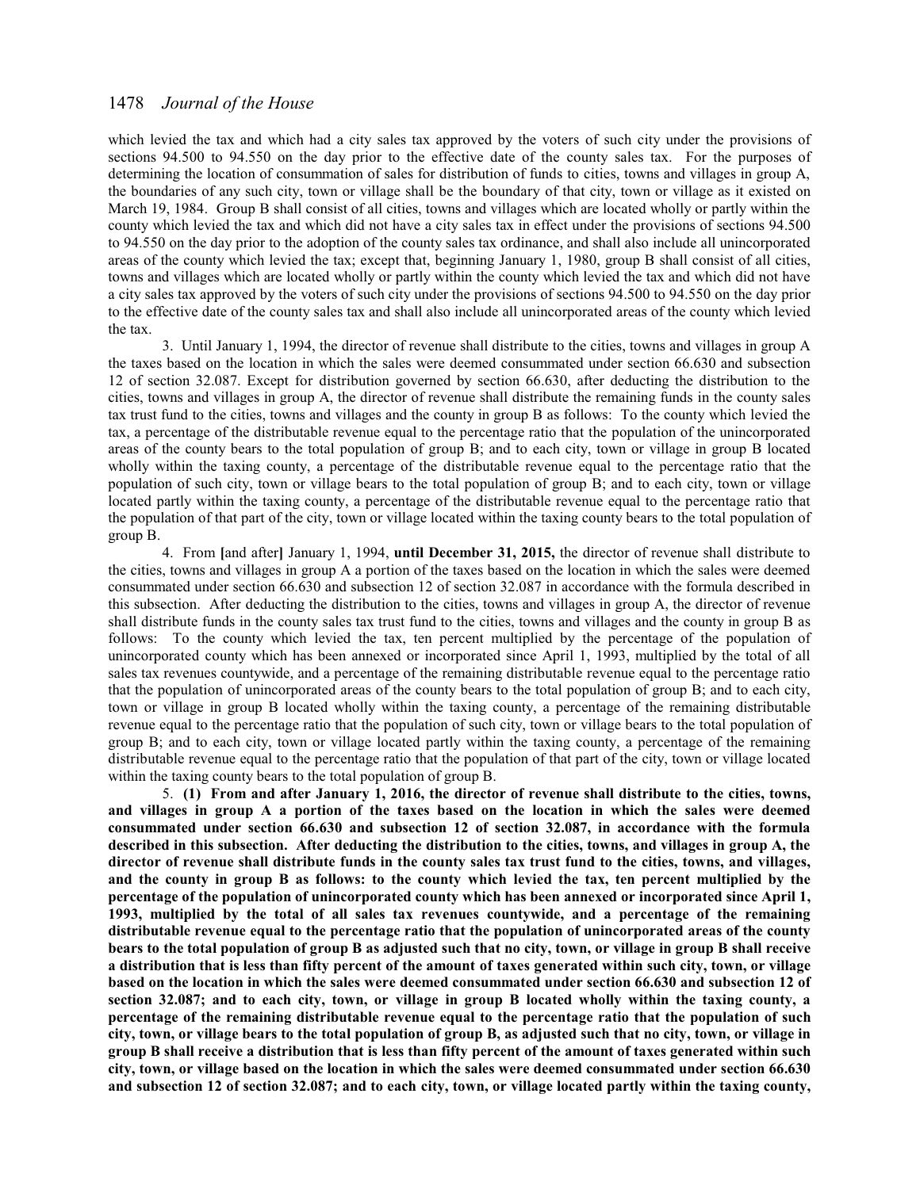which levied the tax and which had a city sales tax approved by the voters of such city under the provisions of sections 94.500 to 94.550 on the day prior to the effective date of the county sales tax. For the purposes of determining the location of consummation of sales for distribution of funds to cities, towns and villages in group A, the boundaries of any such city, town or village shall be the boundary of that city, town or village as it existed on March 19, 1984. Group B shall consist of all cities, towns and villages which are located wholly or partly within the county which levied the tax and which did not have a city sales tax in effect under the provisions of sections 94.500 to 94.550 on the day prior to the adoption of the county sales tax ordinance, and shall also include all unincorporated areas of the county which levied the tax; except that, beginning January 1, 1980, group B shall consist of all cities, towns and villages which are located wholly or partly within the county which levied the tax and which did not have a city sales tax approved by the voters of such city under the provisions of sections 94.500 to 94.550 on the day prior to the effective date of the county sales tax and shall also include all unincorporated areas of the county which levied the tax.

3. Until January 1, 1994, the director of revenue shall distribute to the cities, towns and villages in group A the taxes based on the location in which the sales were deemed consummated under section 66.630 and subsection 12 of section 32.087. Except for distribution governed by section 66.630, after deducting the distribution to the cities, towns and villages in group A, the director of revenue shall distribute the remaining funds in the county sales tax trust fund to the cities, towns and villages and the county in group B as follows: To the county which levied the tax, a percentage of the distributable revenue equal to the percentage ratio that the population of the unincorporated areas of the county bears to the total population of group B; and to each city, town or village in group B located wholly within the taxing county, a percentage of the distributable revenue equal to the percentage ratio that the population of such city, town or village bears to the total population of group B; and to each city, town or village located partly within the taxing county, a percentage of the distributable revenue equal to the percentage ratio that the population of that part of the city, town or village located within the taxing county bears to the total population of group B.

4. From [and after] January 1, 1994, **until December 31, 2015,** the director of revenue shall distribute to the cities, towns and villages in group A a portion of the taxes based on the location in which the sales were deemed consummated under section 66.630 and subsection 12 of section 32.087 in accordance with the formula described in this subsection. After deducting the distribution to the cities, towns and villages in group A, the director of revenue shall distribute funds in the county sales tax trust fund to the cities, towns and villages and the county in group B as follows: To the county which levied the tax, ten percent multiplied by the percentage of the population of unincorporated county which has been annexed or incorporated since April 1, 1993, multiplied by the total of all sales tax revenues countywide, and a percentage of the remaining distributable revenue equal to the percentage ratio that the population of unincorporated areas of the county bears to the total population of group B; and to each city, town or village in group B located wholly within the taxing county, a percentage of the remaining distributable revenue equal to the percentage ratio that the population of such city, town or village bears to the total population of group B; and to each city, town or village located partly within the taxing county, a percentage of the remaining distributable revenue equal to the percentage ratio that the population of that part of the city, town or village located within the taxing county bears to the total population of group B.

5. **(1) From and after January 1, 2016, the director of revenue shall distribute to the cities, towns, and villages in group A a portion of the taxes based on the location in which the sales were deemed consummated under section 66.630 and subsection 12 of section 32.087, in accordance with the formula described in this subsection. After deducting the distribution to the cities, towns, and villages in group A, the director of revenue shall distribute funds in the county sales tax trust fund to the cities, towns, and villages, and the county in group B as follows: to the county which levied the tax, ten percent multiplied by the percentage of the population of unincorporated county which has been annexed or incorporated since April 1, 1993, multiplied by the total of all sales tax revenues countywide, and a percentage of the remaining distributable revenue equal to the percentage ratio that the population of unincorporated areas of the county bears to the total population of group B as adjusted such that no city, town, or village in group B shall receive a distribution that is less than fifty percent of the amount of taxes generated within such city, town, or village based on the location in which the sales were deemed consummated under section 66.630 and subsection 12 of section 32.087; and to each city, town, or village in group B located wholly within the taxing county, a percentage of the remaining distributable revenue equal to the percentage ratio that the population of such city, town, or village bears to the total population of group B, as adjusted such that no city, town, or village in group B shall receive a distribution that is less than fifty percent of the amount of taxes generated within such city, town, or village based on the location in which the sales were deemed consummated under section 66.630 and subsection 12 of section 32.087; and to each city, town, or village located partly within the taxing county,**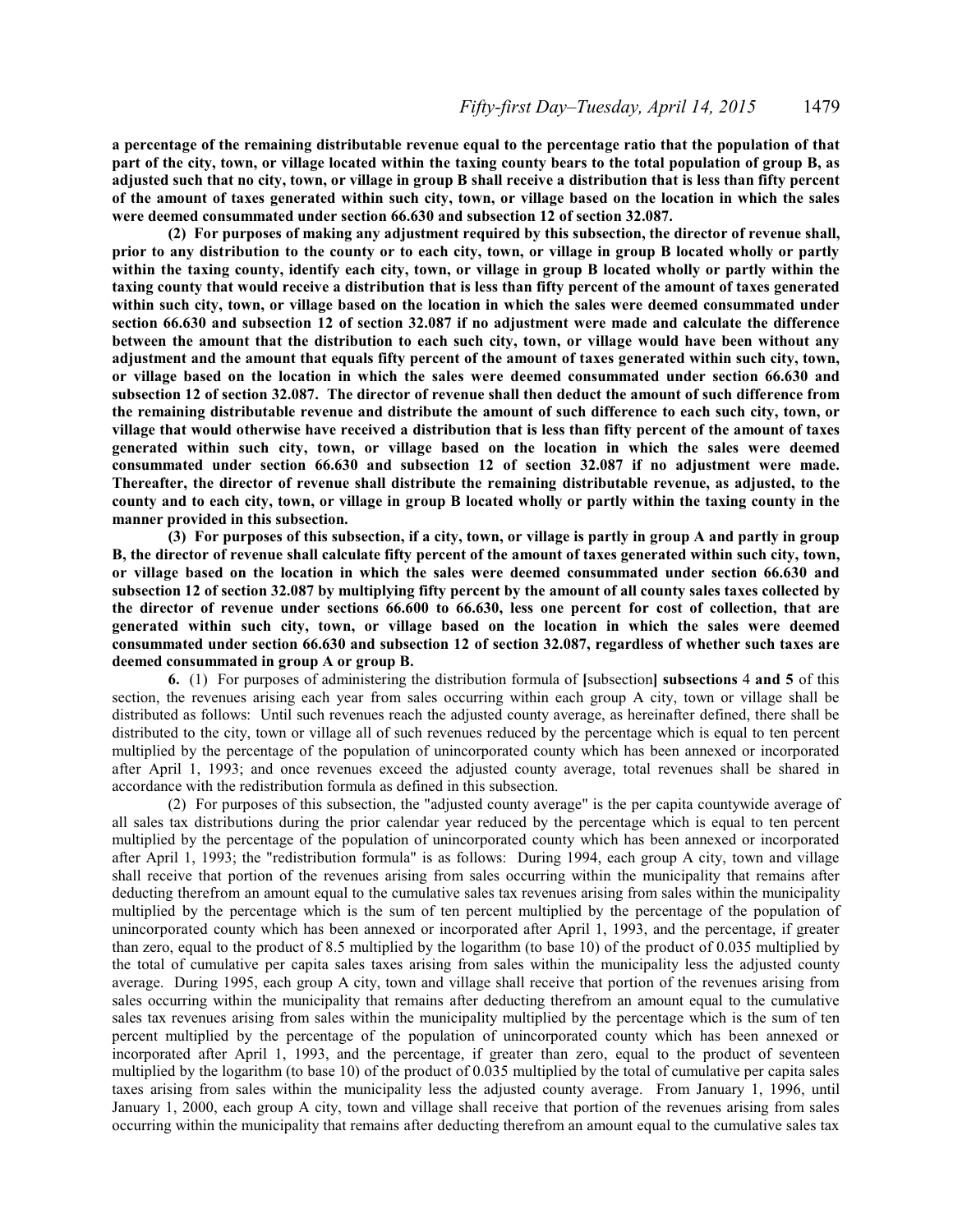**a percentage of the remaining distributable revenue equal to the percentage ratio that the population of that part of the city, town, or village located within the taxing county bears to the total population of group B, as adjusted such that no city, town, or village in group B shall receive a distribution that is less than fifty percent of the amount of taxes generated within such city, town, or village based on the location in which the sales were deemed consummated under section 66.630 and subsection 12 of section 32.087.**

**(2) For purposes of making any adjustment required by this subsection, the director of revenue shall, prior to any distribution to the county or to each city, town, or village in group B located wholly or partly within the taxing county, identify each city, town, or village in group B located wholly or partly within the taxing county that would receive a distribution that is less than fifty percent of the amount of taxes generated within such city, town, or village based on the location in which the sales were deemed consummated under section 66.630 and subsection 12 of section 32.087 if no adjustment were made and calculate the difference between the amount that the distribution to each such city, town, or village would have been without any adjustment and the amount that equals fifty percent of the amount of taxes generated within such city, town, or village based on the location in which the sales were deemed consummated under section 66.630 and subsection 12 of section 32.087. The director of revenue shall then deduct the amount of such difference from the remaining distributable revenue and distribute the amount of such difference to each such city, town, or village that would otherwise have received a distribution that is less than fifty percent of the amount of taxes generated within such city, town, or village based on the location in which the sales were deemed consummated under section 66.630 and subsection 12 of section 32.087 if no adjustment were made. Thereafter, the director of revenue shall distribute the remaining distributable revenue, as adjusted, to the county and to each city, town, or village in group B located wholly or partly within the taxing county in the manner provided in this subsection.**

**(3) For purposes of this subsection, if a city, town, or village is partly in group A and partly in group B, the director of revenue shall calculate fifty percent of the amount of taxes generated within such city, town, or village based on the location in which the sales were deemed consummated under section 66.630 and subsection 12 of section 32.087 by multiplying fifty percent by the amount of all county sales taxes collected by the director of revenue under sections 66.600 to 66.630, less one percent for cost of collection, that are generated within such city, town, or village based on the location in which the sales were deemed consummated under section 66.630 and subsection 12 of section 32.087, regardless of whether such taxes are deemed consummated in group A or group B.**

6. (1) For purposes of administering the distribution formula of [subsection] **subsections** 4 **and 5** of this section, the revenues arising each year from sales occurring within each group A city, town or village shall be distributed as follows: Until such revenues reach the adjusted county average, as hereinafter defined, there shall be distributed to the city, town or village all of such revenues reduced by the percentage which is equal to ten percent multiplied by the percentage of the population of unincorporated county which has been annexed or incorporated after April 1, 1993; and once revenues exceed the adjusted county average, total revenues shall be shared in accordance with the redistribution formula as defined in this subsection.

(2) For purposes of this subsection, the "adjusted county average" is the per capita countywide average of all sales tax distributions during the prior calendar year reduced by the percentage which is equal to ten percent multiplied by the percentage of the population of unincorporated county which has been annexed or incorporated after April 1, 1993; the "redistribution formula" is as follows: During 1994, each group A city, town and village shall receive that portion of the revenues arising from sales occurring within the municipality that remains after deducting therefrom an amount equal to the cumulative sales tax revenues arising from sales within the municipality multiplied by the percentage which is the sum of ten percent multiplied by the percentage of the population of unincorporated county which has been annexed or incorporated after April 1, 1993, and the percentage, if greater than zero, equal to the product of 8.5 multiplied by the logarithm (to base 10) of the product of 0.035 multiplied by the total of cumulative per capita sales taxes arising from sales within the municipality less the adjusted county average. During 1995, each group A city, town and village shall receive that portion of the revenues arising from sales occurring within the municipality that remains after deducting therefrom an amount equal to the cumulative sales tax revenues arising from sales within the municipality multiplied by the percentage which is the sum of ten percent multiplied by the percentage of the population of unincorporated county which has been annexed or incorporated after April 1, 1993, and the percentage, if greater than zero, equal to the product of seventeen multiplied by the logarithm (to base 10) of the product of 0.035 multiplied by the total of cumulative per capita sales taxes arising from sales within the municipality less the adjusted county average. From January 1, 1996, until January 1, 2000, each group A city, town and village shall receive that portion of the revenues arising from sales occurring within the municipality that remains after deducting therefrom an amount equal to the cumulative sales tax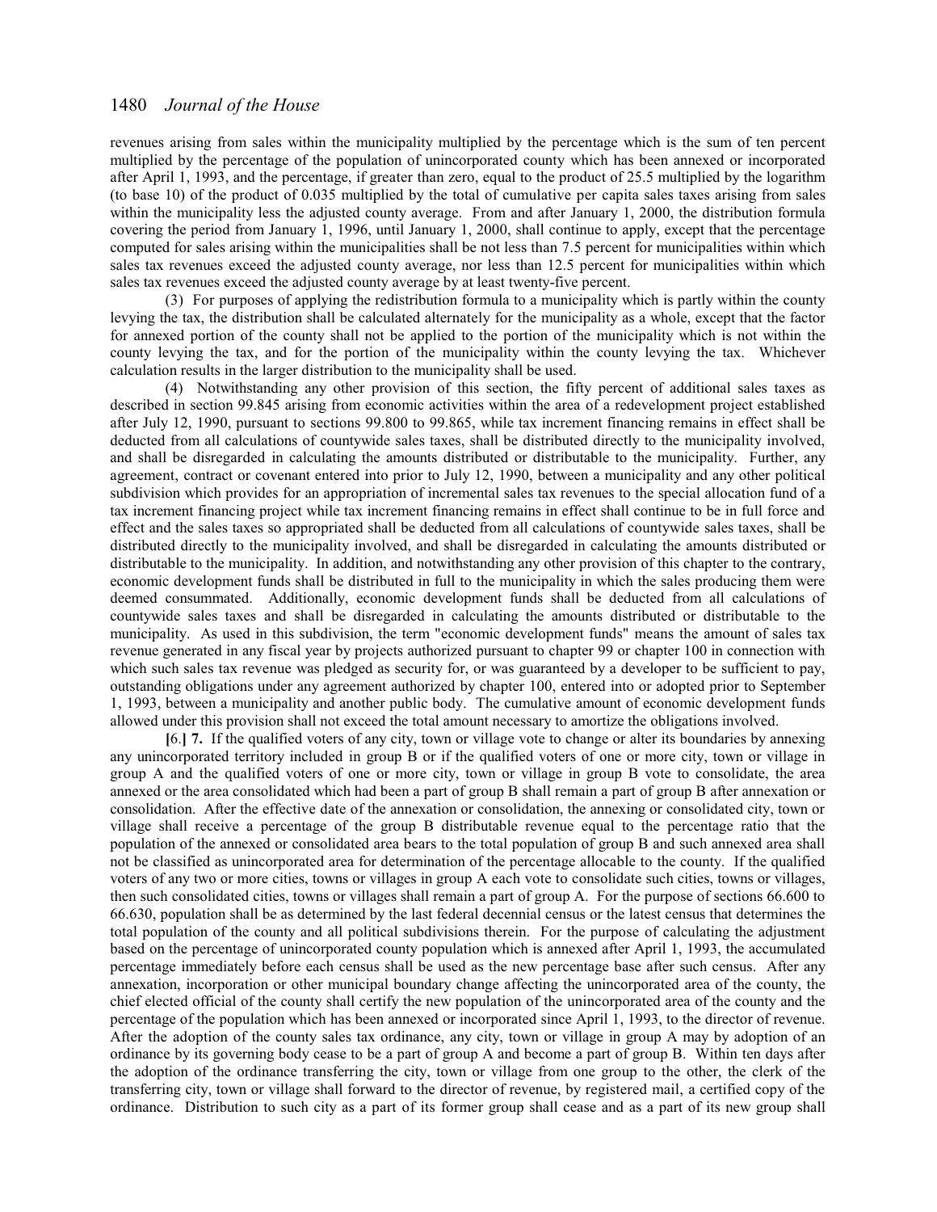revenues arising from sales within the municipality multiplied by the percentage which is the sum of ten percent multiplied by the percentage of the population of unincorporated county which has been annexed or incorporated after April 1, 1993, and the percentage, if greater than zero, equal to the product of 25.5 multiplied by the logarithm (to base 10) of the product of 0.035 multiplied by the total of cumulative per capita sales taxes arising from sales within the municipality less the adjusted county average. From and after January 1, 2000, the distribution formula covering the period from January 1, 1996, until January 1, 2000, shall continue to apply, except that the percentage computed for sales arising within the municipalities shall be not less than 7.5 percent for municipalities within which sales tax revenues exceed the adjusted county average, nor less than 12.5 percent for municipalities within which sales tax revenues exceed the adjusted county average by at least twenty-five percent.

(3) For purposes of applying the redistribution formula to a municipality which is partly within the county levying the tax, the distribution shall be calculated alternately for the municipality as a whole, except that the factor for annexed portion of the county shall not be applied to the portion of the municipality which is not within the county levying the tax, and for the portion of the municipality within the county levying the tax. Whichever calculation results in the larger distribution to the municipality shall be used.

(4) Notwithstanding any other provision of this section, the fifty percent of additional sales taxes as described in section 99.845 arising from economic activities within the area of a redevelopment project established after July 12, 1990, pursuant to sections 99.800 to 99.865, while tax increment financing remains in effect shall be deducted from all calculations of countywide sales taxes, shall be distributed directly to the municipality involved, and shall be disregarded in calculating the amounts distributed or distributable to the municipality. Further, any agreement, contract or covenant entered into prior to July 12, 1990, between a municipality and any other political subdivision which provides for an appropriation of incremental sales tax revenues to the special allocation fund of a tax increment financing project while tax increment financing remains in effect shall continue to be in full force and effect and the sales taxes so appropriated shall be deducted from all calculations of countywide sales taxes, shall be distributed directly to the municipality involved, and shall be disregarded in calculating the amounts distributed or distributable to the municipality. In addition, and notwithstanding any other provision of this chapter to the contrary, economic development funds shall be distributed in full to the municipality in which the sales producing them were deemed consummated. Additionally, economic development funds shall be deducted from all calculations of countywide sales taxes and shall be disregarded in calculating the amounts distributed or distributable to the municipality. As used in this subdivision, the term "economic development funds" means the amount of sales tax revenue generated in any fiscal year by projects authorized pursuant to chapter 99 or chapter 100 in connection with which such sales tax revenue was pledged as security for, or was guaranteed by a developer to be sufficient to pay, outstanding obligations under any agreement authorized by chapter 100, entered into or adopted prior to September 1, 1993, between a municipality and another public body. The cumulative amount of economic development funds allowed under this provision shall not exceed the total amount necessary to amortize the obligations involved.

**[**6.**] 7.** If the qualified voters of any city, town or village vote to change or alter its boundaries by annexing any unincorporated territory included in group B or if the qualified voters of one or more city, town or village in group A and the qualified voters of one or more city, town or village in group B vote to consolidate, the area annexed or the area consolidated which had been a part of group B shall remain a part of group B after annexation or consolidation. After the effective date of the annexation or consolidation, the annexing or consolidated city, town or village shall receive a percentage of the group B distributable revenue equal to the percentage ratio that the population of the annexed or consolidated area bears to the total population of group B and such annexed area shall not be classified as unincorporated area for determination of the percentage allocable to the county. If the qualified voters of any two or more cities, towns or villages in group A each vote to consolidate such cities, towns or villages, then such consolidated cities, towns or villages shall remain a part of group A. For the purpose of sections 66.600 to 66.630, population shall be as determined by the last federal decennial census or the latest census that determines the total population of the county and all political subdivisions therein. For the purpose of calculating the adjustment based on the percentage of unincorporated county population which is annexed after April 1, 1993, the accumulated percentage immediately before each census shall be used as the new percentage base after such census. After any annexation, incorporation or other municipal boundary change affecting the unincorporated area of the county, the chief elected official of the county shall certify the new population of the unincorporated area of the county and the percentage of the population which has been annexed or incorporated since April 1, 1993, to the director of revenue. After the adoption of the county sales tax ordinance, any city, town or village in group A may by adoption of an ordinance by its governing body cease to be a part of group A and become a part of group B. Within ten days after the adoption of the ordinance transferring the city, town or village from one group to the other, the clerk of the transferring city, town or village shall forward to the director of revenue, by registered mail, a certified copy of the ordinance. Distribution to such city as a part of its former group shall cease and as a part of its new group shall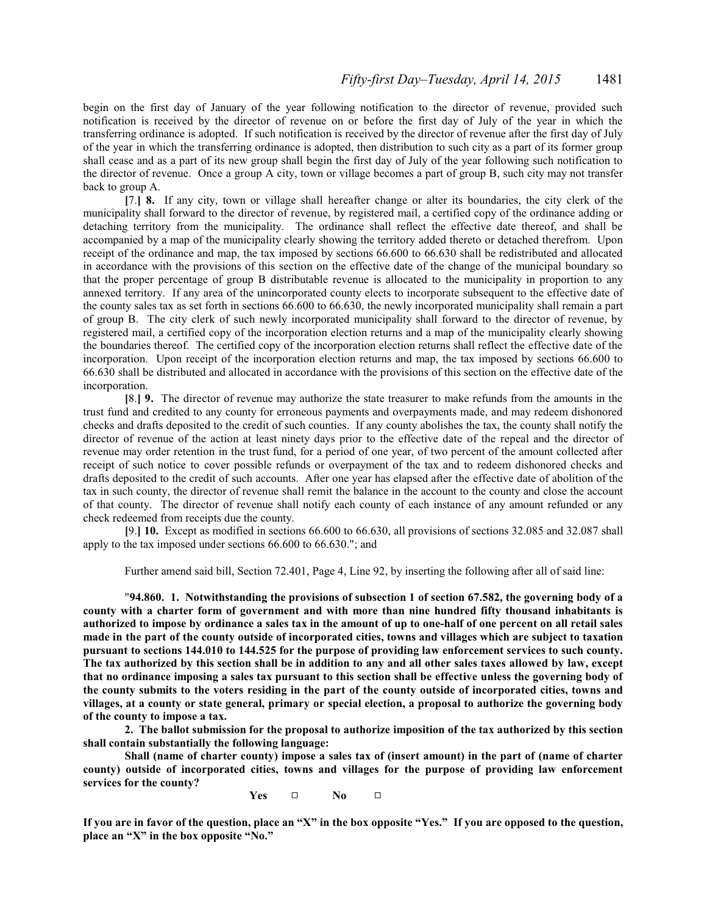begin on the first day of January of the year following notification to the director of revenue, provided such notification is received by the director of revenue on or before the first day of July of the year in which the transferring ordinance is adopted. If such notification is received by the director of revenue after the first day of July of the year in which the transferring ordinance is adopted, then distribution to such city as a part of its former group shall cease and as a part of its new group shall begin the first day of July of the year following such notification to the director of revenue. Once a group A city, town or village becomes a part of group B, such city may not transfer back to group A.

[7.] **8.** If any city, town or village shall hereafter change or alter its boundaries, the city clerk of the municipality shall forward to the director of revenue, by registered mail, a certified copy of the ordinance adding or detaching territory from the municipality. The ordinance shall reflect the effective date thereof, and shall be accompanied by a map of the municipality clearly showing the territory added thereto or detached therefrom. Upon receipt of the ordinance and map, the tax imposed by sections 66.600 to 66.630 shall be redistributed and allocated in accordance with the provisions of this section on the effective date of the change of the municipal boundary so that the proper percentage of group B distributable revenue is allocated to the municipality in proportion to any annexed territory. If any area of the unincorporated county elects to incorporate subsequent to the effective date of the county sales tax as set forth in sections 66.600 to 66.630, the newly incorporated municipality shall remain a part of group B. The city clerk of such newly incorporated municipality shall forward to the director of revenue, by registered mail, a certified copy of the incorporation election returns and a map of the municipality clearly showing the boundaries thereof. The certified copy of the incorporation election returns shall reflect the effective date of the incorporation. Upon receipt of the incorporation election returns and map, the tax imposed by sections 66.600 to 66.630 shall be distributed and allocated in accordance with the provisions of this section on the effective date of the incorporation.

[8.] **9.** The director of revenue may authorize the state treasurer to make refunds from the amounts in the trust fund and credited to any county for erroneous payments and overpayments made, and may redeem dishonored checks and drafts deposited to the credit of such counties. If any county abolishes the tax, the county shall notify the director of revenue of the action at least ninety days prior to the effective date of the repeal and the director of revenue may order retention in the trust fund, for a period of one year, of two percent of the amount collected after receipt of such notice to cover possible refunds or overpayment of the tax and to redeem dishonored checks and drafts deposited to the credit of such accounts. After one year has elapsed after the effective date of abolition of the tax in such county, the director of revenue shall remit the balance in the account to the county and close the account of that county. The director of revenue shall notify each county of each instance of any amount refunded or any check redeemed from receipts due the county.

[9.] **10.** Except as modified in sections 66.600 to 66.630, all provisions of sections 32.085 and 32.087 shall apply to the tax imposed under sections 66.600 to 66.630."; and

Further amend said bill, Section 72.401, Page 4, Line 92, by inserting the following after all of said line:

"**94.860. 1. Notwithstanding the provisions of subsection 1 of section 67.582, the governing body of a county with a charter form of government and with more than nine hundred fifty thousand inhabitants is authorized to impose by ordinance a sales tax in the amount of up to one-half of one percent on all retail sales made in the part of the county outside of incorporated cities, towns and villages which are subject to taxation pursuant to sections 144.010 to 144.525 for the purpose of providing law enforcement services to such county. The tax authorized by this section shall be in addition to any and all other sales taxes allowed by law, except that no ordinance imposing a sales tax pursuant to this section shall be effective unless the governing body of the county submits to the voters residing in the part of the county outside of incorporated cities, towns and villages, at a county or state general, primary or special election, a proposal to authorize the governing body of the county to impose a tax.**

**2. The ballot submission for the proposal to authorize imposition of the tax authorized by this section shall contain substantially the following language:**

**Shall (name of charter county) impose a sales tax of (insert amount) in the part of (name of charter county) outside of incorporated cities, towns and villages for the purpose of providing law enforcement services for the county?**

**Yes ☐ No ☐**

**If you are in favor of the question, place an "X" in the box opposite "Yes." If you are opposed to the question, place an "X" in the box opposite "No."**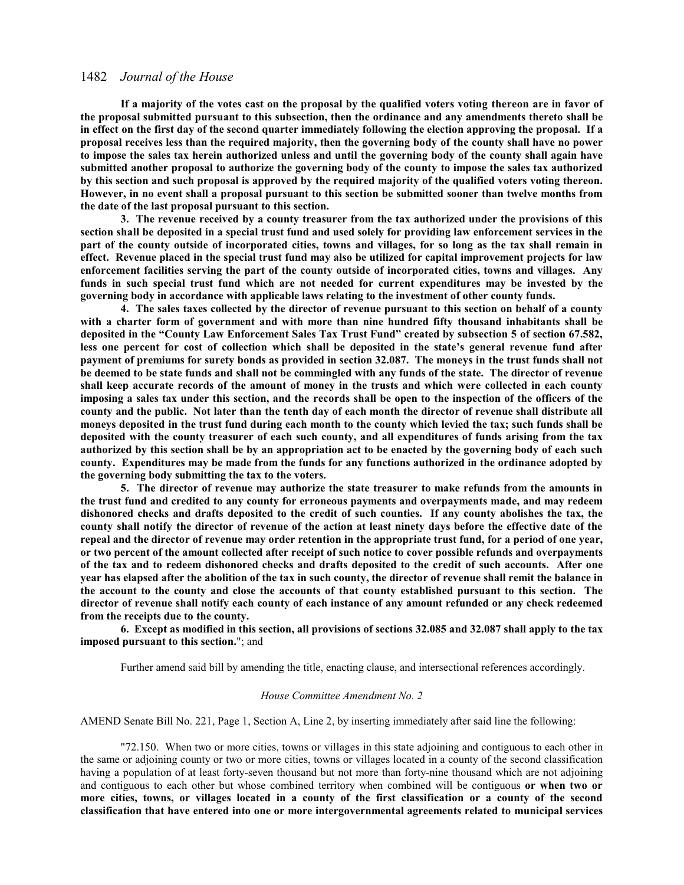**If a majority of the votes cast on the proposal by the qualified voters voting thereon are in favor of the proposal submitted pursuant to this subsection, then the ordinance and any amendments thereto shall be in effect on the first day of the second quarter immediately following the election approving the proposal. If a proposal receives less than the required majority, then the governing body of the county shall have no power to impose the sales tax herein authorized unless and until the governing body of the county shall again have submitted another proposal to authorize the governing body of the county to impose the sales tax authorized by this section and such proposal is approved by the required majority of the qualified voters voting thereon. However, in no event shall a proposal pursuant to this section be submitted sooner than twelve months from the date of the last proposal pursuant to this section.**

**3. The revenue received by a county treasurer from the tax authorized under the provisions of this section shall be deposited in a special trust fund and used solely for providing law enforcement services in the part of the county outside of incorporated cities, towns and villages, for so long as the tax shall remain in effect. Revenue placed in the special trust fund may also be utilized for capital improvement projects for law enforcement facilities serving the part of the county outside of incorporated cities, towns and villages. Any funds in such special trust fund which are not needed for current expenditures may be invested by the governing body in accordance with applicable laws relating to the investment of other county funds.**

**4. The sales taxes collected by the director of revenue pursuant to this section on behalf of a county with a charter form of government and with more than nine hundred fifty thousand inhabitants shall be deposited in the "County Law Enforcement Sales Tax Trust Fund" created by subsection 5 of section 67.582, less one percent for cost of collection which shall be deposited in the state's general revenue fund after payment of premiums for surety bonds as provided in section 32.087. The moneys in the trust funds shall not be deemed to be state funds and shall not be commingled with any funds of the state. The director of revenue shall keep accurate records of the amount of money in the trusts and which were collected in each county imposing a sales tax under this section, and the records shall be open to the inspection of the officers of the county and the public. Not later than the tenth day of each month the director of revenue shall distribute all moneys deposited in the trust fund during each month to the county which levied the tax; such funds shall be deposited with the county treasurer of each such county, and all expenditures of funds arising from the tax authorized by this section shall be by an appropriation act to be enacted by the governing body of each such county. Expenditures may be made from the funds for any functions authorized in the ordinance adopted by the governing body submitting the tax to the voters.**

**5. The director of revenue may authorize the state treasurer to make refunds from the amounts in the trust fund and credited to any county for erroneous payments and overpayments made, and may redeem dishonored checks and drafts deposited to the credit of such counties. If any county abolishes the tax, the county shall notify the director of revenue of the action at least ninety days before the effective date of the repeal and the director of revenue may order retention in the appropriate trust fund, for a period of one year, or two percent of the amount collected after receipt of such notice to cover possible refunds and overpayments of the tax and to redeem dishonored checks and drafts deposited to the credit of such accounts. After one year has elapsed after the abolition of the tax in such county, the director of revenue shall remit the balance in the account to the county and close the accounts of that county established pursuant to this section. The director of revenue shall notify each county of each instance of any amount refunded or any check redeemed from the receipts due to the county.**

**6. Except as modified in this section, all provisions of sections 32.085 and 32.087 shall apply to the tax imposed pursuant to this section.**"; and

Further amend said bill by amending the title, enacting clause, and intersectional references accordingly.

*House Committee Amendment No. 2*

AMEND Senate Bill No. 221, Page 1, Section A, Line 2, by inserting immediately after said line the following:

"72.150. When two or more cities, towns or villages in this state adjoining and contiguous to each other in the same or adjoining county or two or more cities, towns or villages located in a county of the second classification having a population of at least forty-seven thousand but not more than forty-nine thousand which are not adjoining and contiguous to each other but whose combined territory when combined will be contiguous **or when two or more cities, towns, or villages located in a county of the first classification or a county of the second classification that have entered into one or more intergovernmental agreements related to municipal services**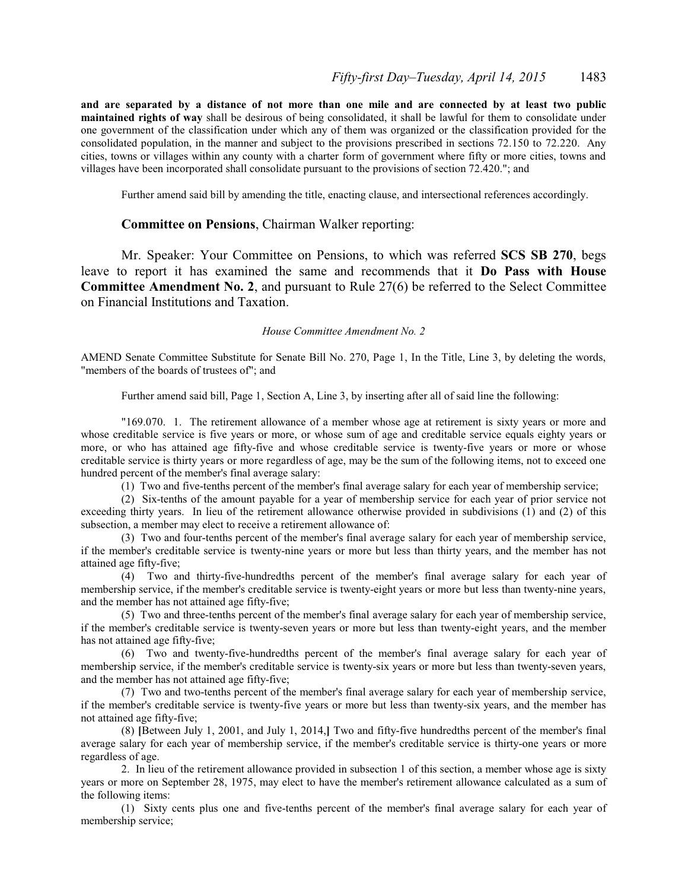**and are separated by a distance of not more than one mile and are connected by at least two public maintained rights of way** shall be desirous of being consolidated, it shall be lawful for them to consolidate under one government of the classification under which any of them was organized or the classification provided for the consolidated population, in the manner and subject to the provisions prescribed in sections 72.150 to 72.220. Any cities, towns or villages within any county with a charter form of government where fifty or more cities, towns and villages have been incorporated shall consolidate pursuant to the provisions of section 72.420."; and

Further amend said bill by amending the title, enacting clause, and intersectional references accordingly.

**Committee on Pensions**, Chairman Walker reporting:

Mr. Speaker: Your Committee on Pensions, to which was referred **SCS SB 270**, begs leave to report it has examined the same and recommends that it **Do Pass with House Committee Amendment No. 2**, and pursuant to Rule 27(6) be referred to the Select Committee on Financial Institutions and Taxation.

*House Committee Amendment No. 2*

AMEND Senate Committee Substitute for Senate Bill No. 270, Page 1, In the Title, Line 3, by deleting the words, "members of the boards of trustees of"; and

Further amend said bill, Page 1, Section A, Line 3, by inserting after all of said line the following:

"169.070. 1. The retirement allowance of a member whose age at retirement is sixty years or more and whose creditable service is five years or more, or whose sum of age and creditable service equals eighty years or more, or who has attained age fifty-five and whose creditable service is twenty-five years or more or whose creditable service is thirty years or more regardless of age, may be the sum of the following items, not to exceed one hundred percent of the member's final average salary:

(1) Two and five-tenths percent of the member's final average salary for each year of membership service;

(2) Six-tenths of the amount payable for a year of membership service for each year of prior service not exceeding thirty years. In lieu of the retirement allowance otherwise provided in subdivisions (1) and (2) of this subsection, a member may elect to receive a retirement allowance of:

(3) Two and four-tenths percent of the member's final average salary for each year of membership service, if the member's creditable service is twenty-nine years or more but less than thirty years, and the member has not attained age fifty-five;

(4) Two and thirty-five-hundredths percent of the member's final average salary for each year of membership service, if the member's creditable service is twenty-eight years or more but less than twenty-nine years, and the member has not attained age fifty-five;

(5) Two and three-tenths percent of the member's final average salary for each year of membership service, if the member's creditable service is twenty-seven years or more but less than twenty-eight years, and the member has not attained age fifty-five;

(6) Two and twenty-five-hundredths percent of the member's final average salary for each year of membership service, if the member's creditable service is twenty-six years or more but less than twenty-seven years, and the member has not attained age fifty-five;

(7) Two and two-tenths percent of the member's final average salary for each year of membership service, if the member's creditable service is twenty-five years or more but less than twenty-six years, and the member has not attained age fifty-five;

(8) **[**Between July 1, 2001, and July 1, 2014,**]** Two and fifty-five hundredths percent of the member's final average salary for each year of membership service, if the member's creditable service is thirty-one years or more regardless of age.

2. In lieu of the retirement allowance provided in subsection 1 of this section, a member whose age is sixty years or more on September 28, 1975, may elect to have the member's retirement allowance calculated as a sum of the following items:

(1) Sixty cents plus one and five-tenths percent of the member's final average salary for each year of membership service;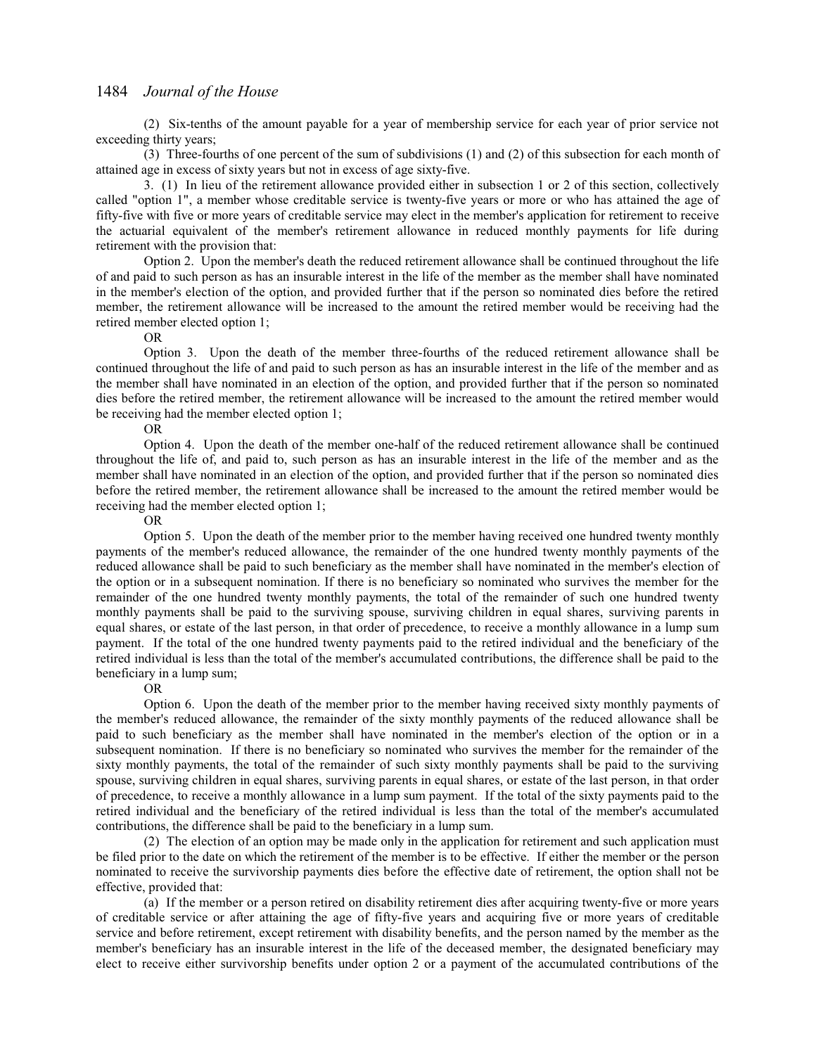(2) Six-tenths of the amount payable for a year of membership service for each year of prior service not exceeding thirty years;

(3) Three-fourths of one percent of the sum of subdivisions (1) and (2) of this subsection for each month of attained age in excess of sixty years but not in excess of age sixty-five.

3. (1) In lieu of the retirement allowance provided either in subsection 1 or 2 of this section, collectively called "option 1", a member whose creditable service is twenty-five years or more or who has attained the age of fifty-five with five or more years of creditable service may elect in the member's application for retirement to receive the actuarial equivalent of the member's retirement allowance in reduced monthly payments for life during retirement with the provision that:

Option 2. Upon the member's death the reduced retirement allowance shall be continued throughout the life of and paid to such person as has an insurable interest in the life of the member as the member shall have nominated in the member's election of the option, and provided further that if the person so nominated dies before the retired member, the retirement allowance will be increased to the amount the retired member would be receiving had the retired member elected option 1;

OR

Option 3. Upon the death of the member three-fourths of the reduced retirement allowance shall be continued throughout the life of and paid to such person as has an insurable interest in the life of the member and as the member shall have nominated in an election of the option, and provided further that if the person so nominated dies before the retired member, the retirement allowance will be increased to the amount the retired member would be receiving had the member elected option 1;

OR

Option 4. Upon the death of the member one-half of the reduced retirement allowance shall be continued throughout the life of, and paid to, such person as has an insurable interest in the life of the member and as the member shall have nominated in an election of the option, and provided further that if the person so nominated dies before the retired member, the retirement allowance shall be increased to the amount the retired member would be receiving had the member elected option 1;

OR

Option 5. Upon the death of the member prior to the member having received one hundred twenty monthly payments of the member's reduced allowance, the remainder of the one hundred twenty monthly payments of the reduced allowance shall be paid to such beneficiary as the member shall have nominated in the member's election of the option or in a subsequent nomination. If there is no beneficiary so nominated who survives the member for the remainder of the one hundred twenty monthly payments, the total of the remainder of such one hundred twenty monthly payments shall be paid to the surviving spouse, surviving children in equal shares, surviving parents in equal shares, or estate of the last person, in that order of precedence, to receive a monthly allowance in a lump sum payment. If the total of the one hundred twenty payments paid to the retired individual and the beneficiary of the retired individual is less than the total of the member's accumulated contributions, the difference shall be paid to the beneficiary in a lump sum;

OR

Option 6. Upon the death of the member prior to the member having received sixty monthly payments of the member's reduced allowance, the remainder of the sixty monthly payments of the reduced allowance shall be paid to such beneficiary as the member shall have nominated in the member's election of the option or in a subsequent nomination. If there is no beneficiary so nominated who survives the member for the remainder of the sixty monthly payments, the total of the remainder of such sixty monthly payments shall be paid to the surviving spouse, surviving children in equal shares, surviving parents in equal shares, or estate of the last person, in that order of precedence, to receive a monthly allowance in a lump sum payment. If the total of the sixty payments paid to the retired individual and the beneficiary of the retired individual is less than the total of the member's accumulated contributions, the difference shall be paid to the beneficiary in a lump sum.

(2) The election of an option may be made only in the application for retirement and such application must be filed prior to the date on which the retirement of the member is to be effective. If either the member or the person nominated to receive the survivorship payments dies before the effective date of retirement, the option shall not be effective, provided that:

(a) If the member or a person retired on disability retirement dies after acquiring twenty-five or more years of creditable service or after attaining the age of fifty-five years and acquiring five or more years of creditable service and before retirement, except retirement with disability benefits, and the person named by the member as the member's beneficiary has an insurable interest in the life of the deceased member, the designated beneficiary may elect to receive either survivorship benefits under option 2 or a payment of the accumulated contributions of the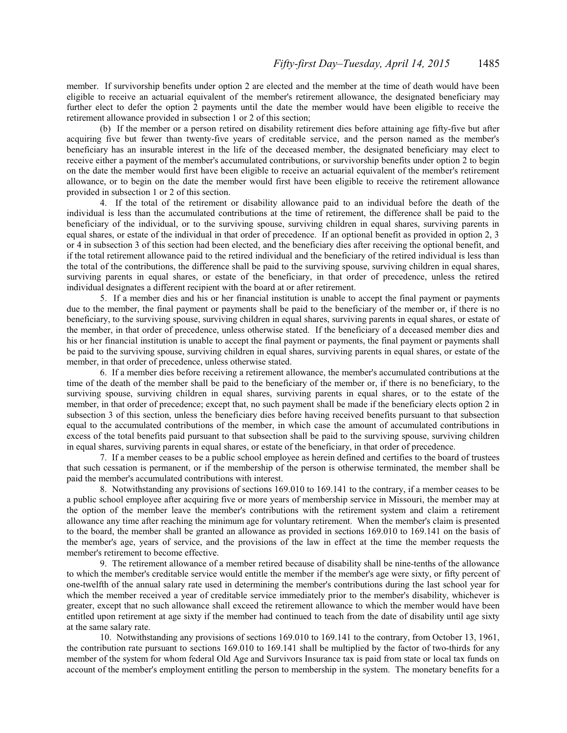member. If survivorship benefits under option 2 are elected and the member at the time of death would have been eligible to receive an actuarial equivalent of the member's retirement allowance, the designated beneficiary may further elect to defer the option 2 payments until the date the member would have been eligible to receive the retirement allowance provided in subsection 1 or 2 of this section;

(b) If the member or a person retired on disability retirement dies before attaining age fifty-five but after acquiring five but fewer than twenty-five years of creditable service, and the person named as the member's beneficiary has an insurable interest in the life of the deceased member, the designated beneficiary may elect to receive either a payment of the member's accumulated contributions, or survivorship benefits under option 2 to begin on the date the member would first have been eligible to receive an actuarial equivalent of the member's retirement allowance, or to begin on the date the member would first have been eligible to receive the retirement allowance provided in subsection 1 or 2 of this section.

4. If the total of the retirement or disability allowance paid to an individual before the death of the individual is less than the accumulated contributions at the time of retirement, the difference shall be paid to the beneficiary of the individual, or to the surviving spouse, surviving children in equal shares, surviving parents in equal shares, or estate of the individual in that order of precedence. If an optional benefit as provided in option 2, 3 or 4 in subsection 3 of this section had been elected, and the beneficiary dies after receiving the optional benefit, and if the total retirement allowance paid to the retired individual and the beneficiary of the retired individual is less than the total of the contributions, the difference shall be paid to the surviving spouse, surviving children in equal shares, surviving parents in equal shares, or estate of the beneficiary, in that order of precedence, unless the retired individual designates a different recipient with the board at or after retirement.

5. If a member dies and his or her financial institution is unable to accept the final payment or payments due to the member, the final payment or payments shall be paid to the beneficiary of the member or, if there is no beneficiary, to the surviving spouse, surviving children in equal shares, surviving parents in equal shares, or estate of the member, in that order of precedence, unless otherwise stated. If the beneficiary of a deceased member dies and his or her financial institution is unable to accept the final payment or payments, the final payment or payments shall be paid to the surviving spouse, surviving children in equal shares, surviving parents in equal shares, or estate of the member, in that order of precedence, unless otherwise stated.

6. If a member dies before receiving a retirement allowance, the member's accumulated contributions at the time of the death of the member shall be paid to the beneficiary of the member or, if there is no beneficiary, to the surviving spouse, surviving children in equal shares, surviving parents in equal shares, or to the estate of the member, in that order of precedence; except that, no such payment shall be made if the beneficiary elects option 2 in subsection 3 of this section, unless the beneficiary dies before having received benefits pursuant to that subsection equal to the accumulated contributions of the member, in which case the amount of accumulated contributions in excess of the total benefits paid pursuant to that subsection shall be paid to the surviving spouse, surviving children in equal shares, surviving parents in equal shares, or estate of the beneficiary, in that order of precedence.

7. If a member ceases to be a public school employee as herein defined and certifies to the board of trustees that such cessation is permanent, or if the membership of the person is otherwise terminated, the member shall be paid the member's accumulated contributions with interest.

8. Notwithstanding any provisions of sections 169.010 to 169.141 to the contrary, if a member ceases to be a public school employee after acquiring five or more years of membership service in Missouri, the member may at the option of the member leave the member's contributions with the retirement system and claim a retirement allowance any time after reaching the minimum age for voluntary retirement. When the member's claim is presented to the board, the member shall be granted an allowance as provided in sections 169.010 to 169.141 on the basis of the member's age, years of service, and the provisions of the law in effect at the time the member requests the member's retirement to become effective.

9. The retirement allowance of a member retired because of disability shall be nine-tenths of the allowance to which the member's creditable service would entitle the member if the member's age were sixty, or fifty percent of one-twelfth of the annual salary rate used in determining the member's contributions during the last school year for which the member received a year of creditable service immediately prior to the member's disability, whichever is greater, except that no such allowance shall exceed the retirement allowance to which the member would have been entitled upon retirement at age sixty if the member had continued to teach from the date of disability until age sixty at the same salary rate.

10. Notwithstanding any provisions of sections 169.010 to 169.141 to the contrary, from October 13, 1961, the contribution rate pursuant to sections 169.010 to 169.141 shall be multiplied by the factor of two-thirds for any member of the system for whom federal Old Age and Survivors Insurance tax is paid from state or local tax funds on account of the member's employment entitling the person to membership in the system. The monetary benefits for a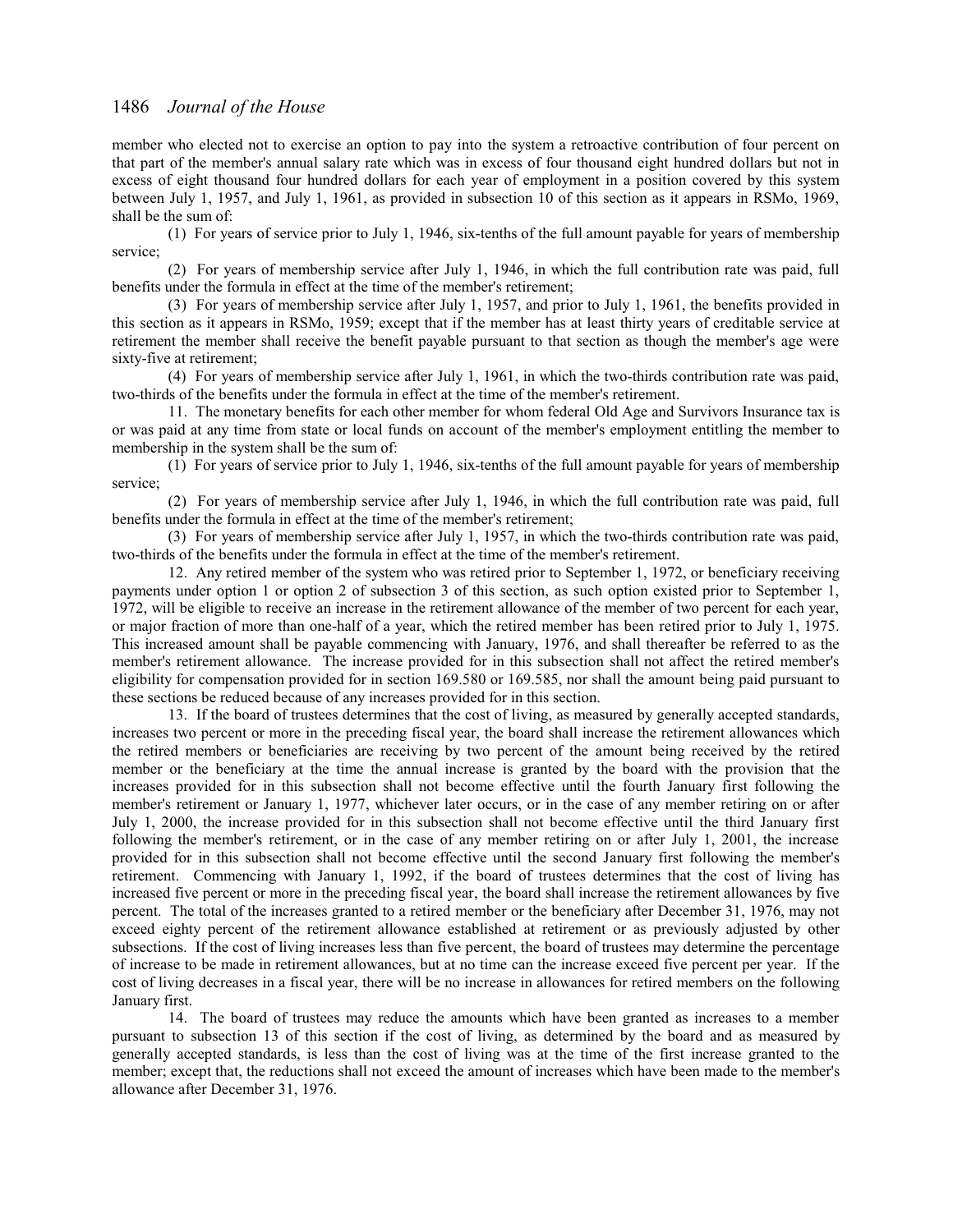member who elected not to exercise an option to pay into the system a retroactive contribution of four percent on that part of the member's annual salary rate which was in excess of four thousand eight hundred dollars but not in excess of eight thousand four hundred dollars for each year of employment in a position covered by this system between July 1, 1957, and July 1, 1961, as provided in subsection 10 of this section as it appears in RSMo, 1969, shall be the sum of:

(1) For years of service prior to July 1, 1946, six-tenths of the full amount payable for years of membership service;

(2) For years of membership service after July 1, 1946, in which the full contribution rate was paid, full benefits under the formula in effect at the time of the member's retirement;

(3) For years of membership service after July 1, 1957, and prior to July 1, 1961, the benefits provided in this section as it appears in RSMo, 1959; except that if the member has at least thirty years of creditable service at retirement the member shall receive the benefit payable pursuant to that section as though the member's age were sixty-five at retirement;

(4) For years of membership service after July 1, 1961, in which the two-thirds contribution rate was paid, two-thirds of the benefits under the formula in effect at the time of the member's retirement.

11. The monetary benefits for each other member for whom federal Old Age and Survivors Insurance tax is or was paid at any time from state or local funds on account of the member's employment entitling the member to membership in the system shall be the sum of:

(1) For years of service prior to July 1, 1946, six-tenths of the full amount payable for years of membership service;

(2) For years of membership service after July 1, 1946, in which the full contribution rate was paid, full benefits under the formula in effect at the time of the member's retirement;

(3) For years of membership service after July 1, 1957, in which the two-thirds contribution rate was paid, two-thirds of the benefits under the formula in effect at the time of the member's retirement.

12. Any retired member of the system who was retired prior to September 1, 1972, or beneficiary receiving payments under option 1 or option 2 of subsection 3 of this section, as such option existed prior to September 1, 1972, will be eligible to receive an increase in the retirement allowance of the member of two percent for each year, or major fraction of more than one-half of a year, which the retired member has been retired prior to July 1, 1975. This increased amount shall be payable commencing with January, 1976, and shall thereafter be referred to as the member's retirement allowance. The increase provided for in this subsection shall not affect the retired member's eligibility for compensation provided for in section 169.580 or 169.585, nor shall the amount being paid pursuant to these sections be reduced because of any increases provided for in this section.

13. If the board of trustees determines that the cost of living, as measured by generally accepted standards, increases two percent or more in the preceding fiscal year, the board shall increase the retirement allowances which the retired members or beneficiaries are receiving by two percent of the amount being received by the retired member or the beneficiary at the time the annual increase is granted by the board with the provision that the increases provided for in this subsection shall not become effective until the fourth January first following the member's retirement or January 1, 1977, whichever later occurs, or in the case of any member retiring on or after July 1, 2000, the increase provided for in this subsection shall not become effective until the third January first following the member's retirement, or in the case of any member retiring on or after July 1, 2001, the increase provided for in this subsection shall not become effective until the second January first following the member's retirement. Commencing with January 1, 1992, if the board of trustees determines that the cost of living has increased five percent or more in the preceding fiscal year, the board shall increase the retirement allowances by five percent. The total of the increases granted to a retired member or the beneficiary after December 31, 1976, may not exceed eighty percent of the retirement allowance established at retirement or as previously adjusted by other subsections. If the cost of living increases less than five percent, the board of trustees may determine the percentage of increase to be made in retirement allowances, but at no time can the increase exceed five percent per year. If the cost of living decreases in a fiscal year, there will be no increase in allowances for retired members on the following January first.

14. The board of trustees may reduce the amounts which have been granted as increases to a member pursuant to subsection 13 of this section if the cost of living, as determined by the board and as measured by generally accepted standards, is less than the cost of living was at the time of the first increase granted to the member; except that, the reductions shall not exceed the amount of increases which have been made to the member's allowance after December 31, 1976.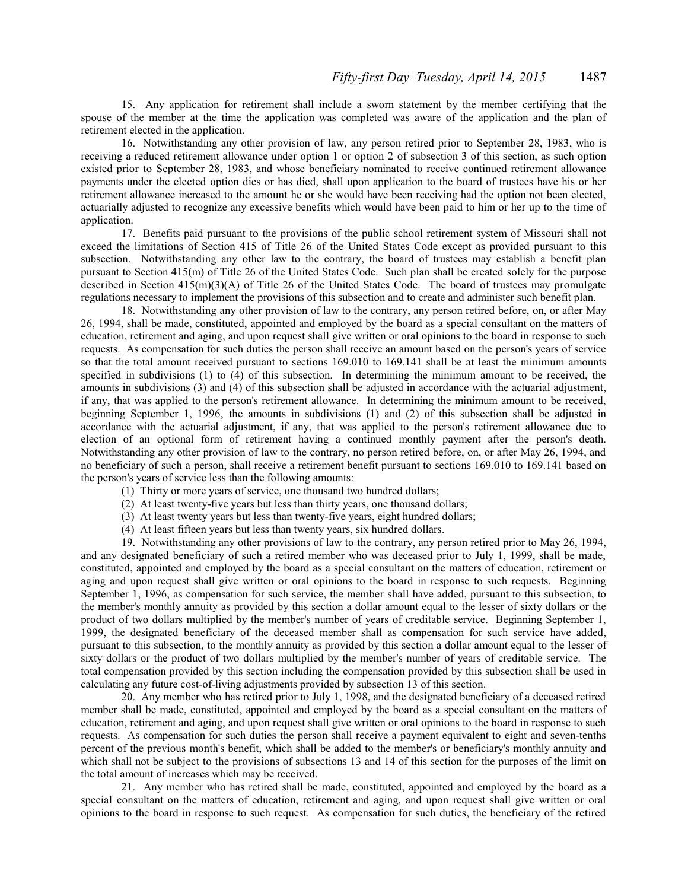15. Any application for retirement shall include a sworn statement by the member certifying that the spouse of the member at the time the application was completed was aware of the application and the plan of retirement elected in the application.

16. Notwithstanding any other provision of law, any person retired prior to September 28, 1983, who is receiving a reduced retirement allowance under option 1 or option 2 of subsection 3 of this section, as such option existed prior to September 28, 1983, and whose beneficiary nominated to receive continued retirement allowance payments under the elected option dies or has died, shall upon application to the board of trustees have his or her retirement allowance increased to the amount he or she would have been receiving had the option not been elected, actuarially adjusted to recognize any excessive benefits which would have been paid to him or her up to the time of application.

17. Benefits paid pursuant to the provisions of the public school retirement system of Missouri shall not exceed the limitations of Section 415 of Title 26 of the United States Code except as provided pursuant to this subsection. Notwithstanding any other law to the contrary, the board of trustees may establish a benefit plan pursuant to Section 415(m) of Title 26 of the United States Code. Such plan shall be created solely for the purpose described in Section 415(m)(3)(A) of Title 26 of the United States Code. The board of trustees may promulgate regulations necessary to implement the provisions of this subsection and to create and administer such benefit plan.

18. Notwithstanding any other provision of law to the contrary, any person retired before, on, or after May 26, 1994, shall be made, constituted, appointed and employed by the board as a special consultant on the matters of education, retirement and aging, and upon request shall give written or oral opinions to the board in response to such requests. As compensation for such duties the person shall receive an amount based on the person's years of service so that the total amount received pursuant to sections 169.010 to 169.141 shall be at least the minimum amounts specified in subdivisions (1) to (4) of this subsection. In determining the minimum amount to be received, the amounts in subdivisions (3) and (4) of this subsection shall be adjusted in accordance with the actuarial adjustment, if any, that was applied to the person's retirement allowance. In determining the minimum amount to be received, beginning September 1, 1996, the amounts in subdivisions (1) and (2) of this subsection shall be adjusted in accordance with the actuarial adjustment, if any, that was applied to the person's retirement allowance due to election of an optional form of retirement having a continued monthly payment after the person's death. Notwithstanding any other provision of law to the contrary, no person retired before, on, or after May 26, 1994, and no beneficiary of such a person, shall receive a retirement benefit pursuant to sections 169.010 to 169.141 based on the person's years of service less than the following amounts:

(1) Thirty or more years of service, one thousand two hundred dollars;

(2) At least twenty-five years but less than thirty years, one thousand dollars;

(3) At least twenty years but less than twenty-five years, eight hundred dollars;

(4) At least fifteen years but less than twenty years, six hundred dollars.

19. Notwithstanding any other provisions of law to the contrary, any person retired prior to May 26, 1994, and any designated beneficiary of such a retired member who was deceased prior to July 1, 1999, shall be made, constituted, appointed and employed by the board as a special consultant on the matters of education, retirement or aging and upon request shall give written or oral opinions to the board in response to such requests. Beginning September 1, 1996, as compensation for such service, the member shall have added, pursuant to this subsection, to the member's monthly annuity as provided by this section a dollar amount equal to the lesser of sixty dollars or the product of two dollars multiplied by the member's number of years of creditable service. Beginning September 1, 1999, the designated beneficiary of the deceased member shall as compensation for such service have added, pursuant to this subsection, to the monthly annuity as provided by this section a dollar amount equal to the lesser of sixty dollars or the product of two dollars multiplied by the member's number of years of creditable service. The total compensation provided by this section including the compensation provided by this subsection shall be used in calculating any future cost-of-living adjustments provided by subsection 13 of this section.

20. Any member who has retired prior to July 1, 1998, and the designated beneficiary of a deceased retired member shall be made, constituted, appointed and employed by the board as a special consultant on the matters of education, retirement and aging, and upon request shall give written or oral opinions to the board in response to such requests. As compensation for such duties the person shall receive a payment equivalent to eight and seven-tenths percent of the previous month's benefit, which shall be added to the member's or beneficiary's monthly annuity and which shall not be subject to the provisions of subsections 13 and 14 of this section for the purposes of the limit on the total amount of increases which may be received.

21. Any member who has retired shall be made, constituted, appointed and employed by the board as a special consultant on the matters of education, retirement and aging, and upon request shall give written or oral opinions to the board in response to such request. As compensation for such duties, the beneficiary of the retired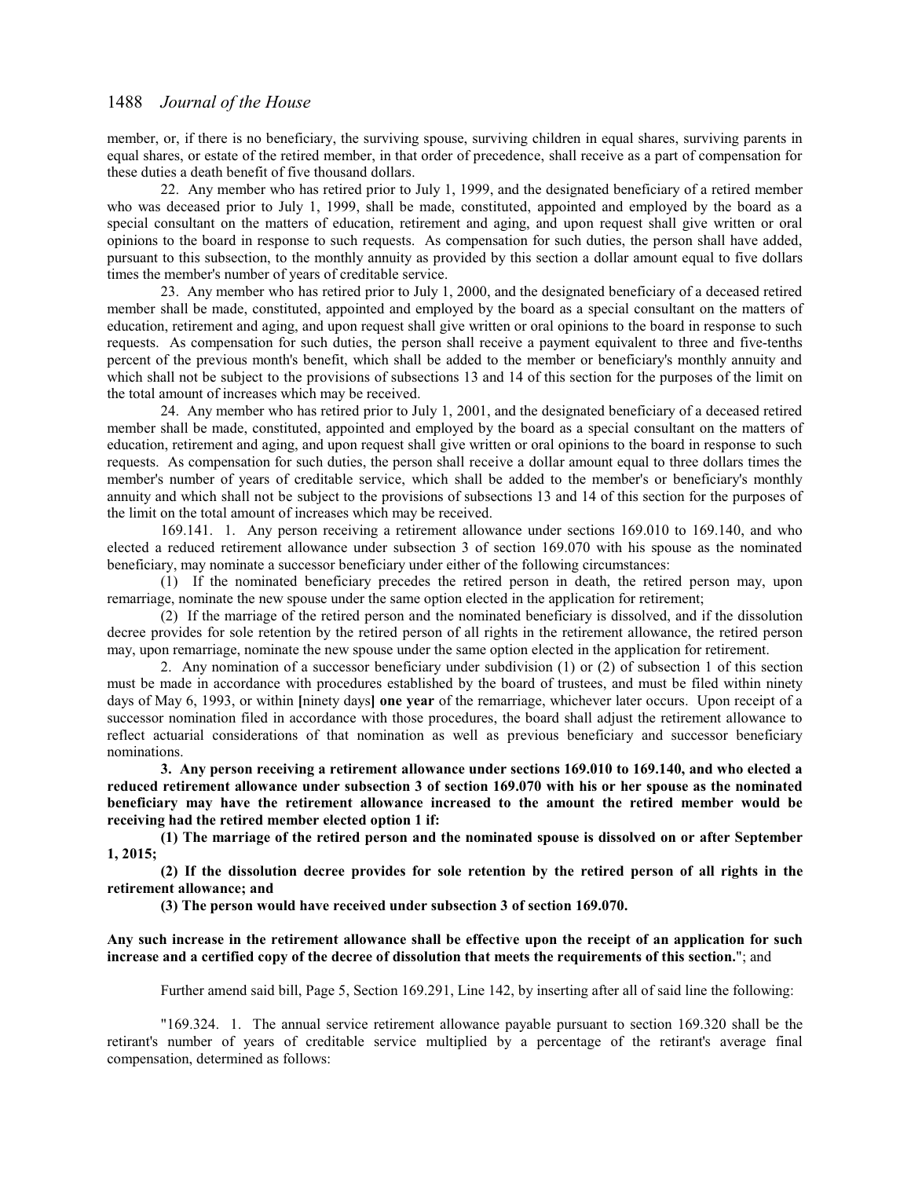member, or, if there is no beneficiary, the surviving spouse, surviving children in equal shares, surviving parents in equal shares, or estate of the retired member, in that order of precedence, shall receive as a part of compensation for these duties a death benefit of five thousand dollars.

22. Any member who has retired prior to July 1, 1999, and the designated beneficiary of a retired member who was deceased prior to July 1, 1999, shall be made, constituted, appointed and employed by the board as a special consultant on the matters of education, retirement and aging, and upon request shall give written or oral opinions to the board in response to such requests. As compensation for such duties, the person shall have added, pursuant to this subsection, to the monthly annuity as provided by this section a dollar amount equal to five dollars times the member's number of years of creditable service.

23. Any member who has retired prior to July 1, 2000, and the designated beneficiary of a deceased retired member shall be made, constituted, appointed and employed by the board as a special consultant on the matters of education, retirement and aging, and upon request shall give written or oral opinions to the board in response to such requests. As compensation for such duties, the person shall receive a payment equivalent to three and five-tenths percent of the previous month's benefit, which shall be added to the member or beneficiary's monthly annuity and which shall not be subject to the provisions of subsections 13 and 14 of this section for the purposes of the limit on the total amount of increases which may be received.

24. Any member who has retired prior to July 1, 2001, and the designated beneficiary of a deceased retired member shall be made, constituted, appointed and employed by the board as a special consultant on the matters of education, retirement and aging, and upon request shall give written or oral opinions to the board in response to such requests. As compensation for such duties, the person shall receive a dollar amount equal to three dollars times the member's number of years of creditable service, which shall be added to the member's or beneficiary's monthly annuity and which shall not be subject to the provisions of subsections 13 and 14 of this section for the purposes of the limit on the total amount of increases which may be received.

169.141. 1. Any person receiving a retirement allowance under sections 169.010 to 169.140, and who elected a reduced retirement allowance under subsection 3 of section 169.070 with his spouse as the nominated beneficiary, may nominate a successor beneficiary under either of the following circumstances:

(1) If the nominated beneficiary precedes the retired person in death, the retired person may, upon remarriage, nominate the new spouse under the same option elected in the application for retirement;

(2) If the marriage of the retired person and the nominated beneficiary is dissolved, and if the dissolution decree provides for sole retention by the retired person of all rights in the retirement allowance, the retired person may, upon remarriage, nominate the new spouse under the same option elected in the application for retirement.

2. Any nomination of a successor beneficiary under subdivision (1) or (2) of subsection 1 of this section must be made in accordance with procedures established by the board of trustees, and must be filed within ninety days of May 6, 1993, or within **[**ninety days**]** **one year** of the remarriage, whichever later occurs. Upon receipt of a successor nomination filed in accordance with those procedures, the board shall adjust the retirement allowance to reflect actuarial considerations of that nomination as well as previous beneficiary and successor beneficiary nominations.

**3. Any person receiving a retirement allowance under sections 169.010 to 169.140, and who elected a reduced retirement allowance under subsection 3 of section 169.070 with his or her spouse as the nominated beneficiary may have the retirement allowance increased to the amount the retired member would be receiving had the retired member elected option 1 if:**

**(1) The marriage of the retired person and the nominated spouse is dissolved on or after September 1, 2015;**

**(2) If the dissolution decree provides for sole retention by the retired person of all rights in the retirement allowance; and**

**(3) The person would have received under subsection 3 of section 169.070.**

**Any such increase in the retirement allowance shall be effective upon the receipt of an application for such increase and a certified copy of the decree of dissolution that meets the requirements of this section.**"; and

Further amend said bill, Page 5, Section 169.291, Line 142, by inserting after all of said line the following:

"169.324. 1. The annual service retirement allowance payable pursuant to section 169.320 shall be the retirant's number of years of creditable service multiplied by a percentage of the retirant's average final compensation, determined as follows: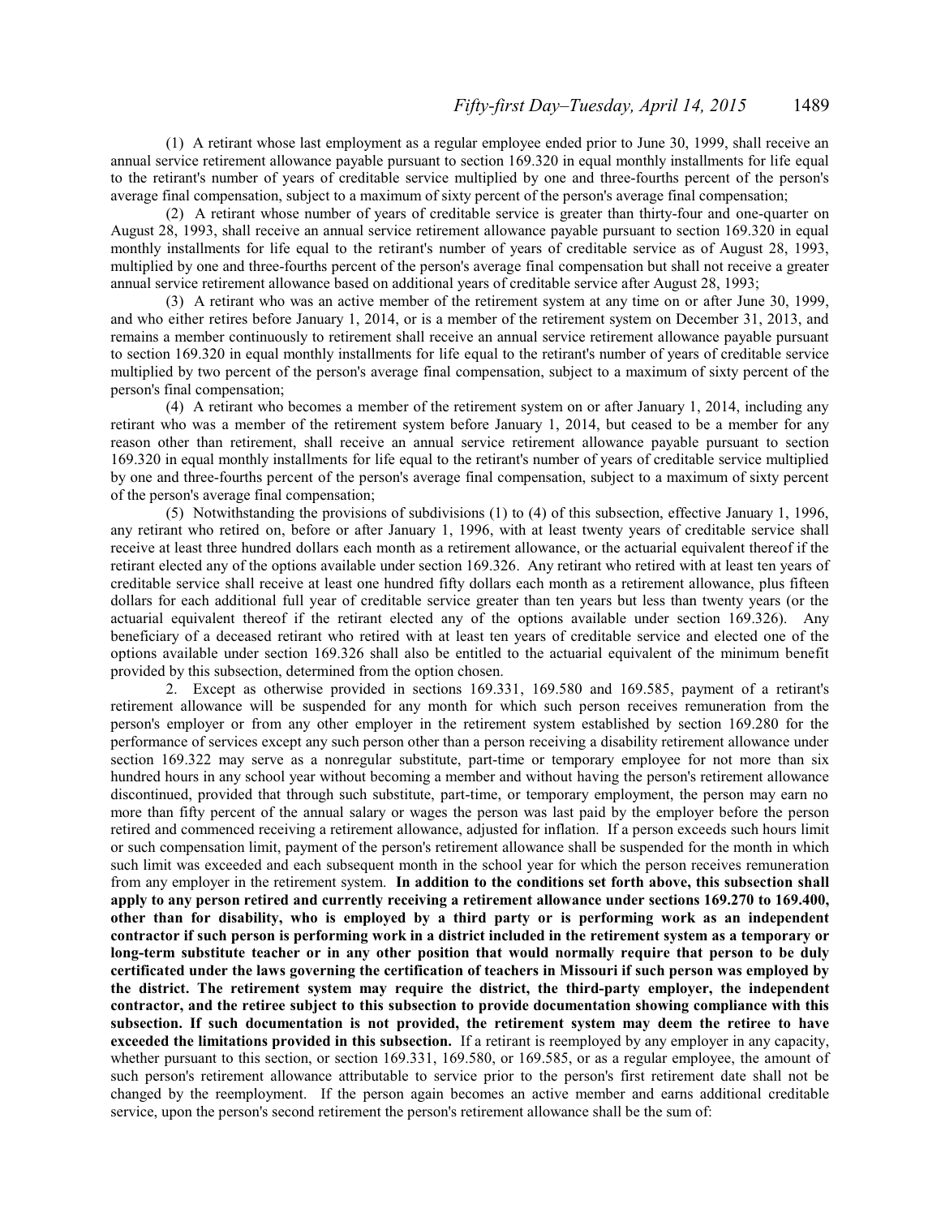(1) A retirant whose last employment as a regular employee ended prior to June 30, 1999, shall receive an annual service retirement allowance payable pursuant to section 169.320 in equal monthly installments for life equal to the retirant's number of years of creditable service multiplied by one and three-fourths percent of the person's average final compensation, subject to a maximum of sixty percent of the person's average final compensation;

(2) A retirant whose number of years of creditable service is greater than thirty-four and one-quarter on August 28, 1993, shall receive an annual service retirement allowance payable pursuant to section 169.320 in equal monthly installments for life equal to the retirant's number of years of creditable service as of August 28, 1993, multiplied by one and three-fourths percent of the person's average final compensation but shall not receive a greater annual service retirement allowance based on additional years of creditable service after August 28, 1993;

(3) A retirant who was an active member of the retirement system at any time on or after June 30, 1999, and who either retires before January 1, 2014, or is a member of the retirement system on December 31, 2013, and remains a member continuously to retirement shall receive an annual service retirement allowance payable pursuant to section 169.320 in equal monthly installments for life equal to the retirant's number of years of creditable service multiplied by two percent of the person's average final compensation, subject to a maximum of sixty percent of the person's final compensation;

(4) A retirant who becomes a member of the retirement system on or after January 1, 2014, including any retirant who was a member of the retirement system before January 1, 2014, but ceased to be a member for any reason other than retirement, shall receive an annual service retirement allowance payable pursuant to section 169.320 in equal monthly installments for life equal to the retirant's number of years of creditable service multiplied by one and three-fourths percent of the person's average final compensation, subject to a maximum of sixty percent of the person's average final compensation;

(5) Notwithstanding the provisions of subdivisions (1) to (4) of this subsection, effective January 1, 1996, any retirant who retired on, before or after January 1, 1996, with at least twenty years of creditable service shall receive at least three hundred dollars each month as a retirement allowance, or the actuarial equivalent thereof if the retirant elected any of the options available under section 169.326. Any retirant who retired with at least ten years of creditable service shall receive at least one hundred fifty dollars each month as a retirement allowance, plus fifteen dollars for each additional full year of creditable service greater than ten years but less than twenty years (or the actuarial equivalent thereof if the retirant elected any of the options available under section 169.326). Any beneficiary of a deceased retirant who retired with at least ten years of creditable service and elected one of the options available under section 169.326 shall also be entitled to the actuarial equivalent of the minimum benefit provided by this subsection, determined from the option chosen.

2. Except as otherwise provided in sections 169.331, 169.580 and 169.585, payment of a retirant's retirement allowance will be suspended for any month for which such person receives remuneration from the person's employer or from any other employer in the retirement system established by section 169.280 for the performance of services except any such person other than a person receiving a disability retirement allowance under section 169.322 may serve as a nonregular substitute, part-time or temporary employee for not more than six hundred hours in any school year without becoming a member and without having the person's retirement allowance discontinued, provided that through such substitute, part-time, or temporary employment, the person may earn no more than fifty percent of the annual salary or wages the person was last paid by the employer before the person retired and commenced receiving a retirement allowance, adjusted for inflation. If a person exceeds such hours limit or such compensation limit, payment of the person's retirement allowance shall be suspended for the month in which such limit was exceeded and each subsequent month in the school year for which the person receives remuneration from any employer in the retirement system. **In addition to the conditions set forth above, this subsection shall apply to any person retired and currently receiving a retirement allowance under sections 169.270 to 169.400, other than for disability, who is employed by a third party or is performing work as an independent contractor if such person is performing work in a district included in the retirement system as a temporary or long-term substitute teacher or in any other position that would normally require that person to be duly certificated under the laws governing the certification of teachers in Missouri if such person was employed by the district. The retirement system may require the district, the third-party employer, the independent contractor, and the retiree subject to this subsection to provide documentation showing compliance with this subsection. If such documentation is not provided, the retirement system may deem the retiree to have exceeded the limitations provided in this subsection.** If a retirant is reemployed by any employer in any capacity, whether pursuant to this section, or section 169.331, 169.580, or 169.585, or as a regular employee, the amount of such person's retirement allowance attributable to service prior to the person's first retirement date shall not be changed by the reemployment. If the person again becomes an active member and earns additional creditable service, upon the person's second retirement the person's retirement allowance shall be the sum of: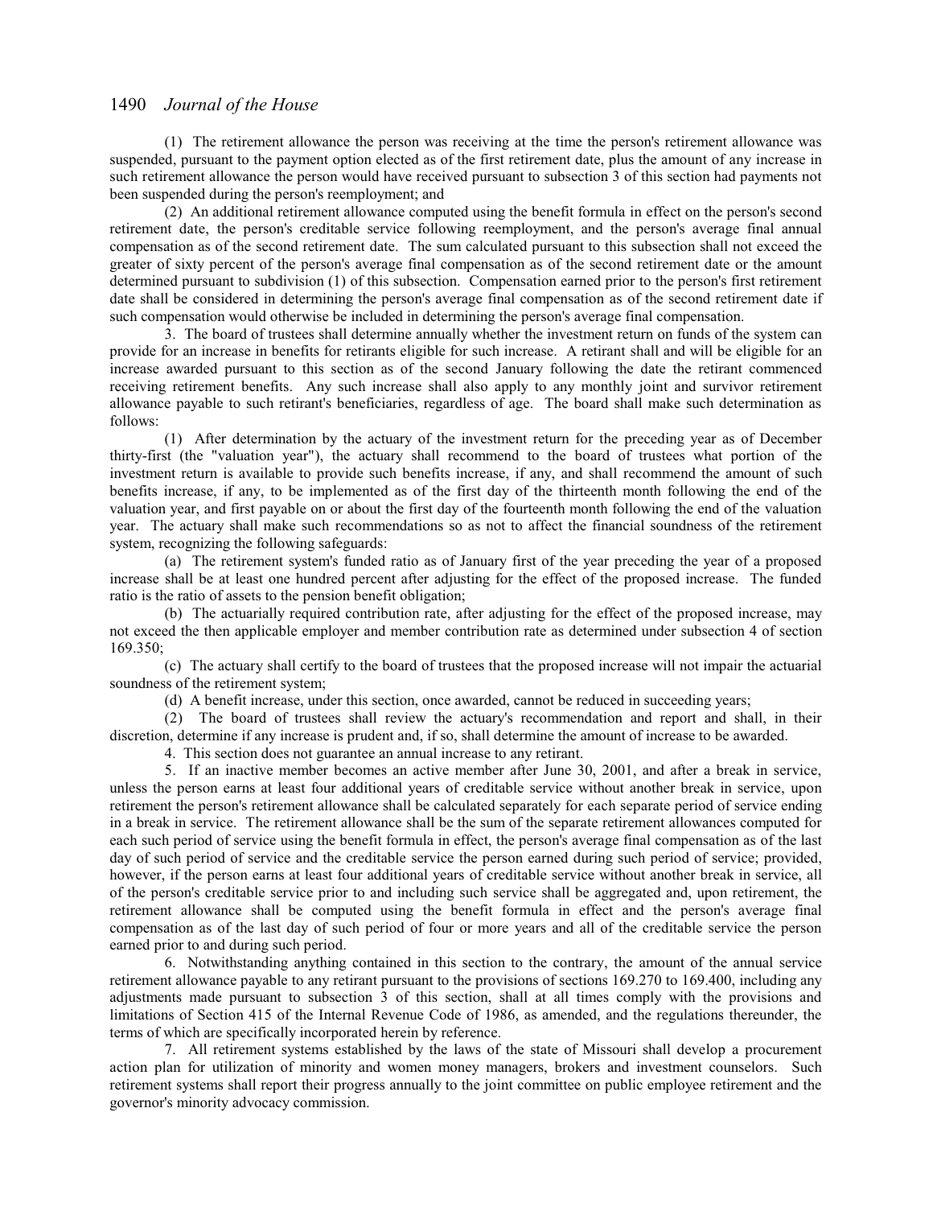(1) The retirement allowance the person was receiving at the time the person's retirement allowance was suspended, pursuant to the payment option elected as of the first retirement date, plus the amount of any increase in such retirement allowance the person would have received pursuant to subsection 3 of this section had payments not been suspended during the person's reemployment; and

(2) An additional retirement allowance computed using the benefit formula in effect on the person's second retirement date, the person's creditable service following reemployment, and the person's average final annual compensation as of the second retirement date. The sum calculated pursuant to this subsection shall not exceed the greater of sixty percent of the person's average final compensation as of the second retirement date or the amount determined pursuant to subdivision (1) of this subsection. Compensation earned prior to the person's first retirement date shall be considered in determining the person's average final compensation as of the second retirement date if such compensation would otherwise be included in determining the person's average final compensation.

3. The board of trustees shall determine annually whether the investment return on funds of the system can provide for an increase in benefits for retirants eligible for such increase. A retirant shall and will be eligible for an increase awarded pursuant to this section as of the second January following the date the retirant commenced receiving retirement benefits. Any such increase shall also apply to any monthly joint and survivor retirement allowance payable to such retirant's beneficiaries, regardless of age. The board shall make such determination as follows:

(1) After determination by the actuary of the investment return for the preceding year as of December thirty-first (the "valuation year"), the actuary shall recommend to the board of trustees what portion of the investment return is available to provide such benefits increase, if any, and shall recommend the amount of such benefits increase, if any, to be implemented as of the first day of the thirteenth month following the end of the valuation year, and first payable on or about the first day of the fourteenth month following the end of the valuation year. The actuary shall make such recommendations so as not to affect the financial soundness of the retirement system, recognizing the following safeguards:

(a) The retirement system's funded ratio as of January first of the year preceding the year of a proposed increase shall be at least one hundred percent after adjusting for the effect of the proposed increase. The funded ratio is the ratio of assets to the pension benefit obligation;

(b) The actuarially required contribution rate, after adjusting for the effect of the proposed increase, may not exceed the then applicable employer and member contribution rate as determined under subsection 4 of section 169.350;

(c) The actuary shall certify to the board of trustees that the proposed increase will not impair the actuarial soundness of the retirement system;

(d) A benefit increase, under this section, once awarded, cannot be reduced in succeeding years;

(2) The board of trustees shall review the actuary's recommendation and report and shall, in their discretion, determine if any increase is prudent and, if so, shall determine the amount of increase to be awarded.

4. This section does not guarantee an annual increase to any retirant.

5. If an inactive member becomes an active member after June 30, 2001, and after a break in service, unless the person earns at least four additional years of creditable service without another break in service, upon retirement the person's retirement allowance shall be calculated separately for each separate period of service ending in a break in service. The retirement allowance shall be the sum of the separate retirement allowances computed for each such period of service using the benefit formula in effect, the person's average final compensation as of the last day of such period of service and the creditable service the person earned during such period of service; provided, however, if the person earns at least four additional years of creditable service without another break in service, all of the person's creditable service prior to and including such service shall be aggregated and, upon retirement, the retirement allowance shall be computed using the benefit formula in effect and the person's average final compensation as of the last day of such period of four or more years and all of the creditable service the person earned prior to and during such period.

6. Notwithstanding anything contained in this section to the contrary, the amount of the annual service retirement allowance payable to any retirant pursuant to the provisions of sections 169.270 to 169.400, including any adjustments made pursuant to subsection 3 of this section, shall at all times comply with the provisions and limitations of Section 415 of the Internal Revenue Code of 1986, as amended, and the regulations thereunder, the terms of which are specifically incorporated herein by reference.

7. All retirement systems established by the laws of the state of Missouri shall develop a procurement action plan for utilization of minority and women money managers, brokers and investment counselors. Such retirement systems shall report their progress annually to the joint committee on public employee retirement and the governor's minority advocacy commission.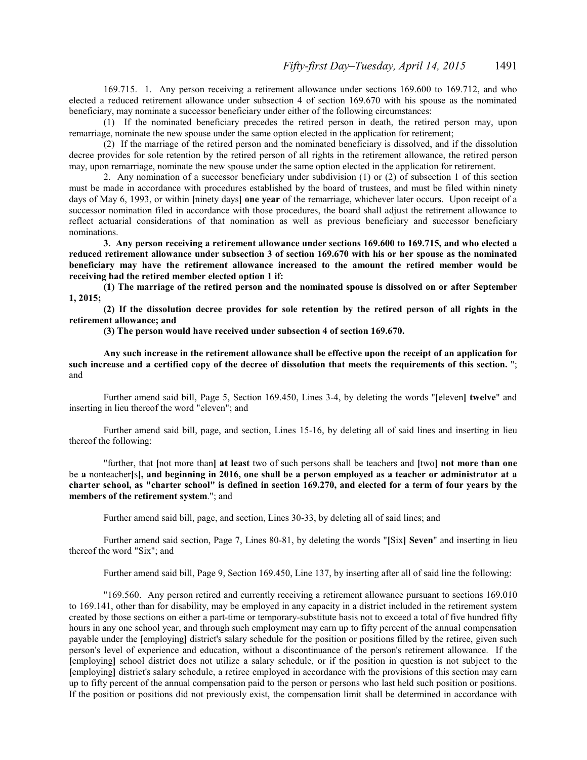169.715. 1. Any person receiving a retirement allowance under sections 169.600 to 169.712, and who elected a reduced retirement allowance under subsection 4 of section 169.670 with his spouse as the nominated beneficiary, may nominate a successor beneficiary under either of the following circumstances:

(1) If the nominated beneficiary precedes the retired person in death, the retired person may, upon remarriage, nominate the new spouse under the same option elected in the application for retirement;

(2) If the marriage of the retired person and the nominated beneficiary is dissolved, and if the dissolution decree provides for sole retention by the retired person of all rights in the retirement allowance, the retired person may, upon remarriage, nominate the new spouse under the same option elected in the application for retirement.

2. Any nomination of a successor beneficiary under subdivision (1) or (2) of subsection 1 of this section must be made in accordance with procedures established by the board of trustees, and must be filed within ninety days of May 6, 1993, or within [ninety days] **one year** of the remarriage, whichever later occurs. Upon receipt of a successor nomination filed in accordance with those procedures, the board shall adjust the retirement allowance to reflect actuarial considerations of that nomination as well as previous beneficiary and successor beneficiary nominations.

**3. Any person receiving a retirement allowance under sections 169.600 to 169.715, and who elected a reduced retirement allowance under subsection 3 of section 169.670 with his or her spouse as the nominated beneficiary may have the retirement allowance increased to the amount the retired member would be receiving had the retired member elected option 1 if:**

**(1) The marriage of the retired person and the nominated spouse is dissolved on or after September 1, 2015;**

**(2) If the dissolution decree provides for sole retention by the retired person of all rights in the retirement allowance; and**

**(3) The person would have received under subsection 4 of section 169.670.**

**Any such increase in the retirement allowance shall be effective upon the receipt of an application for such increase and a certified copy of the decree of dissolution that meets the requirements of this section.** "; and

Further amend said bill, Page 5, Section 169.450, Lines 3-4, by deleting the words "[eleven] **twelve**" and inserting in lieu thereof the word "eleven"; and

Further amend said bill, page, and section, Lines 15-16, by deleting all of said lines and inserting in lieu thereof the following:

"further, that [not more than] **at least** two of such persons shall be teachers and [two] **not more than one** be **a** nonteacher[s]**, and beginning in 2016, one shall be a person employed as a teacher or administrator at a charter school, as "charter school" is defined in section 169.270, and elected for a term of four years by the members of the retirement system**."; and

Further amend said bill, page, and section, Lines 30-33, by deleting all of said lines; and

Further amend said section, Page 7, Lines 80-81, by deleting the words "[Six] **Seven**" and inserting in lieu thereof the word "Six"; and

Further amend said bill, Page 9, Section 169.450, Line 137, by inserting after all of said line the following:

"169.560. Any person retired and currently receiving a retirement allowance pursuant to sections 169.010 to 169.141, other than for disability, may be employed in any capacity in a district included in the retirement system created by those sections on either a part-time or temporary-substitute basis not to exceed a total of five hundred fifty hours in any one school year, and through such employment may earn up to fifty percent of the annual compensation payable under the [employing] district's salary schedule for the position or positions filled by the retiree, given such person's level of experience and education, without a discontinuance of the person's retirement allowance. If the [employing] school district does not utilize a salary schedule, or if the position in question is not subject to the [employing] district's salary schedule, a retiree employed in accordance with the provisions of this section may earn up to fifty percent of the annual compensation paid to the person or persons who last held such position or positions. If the position or positions did not previously exist, the compensation limit shall be determined in accordance with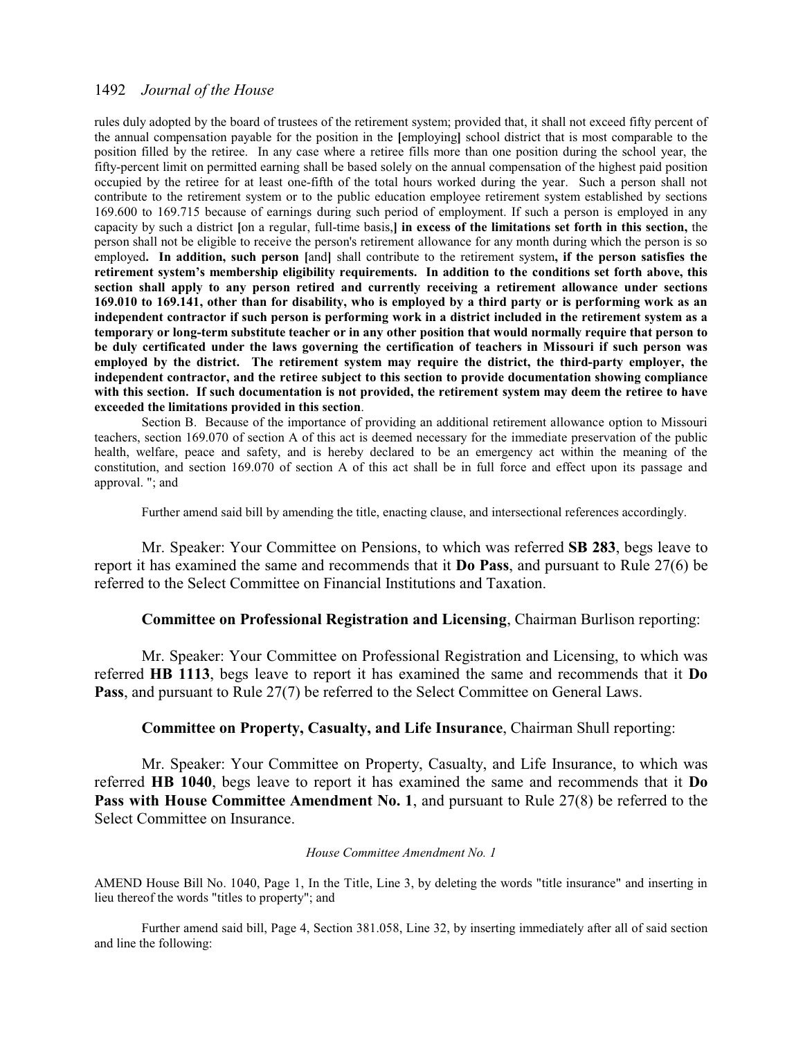rules duly adopted by the board of trustees of the retirement system; provided that, it shall not exceed fifty percent of the annual compensation payable for the position in the [employing] school district that is most comparable to the position filled by the retiree. In any case where a retiree fills more than one position during the school year, the fifty-percent limit on permitted earning shall be based solely on the annual compensation of the highest paid position occupied by the retiree for at least one-fifth of the total hours worked during the year. Such a person shall not contribute to the retirement system or to the public education employee retirement system established by sections 169.600 to 169.715 because of earnings during such period of employment. If such a person is employed in any capacity by such a district [on a regular, full-time basis,] **in excess of the limitations set forth in this section,** the person shall not be eligible to receive the person's retirement allowance for any month during which the person is so employed**. In addition, such person** [and] shall contribute to the retirement system**, if the person satisfies the retirement system's membership eligibility requirements. In addition to the conditions set forth above, this section shall apply to any person retired and currently receiving a retirement allowance under sections 169.010 to 169.141, other than for disability, who is employed by a third party or is performing work as an independent contractor if such person is performing work in a district included in the retirement system as a temporary or long-term substitute teacher or in any other position that would normally require that person to be duly certificated under the laws governing the certification of teachers in Missouri if such person was employed by the district. The retirement system may require the district, the third-party employer, the independent contractor, and the retiree subject to this section to provide documentation showing compliance with this section. If such documentation is not provided, the retirement system may deem the retiree to have exceeded the limitations provided in this section**.

Section B. Because of the importance of providing an additional retirement allowance option to Missouri teachers, section 169.070 of section A of this act is deemed necessary for the immediate preservation of the public health, welfare, peace and safety, and is hereby declared to be an emergency act within the meaning of the constitution, and section 169.070 of section A of this act shall be in full force and effect upon its passage and approval. "; and

Further amend said bill by amending the title, enacting clause, and intersectional references accordingly.

Mr. Speaker: Your Committee on Pensions, to which was referred **SB 283**, begs leave to report it has examined the same and recommends that it **Do Pass**, and pursuant to Rule 27(6) be referred to the Select Committee on Financial Institutions and Taxation.

**Committee on Professional Registration and Licensing**, Chairman Burlison reporting:

Mr. Speaker: Your Committee on Professional Registration and Licensing, to which was referred **HB 1113**, begs leave to report it has examined the same and recommends that it **Do Pass**, and pursuant to Rule 27(7) be referred to the Select Committee on General Laws.

**Committee on Property, Casualty, and Life Insurance**, Chairman Shull reporting:

Mr. Speaker: Your Committee on Property, Casualty, and Life Insurance, to which was referred **HB 1040**, begs leave to report it has examined the same and recommends that it **Do Pass with House Committee Amendment No. 1**, and pursuant to Rule 27(8) be referred to the Select Committee on Insurance.

*House Committee Amendment No. 1*

AMEND House Bill No. 1040, Page 1, In the Title, Line 3, by deleting the words "title insurance" and inserting in lieu thereof the words "titles to property"; and

Further amend said bill, Page 4, Section 381.058, Line 32, by inserting immediately after all of said section and line the following: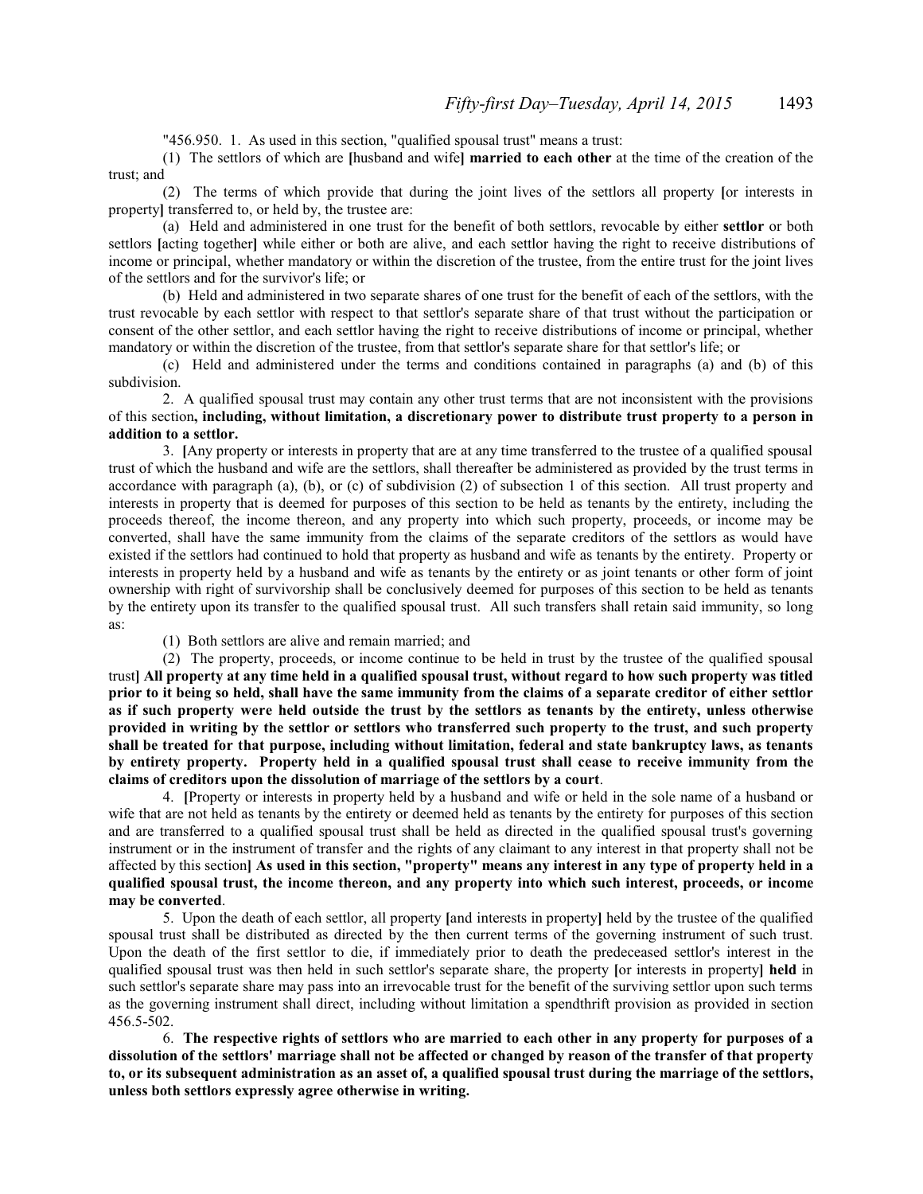"456.950. 1. As used in this section, "qualified spousal trust" means a trust:

(1) The settlors of which are [husband and wife] **married to each other** at the time of the creation of the trust; and

(2) The terms of which provide that during the joint lives of the settlors all property [or interests in property] transferred to, or held by, the trustee are:

(a) Held and administered in one trust for the benefit of both settlors, revocable by either **settlor** or both settlors [acting together] while either or both are alive, and each settlor having the right to receive distributions of income or principal, whether mandatory or within the discretion of the trustee, from the entire trust for the joint lives of the settlors and for the survivor's life; or

(b) Held and administered in two separate shares of one trust for the benefit of each of the settlors, with the trust revocable by each settlor with respect to that settlor's separate share of that trust without the participation or consent of the other settlor, and each settlor having the right to receive distributions of income or principal, whether mandatory or within the discretion of the trustee, from that settlor's separate share for that settlor's life; or

(c) Held and administered under the terms and conditions contained in paragraphs (a) and (b) of this subdivision.

2. A qualified spousal trust may contain any other trust terms that are not inconsistent with the provisions of this section**, including, without limitation, a discretionary power to distribute trust property to a person in addition to a settlor.**

3. [Any property or interests in property that are at any time transferred to the trustee of a qualified spousal trust of which the husband and wife are the settlors, shall thereafter be administered as provided by the trust terms in accordance with paragraph (a), (b), or (c) of subdivision (2) of subsection 1 of this section. All trust property and interests in property that is deemed for purposes of this section to be held as tenants by the entirety, including the proceeds thereof, the income thereon, and any property into which such property, proceeds, or income may be converted, shall have the same immunity from the claims of the separate creditors of the settlors as would have existed if the settlors had continued to hold that property as husband and wife as tenants by the entirety. Property or interests in property held by a husband and wife as tenants by the entirety or as joint tenants or other form of joint ownership with right of survivorship shall be conclusively deemed for purposes of this section to be held as tenants by the entirety upon its transfer to the qualified spousal trust. All such transfers shall retain said immunity, so long as:

(1) Both settlors are alive and remain married; and

(2) The property, proceeds, or income continue to be held in trust by the trustee of the qualified spousal trust] **All property at any time held in a qualified spousal trust, without regard to how such property was titled prior to it being so held, shall have the same immunity from the claims of a separate creditor of either settlor as if such property were held outside the trust by the settlors as tenants by the entirety, unless otherwise provided in writing by the settlor or settlors who transferred such property to the trust, and such property shall be treated for that purpose, including without limitation, federal and state bankruptcy laws, as tenants by entirety property. Property held in a qualified spousal trust shall cease to receive immunity from the claims of creditors upon the dissolution of marriage of the settlors by a court**.

4. [Property or interests in property held by a husband and wife or held in the sole name of a husband or wife that are not held as tenants by the entirety or deemed held as tenants by the entirety for purposes of this section and are transferred to a qualified spousal trust shall be held as directed in the qualified spousal trust's governing instrument or in the instrument of transfer and the rights of any claimant to any interest in that property shall not be affected by this section] **As used in this section, "property" means any interest in any type of property held in a qualified spousal trust, the income thereon, and any property into which such interest, proceeds, or income may be converted**.

5. Upon the death of each settlor, all property [and interests in property] held by the trustee of the qualified spousal trust shall be distributed as directed by the then current terms of the governing instrument of such trust. Upon the death of the first settlor to die, if immediately prior to death the predeceased settlor's interest in the qualified spousal trust was then held in such settlor's separate share, the property [or interests in property] **held** in such settlor's separate share may pass into an irrevocable trust for the benefit of the surviving settlor upon such terms as the governing instrument shall direct, including without limitation a spendthrift provision as provided in section 456.5-502.

6. **The respective rights of settlors who are married to each other in any property for purposes of a dissolution of the settlors' marriage shall not be affected or changed by reason of the transfer of that property to, or its subsequent administration as an asset of, a qualified spousal trust during the marriage of the settlors, unless both settlors expressly agree otherwise in writing.**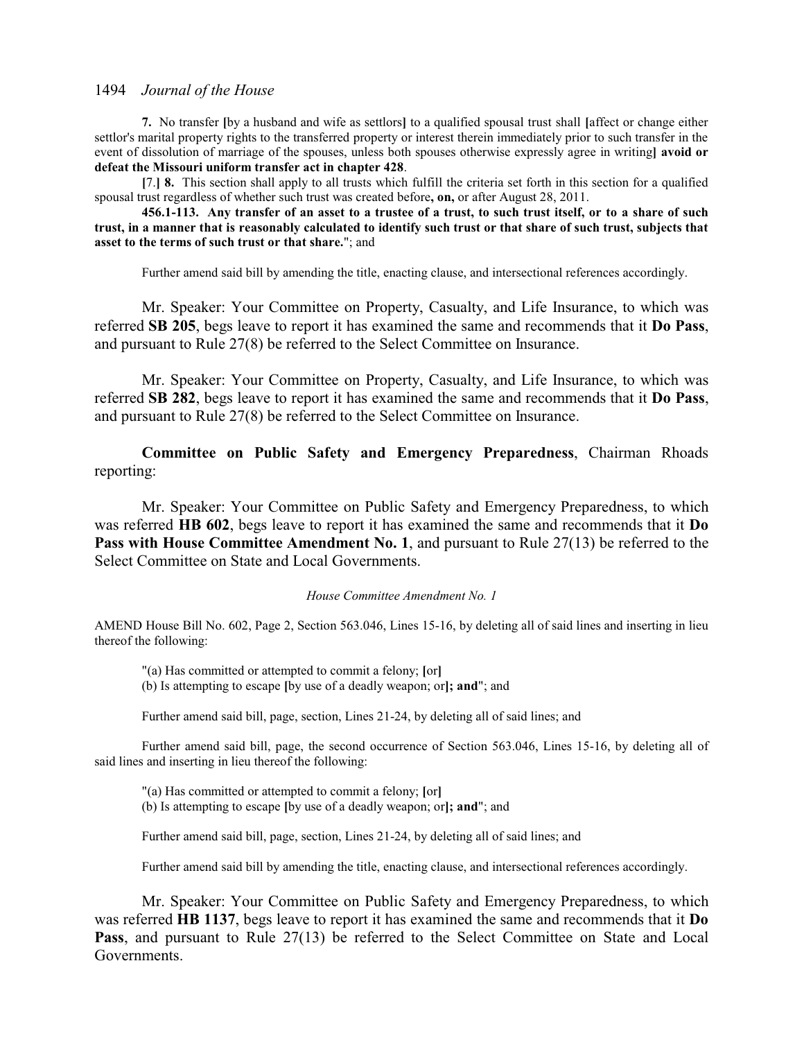**7.** No transfer **[**by a husband and wife as settlors**]** to a qualified spousal trust shall **[**affect or change either settlor's marital property rights to the transferred property or interest therein immediately prior to such transfer in the event of dissolution of marriage of the spouses, unless both spouses otherwise expressly agree in writing**] avoid or defeat the Missouri uniform transfer act in chapter 428**.

**[**7.**] 8.** This section shall apply to all trusts which fulfill the criteria set forth in this section for a qualified spousal trust regardless of whether such trust was created before**, on,** or after August 28, 2011.

**456.1-113. Any transfer of an asset to a trustee of a trust, to such trust itself, or to a share of such trust, in a manner that is reasonably calculated to identify such trust or that share of such trust, subjects that asset to the terms of such trust or that share.**"; and

Further amend said bill by amending the title, enacting clause, and intersectional references accordingly.

Mr. Speaker: Your Committee on Property, Casualty, and Life Insurance, to which was referred **SB 205**, begs leave to report it has examined the same and recommends that it **Do Pass**, and pursuant to Rule 27(8) be referred to the Select Committee on Insurance.

Mr. Speaker: Your Committee on Property, Casualty, and Life Insurance, to which was referred **SB 282**, begs leave to report it has examined the same and recommends that it **Do Pass**, and pursuant to Rule 27(8) be referred to the Select Committee on Insurance.

**Committee on Public Safety and Emergency Preparedness**, Chairman Rhoads reporting:

Mr. Speaker: Your Committee on Public Safety and Emergency Preparedness, to which was referred **HB 602**, begs leave to report it has examined the same and recommends that it **Do Pass with House Committee Amendment No. 1**, and pursuant to Rule 27(13) be referred to the Select Committee on State and Local Governments.

*House Committee Amendment No. 1*

AMEND House Bill No. 602, Page 2, Section 563.046, Lines 15-16, by deleting all of said lines and inserting in lieu thereof the following:

"(a) Has committed or attempted to commit a felony; **[**or**]**
(b) Is attempting to escape **[**by use of a deadly weapon; or**]; and**"; and

Further amend said bill, page, section, Lines 21-24, by deleting all of said lines; and

Further amend said bill, page, the second occurrence of Section 563.046, Lines 15-16, by deleting all of said lines and inserting in lieu thereof the following:

"(a) Has committed or attempted to commit a felony; **[**or**]**
(b) Is attempting to escape **[**by use of a deadly weapon; or**]; and**"; and

Further amend said bill, page, section, Lines 21-24, by deleting all of said lines; and

Further amend said bill by amending the title, enacting clause, and intersectional references accordingly.

Mr. Speaker: Your Committee on Public Safety and Emergency Preparedness, to which was referred **HB 1137**, begs leave to report it has examined the same and recommends that it **Do Pass**, and pursuant to Rule 27(13) be referred to the Select Committee on State and Local Governments.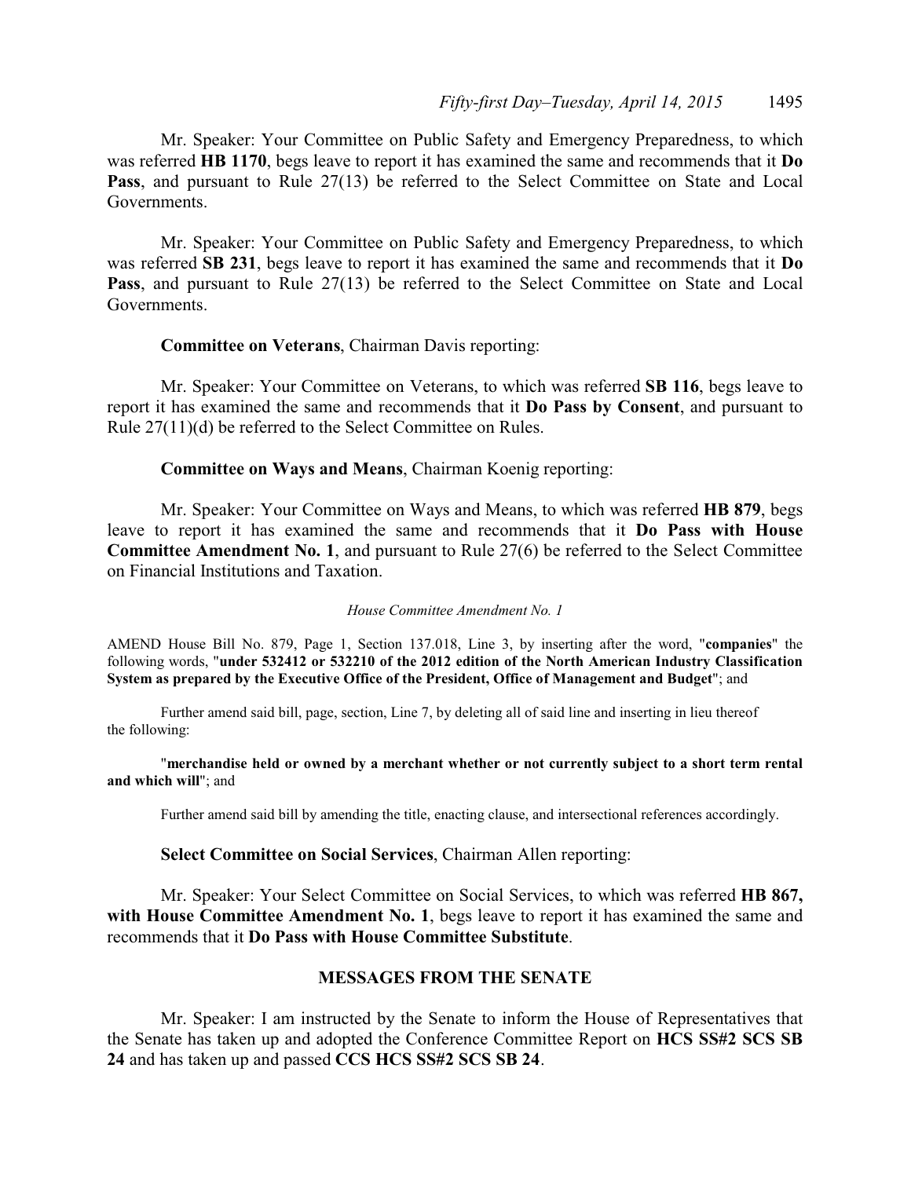Mr. Speaker: Your Committee on Public Safety and Emergency Preparedness, to which was referred **HB 1170**, begs leave to report it has examined the same and recommends that it **Do Pass**, and pursuant to Rule 27(13) be referred to the Select Committee on State and Local Governments.

Mr. Speaker: Your Committee on Public Safety and Emergency Preparedness, to which was referred **SB 231**, begs leave to report it has examined the same and recommends that it **Do Pass**, and pursuant to Rule 27(13) be referred to the Select Committee on State and Local Governments.

**Committee on Veterans**, Chairman Davis reporting:

Mr. Speaker: Your Committee on Veterans, to which was referred **SB 116**, begs leave to report it has examined the same and recommends that it **Do Pass by Consent**, and pursuant to Rule 27(11)(d) be referred to the Select Committee on Rules.

**Committee on Ways and Means**, Chairman Koenig reporting:

Mr. Speaker: Your Committee on Ways and Means, to which was referred **HB 879**, begs leave to report it has examined the same and recommends that it **Do Pass with House Committee Amendment No. 1**, and pursuant to Rule 27(6) be referred to the Select Committee on Financial Institutions and Taxation.

*House Committee Amendment No. 1*

AMEND House Bill No. 879, Page 1, Section 137.018, Line 3, by inserting after the word, "**companies**" the following words, "**under 532412 or 532210 of the 2012 edition of the North American Industry Classification System as prepared by the Executive Office of the President, Office of Management and Budget**"; and

Further amend said bill, page, section, Line 7, by deleting all of said line and inserting in lieu thereof the following:

"**merchandise held or owned by a merchant whether or not currently subject to a short term rental and which will**"; and

Further amend said bill by amending the title, enacting clause, and intersectional references accordingly.

**Select Committee on Social Services**, Chairman Allen reporting:

Mr. Speaker: Your Select Committee on Social Services, to which was referred **HB 867, with House Committee Amendment No. 1**, begs leave to report it has examined the same and recommends that it **Do Pass with House Committee Substitute**.

## MESSAGES FROM THE SENATE

Mr. Speaker: I am instructed by the Senate to inform the House of Representatives that the Senate has taken up and adopted the Conference Committee Report on **HCS SS#2 SCS SB 24** and has taken up and passed **CCS HCS SS#2 SCS SB 24**.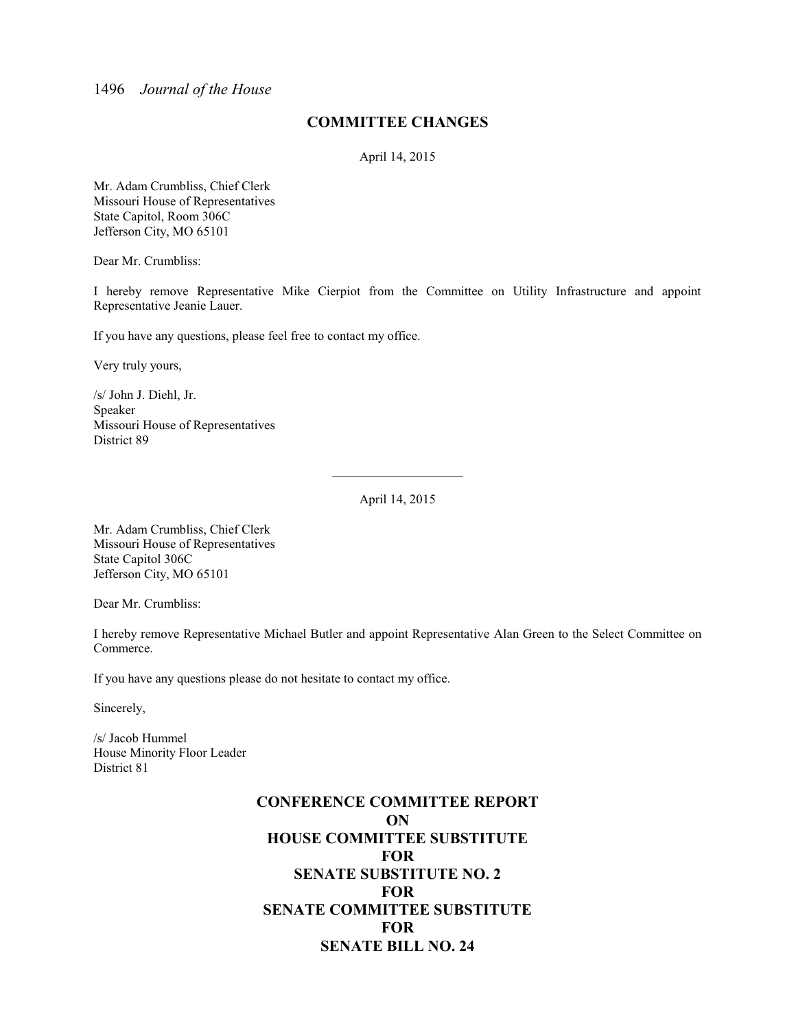## COMMITTEE CHANGES

April 14, 2015

Mr. Adam Crumbliss, Chief Clerk
Missouri House of Representatives
State Capitol, Room 306C
Jefferson City, MO 65101

Dear Mr. Crumbliss:

I hereby remove Representative Mike Cierpiot from the Committee on Utility Infrastructure and appoint Representative Jeanie Lauer.

If you have any questions, please feel free to contact my office.

Very truly yours,

/s/ John J. Diehl, Jr.
Speaker
Missouri House of Representatives
District 89

---

April 14, 2015

Mr. Adam Crumbliss, Chief Clerk
Missouri House of Representatives
State Capitol 306C
Jefferson City, MO 65101

Dear Mr. Crumbliss:

I hereby remove Representative Michael Butler and appoint Representative Alan Green to the Select Committee on Commerce.

If you have any questions please do not hesitate to contact my office.

Sincerely,

/s/ Jacob Hummel
House Minority Floor Leader
District 81

## CONFERENCE COMMITTEE REPORT ON HOUSE COMMITTEE SUBSTITUTE FOR SENATE SUBSTITUTE NO. 2 FOR SENATE COMMITTEE SUBSTITUTE FOR SENATE BILL NO. 24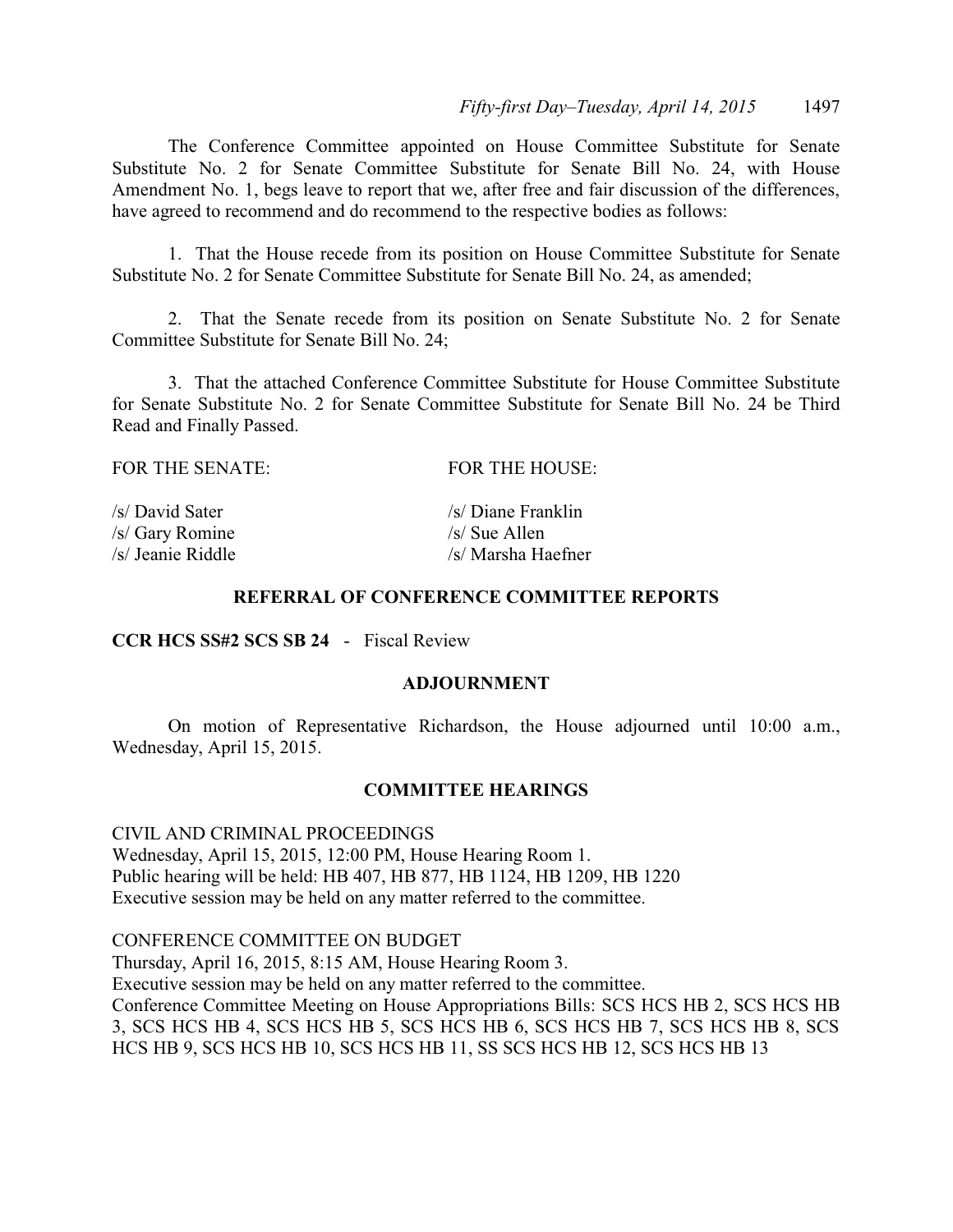The Conference Committee appointed on House Committee Substitute for Senate Substitute No. 2 for Senate Committee Substitute for Senate Bill No. 24, with House Amendment No. 1, begs leave to report that we, after free and fair discussion of the differences, have agreed to recommend and do recommend to the respective bodies as follows:

1. That the House recede from its position on House Committee Substitute for Senate Substitute No. 2 for Senate Committee Substitute for Senate Bill No. 24, as amended;

2. That the Senate recede from its position on Senate Substitute No. 2 for Senate Committee Substitute for Senate Bill No. 24;

3. That the attached Conference Committee Substitute for House Committee Substitute for Senate Substitute No. 2 for Senate Committee Substitute for Senate Bill No. 24 be Third Read and Finally Passed.

| FOR THE SENATE: | FOR THE HOUSE: |
|---|---|
| /s/ David Sater | /s/ Diane Franklin |
| /s/ Gary Romine | /s/ Sue Allen |
| /s/ Jeanie Riddle | /s/ Marsha Haefner |

## REFERRAL OF CONFERENCE COMMITTEE REPORTS

**CCR HCS SS#2 SCS SB 24** - Fiscal Review

## ADJOURNMENT

On motion of Representative Richardson, the House adjourned until 10:00 a.m., Wednesday, April 15, 2015.

## COMMITTEE HEARINGS

CIVIL AND CRIMINAL PROCEEDINGS
Wednesday, April 15, 2015, 12:00 PM, House Hearing Room 1.
Public hearing will be held: HB 407, HB 877, HB 1124, HB 1209, HB 1220
Executive session may be held on any matter referred to the committee.

CONFERENCE COMMITTEE ON BUDGET
Thursday, April 16, 2015, 8:15 AM, House Hearing Room 3.
Executive session may be held on any matter referred to the committee.
Conference Committee Meeting on House Appropriations Bills: SCS HCS HB 2, SCS HCS HB 3, SCS HCS HB 4, SCS HCS HB 5, SCS HCS HB 6, SCS HCS HB 7, SCS HCS HB 8, SCS HCS HB 9, SCS HCS HB 10, SCS HCS HB 11, SS SCS HCS HB 12, SCS HCS HB 13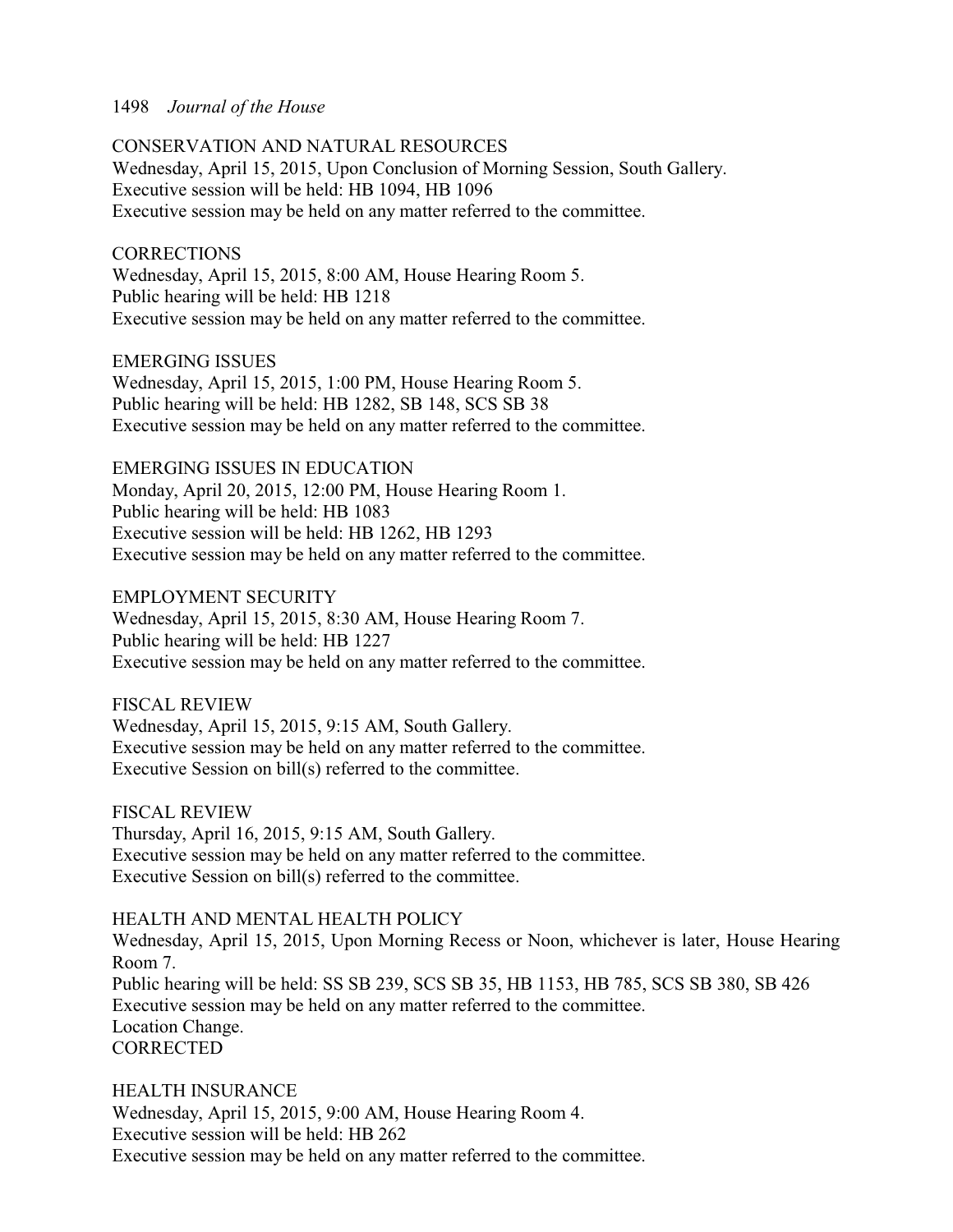CONSERVATION AND NATURAL RESOURCES
Wednesday, April 15, 2015, Upon Conclusion of Morning Session, South Gallery.
Executive session will be held: HB 1094, HB 1096
Executive session may be held on any matter referred to the committee.

CORRECTIONS
Wednesday, April 15, 2015, 8:00 AM, House Hearing Room 5.
Public hearing will be held: HB 1218
Executive session may be held on any matter referred to the committee.

EMERGING ISSUES
Wednesday, April 15, 2015, 1:00 PM, House Hearing Room 5.
Public hearing will be held: HB 1282, SB 148, SCS SB 38
Executive session may be held on any matter referred to the committee.

EMERGING ISSUES IN EDUCATION
Monday, April 20, 2015, 12:00 PM, House Hearing Room 1.
Public hearing will be held: HB 1083
Executive session will be held: HB 1262, HB 1293
Executive session may be held on any matter referred to the committee.

EMPLOYMENT SECURITY
Wednesday, April 15, 2015, 8:30 AM, House Hearing Room 7.
Public hearing will be held: HB 1227
Executive session may be held on any matter referred to the committee.

FISCAL REVIEW
Wednesday, April 15, 2015, 9:15 AM, South Gallery.
Executive session may be held on any matter referred to the committee.
Executive Session on bill(s) referred to the committee.

FISCAL REVIEW
Thursday, April 16, 2015, 9:15 AM, South Gallery.
Executive session may be held on any matter referred to the committee.
Executive Session on bill(s) referred to the committee.

HEALTH AND MENTAL HEALTH POLICY
Wednesday, April 15, 2015, Upon Morning Recess or Noon, whichever is later, House Hearing Room 7.
Public hearing will be held: SS SB 239, SCS SB 35, HB 1153, HB 785, SCS SB 380, SB 426
Executive session may be held on any matter referred to the committee.
Location Change.
CORRECTED

HEALTH INSURANCE
Wednesday, April 15, 2015, 9:00 AM, House Hearing Room 4.
Executive session will be held: HB 262
Executive session may be held on any matter referred to the committee.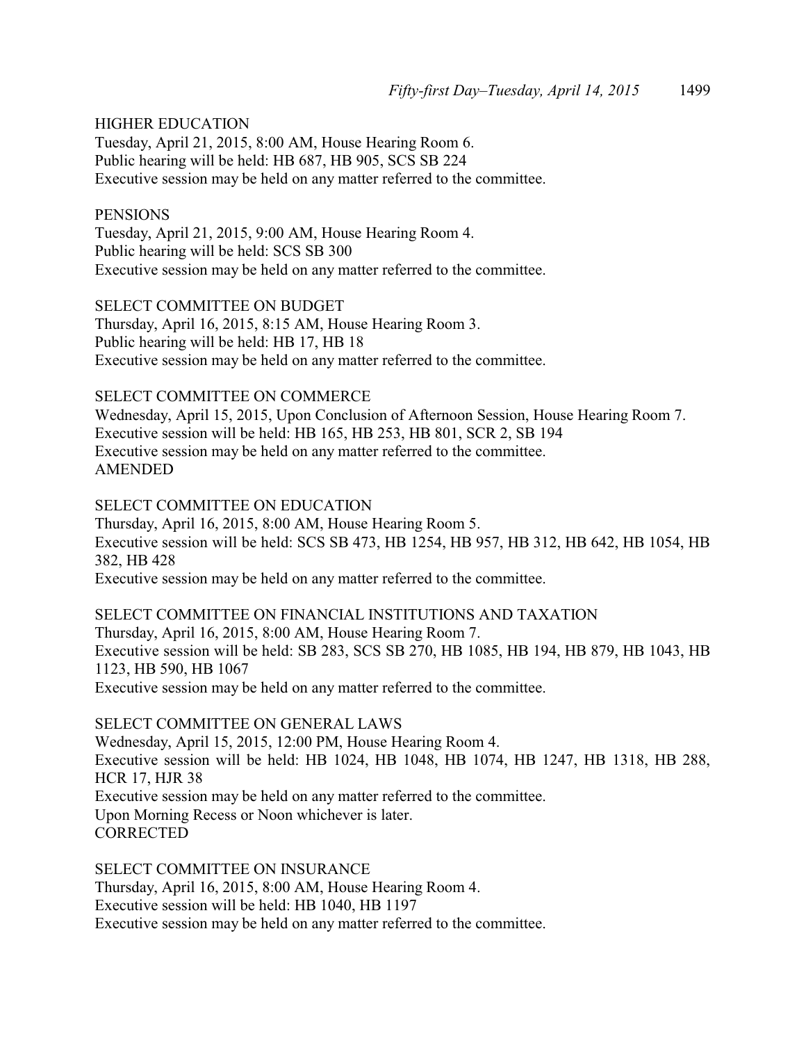HIGHER EDUCATION
Tuesday, April 21, 2015, 8:00 AM, House Hearing Room 6.
Public hearing will be held: HB 687, HB 905, SCS SB 224
Executive session may be held on any matter referred to the committee.

PENSIONS
Tuesday, April 21, 2015, 9:00 AM, House Hearing Room 4.
Public hearing will be held: SCS SB 300
Executive session may be held on any matter referred to the committee.

SELECT COMMITTEE ON BUDGET
Thursday, April 16, 2015, 8:15 AM, House Hearing Room 3.
Public hearing will be held: HB 17, HB 18
Executive session may be held on any matter referred to the committee.

SELECT COMMITTEE ON COMMERCE
Wednesday, April 15, 2015, Upon Conclusion of Afternoon Session, House Hearing Room 7.
Executive session will be held: HB 165, HB 253, HB 801, SCR 2, SB 194
Executive session may be held on any matter referred to the committee.
AMENDED

SELECT COMMITTEE ON EDUCATION
Thursday, April 16, 2015, 8:00 AM, House Hearing Room 5.
Executive session will be held: SCS SB 473, HB 1254, HB 957, HB 312, HB 642, HB 1054, HB 382, HB 428
Executive session may be held on any matter referred to the committee.

SELECT COMMITTEE ON FINANCIAL INSTITUTIONS AND TAXATION
Thursday, April 16, 2015, 8:00 AM, House Hearing Room 7.
Executive session will be held: SB 283, SCS SB 270, HB 1085, HB 194, HB 879, HB 1043, HB 1123, HB 590, HB 1067
Executive session may be held on any matter referred to the committee.

SELECT COMMITTEE ON GENERAL LAWS
Wednesday, April 15, 2015, 12:00 PM, House Hearing Room 4.
Executive session will be held: HB 1024, HB 1048, HB 1074, HB 1247, HB 1318, HB 288, HCR 17, HJR 38
Executive session may be held on any matter referred to the committee.
Upon Morning Recess or Noon whichever is later.
CORRECTED

SELECT COMMITTEE ON INSURANCE
Thursday, April 16, 2015, 8:00 AM, House Hearing Room 4.
Executive session will be held: HB 1040, HB 1197
Executive session may be held on any matter referred to the committee.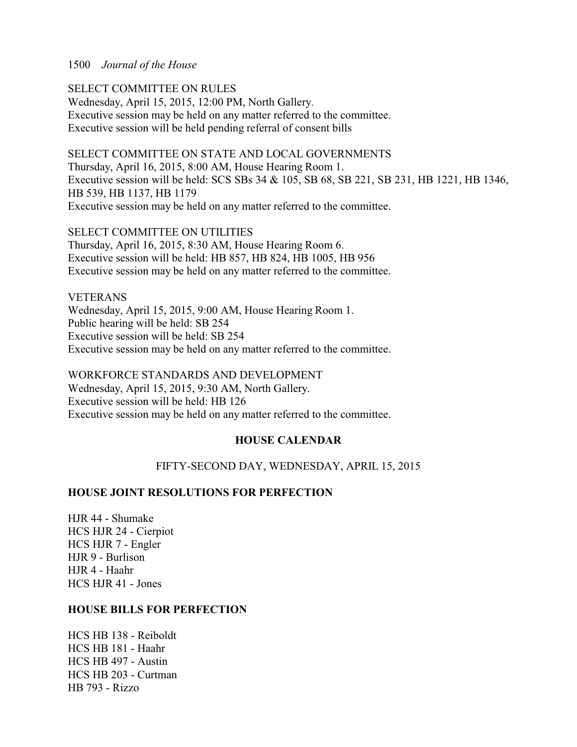SELECT COMMITTEE ON RULES
Wednesday, April 15, 2015, 12:00 PM, North Gallery.
Executive session may be held on any matter referred to the committee.
Executive session will be held pending referral of consent bills

SELECT COMMITTEE ON STATE AND LOCAL GOVERNMENTS
Thursday, April 16, 2015, 8:00 AM, House Hearing Room 1.
Executive session will be held: SCS SBs 34 & 105, SB 68, SB 221, SB 231, HB 1221, HB 1346, HB 539, HB 1137, HB 1179
Executive session may be held on any matter referred to the committee.

SELECT COMMITTEE ON UTILITIES
Thursday, April 16, 2015, 8:30 AM, House Hearing Room 6.
Executive session will be held: HB 857, HB 824, HB 1005, HB 956
Executive session may be held on any matter referred to the committee.

VETERANS
Wednesday, April 15, 2015, 9:00 AM, House Hearing Room 1.
Public hearing will be held: SB 254
Executive session will be held: SB 254
Executive session may be held on any matter referred to the committee.

WORKFORCE STANDARDS AND DEVELOPMENT
Wednesday, April 15, 2015, 9:30 AM, North Gallery.
Executive session will be held: HB 126
Executive session may be held on any matter referred to the committee.

## HOUSE CALENDAR

FIFTY-SECOND DAY, WEDNESDAY, APRIL 15, 2015

### HOUSE JOINT RESOLUTIONS FOR PERFECTION

HJR 44 - Shumake
HCS HJR 24 - Cierpiot
HCS HJR 7 - Engler
HJR 9 - Burlison
HJR 4 - Haahr
HCS HJR 41 - Jones

### HOUSE BILLS FOR PERFECTION

HCS HB 138 - Reiboldt
HCS HB 181 - Haahr
HCS HB 497 - Austin
HCS HB 203 - Curtman
HB 793 - Rizzo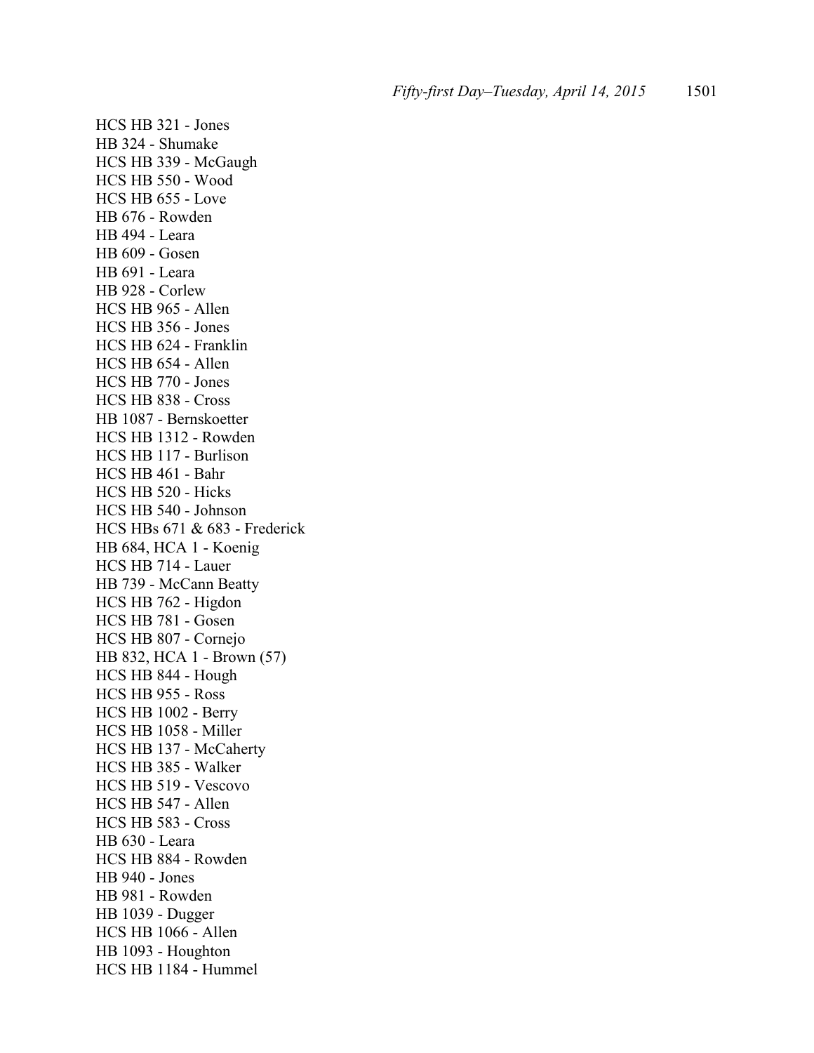HCS HB 321 - Jones
HB 324 - Shumake
HCS HB 339 - McGaugh
HCS HB 550 - Wood
HCS HB 655 - Love
HB 676 - Rowden
HB 494 - Leara
HB 609 - Gosen
HB 691 - Leara
HB 928 - Corlew
HCS HB 965 - Allen
HCS HB 356 - Jones
HCS HB 624 - Franklin
HCS HB 654 - Allen
HCS HB 770 - Jones
HCS HB 838 - Cross
HB 1087 - Bernskoetter
HCS HB 1312 - Rowden
HCS HB 117 - Burlison
HCS HB 461 - Bahr
HCS HB 520 - Hicks
HCS HB 540 - Johnson
HCS HBs 671 & 683 - Frederick
HB 684, HCA 1 - Koenig
HCS HB 714 - Lauer
HB 739 - McCann Beatty
HCS HB 762 - Higdon
HCS HB 781 - Gosen
HCS HB 807 - Cornejo
HB 832, HCA 1 - Brown (57)
HCS HB 844 - Hough
HCS HB 955 - Ross
HCS HB 1002 - Berry
HCS HB 1058 - Miller
HCS HB 137 - McCaherty
HCS HB 385 - Walker
HCS HB 519 - Vescovo
HCS HB 547 - Allen
HCS HB 583 - Cross
HB 630 - Leara
HCS HB 884 - Rowden
HB 940 - Jones
HB 981 - Rowden
HB 1039 - Dugger
HCS HB 1066 - Allen
HB 1093 - Houghton
HCS HB 1184 - Hummel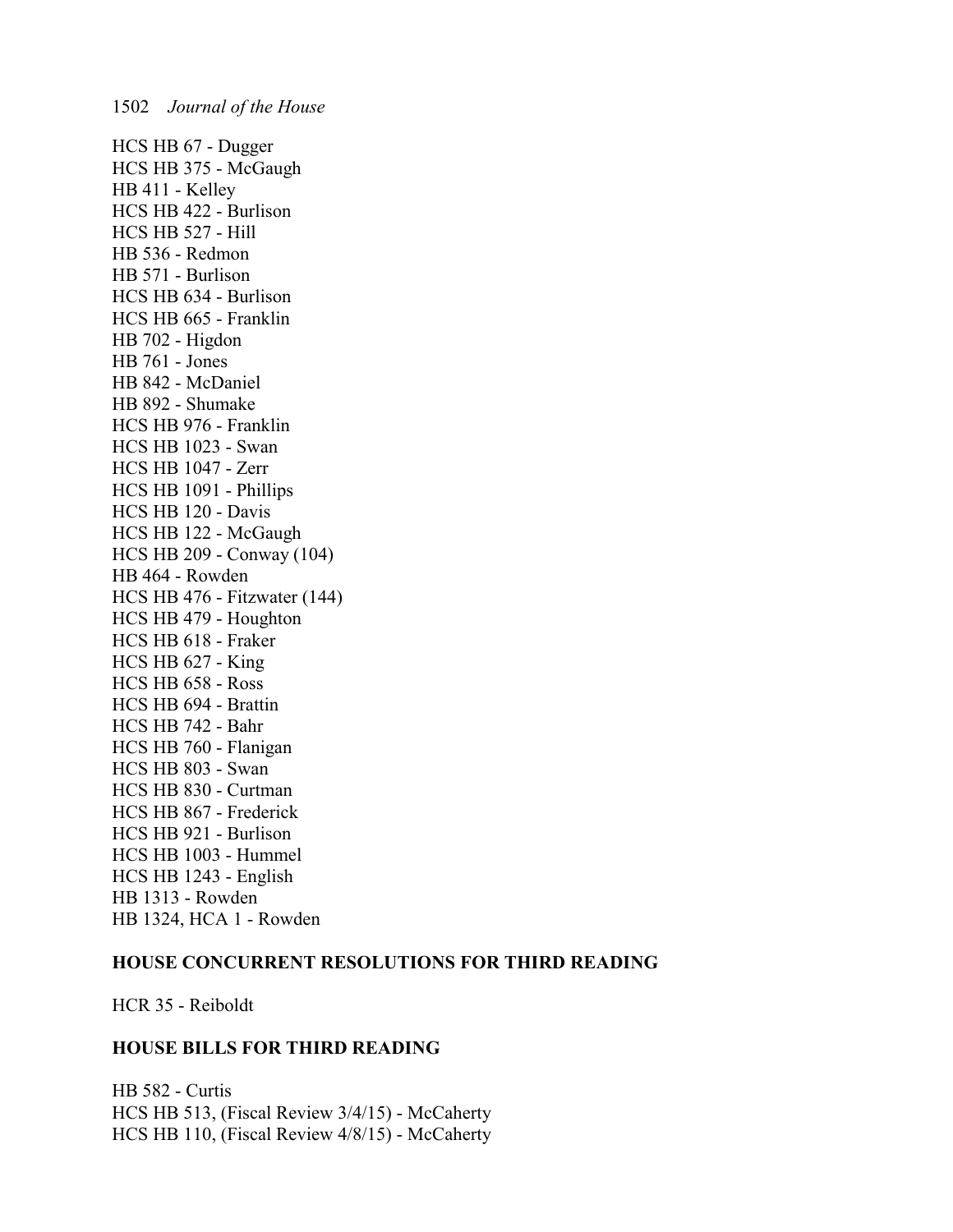HCS HB 67 - Dugger
HCS HB 375 - McGaugh
HB 411 - Kelley
HCS HB 422 - Burlison
HCS HB 527 - Hill
HB 536 - Redmon
HB 571 - Burlison
HCS HB 634 - Burlison
HCS HB 665 - Franklin
HB 702 - Higdon
HB 761 - Jones
HB 842 - McDaniel
HB 892 - Shumake
HCS HB 976 - Franklin
HCS HB 1023 - Swan
HCS HB 1047 - Zerr
HCS HB 1091 - Phillips
HCS HB 120 - Davis
HCS HB 122 - McGaugh
HCS HB 209 - Conway (104)
HB 464 - Rowden
HCS HB 476 - Fitzwater (144)
HCS HB 479 - Houghton
HCS HB 618 - Fraker
HCS HB 627 - King
HCS HB 658 - Ross
HCS HB 694 - Brattin
HCS HB 742 - Bahr
HCS HB 760 - Flanigan
HCS HB 803 - Swan
HCS HB 830 - Curtman
HCS HB 867 - Frederick
HCS HB 921 - Burlison
HCS HB 1003 - Hummel
HCS HB 1243 - English
HB 1313 - Rowden
HB 1324, HCA 1 - Rowden

**HOUSE CONCURRENT RESOLUTIONS FOR THIRD READING**

HCR 35 - Reiboldt

**HOUSE BILLS FOR THIRD READING**

HB 582 - Curtis
HCS HB 513, (Fiscal Review 3/4/15) - McCaherty
HCS HB 110, (Fiscal Review 4/8/15) - McCaherty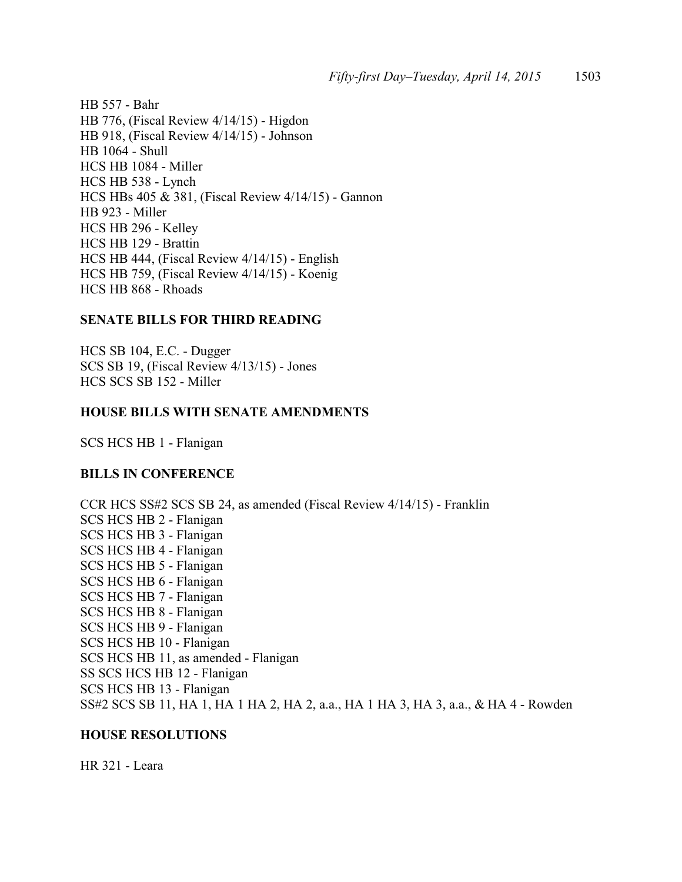HB 557 - Bahr
HB 776, (Fiscal Review 4/14/15) - Higdon
HB 918, (Fiscal Review 4/14/15) - Johnson
HB 1064 - Shull
HCS HB 1084 - Miller
HCS HB 538 - Lynch
HCS HBs 405 & 381, (Fiscal Review 4/14/15) - Gannon
HB 923 - Miller
HCS HB 296 - Kelley
HCS HB 129 - Brattin
HCS HB 444, (Fiscal Review 4/14/15) - English
HCS HB 759, (Fiscal Review 4/14/15) - Koenig
HCS HB 868 - Rhoads

**SENATE BILLS FOR THIRD READING**

HCS SB 104, E.C. - Dugger
SCS SB 19, (Fiscal Review 4/13/15) - Jones
HCS SCS SB 152 - Miller

**HOUSE BILLS WITH SENATE AMENDMENTS**

SCS HCS HB 1 - Flanigan

**BILLS IN CONFERENCE**

CCR HCS SS#2 SCS SB 24, as amended (Fiscal Review 4/14/15) - Franklin
SCS HCS HB 2 - Flanigan
SCS HCS HB 3 - Flanigan
SCS HCS HB 4 - Flanigan
SCS HCS HB 5 - Flanigan
SCS HCS HB 6 - Flanigan
SCS HCS HB 7 - Flanigan
SCS HCS HB 8 - Flanigan
SCS HCS HB 9 - Flanigan
SCS HCS HB 10 - Flanigan
SCS HCS HB 11, as amended - Flanigan
SS SCS HCS HB 12 - Flanigan
SCS HCS HB 13 - Flanigan
SS#2 SCS SB 11, HA 1, HA 1 HA 2, HA 2, a.a., HA 1 HA 3, HA 3, a.a., & HA 4 - Rowden

**HOUSE RESOLUTIONS**

HR 321 - Leara